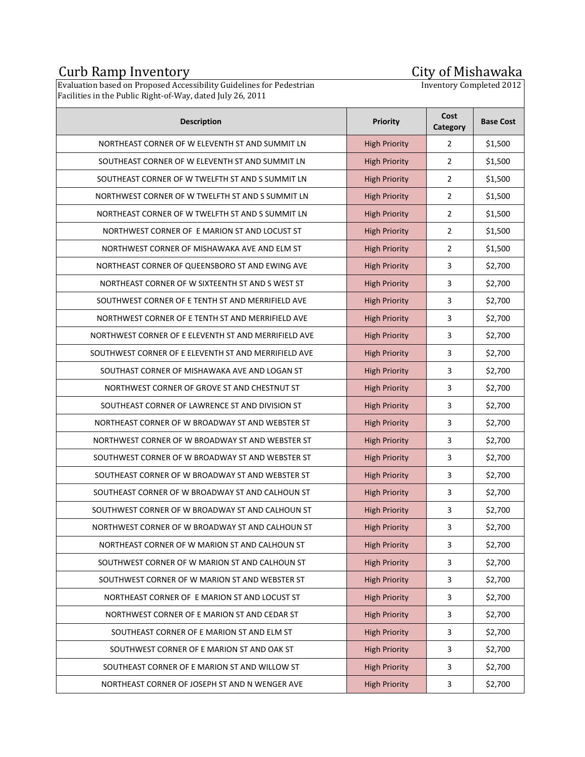# Curb Ramp Inventory

## City of Mishawaka

Evaluation based on Proposed Accessibility Guidelines for Pedestrian Facilities in the Public Right-of-Way, dated July 26, 2011

Inventory Completed 2012

| Description | Priority | Cost Category | Base Cost |
|---|---|---|---|
| NORTHEAST CORNER OF W ELEVENTH ST AND SUMMIT LN | High Priority | 2 | $1,500 |
| SOUTHEAST CORNER OF W ELEVENTH ST AND SUMMIT LN | High Priority | 2 | $1,500 |
| SOUTHEAST CORNER OF W TWELFTH ST AND S SUMMIT LN | High Priority | 2 | $1,500 |
| NORTHWEST CORNER OF W TWELFTH ST AND S SUMMIT LN | High Priority | 2 | $1,500 |
| NORTHEAST CORNER OF W TWELFTH ST AND S SUMMIT LN | High Priority | 2 | $1,500 |
| NORTHWEST CORNER OF E MARION ST AND LOCUST ST | High Priority | 2 | $1,500 |
| NORTHWEST CORNER OF MISHAWAKA AVE AND ELM ST | High Priority | 2 | $1,500 |
| NORTHEAST CORNER OF QUEENSBORO ST AND EWING AVE | High Priority | 3 | $2,700 |
| NORTHEAST CORNER OF W SIXTEENTH ST AND S WEST ST | High Priority | 3 | $2,700 |
| SOUTHWEST CORNER OF E TENTH ST AND MERRIFIELD AVE | High Priority | 3 | $2,700 |
| NORTHWEST CORNER OF E TENTH ST AND MERRIFIELD AVE | High Priority | 3 | $2,700 |
| NORTHWEST CORNER OF E ELEVENTH ST AND MERRIFIELD AVE | High Priority | 3 | $2,700 |
| SOUTHWEST CORNER OF E ELEVENTH ST AND MERRIFIELD AVE | High Priority | 3 | $2,700 |
| SOUTHAST CORNER OF MISHAWAKA AVE AND LOGAN ST | High Priority | 3 | $2,700 |
| NORTHWEST CORNER OF GROVE ST AND CHESTNUT ST | High Priority | 3 | $2,700 |
| SOUTHEAST CORNER OF LAWRENCE ST AND DIVISION ST | High Priority | 3 | $2,700 |
| NORTHEAST CORNER OF W BROADWAY ST AND WEBSTER ST | High Priority | 3 | $2,700 |
| NORTHWEST CORNER OF W BROADWAY ST AND WEBSTER ST | High Priority | 3 | $2,700 |
| SOUTHWEST CORNER OF W BROADWAY ST AND WEBSTER ST | High Priority | 3 | $2,700 |
| SOUTHEAST CORNER OF W BROADWAY ST AND WEBSTER ST | High Priority | 3 | $2,700 |
| SOUTHEAST CORNER OF W BROADWAY ST AND CALHOUN ST | High Priority | 3 | $2,700 |
| SOUTHWEST CORNER OF W BROADWAY ST AND CALHOUN ST | High Priority | 3 | $2,700 |
| NORTHWEST CORNER OF W BROADWAY ST AND CALHOUN ST | High Priority | 3 | $2,700 |
| NORTHEAST CORNER OF W MARION ST AND CALHOUN ST | High Priority | 3 | $2,700 |
| SOUTHWEST CORNER OF W MARION ST AND CALHOUN ST | High Priority | 3 | $2,700 |
| SOUTHWEST CORNER OF W MARION ST AND WEBSTER ST | High Priority | 3 | $2,700 |
| NORTHEAST CORNER OF E MARION ST AND LOCUST ST | High Priority | 3 | $2,700 |
| NORTHWEST CORNER OF E MARION ST AND CEDAR ST | High Priority | 3 | $2,700 |
| SOUTHEAST CORNER OF E MARION ST AND ELM ST | High Priority | 3 | $2,700 |
| SOUTHWEST CORNER OF E MARION ST AND OAK ST | High Priority | 3 | $2,700 |
| SOUTHEAST CORNER OF E MARION ST AND WILLOW ST | High Priority | 3 | $2,700 |
| NORTHEAST CORNER OF JOSEPH ST AND N WENGER AVE | High Priority | 3 | $2,700 |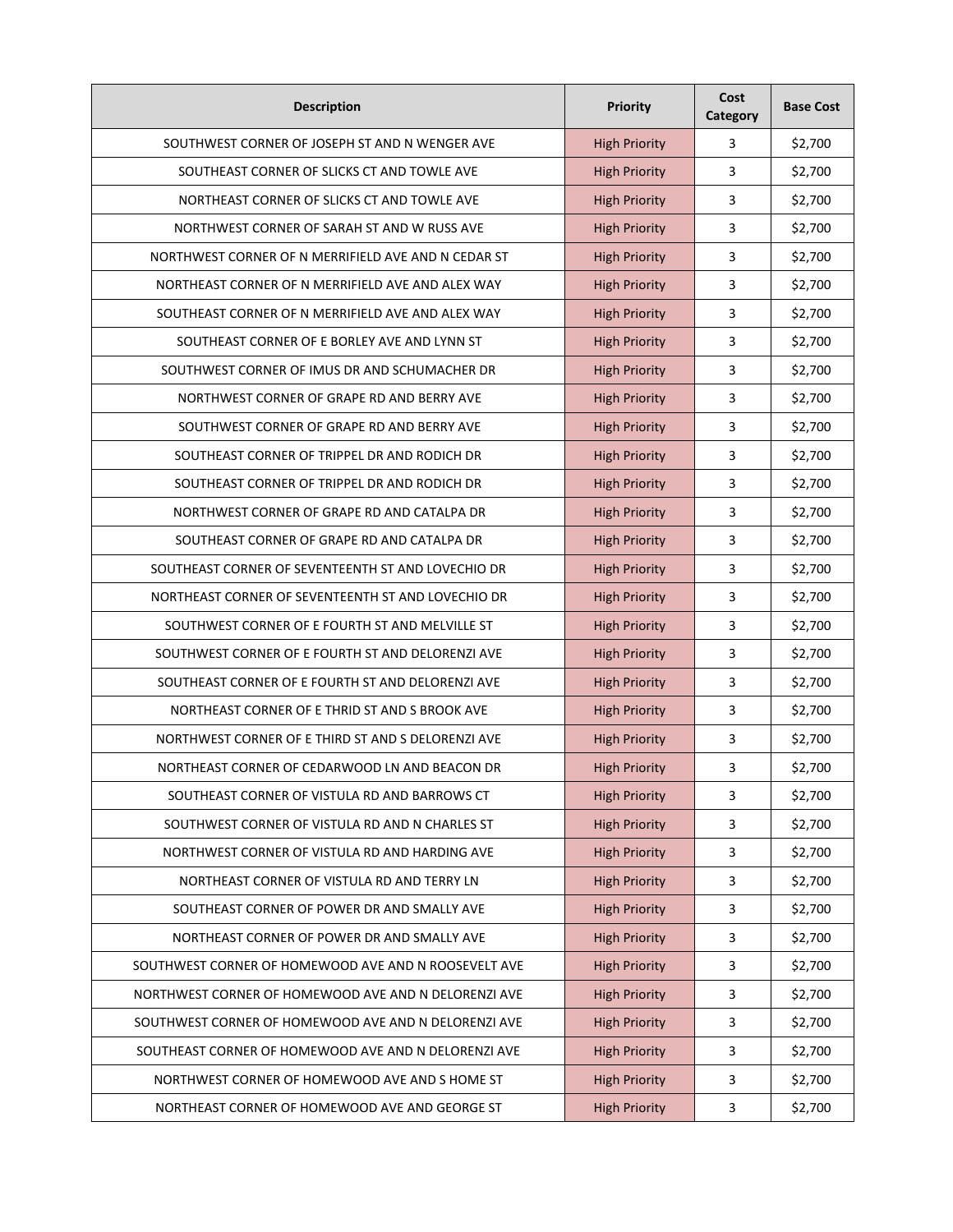| Description | Priority | Cost Category | Base Cost |
|---|---|---|---|
| SOUTHWEST CORNER OF JOSEPH ST AND N WENGER AVE | High Priority | 3 | $2,700 |
| SOUTHEAST CORNER OF SLICKS CT AND TOWLE AVE | High Priority | 3 | $2,700 |
| NORTHEAST CORNER OF SLICKS CT AND TOWLE AVE | High Priority | 3 | $2,700 |
| NORTHWEST CORNER OF SARAH ST AND W RUSS AVE | High Priority | 3 | $2,700 |
| NORTHWEST CORNER OF N MERRIFIELD AVE AND N CEDAR ST | High Priority | 3 | $2,700 |
| NORTHEAST CORNER OF N MERRIFIELD AVE AND ALEX WAY | High Priority | 3 | $2,700 |
| SOUTHEAST CORNER OF N MERRIFIELD AVE AND ALEX WAY | High Priority | 3 | $2,700 |
| SOUTHEAST CORNER OF E BORLEY AVE AND LYNN ST | High Priority | 3 | $2,700 |
| SOUTHWEST CORNER OF IMUS DR AND SCHUMACHER DR | High Priority | 3 | $2,700 |
| NORTHWEST CORNER OF GRAPE RD AND BERRY AVE | High Priority | 3 | $2,700 |
| SOUTHWEST CORNER OF GRAPE RD AND BERRY AVE | High Priority | 3 | $2,700 |
| SOUTHEAST CORNER OF TRIPPEL DR AND RODICH DR | High Priority | 3 | $2,700 |
| SOUTHEAST CORNER OF TRIPPEL DR AND RODICH DR | High Priority | 3 | $2,700 |
| NORTHWEST CORNER OF GRAPE RD AND CATALPA DR | High Priority | 3 | $2,700 |
| SOUTHEAST CORNER OF GRAPE RD AND CATALPA DR | High Priority | 3 | $2,700 |
| SOUTHEAST CORNER OF SEVENTEENTH ST AND LOVECHIO DR | High Priority | 3 | $2,700 |
| NORTHEAST CORNER OF SEVENTEENTH ST AND LOVECHIO DR | High Priority | 3 | $2,700 |
| SOUTHWEST CORNER OF E FOURTH ST AND MELVILLE ST | High Priority | 3 | $2,700 |
| SOUTHWEST CORNER OF E FOURTH ST AND DELORENZI AVE | High Priority | 3 | $2,700 |
| SOUTHEAST CORNER OF E FOURTH ST AND DELORENZI AVE | High Priority | 3 | $2,700 |
| NORTHEAST CORNER OF E THRID ST AND S BROOK AVE | High Priority | 3 | $2,700 |
| NORTHWEST CORNER OF E THIRD ST AND S DELORENZI AVE | High Priority | 3 | $2,700 |
| NORTHEAST CORNER OF CEDARWOOD LN AND BEACON DR | High Priority | 3 | $2,700 |
| SOUTHEAST CORNER OF VISTULA RD AND BARROWS CT | High Priority | 3 | $2,700 |
| SOUTHWEST CORNER OF VISTULA RD AND N CHARLES ST | High Priority | 3 | $2,700 |
| NORTHWEST CORNER OF VISTULA RD AND HARDING AVE | High Priority | 3 | $2,700 |
| NORTHEAST CORNER OF VISTULA RD AND TERRY LN | High Priority | 3 | $2,700 |
| SOUTHEAST CORNER OF POWER DR AND SMALLY AVE | High Priority | 3 | $2,700 |
| NORTHEAST CORNER OF POWER DR AND SMALLY AVE | High Priority | 3 | $2,700 |
| SOUTHWEST CORNER OF HOMEWOOD AVE AND N ROOSEVELT AVE | High Priority | 3 | $2,700 |
| NORTHWEST CORNER OF HOMEWOOD AVE AND N DELORENZI AVE | High Priority | 3 | $2,700 |
| SOUTHWEST CORNER OF HOMEWOOD AVE AND N DELORENZI AVE | High Priority | 3 | $2,700 |
| SOUTHEAST CORNER OF HOMEWOOD AVE AND N DELORENZI AVE | High Priority | 3 | $2,700 |
| NORTHWEST CORNER OF HOMEWOOD AVE AND S HOME ST | High Priority | 3 | $2,700 |
| NORTHEAST CORNER OF HOMEWOOD AVE AND GEORGE ST | High Priority | 3 | $2,700 |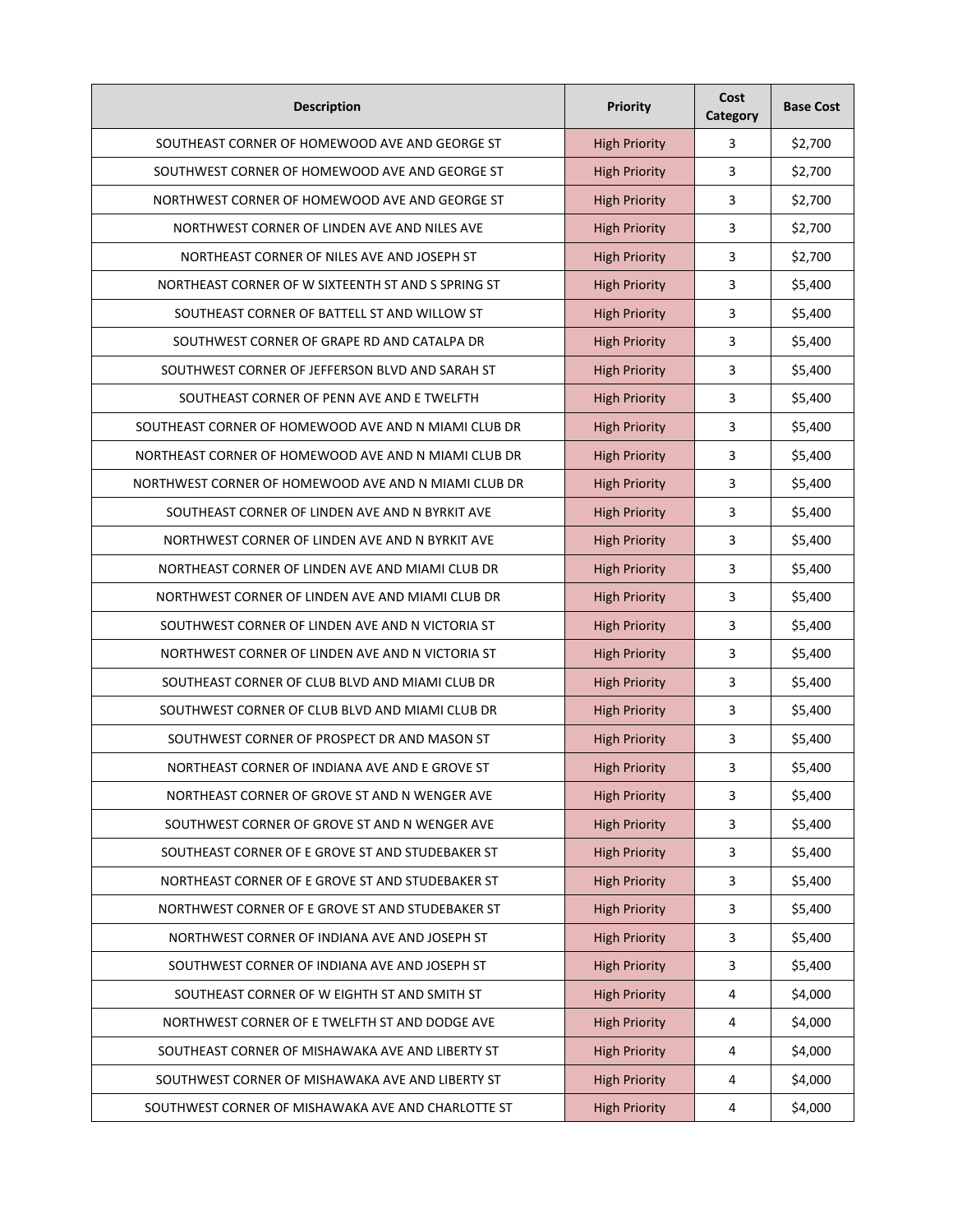| Description | Priority | Cost Category | Base Cost |
|---|---|---|---|
| SOUTHEAST CORNER OF HOMEWOOD AVE AND GEORGE ST | High Priority | 3 | $2,700 |
| SOUTHWEST CORNER OF HOMEWOOD AVE AND GEORGE ST | High Priority | 3 | $2,700 |
| NORTHWEST CORNER OF HOMEWOOD AVE AND GEORGE ST | High Priority | 3 | $2,700 |
| NORTHWEST CORNER OF LINDEN AVE AND NILES AVE | High Priority | 3 | $2,700 |
| NORTHEAST CORNER OF NILES AVE AND JOSEPH ST | High Priority | 3 | $2,700 |
| NORTHEAST CORNER OF W SIXTEENTH ST AND S SPRING ST | High Priority | 3 | $5,400 |
| SOUTHEAST CORNER OF BATTELL ST AND WILLOW ST | High Priority | 3 | $5,400 |
| SOUTHWEST CORNER OF GRAPE RD AND CATALPA DR | High Priority | 3 | $5,400 |
| SOUTHWEST CORNER OF JEFFERSON BLVD AND SARAH ST | High Priority | 3 | $5,400 |
| SOUTHEAST CORNER OF PENN AVE AND E TWELFTH | High Priority | 3 | $5,400 |
| SOUTHEAST CORNER OF HOMEWOOD AVE AND N MIAMI CLUB DR | High Priority | 3 | $5,400 |
| NORTHEAST CORNER OF HOMEWOOD AVE AND N MIAMI CLUB DR | High Priority | 3 | $5,400 |
| NORTHWEST CORNER OF HOMEWOOD AVE AND N MIAMI CLUB DR | High Priority | 3 | $5,400 |
| SOUTHEAST CORNER OF LINDEN AVE AND N BYRKIT AVE | High Priority | 3 | $5,400 |
| NORTHWEST CORNER OF LINDEN AVE AND N BYRKIT AVE | High Priority | 3 | $5,400 |
| NORTHEAST CORNER OF LINDEN AVE AND MIAMI CLUB DR | High Priority | 3 | $5,400 |
| NORTHWEST CORNER OF LINDEN AVE AND MIAMI CLUB DR | High Priority | 3 | $5,400 |
| SOUTHWEST CORNER OF LINDEN AVE AND N VICTORIA ST | High Priority | 3 | $5,400 |
| NORTHWEST CORNER OF LINDEN AVE AND N VICTORIA ST | High Priority | 3 | $5,400 |
| SOUTHEAST CORNER OF CLUB BLVD AND MIAMI CLUB DR | High Priority | 3 | $5,400 |
| SOUTHWEST CORNER OF CLUB BLVD AND MIAMI CLUB DR | High Priority | 3 | $5,400 |
| SOUTHWEST CORNER OF PROSPECT DR AND MASON ST | High Priority | 3 | $5,400 |
| NORTHEAST CORNER OF INDIANA AVE AND E GROVE ST | High Priority | 3 | $5,400 |
| NORTHEAST CORNER OF GROVE ST AND N WENGER AVE | High Priority | 3 | $5,400 |
| SOUTHWEST CORNER OF GROVE ST AND N WENGER AVE | High Priority | 3 | $5,400 |
| SOUTHEAST CORNER OF E GROVE ST AND STUDEBAKER ST | High Priority | 3 | $5,400 |
| NORTHEAST CORNER OF E GROVE ST AND STUDEBAKER ST | High Priority | 3 | $5,400 |
| NORTHWEST CORNER OF E GROVE ST AND STUDEBAKER ST | High Priority | 3 | $5,400 |
| NORTHWEST CORNER OF INDIANA AVE AND JOSEPH ST | High Priority | 3 | $5,400 |
| SOUTHWEST CORNER OF INDIANA AVE AND JOSEPH ST | High Priority | 3 | $5,400 |
| SOUTHEAST CORNER OF W EIGHTH ST AND SMITH ST | High Priority | 4 | $4,000 |
| NORTHWEST CORNER OF E TWELFTH ST AND DODGE AVE | High Priority | 4 | $4,000 |
| SOUTHEAST CORNER OF MISHAWAKA AVE AND LIBERTY ST | High Priority | 4 | $4,000 |
| SOUTHWEST CORNER OF MISHAWAKA AVE AND LIBERTY ST | High Priority | 4 | $4,000 |
| SOUTHWEST CORNER OF MISHAWAKA AVE AND CHARLOTTE ST | High Priority | 4 | $4,000 |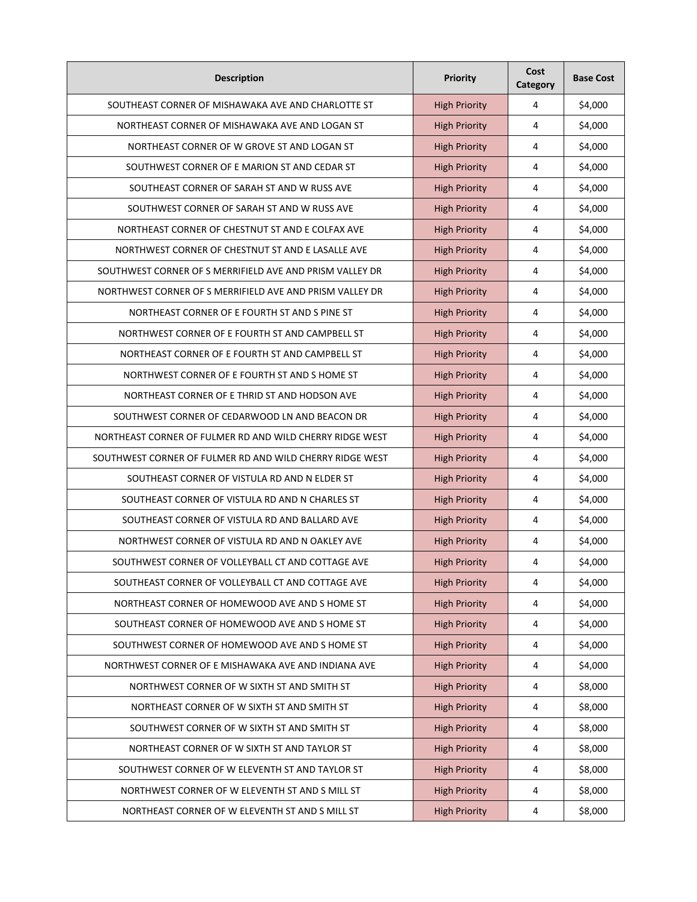| Description | Priority | Cost Category | Base Cost |
| --- | --- | --- | --- |
| SOUTHEAST CORNER OF MISHAWAKA AVE AND CHARLOTTE ST | High Priority | 4 | $4,000 |
| NORTHEAST CORNER OF MISHAWAKA AVE AND LOGAN ST | High Priority | 4 | $4,000 |
| NORTHEAST CORNER OF W GROVE ST AND LOGAN ST | High Priority | 4 | $4,000 |
| SOUTHWEST CORNER OF E MARION ST AND CEDAR ST | High Priority | 4 | $4,000 |
| SOUTHEAST CORNER OF SARAH ST AND W RUSS AVE | High Priority | 4 | $4,000 |
| SOUTHWEST CORNER OF SARAH ST AND W RUSS AVE | High Priority | 4 | $4,000 |
| NORTHEAST CORNER OF CHESTNUT ST AND E COLFAX AVE | High Priority | 4 | $4,000 |
| NORTHWEST CORNER OF CHESTNUT ST AND E LASALLE AVE | High Priority | 4 | $4,000 |
| SOUTHWEST CORNER OF S MERRIFIELD AVE AND PRISM VALLEY DR | High Priority | 4 | $4,000 |
| NORTHWEST CORNER OF S MERRIFIELD AVE AND PRISM VALLEY DR | High Priority | 4 | $4,000 |
| NORTHEAST CORNER OF E FOURTH ST AND S PINE ST | High Priority | 4 | $4,000 |
| NORTHWEST CORNER OF E FOURTH ST AND CAMPBELL ST | High Priority | 4 | $4,000 |
| NORTHEAST CORNER OF E FOURTH ST AND CAMPBELL ST | High Priority | 4 | $4,000 |
| NORTHWEST CORNER OF E FOURTH ST AND S HOME ST | High Priority | 4 | $4,000 |
| NORTHEAST CORNER OF E THRID ST AND HODSON AVE | High Priority | 4 | $4,000 |
| SOUTHWEST CORNER OF CEDARWOOD LN AND BEACON DR | High Priority | 4 | $4,000 |
| NORTHEAST CORNER OF FULMER RD AND WILD CHERRY RIDGE WEST | High Priority | 4 | $4,000 |
| SOUTHWEST CORNER OF FULMER RD AND WILD CHERRY RIDGE WEST | High Priority | 4 | $4,000 |
| SOUTHEAST CORNER OF VISTULA RD AND N ELDER ST | High Priority | 4 | $4,000 |
| SOUTHEAST CORNER OF VISTULA RD AND N CHARLES ST | High Priority | 4 | $4,000 |
| SOUTHEAST CORNER OF VISTULA RD AND BALLARD AVE | High Priority | 4 | $4,000 |
| NORTHWEST CORNER OF VISTULA RD AND N OAKLEY AVE | High Priority | 4 | $4,000 |
| SOUTHWEST CORNER OF VOLLEYBALL CT AND COTTAGE AVE | High Priority | 4 | $4,000 |
| SOUTHEAST CORNER OF VOLLEYBALL CT AND COTTAGE AVE | High Priority | 4 | $4,000 |
| NORTHEAST CORNER OF HOMEWOOD AVE AND S HOME ST | High Priority | 4 | $4,000 |
| SOUTHEAST CORNER OF HOMEWOOD AVE AND S HOME ST | High Priority | 4 | $4,000 |
| SOUTHWEST CORNER OF HOMEWOOD AVE AND S HOME ST | High Priority | 4 | $4,000 |
| NORTHWEST CORNER OF E MISHAWAKA AVE AND INDIANA AVE | High Priority | 4 | $4,000 |
| NORTHWEST CORNER OF W SIXTH ST AND SMITH ST | High Priority | 4 | $8,000 |
| NORTHEAST CORNER OF W SIXTH ST AND SMITH ST | High Priority | 4 | $8,000 |
| SOUTHWEST CORNER OF W SIXTH ST AND SMITH ST | High Priority | 4 | $8,000 |
| NORTHEAST CORNER OF W SIXTH ST AND TAYLOR ST | High Priority | 4 | $8,000 |
| SOUTHWEST CORNER OF W ELEVENTH ST AND TAYLOR ST | High Priority | 4 | $8,000 |
| NORTHWEST CORNER OF W ELEVENTH ST AND S MILL ST | High Priority | 4 | $8,000 |
| NORTHEAST CORNER OF W ELEVENTH ST AND S MILL ST | High Priority | 4 | $8,000 |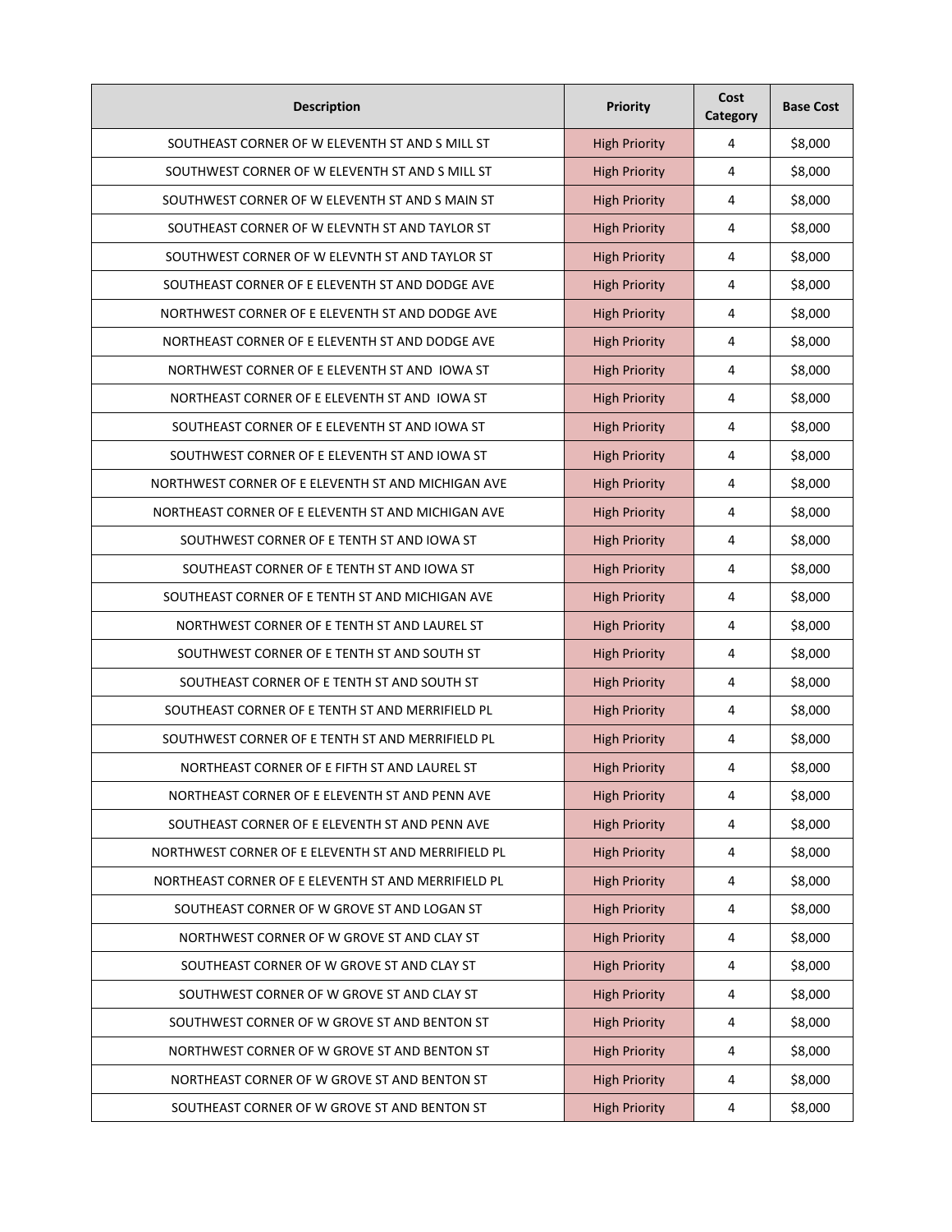| Description | Priority | Cost Category | Base Cost |
|---|---|---|---|
| SOUTHEAST CORNER OF W ELEVENTH ST AND S MILL ST | High Priority | 4 | $8,000 |
| SOUTHWEST CORNER OF W ELEVENTH ST AND S MILL ST | High Priority | 4 | $8,000 |
| SOUTHWEST CORNER OF W ELEVENTH ST AND S MAIN ST | High Priority | 4 | $8,000 |
| SOUTHEAST CORNER OF W ELEVNTH ST AND TAYLOR ST | High Priority | 4 | $8,000 |
| SOUTHWEST CORNER OF W ELEVNTH ST AND TAYLOR ST | High Priority | 4 | $8,000 |
| SOUTHEAST CORNER OF E ELEVENTH ST AND DODGE AVE | High Priority | 4 | $8,000 |
| NORTHWEST CORNER OF E ELEVENTH ST AND DODGE AVE | High Priority | 4 | $8,000 |
| NORTHEAST CORNER OF E ELEVENTH ST AND DODGE AVE | High Priority | 4 | $8,000 |
| NORTHWEST CORNER OF E ELEVENTH ST AND IOWA ST | High Priority | 4 | $8,000 |
| NORTHEAST CORNER OF E ELEVENTH ST AND IOWA ST | High Priority | 4 | $8,000 |
| SOUTHEAST CORNER OF E ELEVENTH ST AND IOWA ST | High Priority | 4 | $8,000 |
| SOUTHWEST CORNER OF E ELEVENTH ST AND IOWA ST | High Priority | 4 | $8,000 |
| NORTHWEST CORNER OF E ELEVENTH ST AND MICHIGAN AVE | High Priority | 4 | $8,000 |
| NORTHEAST CORNER OF E ELEVENTH ST AND MICHIGAN AVE | High Priority | 4 | $8,000 |
| SOUTHWEST CORNER OF E TENTH ST AND IOWA ST | High Priority | 4 | $8,000 |
| SOUTHEAST CORNER OF E TENTH ST AND IOWA ST | High Priority | 4 | $8,000 |
| SOUTHEAST CORNER OF E TENTH ST AND MICHIGAN AVE | High Priority | 4 | $8,000 |
| NORTHWEST CORNER OF E TENTH ST AND LAUREL ST | High Priority | 4 | $8,000 |
| SOUTHWEST CORNER OF E TENTH ST AND SOUTH ST | High Priority | 4 | $8,000 |
| SOUTHEAST CORNER OF E TENTH ST AND SOUTH ST | High Priority | 4 | $8,000 |
| SOUTHEAST CORNER OF E TENTH ST AND MERRIFIELD PL | High Priority | 4 | $8,000 |
| SOUTHWEST CORNER OF E TENTH ST AND MERRIFIELD PL | High Priority | 4 | $8,000 |
| NORTHEAST CORNER OF E FIFTH ST AND LAUREL ST | High Priority | 4 | $8,000 |
| NORTHEAST CORNER OF E ELEVENTH ST AND PENN AVE | High Priority | 4 | $8,000 |
| SOUTHEAST CORNER OF E ELEVENTH ST AND PENN AVE | High Priority | 4 | $8,000 |
| NORTHWEST CORNER OF E ELEVENTH ST AND MERRIFIELD PL | High Priority | 4 | $8,000 |
| NORTHEAST CORNER OF E ELEVENTH ST AND MERRIFIELD PL | High Priority | 4 | $8,000 |
| SOUTHEAST CORNER OF W GROVE ST AND LOGAN ST | High Priority | 4 | $8,000 |
| NORTHWEST CORNER OF W GROVE ST AND CLAY ST | High Priority | 4 | $8,000 |
| SOUTHEAST CORNER OF W GROVE ST AND CLAY ST | High Priority | 4 | $8,000 |
| SOUTHWEST CORNER OF W GROVE ST AND CLAY ST | High Priority | 4 | $8,000 |
| SOUTHWEST CORNER OF W GROVE ST AND BENTON ST | High Priority | 4 | $8,000 |
| NORTHWEST CORNER OF W GROVE ST AND BENTON ST | High Priority | 4 | $8,000 |
| NORTHEAST CORNER OF W GROVE ST AND BENTON ST | High Priority | 4 | $8,000 |
| SOUTHEAST CORNER OF W GROVE ST AND BENTON ST | High Priority | 4 | $8,000 |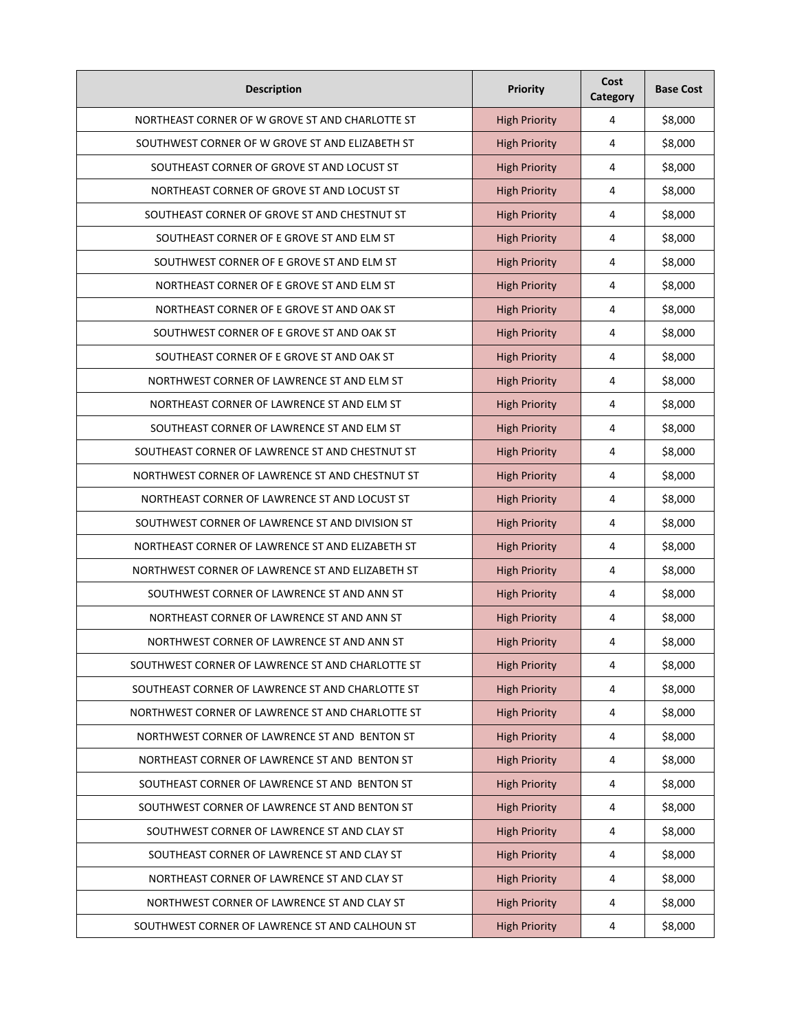| Description | Priority | Cost Category | Base Cost |
| --- | --- | --- | --- |
| NORTHEAST CORNER OF W GROVE ST AND CHARLOTTE ST | High Priority | 4 | $8,000 |
| SOUTHWEST CORNER OF W GROVE ST AND ELIZABETH ST | High Priority | 4 | $8,000 |
| SOUTHEAST CORNER OF GROVE ST AND LOCUST ST | High Priority | 4 | $8,000 |
| NORTHEAST CORNER OF GROVE ST AND LOCUST ST | High Priority | 4 | $8,000 |
| SOUTHEAST CORNER OF GROVE ST AND CHESTNUT ST | High Priority | 4 | $8,000 |
| SOUTHEAST CORNER OF E GROVE ST AND ELM ST | High Priority | 4 | $8,000 |
| SOUTHWEST CORNER OF E GROVE ST AND ELM ST | High Priority | 4 | $8,000 |
| NORTHEAST CORNER OF E GROVE ST AND ELM ST | High Priority | 4 | $8,000 |
| NORTHEAST CORNER OF E GROVE ST AND OAK ST | High Priority | 4 | $8,000 |
| SOUTHWEST CORNER OF E GROVE ST AND OAK ST | High Priority | 4 | $8,000 |
| SOUTHEAST CORNER OF E GROVE ST AND OAK ST | High Priority | 4 | $8,000 |
| NORTHWEST CORNER OF LAWRENCE ST AND ELM ST | High Priority | 4 | $8,000 |
| NORTHEAST CORNER OF LAWRENCE ST AND ELM ST | High Priority | 4 | $8,000 |
| SOUTHEAST CORNER OF LAWRENCE ST AND ELM ST | High Priority | 4 | $8,000 |
| SOUTHEAST CORNER OF LAWRENCE ST AND CHESTNUT ST | High Priority | 4 | $8,000 |
| NORTHWEST CORNER OF LAWRENCE ST AND CHESTNUT ST | High Priority | 4 | $8,000 |
| NORTHEAST CORNER OF LAWRENCE ST AND LOCUST ST | High Priority | 4 | $8,000 |
| SOUTHWEST CORNER OF LAWRENCE ST AND DIVISION ST | High Priority | 4 | $8,000 |
| NORTHEAST CORNER OF LAWRENCE ST AND ELIZABETH ST | High Priority | 4 | $8,000 |
| NORTHWEST CORNER OF LAWRENCE ST AND ELIZABETH ST | High Priority | 4 | $8,000 |
| SOUTHWEST CORNER OF LAWRENCE ST AND ANN ST | High Priority | 4 | $8,000 |
| NORTHEAST CORNER OF LAWRENCE ST AND ANN ST | High Priority | 4 | $8,000 |
| NORTHWEST CORNER OF LAWRENCE ST AND ANN ST | High Priority | 4 | $8,000 |
| SOUTHWEST CORNER OF LAWRENCE ST AND CHARLOTTE ST | High Priority | 4 | $8,000 |
| SOUTHEAST CORNER OF LAWRENCE ST AND CHARLOTTE ST | High Priority | 4 | $8,000 |
| NORTHWEST CORNER OF LAWRENCE ST AND CHARLOTTE ST | High Priority | 4 | $8,000 |
| NORTHWEST CORNER OF LAWRENCE ST AND BENTON ST | High Priority | 4 | $8,000 |
| NORTHEAST CORNER OF LAWRENCE ST AND BENTON ST | High Priority | 4 | $8,000 |
| SOUTHEAST CORNER OF LAWRENCE ST AND BENTON ST | High Priority | 4 | $8,000 |
| SOUTHWEST CORNER OF LAWRENCE ST AND BENTON ST | High Priority | 4 | $8,000 |
| SOUTHWEST CORNER OF LAWRENCE ST AND CLAY ST | High Priority | 4 | $8,000 |
| SOUTHEAST CORNER OF LAWRENCE ST AND CLAY ST | High Priority | 4 | $8,000 |
| NORTHEAST CORNER OF LAWRENCE ST AND CLAY ST | High Priority | 4 | $8,000 |
| NORTHWEST CORNER OF LAWRENCE ST AND CLAY ST | High Priority | 4 | $8,000 |
| SOUTHWEST CORNER OF LAWRENCE ST AND CALHOUN ST | High Priority | 4 | $8,000 |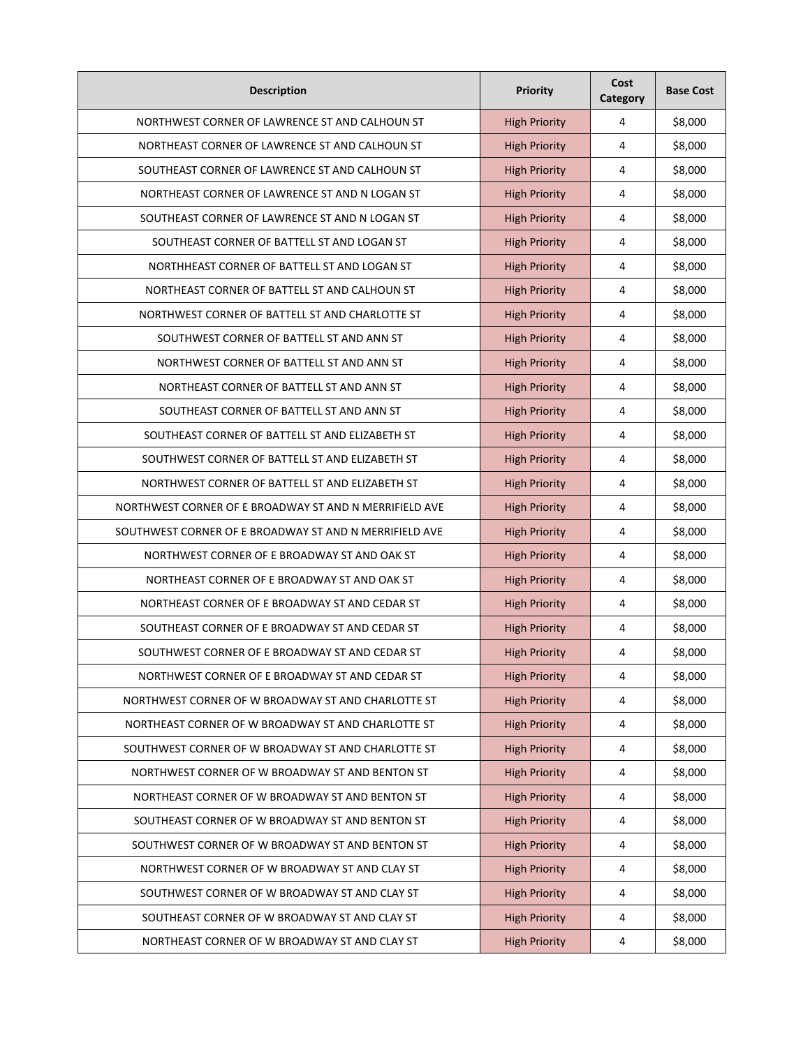| Description | Priority | Cost Category | Base Cost |
|---|---|---|---|
| NORTHWEST CORNER OF LAWRENCE ST AND CALHOUN ST | High Priority | 4 | $8,000 |
| NORTHEAST CORNER OF LAWRENCE ST AND CALHOUN ST | High Priority | 4 | $8,000 |
| SOUTHEAST CORNER OF LAWRENCE ST AND CALHOUN ST | High Priority | 4 | $8,000 |
| NORTHEAST CORNER OF LAWRENCE ST AND N LOGAN ST | High Priority | 4 | $8,000 |
| SOUTHEAST CORNER OF LAWRENCE ST AND N LOGAN ST | High Priority | 4 | $8,000 |
| SOUTHEAST CORNER OF BATTELL ST AND LOGAN ST | High Priority | 4 | $8,000 |
| NORTHHEAST CORNER OF BATTELL ST AND LOGAN ST | High Priority | 4 | $8,000 |
| NORTHEAST CORNER OF BATTELL ST AND CALHOUN ST | High Priority | 4 | $8,000 |
| NORTHWEST CORNER OF BATTELL ST AND CHARLOTTE ST | High Priority | 4 | $8,000 |
| SOUTHWEST CORNER OF BATTELL ST AND ANN ST | High Priority | 4 | $8,000 |
| NORTHWEST CORNER OF BATTELL ST AND ANN ST | High Priority | 4 | $8,000 |
| NORTHEAST CORNER OF BATTELL ST AND ANN ST | High Priority | 4 | $8,000 |
| SOUTHEAST CORNER OF BATTELL ST AND ANN ST | High Priority | 4 | $8,000 |
| SOUTHEAST CORNER OF BATTELL ST AND ELIZABETH ST | High Priority | 4 | $8,000 |
| SOUTHWEST CORNER OF BATTELL ST AND ELIZABETH ST | High Priority | 4 | $8,000 |
| NORTHWEST CORNER OF BATTELL ST AND ELIZABETH ST | High Priority | 4 | $8,000 |
| NORTHWEST CORNER OF E BROADWAY ST AND N MERRIFIELD AVE | High Priority | 4 | $8,000 |
| SOUTHWEST CORNER OF E BROADWAY ST AND N MERRIFIELD AVE | High Priority | 4 | $8,000 |
| NORTHWEST CORNER OF E BROADWAY ST AND OAK ST | High Priority | 4 | $8,000 |
| NORTHEAST CORNER OF E BROADWAY ST AND OAK ST | High Priority | 4 | $8,000 |
| NORTHEAST CORNER OF E BROADWAY ST AND CEDAR ST | High Priority | 4 | $8,000 |
| SOUTHEAST CORNER OF E BROADWAY ST AND CEDAR ST | High Priority | 4 | $8,000 |
| SOUTHWEST CORNER OF E BROADWAY ST AND CEDAR ST | High Priority | 4 | $8,000 |
| NORTHWEST CORNER OF E BROADWAY ST AND CEDAR ST | High Priority | 4 | $8,000 |
| NORTHWEST CORNER OF W BROADWAY ST AND CHARLOTTE ST | High Priority | 4 | $8,000 |
| NORTHEAST CORNER OF W BROADWAY ST AND CHARLOTTE ST | High Priority | 4 | $8,000 |
| SOUTHWEST CORNER OF W BROADWAY ST AND CHARLOTTE ST | High Priority | 4 | $8,000 |
| NORTHWEST CORNER OF W BROADWAY ST AND BENTON ST | High Priority | 4 | $8,000 |
| NORTHEAST CORNER OF W BROADWAY ST AND BENTON ST | High Priority | 4 | $8,000 |
| SOUTHEAST CORNER OF W BROADWAY ST AND BENTON ST | High Priority | 4 | $8,000 |
| SOUTHWEST CORNER OF W BROADWAY ST AND BENTON ST | High Priority | 4 | $8,000 |
| NORTHWEST CORNER OF W BROADWAY ST AND CLAY ST | High Priority | 4 | $8,000 |
| SOUTHWEST CORNER OF W BROADWAY ST AND CLAY ST | High Priority | 4 | $8,000 |
| SOUTHEAST CORNER OF W BROADWAY ST AND CLAY ST | High Priority | 4 | $8,000 |
| NORTHEAST CORNER OF W BROADWAY ST AND CLAY ST | High Priority | 4 | $8,000 |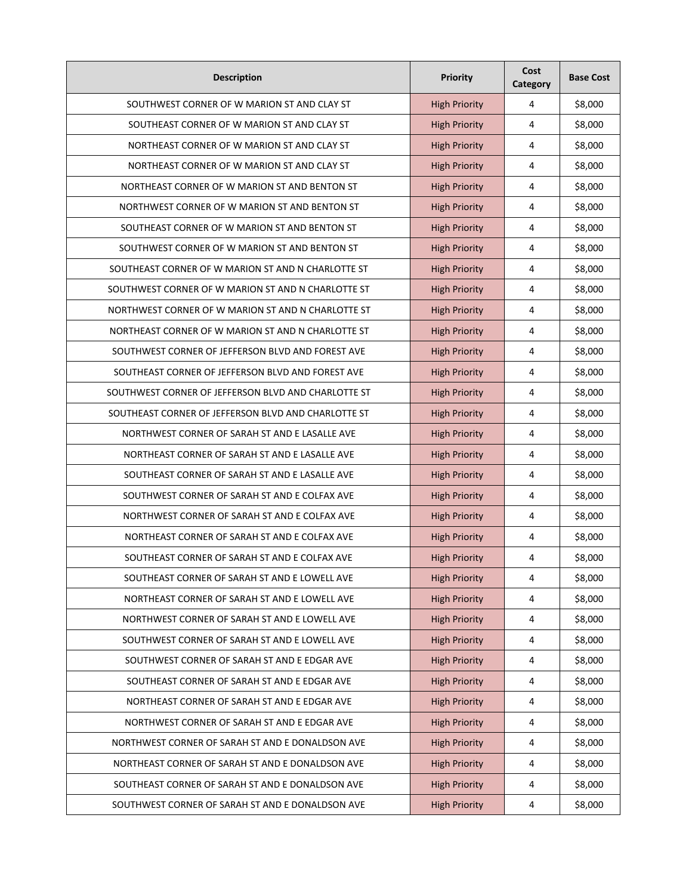| Description | Priority | Cost Category | Base Cost |
|---|---|---|---|
| SOUTHWEST CORNER OF W MARION ST AND CLAY ST | High Priority | 4 | $8,000 |
| SOUTHEAST CORNER OF W MARION ST AND CLAY ST | High Priority | 4 | $8,000 |
| NORTHEAST CORNER OF W MARION ST AND CLAY ST | High Priority | 4 | $8,000 |
| NORTHEAST CORNER OF W MARION ST AND CLAY ST | High Priority | 4 | $8,000 |
| NORTHEAST CORNER OF W MARION ST AND BENTON ST | High Priority | 4 | $8,000 |
| NORTHWEST CORNER OF W MARION ST AND BENTON ST | High Priority | 4 | $8,000 |
| SOUTHEAST CORNER OF W MARION ST AND BENTON ST | High Priority | 4 | $8,000 |
| SOUTHWEST CORNER OF W MARION ST AND BENTON ST | High Priority | 4 | $8,000 |
| SOUTHEAST CORNER OF W MARION ST AND N CHARLOTTE ST | High Priority | 4 | $8,000 |
| SOUTHWEST CORNER OF W MARION ST AND N CHARLOTTE ST | High Priority | 4 | $8,000 |
| NORTHWEST CORNER OF W MARION ST AND N CHARLOTTE ST | High Priority | 4 | $8,000 |
| NORTHEAST CORNER OF W MARION ST AND N CHARLOTTE ST | High Priority | 4 | $8,000 |
| SOUTHWEST CORNER OF JEFFERSON BLVD AND FOREST AVE | High Priority | 4 | $8,000 |
| SOUTHEAST CORNER OF JEFFERSON BLVD AND FOREST AVE | High Priority | 4 | $8,000 |
| SOUTHWEST CORNER OF JEFFERSON BLVD AND CHARLOTTE ST | High Priority | 4 | $8,000 |
| SOUTHEAST CORNER OF JEFFERSON BLVD AND CHARLOTTE ST | High Priority | 4 | $8,000 |
| NORTHWEST CORNER OF SARAH ST AND E LASALLE AVE | High Priority | 4 | $8,000 |
| NORTHEAST CORNER OF SARAH ST AND E LASALLE AVE | High Priority | 4 | $8,000 |
| SOUTHEAST CORNER OF SARAH ST AND E LASALLE AVE | High Priority | 4 | $8,000 |
| SOUTHWEST CORNER OF SARAH ST AND E COLFAX AVE | High Priority | 4 | $8,000 |
| NORTHWEST CORNER OF SARAH ST AND E COLFAX AVE | High Priority | 4 | $8,000 |
| NORTHEAST CORNER OF SARAH ST AND E COLFAX AVE | High Priority | 4 | $8,000 |
| SOUTHEAST CORNER OF SARAH ST AND E COLFAX AVE | High Priority | 4 | $8,000 |
| SOUTHEAST CORNER OF SARAH ST AND E LOWELL AVE | High Priority | 4 | $8,000 |
| NORTHEAST CORNER OF SARAH ST AND E LOWELL AVE | High Priority | 4 | $8,000 |
| NORTHWEST CORNER OF SARAH ST AND E LOWELL AVE | High Priority | 4 | $8,000 |
| SOUTHWEST CORNER OF SARAH ST AND E LOWELL AVE | High Priority | 4 | $8,000 |
| SOUTHWEST CORNER OF SARAH ST AND E EDGAR AVE | High Priority | 4 | $8,000 |
| SOUTHEAST CORNER OF SARAH ST AND E EDGAR AVE | High Priority | 4 | $8,000 |
| NORTHEAST CORNER OF SARAH ST AND E EDGAR AVE | High Priority | 4 | $8,000 |
| NORTHWEST CORNER OF SARAH ST AND E EDGAR AVE | High Priority | 4 | $8,000 |
| NORTHWEST CORNER OF SARAH ST AND E DONALDSON AVE | High Priority | 4 | $8,000 |
| NORTHEAST CORNER OF SARAH ST AND E DONALDSON AVE | High Priority | 4 | $8,000 |
| SOUTHEAST CORNER OF SARAH ST AND E DONALDSON AVE | High Priority | 4 | $8,000 |
| SOUTHWEST CORNER OF SARAH ST AND E DONALDSON AVE | High Priority | 4 | $8,000 |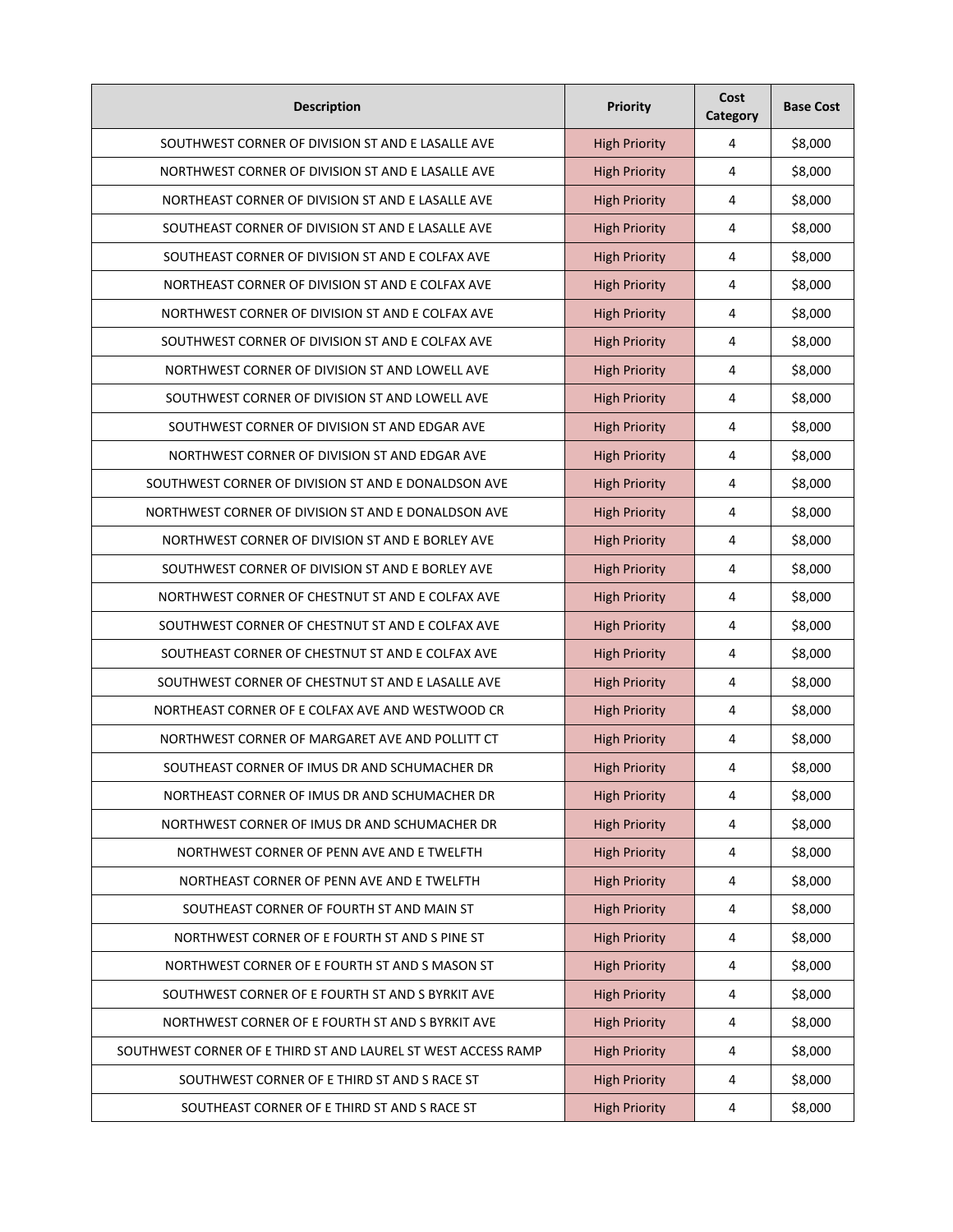| Description | Priority | Cost Category | Base Cost |
| --- | --- | --- | --- |
| SOUTHWEST CORNER OF DIVISION ST AND E LASALLE AVE | High Priority | 4 | $8,000 |
| NORTHWEST CORNER OF DIVISION ST AND E LASALLE AVE | High Priority | 4 | $8,000 |
| NORTHEAST CORNER OF DIVISION ST AND E LASALLE AVE | High Priority | 4 | $8,000 |
| SOUTHEAST CORNER OF DIVISION ST AND E LASALLE AVE | High Priority | 4 | $8,000 |
| SOUTHEAST CORNER OF DIVISION ST AND E COLFAX AVE | High Priority | 4 | $8,000 |
| NORTHEAST CORNER OF DIVISION ST AND E COLFAX AVE | High Priority | 4 | $8,000 |
| NORTHWEST CORNER OF DIVISION ST AND E COLFAX AVE | High Priority | 4 | $8,000 |
| SOUTHWEST CORNER OF DIVISION ST AND E COLFAX AVE | High Priority | 4 | $8,000 |
| NORTHWEST CORNER OF DIVISION ST AND LOWELL AVE | High Priority | 4 | $8,000 |
| SOUTHWEST CORNER OF DIVISION ST AND LOWELL AVE | High Priority | 4 | $8,000 |
| SOUTHWEST CORNER OF DIVISION ST AND EDGAR AVE | High Priority | 4 | $8,000 |
| NORTHWEST CORNER OF DIVISION ST AND EDGAR AVE | High Priority | 4 | $8,000 |
| SOUTHWEST CORNER OF DIVISION ST AND E DONALDSON AVE | High Priority | 4 | $8,000 |
| NORTHWEST CORNER OF DIVISION ST AND E DONALDSON AVE | High Priority | 4 | $8,000 |
| NORTHWEST CORNER OF DIVISION ST AND E BORLEY AVE | High Priority | 4 | $8,000 |
| SOUTHWEST CORNER OF DIVISION ST AND E BORLEY AVE | High Priority | 4 | $8,000 |
| NORTHWEST CORNER OF CHESTNUT ST AND E COLFAX AVE | High Priority | 4 | $8,000 |
| SOUTHWEST CORNER OF CHESTNUT ST AND E COLFAX AVE | High Priority | 4 | $8,000 |
| SOUTHEAST CORNER OF CHESTNUT ST AND E COLFAX AVE | High Priority | 4 | $8,000 |
| SOUTHWEST CORNER OF CHESTNUT ST AND E LASALLE AVE | High Priority | 4 | $8,000 |
| NORTHEAST CORNER OF E COLFAX AVE AND WESTWOOD CR | High Priority | 4 | $8,000 |
| NORTHWEST CORNER OF MARGARET AVE AND POLLITT CT | High Priority | 4 | $8,000 |
| SOUTHEAST CORNER OF IMUS DR AND SCHUMACHER DR | High Priority | 4 | $8,000 |
| NORTHEAST CORNER OF IMUS DR AND SCHUMACHER DR | High Priority | 4 | $8,000 |
| NORTHWEST CORNER OF IMUS DR AND SCHUMACHER DR | High Priority | 4 | $8,000 |
| NORTHWEST CORNER OF PENN AVE AND E TWELFTH | High Priority | 4 | $8,000 |
| NORTHEAST CORNER OF PENN AVE AND E TWELFTH | High Priority | 4 | $8,000 |
| SOUTHEAST CORNER OF FOURTH ST AND MAIN ST | High Priority | 4 | $8,000 |
| NORTHWEST CORNER OF E FOURTH ST AND S PINE ST | High Priority | 4 | $8,000 |
| NORTHWEST CORNER OF E FOURTH ST AND S MASON ST | High Priority | 4 | $8,000 |
| SOUTHWEST CORNER OF E FOURTH ST AND S BYRKIT AVE | High Priority | 4 | $8,000 |
| NORTHWEST CORNER OF E FOURTH ST AND S BYRKIT AVE | High Priority | 4 | $8,000 |
| SOUTHWEST CORNER OF E THIRD ST AND LAUREL ST WEST ACCESS RAMP | High Priority | 4 | $8,000 |
| SOUTHWEST CORNER OF E THIRD ST AND S RACE ST | High Priority | 4 | $8,000 |
| SOUTHEAST CORNER OF E THIRD ST AND S RACE ST | High Priority | 4 | $8,000 |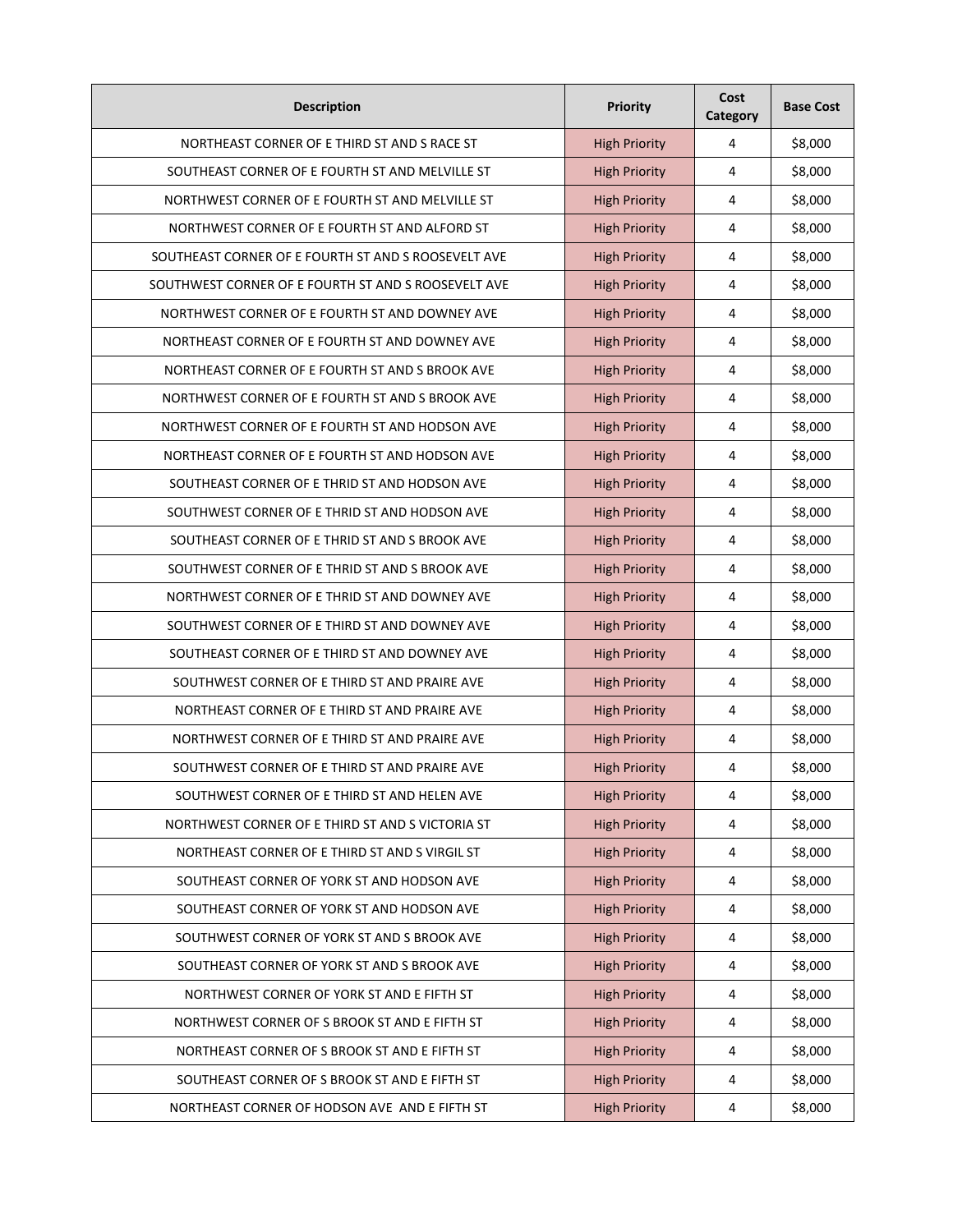| Description | Priority | Cost Category | Base Cost |
|---|---|---|---|
| NORTHEAST CORNER OF E THIRD ST AND S RACE ST | High Priority | 4 | $8,000 |
| SOUTHEAST CORNER OF E FOURTH ST AND MELVILLE ST | High Priority | 4 | $8,000 |
| NORTHWEST CORNER OF E FOURTH ST AND MELVILLE ST | High Priority | 4 | $8,000 |
| NORTHWEST CORNER OF E FOURTH ST AND ALFORD ST | High Priority | 4 | $8,000 |
| SOUTHEAST CORNER OF E FOURTH ST AND S ROOSEVELT AVE | High Priority | 4 | $8,000 |
| SOUTHWEST CORNER OF E FOURTH ST AND S ROOSEVELT AVE | High Priority | 4 | $8,000 |
| NORTHWEST CORNER OF E FOURTH ST AND DOWNEY AVE | High Priority | 4 | $8,000 |
| NORTHEAST CORNER OF E FOURTH ST AND DOWNEY AVE | High Priority | 4 | $8,000 |
| NORTHEAST CORNER OF E FOURTH ST AND S BROOK AVE | High Priority | 4 | $8,000 |
| NORTHWEST CORNER OF E FOURTH ST AND S BROOK AVE | High Priority | 4 | $8,000 |
| NORTHWEST CORNER OF E FOURTH ST AND HODSON AVE | High Priority | 4 | $8,000 |
| NORTHEAST CORNER OF E FOURTH ST AND HODSON AVE | High Priority | 4 | $8,000 |
| SOUTHEAST CORNER OF E THRID ST AND HODSON AVE | High Priority | 4 | $8,000 |
| SOUTHWEST CORNER OF E THRID ST AND HODSON AVE | High Priority | 4 | $8,000 |
| SOUTHEAST CORNER OF E THRID ST AND S BROOK AVE | High Priority | 4 | $8,000 |
| SOUTHWEST CORNER OF E THRID ST AND S BROOK AVE | High Priority | 4 | $8,000 |
| NORTHWEST CORNER OF E THRID ST AND DOWNEY AVE | High Priority | 4 | $8,000 |
| SOUTHWEST CORNER OF E THIRD ST AND DOWNEY AVE | High Priority | 4 | $8,000 |
| SOUTHEAST CORNER OF E THIRD ST AND DOWNEY AVE | High Priority | 4 | $8,000 |
| SOUTHWEST CORNER OF E THIRD ST AND PRAIRE AVE | High Priority | 4 | $8,000 |
| NORTHEAST CORNER OF E THIRD ST AND PRAIRE AVE | High Priority | 4 | $8,000 |
| NORTHWEST CORNER OF E THIRD ST AND PRAIRE AVE | High Priority | 4 | $8,000 |
| SOUTHWEST CORNER OF E THIRD ST AND PRAIRE AVE | High Priority | 4 | $8,000 |
| SOUTHWEST CORNER OF E THIRD ST AND HELEN AVE | High Priority | 4 | $8,000 |
| NORTHWEST CORNER OF E THIRD ST AND S VICTORIA ST | High Priority | 4 | $8,000 |
| NORTHEAST CORNER OF E THIRD ST AND S VIRGIL ST | High Priority | 4 | $8,000 |
| SOUTHEAST CORNER OF YORK ST AND HODSON AVE | High Priority | 4 | $8,000 |
| SOUTHEAST CORNER OF YORK ST AND HODSON AVE | High Priority | 4 | $8,000 |
| SOUTHWEST CORNER OF YORK ST AND S BROOK AVE | High Priority | 4 | $8,000 |
| SOUTHEAST CORNER OF YORK ST AND S BROOK AVE | High Priority | 4 | $8,000 |
| NORTHWEST CORNER OF YORK ST AND E FIFTH ST | High Priority | 4 | $8,000 |
| NORTHWEST CORNER OF S BROOK ST AND E FIFTH ST | High Priority | 4 | $8,000 |
| NORTHEAST CORNER OF S BROOK ST AND E FIFTH ST | High Priority | 4 | $8,000 |
| SOUTHEAST CORNER OF S BROOK ST AND E FIFTH ST | High Priority | 4 | $8,000 |
| NORTHEAST CORNER OF HODSON AVE AND E FIFTH ST | High Priority | 4 | $8,000 |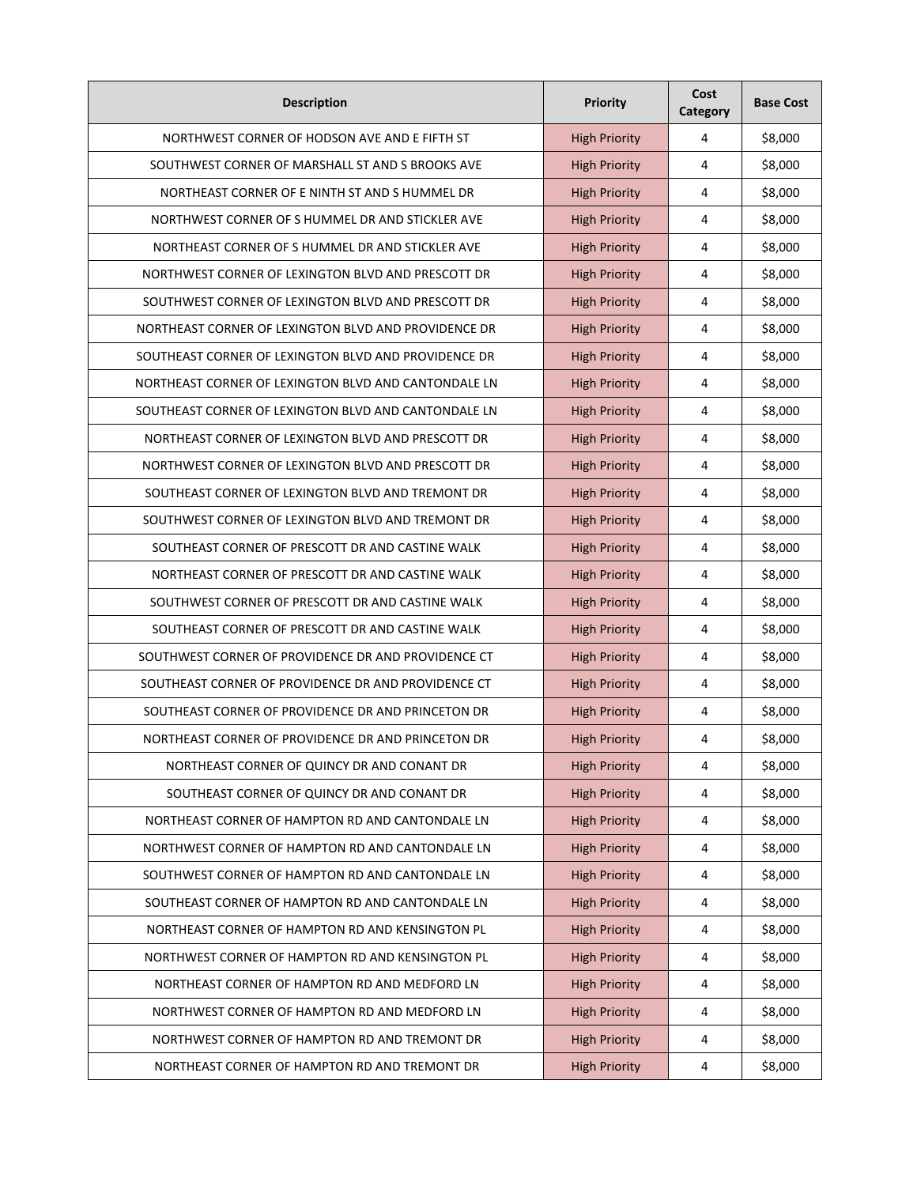| Description | Priority | Cost Category | Base Cost |
| --- | --- | --- | --- |
| NORTHWEST CORNER OF HODSON AVE AND E FIFTH ST | High Priority | 4 | $8,000 |
| SOUTHWEST CORNER OF MARSHALL ST AND S BROOKS AVE | High Priority | 4 | $8,000 |
| NORTHEAST CORNER OF E NINTH ST AND S HUMMEL DR | High Priority | 4 | $8,000 |
| NORTHWEST CORNER OF S HUMMEL DR AND STICKLER AVE | High Priority | 4 | $8,000 |
| NORTHEAST CORNER OF S HUMMEL DR AND STICKLER AVE | High Priority | 4 | $8,000 |
| NORTHWEST CORNER OF LEXINGTON BLVD AND PRESCOTT DR | High Priority | 4 | $8,000 |
| SOUTHWEST CORNER OF LEXINGTON BLVD AND PRESCOTT DR | High Priority | 4 | $8,000 |
| NORTHEAST CORNER OF LEXINGTON BLVD AND PROVIDENCE DR | High Priority | 4 | $8,000 |
| SOUTHEAST CORNER OF LEXINGTON BLVD AND PROVIDENCE DR | High Priority | 4 | $8,000 |
| NORTHEAST CORNER OF LEXINGTON BLVD AND CANTONDALE LN | High Priority | 4 | $8,000 |
| SOUTHEAST CORNER OF LEXINGTON BLVD AND CANTONDALE LN | High Priority | 4 | $8,000 |
| NORTHEAST CORNER OF LEXINGTON BLVD AND PRESCOTT DR | High Priority | 4 | $8,000 |
| NORTHWEST CORNER OF LEXINGTON BLVD AND PRESCOTT DR | High Priority | 4 | $8,000 |
| SOUTHEAST CORNER OF LEXINGTON BLVD AND TREMONT DR | High Priority | 4 | $8,000 |
| SOUTHWEST CORNER OF LEXINGTON BLVD AND TREMONT DR | High Priority | 4 | $8,000 |
| SOUTHEAST CORNER OF PRESCOTT DR AND CASTINE WALK | High Priority | 4 | $8,000 |
| NORTHEAST CORNER OF PRESCOTT DR AND CASTINE WALK | High Priority | 4 | $8,000 |
| SOUTHWEST CORNER OF PRESCOTT DR AND CASTINE WALK | High Priority | 4 | $8,000 |
| SOUTHEAST CORNER OF PRESCOTT DR AND CASTINE WALK | High Priority | 4 | $8,000 |
| SOUTHWEST CORNER OF PROVIDENCE DR AND PROVIDENCE CT | High Priority | 4 | $8,000 |
| SOUTHEAST CORNER OF PROVIDENCE DR AND PROVIDENCE CT | High Priority | 4 | $8,000 |
| SOUTHEAST CORNER OF PROVIDENCE DR AND PRINCETON DR | High Priority | 4 | $8,000 |
| NORTHEAST CORNER OF PROVIDENCE DR AND PRINCETON DR | High Priority | 4 | $8,000 |
| NORTHEAST CORNER OF QUINCY DR AND CONANT DR | High Priority | 4 | $8,000 |
| SOUTHEAST CORNER OF QUINCY DR AND CONANT DR | High Priority | 4 | $8,000 |
| NORTHEAST CORNER OF HAMPTON RD AND CANTONDALE LN | High Priority | 4 | $8,000 |
| NORTHWEST CORNER OF HAMPTON RD AND CANTONDALE LN | High Priority | 4 | $8,000 |
| SOUTHWEST CORNER OF HAMPTON RD AND CANTONDALE LN | High Priority | 4 | $8,000 |
| SOUTHEAST CORNER OF HAMPTON RD AND CANTONDALE LN | High Priority | 4 | $8,000 |
| NORTHEAST CORNER OF HAMPTON RD AND KENSINGTON PL | High Priority | 4 | $8,000 |
| NORTHWEST CORNER OF HAMPTON RD AND KENSINGTON PL | High Priority | 4 | $8,000 |
| NORTHEAST CORNER OF HAMPTON RD AND MEDFORD LN | High Priority | 4 | $8,000 |
| NORTHWEST CORNER OF HAMPTON RD AND MEDFORD LN | High Priority | 4 | $8,000 |
| NORTHWEST CORNER OF HAMPTON RD AND TREMONT DR | High Priority | 4 | $8,000 |
| NORTHEAST CORNER OF HAMPTON RD AND TREMONT DR | High Priority | 4 | $8,000 |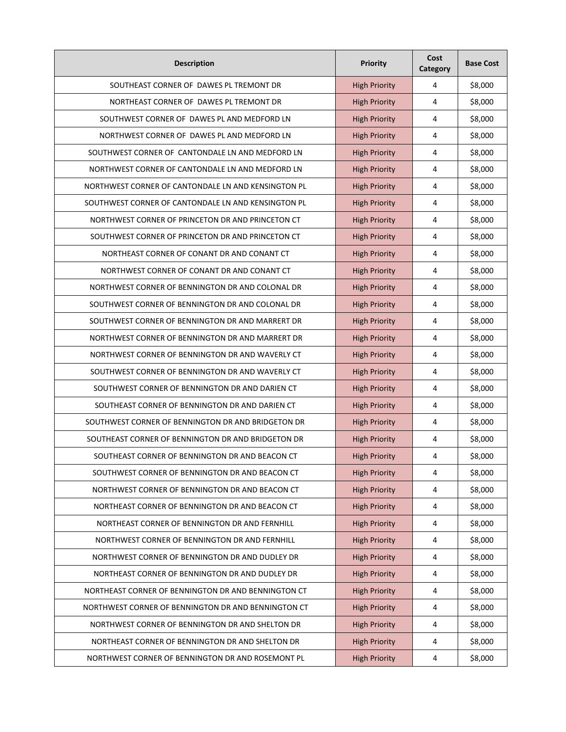| Description | Priority | Cost Category | Base Cost |
| --- | --- | --- | --- |
| SOUTHEAST CORNER OF DAWES PL TREMONT DR | High Priority | 4 | $8,000 |
| NORTHEAST CORNER OF DAWES PL TREMONT DR | High Priority | 4 | $8,000 |
| SOUTHWEST CORNER OF DAWES PL AND MEDFORD LN | High Priority | 4 | $8,000 |
| NORTHWEST CORNER OF DAWES PL AND MEDFORD LN | High Priority | 4 | $8,000 |
| SOUTHWEST CORNER OF CANTONDALE LN AND MEDFORD LN | High Priority | 4 | $8,000 |
| NORTHWEST CORNER OF CANTONDALE LN AND MEDFORD LN | High Priority | 4 | $8,000 |
| NORTHWEST CORNER OF CANTONDALE LN AND KENSINGTON PL | High Priority | 4 | $8,000 |
| SOUTHWEST CORNER OF CANTONDALE LN AND KENSINGTON PL | High Priority | 4 | $8,000 |
| NORTHWEST CORNER OF PRINCETON DR AND PRINCETON CT | High Priority | 4 | $8,000 |
| SOUTHWEST CORNER OF PRINCETON DR AND PRINCETON CT | High Priority | 4 | $8,000 |
| NORTHEAST CORNER OF CONANT DR AND CONANT CT | High Priority | 4 | $8,000 |
| NORTHWEST CORNER OF CONANT DR AND CONANT CT | High Priority | 4 | $8,000 |
| NORTHWEST CORNER OF BENNINGTON DR AND COLONAL DR | High Priority | 4 | $8,000 |
| SOUTHWEST CORNER OF BENNINGTON DR AND COLONAL DR | High Priority | 4 | $8,000 |
| SOUTHWEST CORNER OF BENNINGTON DR AND MARRERT DR | High Priority | 4 | $8,000 |
| NORTHWEST CORNER OF BENNINGTON DR AND MARRERT DR | High Priority | 4 | $8,000 |
| NORTHWEST CORNER OF BENNINGTON DR AND WAVERLY CT | High Priority | 4 | $8,000 |
| SOUTHWEST CORNER OF BENNINGTON DR AND WAVERLY CT | High Priority | 4 | $8,000 |
| SOUTHWEST CORNER OF BENNINGTON DR AND DARIEN CT | High Priority | 4 | $8,000 |
| SOUTHEAST CORNER OF BENNINGTON DR AND DARIEN CT | High Priority | 4 | $8,000 |
| SOUTHWEST CORNER OF BENNINGTON DR AND BRIDGETON DR | High Priority | 4 | $8,000 |
| SOUTHEAST CORNER OF BENNINGTON DR AND BRIDGETON DR | High Priority | 4 | $8,000 |
| SOUTHEAST CORNER OF BENNINGTON DR AND BEACON CT | High Priority | 4 | $8,000 |
| SOUTHWEST CORNER OF BENNINGTON DR AND BEACON CT | High Priority | 4 | $8,000 |
| NORTHWEST CORNER OF BENNINGTON DR AND BEACON CT | High Priority | 4 | $8,000 |
| NORTHEAST CORNER OF BENNINGTON DR AND BEACON CT | High Priority | 4 | $8,000 |
| NORTHEAST CORNER OF BENNINGTON DR AND FERNHILL | High Priority | 4 | $8,000 |
| NORTHWEST CORNER OF BENNINGTON DR AND FERNHILL | High Priority | 4 | $8,000 |
| NORTHWEST CORNER OF BENNINGTON DR AND DUDLEY DR | High Priority | 4 | $8,000 |
| NORTHEAST CORNER OF BENNINGTON DR AND DUDLEY DR | High Priority | 4 | $8,000 |
| NORTHEAST CORNER OF BENNINGTON DR AND BENNINGTON CT | High Priority | 4 | $8,000 |
| NORTHWEST CORNER OF BENNINGTON DR AND BENNINGTON CT | High Priority | 4 | $8,000 |
| NORTHWEST CORNER OF BENNINGTON DR AND SHELTON DR | High Priority | 4 | $8,000 |
| NORTHEAST CORNER OF BENNINGTON DR AND SHELTON DR | High Priority | 4 | $8,000 |
| NORTHWEST CORNER OF BENNINGTON DR AND ROSEMONT PL | High Priority | 4 | $8,000 |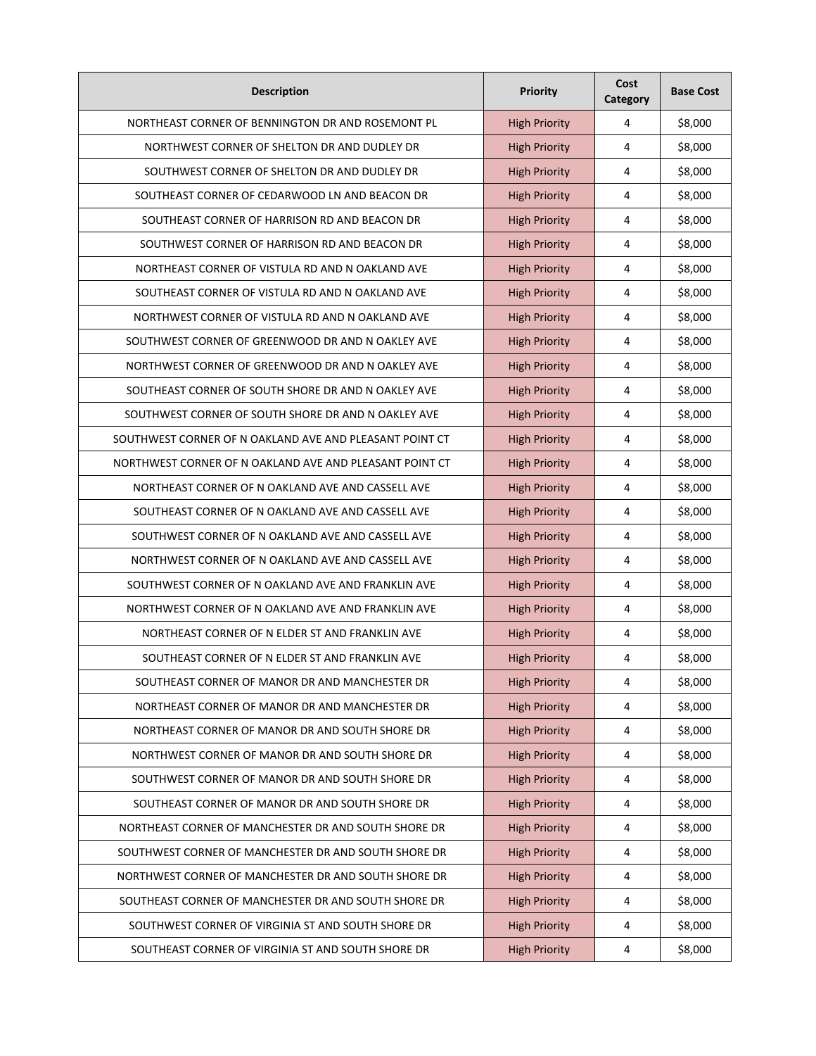| Description | Priority | Cost Category | Base Cost |
|---|---|---|---|
| NORTHEAST CORNER OF BENNINGTON DR AND ROSEMONT PL | High Priority | 4 | $8,000 |
| NORTHWEST CORNER OF SHELTON DR AND DUDLEY DR | High Priority | 4 | $8,000 |
| SOUTHWEST CORNER OF SHELTON DR AND DUDLEY DR | High Priority | 4 | $8,000 |
| SOUTHEAST CORNER OF CEDARWOOD LN AND BEACON DR | High Priority | 4 | $8,000 |
| SOUTHEAST CORNER OF HARRISON RD AND BEACON DR | High Priority | 4 | $8,000 |
| SOUTHWEST CORNER OF HARRISON RD AND BEACON DR | High Priority | 4 | $8,000 |
| NORTHEAST CORNER OF VISTULA RD AND N OAKLAND AVE | High Priority | 4 | $8,000 |
| SOUTHEAST CORNER OF VISTULA RD AND N OAKLAND AVE | High Priority | 4 | $8,000 |
| NORTHWEST CORNER OF VISTULA RD AND N OAKLAND AVE | High Priority | 4 | $8,000 |
| SOUTHWEST CORNER OF GREENWOOD DR AND N OAKLEY AVE | High Priority | 4 | $8,000 |
| NORTHWEST CORNER OF GREENWOOD DR AND N OAKLEY AVE | High Priority | 4 | $8,000 |
| SOUTHEAST CORNER OF SOUTH SHORE DR AND N OAKLEY AVE | High Priority | 4 | $8,000 |
| SOUTHWEST CORNER OF SOUTH SHORE DR AND N OAKLEY AVE | High Priority | 4 | $8,000 |
| SOUTHWEST CORNER OF N OAKLAND AVE AND PLEASANT POINT CT | High Priority | 4 | $8,000 |
| NORTHWEST CORNER OF N OAKLAND AVE AND PLEASANT POINT CT | High Priority | 4 | $8,000 |
| NORTHEAST CORNER OF N OAKLAND AVE AND CASSELL AVE | High Priority | 4 | $8,000 |
| SOUTHEAST CORNER OF N OAKLAND AVE AND CASSELL AVE | High Priority | 4 | $8,000 |
| SOUTHWEST CORNER OF N OAKLAND AVE AND CASSELL AVE | High Priority | 4 | $8,000 |
| NORTHWEST CORNER OF N OAKLAND AVE AND CASSELL AVE | High Priority | 4 | $8,000 |
| SOUTHWEST CORNER OF N OAKLAND AVE AND FRANKLIN AVE | High Priority | 4 | $8,000 |
| NORTHWEST CORNER OF N OAKLAND AVE AND FRANKLIN AVE | High Priority | 4 | $8,000 |
| NORTHEAST CORNER OF N ELDER ST AND FRANKLIN AVE | High Priority | 4 | $8,000 |
| SOUTHEAST CORNER OF N ELDER ST AND FRANKLIN AVE | High Priority | 4 | $8,000 |
| SOUTHEAST CORNER OF MANOR DR AND MANCHESTER DR | High Priority | 4 | $8,000 |
| NORTHEAST CORNER OF MANOR DR AND MANCHESTER DR | High Priority | 4 | $8,000 |
| NORTHEAST CORNER OF MANOR DR AND SOUTH SHORE DR | High Priority | 4 | $8,000 |
| NORTHWEST CORNER OF MANOR DR AND SOUTH SHORE DR | High Priority | 4 | $8,000 |
| SOUTHWEST CORNER OF MANOR DR AND SOUTH SHORE DR | High Priority | 4 | $8,000 |
| SOUTHEAST CORNER OF MANOR DR AND SOUTH SHORE DR | High Priority | 4 | $8,000 |
| NORTHEAST CORNER OF MANCHESTER DR AND SOUTH SHORE DR | High Priority | 4 | $8,000 |
| SOUTHWEST CORNER OF MANCHESTER DR AND SOUTH SHORE DR | High Priority | 4 | $8,000 |
| NORTHWEST CORNER OF MANCHESTER DR AND SOUTH SHORE DR | High Priority | 4 | $8,000 |
| SOUTHEAST CORNER OF MANCHESTER DR AND SOUTH SHORE DR | High Priority | 4 | $8,000 |
| SOUTHWEST CORNER OF VIRGINIA ST AND SOUTH SHORE DR | High Priority | 4 | $8,000 |
| SOUTHEAST CORNER OF VIRGINIA ST AND SOUTH SHORE DR | High Priority | 4 | $8,000 |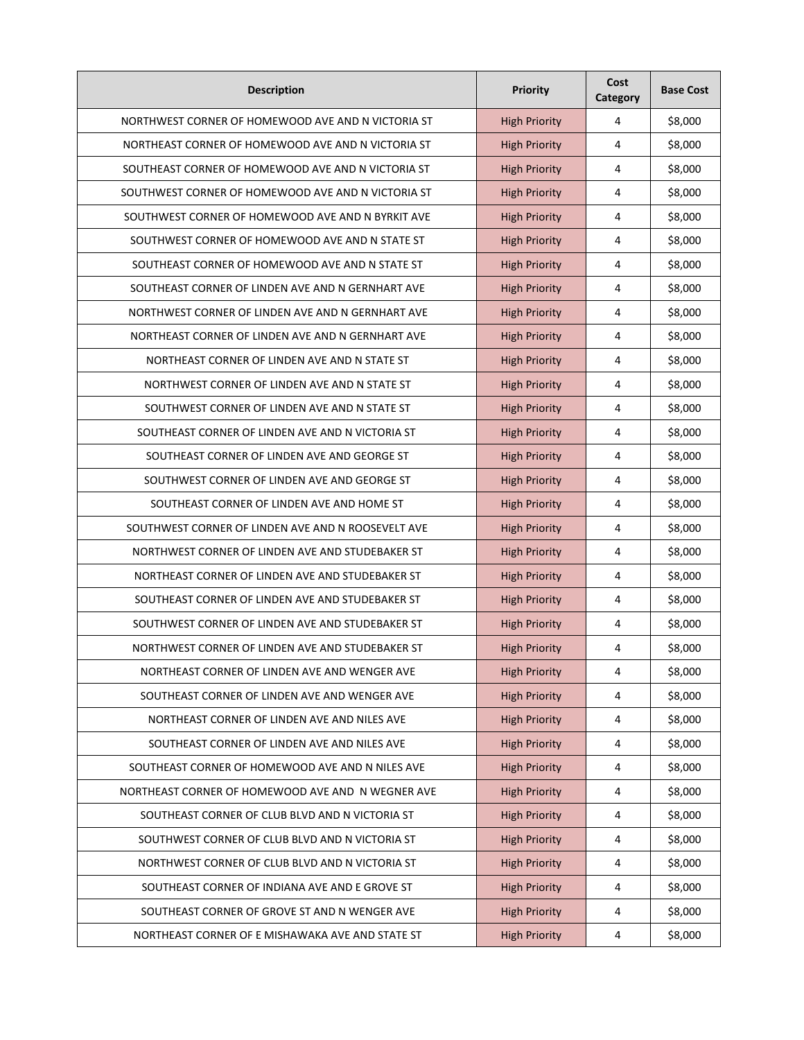| Description | Priority | Cost Category | Base Cost |
|---|---|---|---|
| NORTHWEST CORNER OF HOMEWOOD AVE AND N VICTORIA ST | High Priority | 4 | $8,000 |
| NORTHEAST CORNER OF HOMEWOOD AVE AND N VICTORIA ST | High Priority | 4 | $8,000 |
| SOUTHEAST CORNER OF HOMEWOOD AVE AND N VICTORIA ST | High Priority | 4 | $8,000 |
| SOUTHWEST CORNER OF HOMEWOOD AVE AND N VICTORIA ST | High Priority | 4 | $8,000 |
| SOUTHWEST CORNER OF HOMEWOOD AVE AND N BYRKIT AVE | High Priority | 4 | $8,000 |
| SOUTHWEST CORNER OF HOMEWOOD AVE AND N STATE ST | High Priority | 4 | $8,000 |
| SOUTHEAST CORNER OF HOMEWOOD AVE AND N STATE ST | High Priority | 4 | $8,000 |
| SOUTHEAST CORNER OF LINDEN AVE AND N GERNHART AVE | High Priority | 4 | $8,000 |
| NORTHWEST CORNER OF LINDEN AVE AND N GERNHART AVE | High Priority | 4 | $8,000 |
| NORTHEAST CORNER OF LINDEN AVE AND N GERNHART AVE | High Priority | 4 | $8,000 |
| NORTHEAST CORNER OF LINDEN AVE AND N STATE ST | High Priority | 4 | $8,000 |
| NORTHWEST CORNER OF LINDEN AVE AND N STATE ST | High Priority | 4 | $8,000 |
| SOUTHWEST CORNER OF LINDEN AVE AND N STATE ST | High Priority | 4 | $8,000 |
| SOUTHEAST CORNER OF LINDEN AVE AND N VICTORIA ST | High Priority | 4 | $8,000 |
| SOUTHEAST CORNER OF LINDEN AVE AND GEORGE ST | High Priority | 4 | $8,000 |
| SOUTHWEST CORNER OF LINDEN AVE AND GEORGE ST | High Priority | 4 | $8,000 |
| SOUTHEAST CORNER OF LINDEN AVE AND HOME ST | High Priority | 4 | $8,000 |
| SOUTHWEST CORNER OF LINDEN AVE AND N ROOSEVELT AVE | High Priority | 4 | $8,000 |
| NORTHWEST CORNER OF LINDEN AVE AND STUDEBAKER ST | High Priority | 4 | $8,000 |
| NORTHEAST CORNER OF LINDEN AVE AND STUDEBAKER ST | High Priority | 4 | $8,000 |
| SOUTHEAST CORNER OF LINDEN AVE AND STUDEBAKER ST | High Priority | 4 | $8,000 |
| SOUTHWEST CORNER OF LINDEN AVE AND STUDEBAKER ST | High Priority | 4 | $8,000 |
| NORTHWEST CORNER OF LINDEN AVE AND STUDEBAKER ST | High Priority | 4 | $8,000 |
| NORTHEAST CORNER OF LINDEN AVE AND WENGER AVE | High Priority | 4 | $8,000 |
| SOUTHEAST CORNER OF LINDEN AVE AND WENGER AVE | High Priority | 4 | $8,000 |
| NORTHEAST CORNER OF LINDEN AVE AND NILES AVE | High Priority | 4 | $8,000 |
| SOUTHEAST CORNER OF LINDEN AVE AND NILES AVE | High Priority | 4 | $8,000 |
| SOUTHEAST CORNER OF HOMEWOOD AVE AND N NILES AVE | High Priority | 4 | $8,000 |
| NORTHEAST CORNER OF HOMEWOOD AVE AND N WEGNER AVE | High Priority | 4 | $8,000 |
| SOUTHEAST CORNER OF CLUB BLVD AND N VICTORIA ST | High Priority | 4 | $8,000 |
| SOUTHWEST CORNER OF CLUB BLVD AND N VICTORIA ST | High Priority | 4 | $8,000 |
| NORTHWEST CORNER OF CLUB BLVD AND N VICTORIA ST | High Priority | 4 | $8,000 |
| SOUTHEAST CORNER OF INDIANA AVE AND E GROVE ST | High Priority | 4 | $8,000 |
| SOUTHEAST CORNER OF GROVE ST AND N WENGER AVE | High Priority | 4 | $8,000 |
| NORTHEAST CORNER OF E MISHAWAKA AVE AND STATE ST | High Priority | 4 | $8,000 |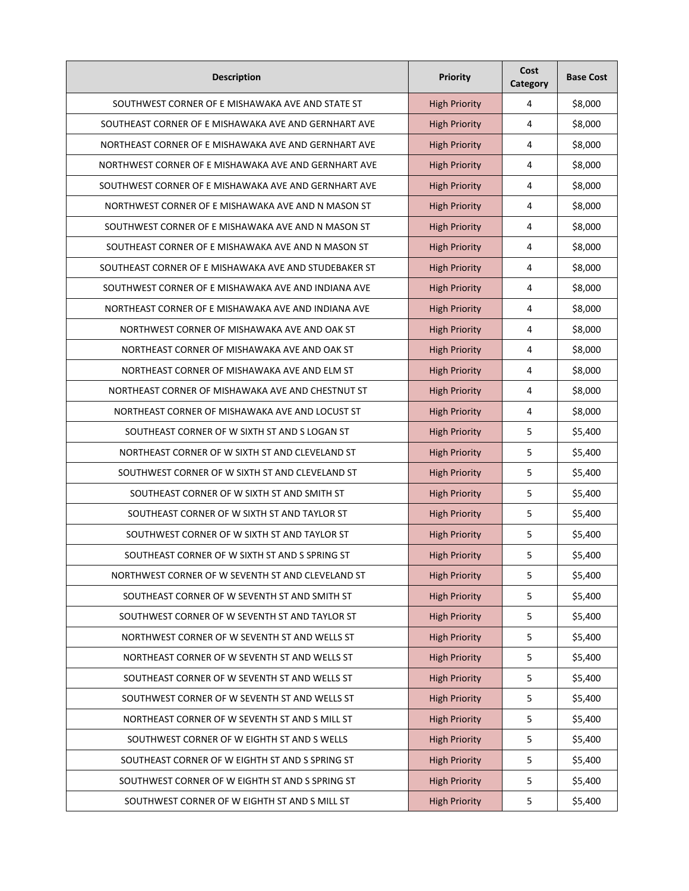| Description | Priority | Cost Category | Base Cost |
| --- | --- | --- | --- |
| SOUTHWEST CORNER OF E MISHAWAKA AVE AND STATE ST | High Priority | 4 | $8,000 |
| SOUTHEAST CORNER OF E MISHAWAKA AVE AND GERNHART AVE | High Priority | 4 | $8,000 |
| NORTHEAST CORNER OF E MISHAWAKA AVE AND GERNHART AVE | High Priority | 4 | $8,000 |
| NORTHWEST CORNER OF E MISHAWAKA AVE AND GERNHART AVE | High Priority | 4 | $8,000 |
| SOUTHWEST CORNER OF E MISHAWAKA AVE AND GERNHART AVE | High Priority | 4 | $8,000 |
| NORTHWEST CORNER OF E MISHAWAKA AVE AND N MASON ST | High Priority | 4 | $8,000 |
| SOUTHWEST CORNER OF E MISHAWAKA AVE AND N MASON ST | High Priority | 4 | $8,000 |
| SOUTHEAST CORNER OF E MISHAWAKA AVE AND N MASON ST | High Priority | 4 | $8,000 |
| SOUTHEAST CORNER OF E MISHAWAKA AVE AND STUDEBAKER ST | High Priority | 4 | $8,000 |
| SOUTHWEST CORNER OF E MISHAWAKA AVE AND INDIANA AVE | High Priority | 4 | $8,000 |
| NORTHEAST CORNER OF E MISHAWAKA AVE AND INDIANA AVE | High Priority | 4 | $8,000 |
| NORTHWEST CORNER OF MISHAWAKA AVE AND OAK ST | High Priority | 4 | $8,000 |
| NORTHEAST CORNER OF MISHAWAKA AVE AND OAK ST | High Priority | 4 | $8,000 |
| NORTHEAST CORNER OF MISHAWAKA AVE AND ELM ST | High Priority | 4 | $8,000 |
| NORTHEAST CORNER OF MISHAWAKA AVE AND CHESTNUT ST | High Priority | 4 | $8,000 |
| NORTHEAST CORNER OF MISHAWAKA AVE AND LOCUST ST | High Priority | 4 | $8,000 |
| SOUTHEAST CORNER OF W SIXTH ST AND S LOGAN ST | High Priority | 5 | $5,400 |
| NORTHEAST CORNER OF W SIXTH ST AND CLEVELAND ST | High Priority | 5 | $5,400 |
| SOUTHWEST CORNER OF W SIXTH ST AND CLEVELAND ST | High Priority | 5 | $5,400 |
| SOUTHEAST CORNER OF W SIXTH ST AND SMITH ST | High Priority | 5 | $5,400 |
| SOUTHEAST CORNER OF W SIXTH ST AND TAYLOR ST | High Priority | 5 | $5,400 |
| SOUTHWEST CORNER OF W SIXTH ST AND TAYLOR ST | High Priority | 5 | $5,400 |
| SOUTHEAST CORNER OF W SIXTH ST AND S SPRING ST | High Priority | 5 | $5,400 |
| NORTHWEST CORNER OF W SEVENTH ST AND CLEVELAND ST | High Priority | 5 | $5,400 |
| SOUTHEAST CORNER OF W SEVENTH ST AND SMITH ST | High Priority | 5 | $5,400 |
| SOUTHWEST CORNER OF W SEVENTH ST AND TAYLOR ST | High Priority | 5 | $5,400 |
| NORTHWEST CORNER OF W SEVENTH ST AND WELLS ST | High Priority | 5 | $5,400 |
| NORTHEAST CORNER OF W SEVENTH ST AND WELLS ST | High Priority | 5 | $5,400 |
| SOUTHEAST CORNER OF W SEVENTH ST AND WELLS ST | High Priority | 5 | $5,400 |
| SOUTHWEST CORNER OF W SEVENTH ST AND WELLS ST | High Priority | 5 | $5,400 |
| NORTHEAST CORNER OF W SEVENTH ST AND S MILL ST | High Priority | 5 | $5,400 |
| SOUTHWEST CORNER OF W EIGHTH ST AND S WELLS | High Priority | 5 | $5,400 |
| SOUTHEAST CORNER OF W EIGHTH ST AND S SPRING ST | High Priority | 5 | $5,400 |
| SOUTHWEST CORNER OF W EIGHTH ST AND S SPRING ST | High Priority | 5 | $5,400 |
| SOUTHWEST CORNER OF W EIGHTH ST AND S MILL ST | High Priority | 5 | $5,400 |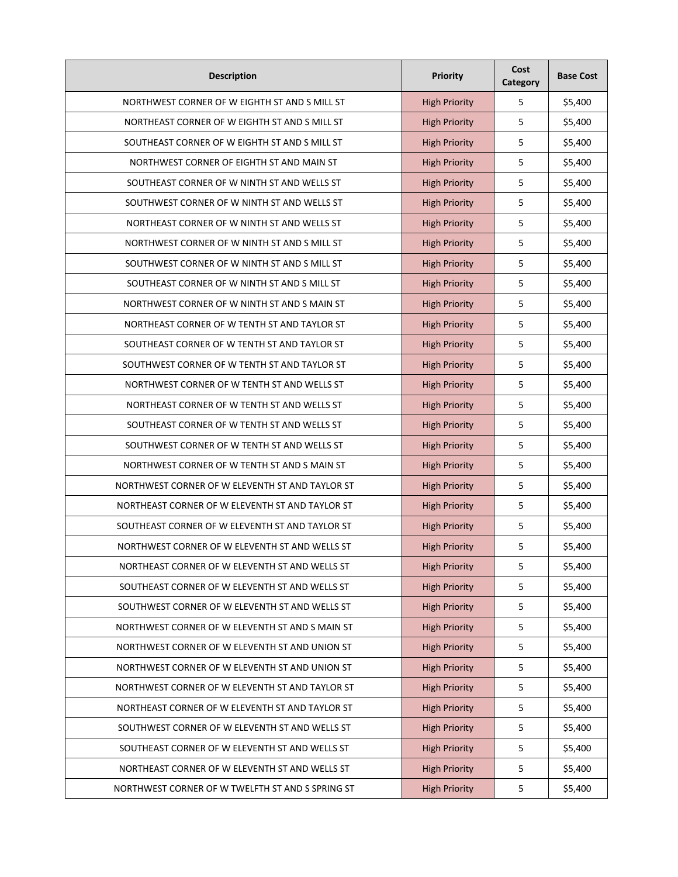| Description | Priority | Cost Category | Base Cost |
|---|---|---|---|
| NORTHWEST CORNER OF W EIGHTH ST AND S MILL ST | High Priority | 5 | $5,400 |
| NORTHEAST CORNER OF W EIGHTH ST AND S MILL ST | High Priority | 5 | $5,400 |
| SOUTHEAST CORNER OF W EIGHTH ST AND S MILL ST | High Priority | 5 | $5,400 |
| NORTHWEST CORNER OF EIGHTH ST AND MAIN ST | High Priority | 5 | $5,400 |
| SOUTHEAST CORNER OF W NINTH ST AND WELLS ST | High Priority | 5 | $5,400 |
| SOUTHWEST CORNER OF W NINTH ST AND WELLS ST | High Priority | 5 | $5,400 |
| NORTHEAST CORNER OF W NINTH ST AND WELLS ST | High Priority | 5 | $5,400 |
| NORTHWEST CORNER OF W NINTH ST AND S MILL ST | High Priority | 5 | $5,400 |
| SOUTHWEST CORNER OF W NINTH ST AND S MILL ST | High Priority | 5 | $5,400 |
| SOUTHEAST CORNER OF W NINTH ST AND S MILL ST | High Priority | 5 | $5,400 |
| NORTHWEST CORNER OF W NINTH ST AND S MAIN ST | High Priority | 5 | $5,400 |
| NORTHEAST CORNER OF W TENTH ST AND TAYLOR ST | High Priority | 5 | $5,400 |
| SOUTHEAST CORNER OF W TENTH ST AND TAYLOR ST | High Priority | 5 | $5,400 |
| SOUTHWEST CORNER OF W TENTH ST AND TAYLOR ST | High Priority | 5 | $5,400 |
| NORTHWEST CORNER OF W TENTH ST AND WELLS ST | High Priority | 5 | $5,400 |
| NORTHEAST CORNER OF W TENTH ST AND WELLS ST | High Priority | 5 | $5,400 |
| SOUTHEAST CORNER OF W TENTH ST AND WELLS ST | High Priority | 5 | $5,400 |
| SOUTHWEST CORNER OF W TENTH ST AND WELLS ST | High Priority | 5 | $5,400 |
| NORTHWEST CORNER OF W TENTH ST AND S MAIN ST | High Priority | 5 | $5,400 |
| NORTHWEST CORNER OF W ELEVENTH ST AND TAYLOR ST | High Priority | 5 | $5,400 |
| NORTHEAST CORNER OF W ELEVENTH ST AND TAYLOR ST | High Priority | 5 | $5,400 |
| SOUTHEAST CORNER OF W ELEVENTH ST AND TAYLOR ST | High Priority | 5 | $5,400 |
| NORTHWEST CORNER OF W ELEVENTH ST AND WELLS ST | High Priority | 5 | $5,400 |
| NORTHEAST CORNER OF W ELEVENTH ST AND WELLS ST | High Priority | 5 | $5,400 |
| SOUTHEAST CORNER OF W ELEVENTH ST AND WELLS ST | High Priority | 5 | $5,400 |
| SOUTHWEST CORNER OF W ELEVENTH ST AND WELLS ST | High Priority | 5 | $5,400 |
| NORTHWEST CORNER OF W ELEVENTH ST AND S MAIN ST | High Priority | 5 | $5,400 |
| NORTHWEST CORNER OF W ELEVENTH ST AND UNION ST | High Priority | 5 | $5,400 |
| NORTHWEST CORNER OF W ELEVENTH ST AND UNION ST | High Priority | 5 | $5,400 |
| NORTHWEST CORNER OF W ELEVENTH ST AND TAYLOR ST | High Priority | 5 | $5,400 |
| NORTHEAST CORNER OF W ELEVENTH ST AND TAYLOR ST | High Priority | 5 | $5,400 |
| SOUTHWEST CORNER OF W ELEVENTH ST AND WELLS ST | High Priority | 5 | $5,400 |
| SOUTHEAST CORNER OF W ELEVENTH ST AND WELLS ST | High Priority | 5 | $5,400 |
| NORTHEAST CORNER OF W ELEVENTH ST AND WELLS ST | High Priority | 5 | $5,400 |
| NORTHWEST CORNER OF W TWELFTH ST AND S SPRING ST | High Priority | 5 | $5,400 |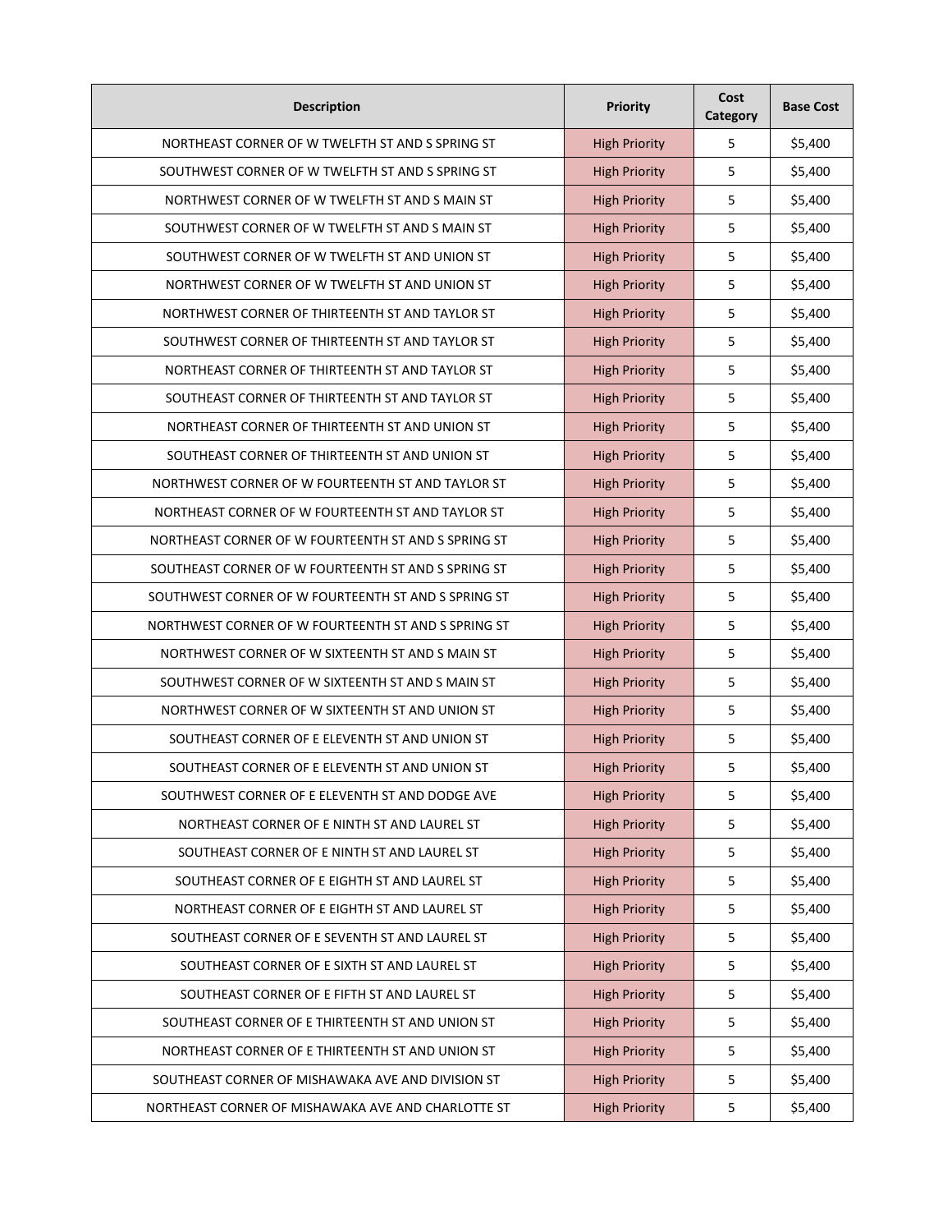| Description | Priority | Cost Category | Base Cost |
|---|---|---|---|
| NORTHEAST CORNER OF W TWELFTH ST AND S SPRING ST | High Priority | 5 | $5,400 |
| SOUTHWEST CORNER OF W TWELFTH ST AND S SPRING ST | High Priority | 5 | $5,400 |
| NORTHWEST CORNER OF W TWELFTH ST AND S MAIN ST | High Priority | 5 | $5,400 |
| SOUTHWEST CORNER OF W TWELFTH ST AND S MAIN ST | High Priority | 5 | $5,400 |
| SOUTHWEST CORNER OF W TWELFTH ST AND UNION ST | High Priority | 5 | $5,400 |
| NORTHWEST CORNER OF W TWELFTH ST AND UNION ST | High Priority | 5 | $5,400 |
| NORTHWEST CORNER OF THIRTEENTH ST AND TAYLOR ST | High Priority | 5 | $5,400 |
| SOUTHWEST CORNER OF THIRTEENTH ST AND TAYLOR ST | High Priority | 5 | $5,400 |
| NORTHEAST CORNER OF THIRTEENTH ST AND TAYLOR ST | High Priority | 5 | $5,400 |
| SOUTHEAST CORNER OF THIRTEENTH ST AND TAYLOR ST | High Priority | 5 | $5,400 |
| NORTHEAST CORNER OF THIRTEENTH ST AND UNION ST | High Priority | 5 | $5,400 |
| SOUTHEAST CORNER OF THIRTEENTH ST AND UNION ST | High Priority | 5 | $5,400 |
| NORTHWEST CORNER OF W FOURTEENTH ST AND TAYLOR ST | High Priority | 5 | $5,400 |
| NORTHEAST CORNER OF W FOURTEENTH ST AND TAYLOR ST | High Priority | 5 | $5,400 |
| NORTHEAST CORNER OF W FOURTEENTH ST AND S SPRING ST | High Priority | 5 | $5,400 |
| SOUTHEAST CORNER OF W FOURTEENTH ST AND S SPRING ST | High Priority | 5 | $5,400 |
| SOUTHWEST CORNER OF W FOURTEENTH ST AND S SPRING ST | High Priority | 5 | $5,400 |
| NORTHWEST CORNER OF W FOURTEENTH ST AND S SPRING ST | High Priority | 5 | $5,400 |
| NORTHWEST CORNER OF W SIXTEENTH ST AND S MAIN ST | High Priority | 5 | $5,400 |
| SOUTHWEST CORNER OF W SIXTEENTH ST AND S MAIN ST | High Priority | 5 | $5,400 |
| NORTHWEST CORNER OF W SIXTEENTH ST AND UNION ST | High Priority | 5 | $5,400 |
| SOUTHEAST CORNER OF E ELEVENTH ST AND UNION ST | High Priority | 5 | $5,400 |
| SOUTHEAST CORNER OF E ELEVENTH ST AND UNION ST | High Priority | 5 | $5,400 |
| SOUTHWEST CORNER OF E ELEVENTH ST AND DODGE AVE | High Priority | 5 | $5,400 |
| NORTHEAST CORNER OF E NINTH ST AND LAUREL ST | High Priority | 5 | $5,400 |
| SOUTHEAST CORNER OF E NINTH ST AND LAUREL ST | High Priority | 5 | $5,400 |
| SOUTHEAST CORNER OF E EIGHTH ST AND LAUREL ST | High Priority | 5 | $5,400 |
| NORTHEAST CORNER OF E EIGHTH ST AND LAUREL ST | High Priority | 5 | $5,400 |
| SOUTHEAST CORNER OF E SEVENTH ST AND LAUREL ST | High Priority | 5 | $5,400 |
| SOUTHEAST CORNER OF E SIXTH ST AND LAUREL ST | High Priority | 5 | $5,400 |
| SOUTHEAST CORNER OF E FIFTH ST AND LAUREL ST | High Priority | 5 | $5,400 |
| SOUTHEAST CORNER OF E THIRTEENTH ST AND UNION ST | High Priority | 5 | $5,400 |
| NORTHEAST CORNER OF E THIRTEENTH ST AND UNION ST | High Priority | 5 | $5,400 |
| SOUTHEAST CORNER OF MISHAWAKA AVE AND DIVISION ST | High Priority | 5 | $5,400 |
| NORTHEAST CORNER OF MISHAWAKA AVE AND CHARLOTTE ST | High Priority | 5 | $5,400 |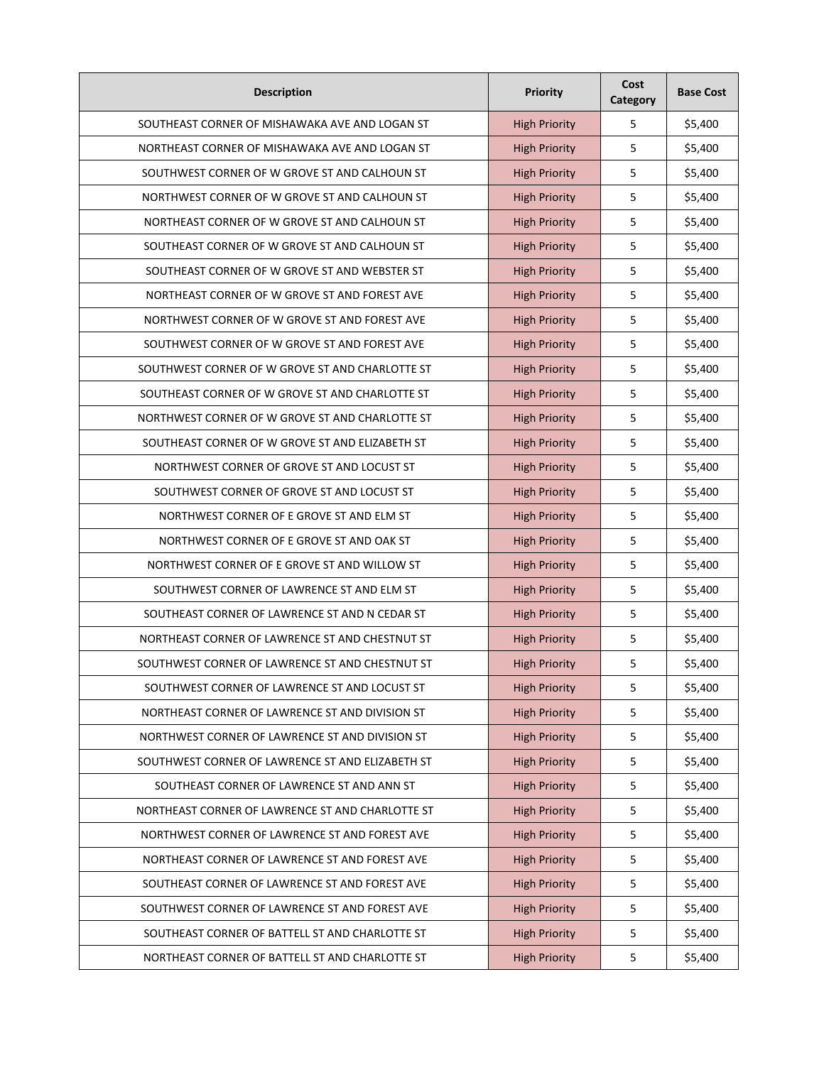| Description | Priority | Cost Category | Base Cost |
|---|---|---|---|
| SOUTHEAST CORNER OF MISHAWAKA AVE AND LOGAN ST | High Priority | 5 | $5,400 |
| NORTHEAST CORNER OF MISHAWAKA AVE AND LOGAN ST | High Priority | 5 | $5,400 |
| SOUTHWEST CORNER OF W GROVE ST AND CALHOUN ST | High Priority | 5 | $5,400 |
| NORTHWEST CORNER OF W GROVE ST AND CALHOUN ST | High Priority | 5 | $5,400 |
| NORTHEAST CORNER OF W GROVE ST AND CALHOUN ST | High Priority | 5 | $5,400 |
| SOUTHEAST CORNER OF W GROVE ST AND CALHOUN ST | High Priority | 5 | $5,400 |
| SOUTHEAST CORNER OF W GROVE ST AND WEBSTER ST | High Priority | 5 | $5,400 |
| NORTHEAST CORNER OF W GROVE ST AND FOREST AVE | High Priority | 5 | $5,400 |
| NORTHWEST CORNER OF W GROVE ST AND FOREST AVE | High Priority | 5 | $5,400 |
| SOUTHWEST CORNER OF W GROVE ST AND FOREST AVE | High Priority | 5 | $5,400 |
| SOUTHWEST CORNER OF W GROVE ST AND CHARLOTTE ST | High Priority | 5 | $5,400 |
| SOUTHEAST CORNER OF W GROVE ST AND CHARLOTTE ST | High Priority | 5 | $5,400 |
| NORTHWEST CORNER OF W GROVE ST AND CHARLOTTE ST | High Priority | 5 | $5,400 |
| SOUTHEAST CORNER OF W GROVE ST AND ELIZABETH ST | High Priority | 5 | $5,400 |
| NORTHWEST CORNER OF GROVE ST AND LOCUST ST | High Priority | 5 | $5,400 |
| SOUTHWEST CORNER OF GROVE ST AND LOCUST ST | High Priority | 5 | $5,400 |
| NORTHWEST CORNER OF E GROVE ST AND ELM ST | High Priority | 5 | $5,400 |
| NORTHWEST CORNER OF E GROVE ST AND OAK ST | High Priority | 5 | $5,400 |
| NORTHWEST CORNER OF E GROVE ST AND WILLOW ST | High Priority | 5 | $5,400 |
| SOUTHWEST CORNER OF LAWRENCE ST AND ELM ST | High Priority | 5 | $5,400 |
| SOUTHEAST CORNER OF LAWRENCE ST AND N CEDAR ST | High Priority | 5 | $5,400 |
| NORTHEAST CORNER OF LAWRENCE ST AND CHESTNUT ST | High Priority | 5 | $5,400 |
| SOUTHWEST CORNER OF LAWRENCE ST AND CHESTNUT ST | High Priority | 5 | $5,400 |
| SOUTHWEST CORNER OF LAWRENCE ST AND LOCUST ST | High Priority | 5 | $5,400 |
| NORTHEAST CORNER OF LAWRENCE ST AND DIVISION ST | High Priority | 5 | $5,400 |
| NORTHWEST CORNER OF LAWRENCE ST AND DIVISION ST | High Priority | 5 | $5,400 |
| SOUTHWEST CORNER OF LAWRENCE ST AND ELIZABETH ST | High Priority | 5 | $5,400 |
| SOUTHEAST CORNER OF LAWRENCE ST AND ANN ST | High Priority | 5 | $5,400 |
| NORTHEAST CORNER OF LAWRENCE ST AND CHARLOTTE ST | High Priority | 5 | $5,400 |
| NORTHWEST CORNER OF LAWRENCE ST AND FOREST AVE | High Priority | 5 | $5,400 |
| NORTHEAST CORNER OF LAWRENCE ST AND FOREST AVE | High Priority | 5 | $5,400 |
| SOUTHEAST CORNER OF LAWRENCE ST AND FOREST AVE | High Priority | 5 | $5,400 |
| SOUTHWEST CORNER OF LAWRENCE ST AND FOREST AVE | High Priority | 5 | $5,400 |
| SOUTHEAST CORNER OF BATTELL ST AND CHARLOTTE ST | High Priority | 5 | $5,400 |
| NORTHEAST CORNER OF BATTELL ST AND CHARLOTTE ST | High Priority | 5 | $5,400 |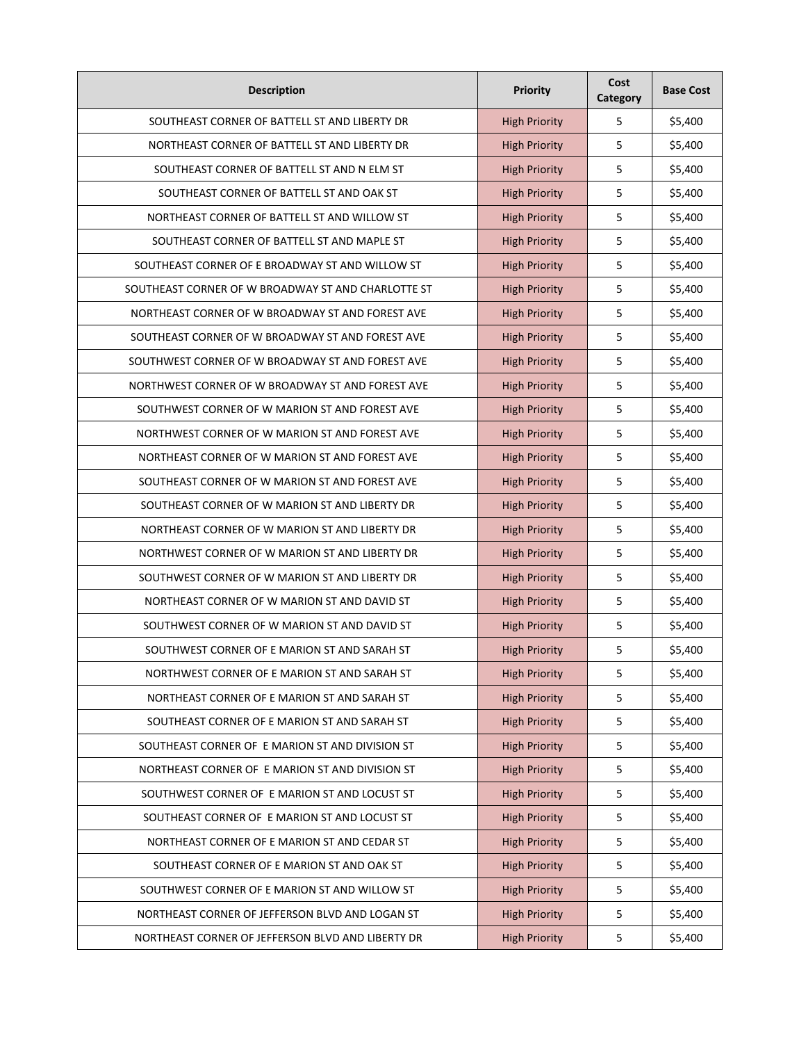| Description | Priority | Cost Category | Base Cost |
|---|---|---|---|
| SOUTHEAST CORNER OF BATTELL ST AND LIBERTY DR | High Priority | 5 | $5,400 |
| NORTHEAST CORNER OF BATTELL ST AND LIBERTY DR | High Priority | 5 | $5,400 |
| SOUTHEAST CORNER OF BATTELL ST AND N ELM ST | High Priority | 5 | $5,400 |
| SOUTHEAST CORNER OF BATTELL ST AND OAK ST | High Priority | 5 | $5,400 |
| NORTHEAST CORNER OF BATTELL ST AND WILLOW ST | High Priority | 5 | $5,400 |
| SOUTHEAST CORNER OF BATTELL ST AND MAPLE ST | High Priority | 5 | $5,400 |
| SOUTHEAST CORNER OF E BROADWAY ST AND WILLOW ST | High Priority | 5 | $5,400 |
| SOUTHEAST CORNER OF W BROADWAY ST AND CHARLOTTE ST | High Priority | 5 | $5,400 |
| NORTHEAST CORNER OF W BROADWAY ST AND FOREST AVE | High Priority | 5 | $5,400 |
| SOUTHEAST CORNER OF W BROADWAY ST AND FOREST AVE | High Priority | 5 | $5,400 |
| SOUTHWEST CORNER OF W BROADWAY ST AND FOREST AVE | High Priority | 5 | $5,400 |
| NORTHWEST CORNER OF W BROADWAY ST AND FOREST AVE | High Priority | 5 | $5,400 |
| SOUTHWEST CORNER OF W MARION ST AND FOREST AVE | High Priority | 5 | $5,400 |
| NORTHWEST CORNER OF W MARION ST AND FOREST AVE | High Priority | 5 | $5,400 |
| NORTHEAST CORNER OF W MARION ST AND FOREST AVE | High Priority | 5 | $5,400 |
| SOUTHEAST CORNER OF W MARION ST AND FOREST AVE | High Priority | 5 | $5,400 |
| SOUTHEAST CORNER OF W MARION ST AND LIBERTY DR | High Priority | 5 | $5,400 |
| NORTHEAST CORNER OF W MARION ST AND LIBERTY DR | High Priority | 5 | $5,400 |
| NORTHWEST CORNER OF W MARION ST AND LIBERTY DR | High Priority | 5 | $5,400 |
| SOUTHWEST CORNER OF W MARION ST AND LIBERTY DR | High Priority | 5 | $5,400 |
| NORTHEAST CORNER OF W MARION ST AND DAVID ST | High Priority | 5 | $5,400 |
| SOUTHWEST CORNER OF W MARION ST AND DAVID ST | High Priority | 5 | $5,400 |
| SOUTHWEST CORNER OF E MARION ST AND SARAH ST | High Priority | 5 | $5,400 |
| NORTHWEST CORNER OF E MARION ST AND SARAH ST | High Priority | 5 | $5,400 |
| NORTHEAST CORNER OF E MARION ST AND SARAH ST | High Priority | 5 | $5,400 |
| SOUTHEAST CORNER OF E MARION ST AND SARAH ST | High Priority | 5 | $5,400 |
| SOUTHEAST CORNER OF E MARION ST AND DIVISION ST | High Priority | 5 | $5,400 |
| NORTHEAST CORNER OF E MARION ST AND DIVISION ST | High Priority | 5 | $5,400 |
| SOUTHWEST CORNER OF E MARION ST AND LOCUST ST | High Priority | 5 | $5,400 |
| SOUTHEAST CORNER OF E MARION ST AND LOCUST ST | High Priority | 5 | $5,400 |
| NORTHEAST CORNER OF E MARION ST AND CEDAR ST | High Priority | 5 | $5,400 |
| SOUTHEAST CORNER OF E MARION ST AND OAK ST | High Priority | 5 | $5,400 |
| SOUTHWEST CORNER OF E MARION ST AND WILLOW ST | High Priority | 5 | $5,400 |
| NORTHEAST CORNER OF JEFFERSON BLVD AND LOGAN ST | High Priority | 5 | $5,400 |
| NORTHEAST CORNER OF JEFFERSON BLVD AND LIBERTY DR | High Priority | 5 | $5,400 |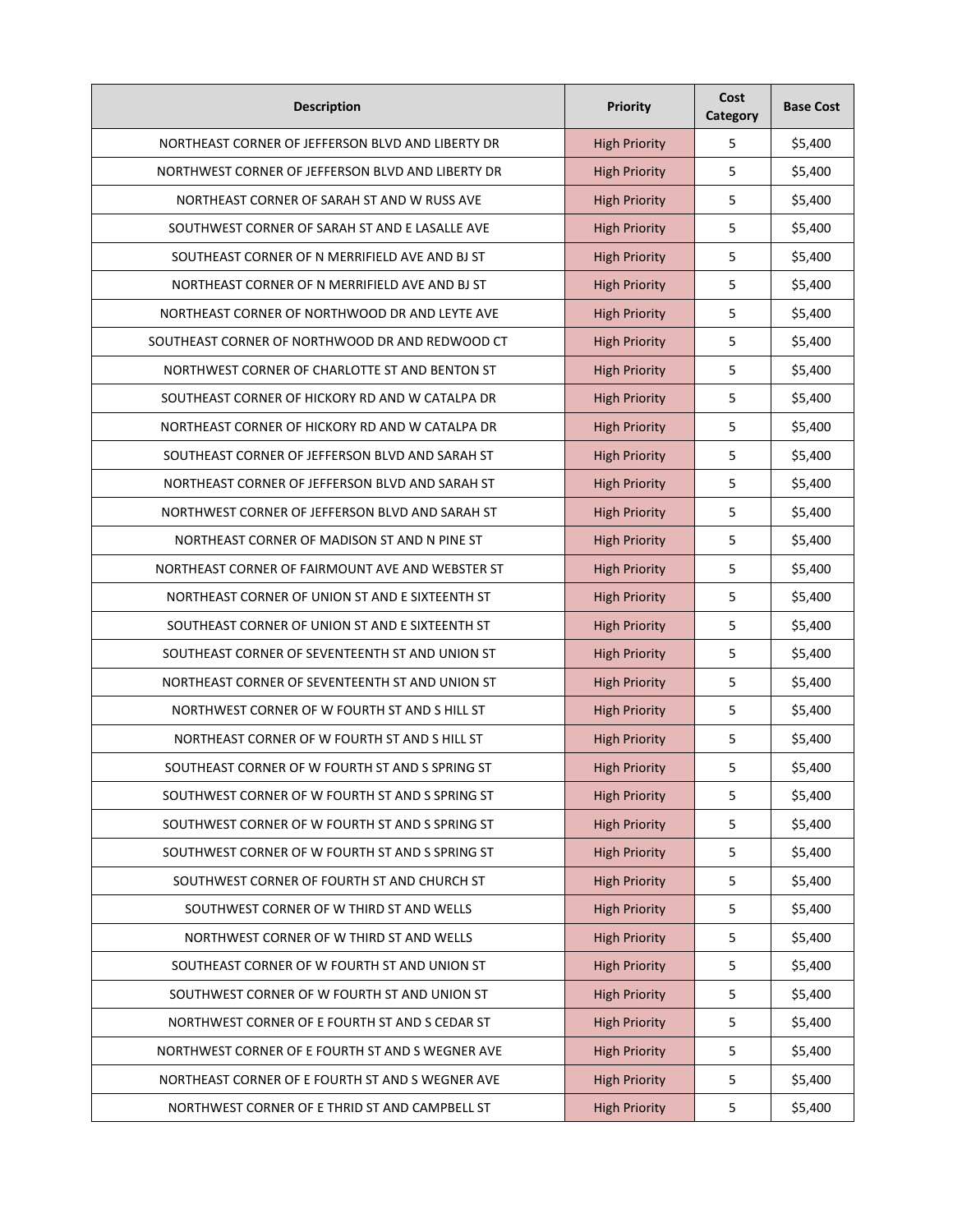| Description | Priority | Cost Category | Base Cost |
|---|---|---|---|
| NORTHEAST CORNER OF JEFFERSON BLVD AND LIBERTY DR | High Priority | 5 | $5,400 |
| NORTHWEST CORNER OF JEFFERSON BLVD AND LIBERTY DR | High Priority | 5 | $5,400 |
| NORTHEAST CORNER OF SARAH ST AND W RUSS AVE | High Priority | 5 | $5,400 |
| SOUTHWEST CORNER OF SARAH ST AND E LASALLE AVE | High Priority | 5 | $5,400 |
| SOUTHEAST CORNER OF N MERRIFIELD AVE AND BJ ST | High Priority | 5 | $5,400 |
| NORTHEAST CORNER OF N MERRIFIELD AVE AND BJ ST | High Priority | 5 | $5,400 |
| NORTHEAST CORNER OF NORTHWOOD DR AND LEYTE AVE | High Priority | 5 | $5,400 |
| SOUTHEAST CORNER OF NORTHWOOD DR AND REDWOOD CT | High Priority | 5 | $5,400 |
| NORTHWEST CORNER OF CHARLOTTE ST AND BENTON ST | High Priority | 5 | $5,400 |
| SOUTHEAST CORNER OF HICKORY RD AND W CATALPA DR | High Priority | 5 | $5,400 |
| NORTHEAST CORNER OF HICKORY RD AND W CATALPA DR | High Priority | 5 | $5,400 |
| SOUTHEAST CORNER OF JEFFERSON BLVD AND SARAH ST | High Priority | 5 | $5,400 |
| NORTHEAST CORNER OF JEFFERSON BLVD AND SARAH ST | High Priority | 5 | $5,400 |
| NORTHWEST CORNER OF JEFFERSON BLVD AND SARAH ST | High Priority | 5 | $5,400 |
| NORTHEAST CORNER OF MADISON ST AND N PINE ST | High Priority | 5 | $5,400 |
| NORTHEAST CORNER OF FAIRMOUNT AVE AND WEBSTER ST | High Priority | 5 | $5,400 |
| NORTHEAST CORNER OF UNION ST AND E SIXTEENTH ST | High Priority | 5 | $5,400 |
| SOUTHEAST CORNER OF UNION ST AND E SIXTEENTH ST | High Priority | 5 | $5,400 |
| SOUTHEAST CORNER OF SEVENTEENTH ST AND UNION ST | High Priority | 5 | $5,400 |
| NORTHEAST CORNER OF SEVENTEENTH ST AND UNION ST | High Priority | 5 | $5,400 |
| NORTHWEST CORNER OF W FOURTH ST AND S HILL ST | High Priority | 5 | $5,400 |
| NORTHEAST CORNER OF W FOURTH ST AND S HILL ST | High Priority | 5 | $5,400 |
| SOUTHEAST CORNER OF W FOURTH ST AND S SPRING ST | High Priority | 5 | $5,400 |
| SOUTHWEST CORNER OF W FOURTH ST AND S SPRING ST | High Priority | 5 | $5,400 |
| SOUTHWEST CORNER OF W FOURTH ST AND S SPRING ST | High Priority | 5 | $5,400 |
| SOUTHWEST CORNER OF W FOURTH ST AND S SPRING ST | High Priority | 5 | $5,400 |
| SOUTHWEST CORNER OF FOURTH ST AND CHURCH ST | High Priority | 5 | $5,400 |
| SOUTHWEST CORNER OF W THIRD ST AND WELLS | High Priority | 5 | $5,400 |
| NORTHWEST CORNER OF W THIRD ST AND WELLS | High Priority | 5 | $5,400 |
| SOUTHEAST CORNER OF W FOURTH ST AND UNION ST | High Priority | 5 | $5,400 |
| SOUTHWEST CORNER OF W FOURTH ST AND UNION ST | High Priority | 5 | $5,400 |
| NORTHWEST CORNER OF E FOURTH ST AND S CEDAR ST | High Priority | 5 | $5,400 |
| NORTHWEST CORNER OF E FOURTH ST AND S WEGNER AVE | High Priority | 5 | $5,400 |
| NORTHEAST CORNER OF E FOURTH ST AND S WEGNER AVE | High Priority | 5 | $5,400 |
| NORTHWEST CORNER OF E THRID ST AND CAMPBELL ST | High Priority | 5 | $5,400 |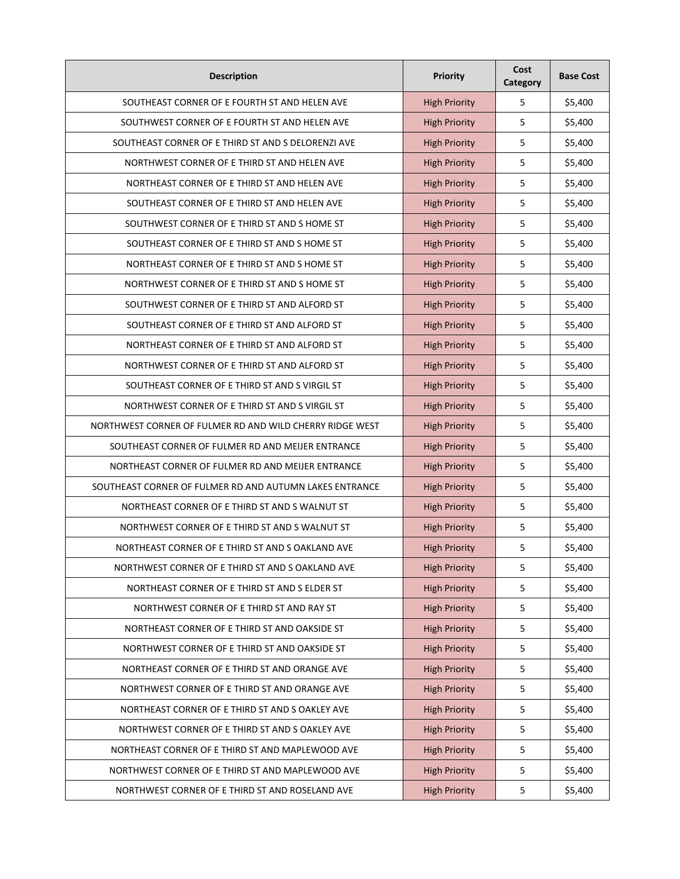| Description | Priority | Cost Category | Base Cost |
|---|---|---|---|
| SOUTHEAST CORNER OF E FOURTH ST AND HELEN AVE | High Priority | 5 | $5,400 |
| SOUTHWEST CORNER OF E FOURTH ST AND HELEN AVE | High Priority | 5 | $5,400 |
| SOUTHEAST CORNER OF E THIRD ST AND S DELORENZI AVE | High Priority | 5 | $5,400 |
| NORTHWEST CORNER OF E THIRD ST AND HELEN AVE | High Priority | 5 | $5,400 |
| NORTHEAST CORNER OF E THIRD ST AND HELEN AVE | High Priority | 5 | $5,400 |
| SOUTHEAST CORNER OF E THIRD ST AND HELEN AVE | High Priority | 5 | $5,400 |
| SOUTHWEST CORNER OF E THIRD ST AND S HOME ST | High Priority | 5 | $5,400 |
| SOUTHEAST CORNER OF E THIRD ST AND S HOME ST | High Priority | 5 | $5,400 |
| NORTHEAST CORNER OF E THIRD ST AND S HOME ST | High Priority | 5 | $5,400 |
| NORTHWEST CORNER OF E THIRD ST AND S HOME ST | High Priority | 5 | $5,400 |
| SOUTHWEST CORNER OF E THIRD ST AND ALFORD ST | High Priority | 5 | $5,400 |
| SOUTHEAST CORNER OF E THIRD ST AND ALFORD ST | High Priority | 5 | $5,400 |
| NORTHEAST CORNER OF E THIRD ST AND ALFORD ST | High Priority | 5 | $5,400 |
| NORTHWEST CORNER OF E THIRD ST AND ALFORD ST | High Priority | 5 | $5,400 |
| SOUTHEAST CORNER OF E THIRD ST AND S VIRGIL ST | High Priority | 5 | $5,400 |
| NORTHWEST CORNER OF E THIRD ST AND S VIRGIL ST | High Priority | 5 | $5,400 |
| NORTHWEST CORNER OF FULMER RD AND WILD CHERRY RIDGE WEST | High Priority | 5 | $5,400 |
| SOUTHEAST CORNER OF FULMER RD AND MEIJER ENTRANCE | High Priority | 5 | $5,400 |
| NORTHEAST CORNER OF FULMER RD AND MEIJER ENTRANCE | High Priority | 5 | $5,400 |
| SOUTHEAST CORNER OF FULMER RD AND AUTUMN LAKES ENTRANCE | High Priority | 5 | $5,400 |
| NORTHEAST CORNER OF E THIRD ST AND S WALNUT ST | High Priority | 5 | $5,400 |
| NORTHWEST CORNER OF E THIRD ST AND S WALNUT ST | High Priority | 5 | $5,400 |
| NORTHEAST CORNER OF E THIRD ST AND S OAKLAND AVE | High Priority | 5 | $5,400 |
| NORTHWEST CORNER OF E THIRD ST AND S OAKLAND AVE | High Priority | 5 | $5,400 |
| NORTHEAST CORNER OF E THIRD ST AND S ELDER ST | High Priority | 5 | $5,400 |
| NORTHWEST CORNER OF E THIRD ST AND RAY ST | High Priority | 5 | $5,400 |
| NORTHEAST CORNER OF E THIRD ST AND OAKSIDE ST | High Priority | 5 | $5,400 |
| NORTHWEST CORNER OF E THIRD ST AND OAKSIDE ST | High Priority | 5 | $5,400 |
| NORTHEAST CORNER OF E THIRD ST AND ORANGE AVE | High Priority | 5 | $5,400 |
| NORTHWEST CORNER OF E THIRD ST AND ORANGE AVE | High Priority | 5 | $5,400 |
| NORTHEAST CORNER OF E THIRD ST AND S OAKLEY AVE | High Priority | 5 | $5,400 |
| NORTHWEST CORNER OF E THIRD ST AND S OAKLEY AVE | High Priority | 5 | $5,400 |
| NORTHEAST CORNER OF E THIRD ST AND MAPLEWOOD AVE | High Priority | 5 | $5,400 |
| NORTHWEST CORNER OF E THIRD ST AND MAPLEWOOD AVE | High Priority | 5 | $5,400 |
| NORTHWEST CORNER OF E THIRD ST AND ROSELAND AVE | High Priority | 5 | $5,400 |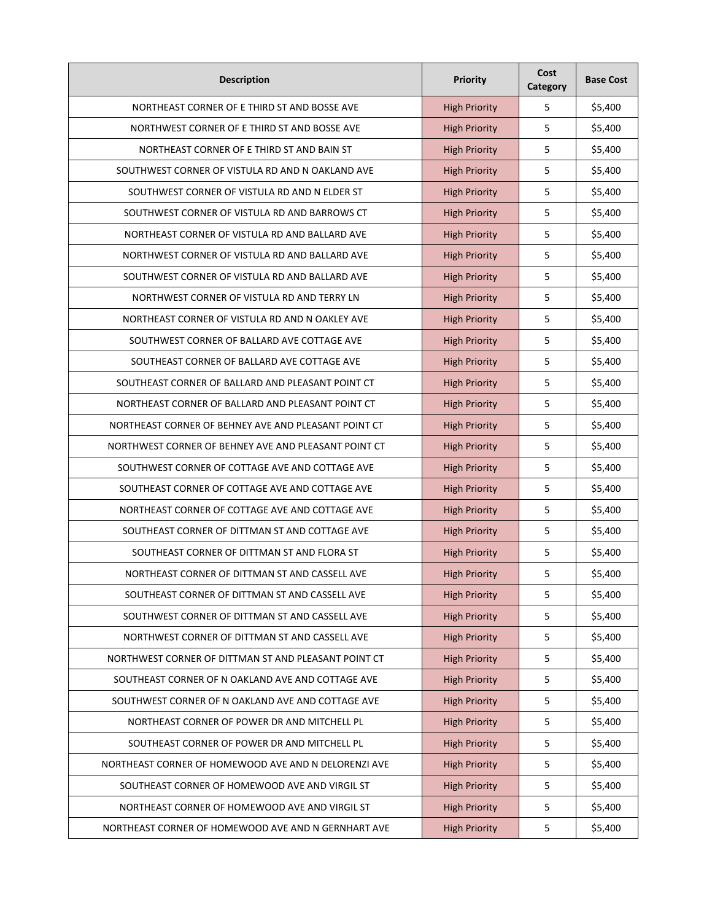| Description | Priority | Cost Category | Base Cost |
|---|---|---|---|
| NORTHEAST CORNER OF E THIRD ST AND BOSSE AVE | High Priority | 5 | $5,400 |
| NORTHWEST CORNER OF E THIRD ST AND BOSSE AVE | High Priority | 5 | $5,400 |
| NORTHEAST CORNER OF E THIRD ST AND BAIN ST | High Priority | 5 | $5,400 |
| SOUTHWEST CORNER OF VISTULA RD AND N OAKLAND AVE | High Priority | 5 | $5,400 |
| SOUTHWEST CORNER OF VISTULA RD AND N ELDER ST | High Priority | 5 | $5,400 |
| SOUTHWEST CORNER OF VISTULA RD AND BARROWS CT | High Priority | 5 | $5,400 |
| NORTHEAST CORNER OF VISTULA RD AND BALLARD AVE | High Priority | 5 | $5,400 |
| NORTHWEST CORNER OF VISTULA RD AND BALLARD AVE | High Priority | 5 | $5,400 |
| SOUTHWEST CORNER OF VISTULA RD AND BALLARD AVE | High Priority | 5 | $5,400 |
| NORTHWEST CORNER OF VISTULA RD AND TERRY LN | High Priority | 5 | $5,400 |
| NORTHEAST CORNER OF VISTULA RD AND N OAKLEY AVE | High Priority | 5 | $5,400 |
| SOUTHWEST CORNER OF BALLARD AVE COTTAGE AVE | High Priority | 5 | $5,400 |
| SOUTHEAST CORNER OF BALLARD AVE COTTAGE AVE | High Priority | 5 | $5,400 |
| SOUTHEAST CORNER OF BALLARD AND PLEASANT POINT CT | High Priority | 5 | $5,400 |
| NORTHEAST CORNER OF BALLARD AND PLEASANT POINT CT | High Priority | 5 | $5,400 |
| NORTHEAST CORNER OF BEHNEY AVE AND PLEASANT POINT CT | High Priority | 5 | $5,400 |
| NORTHWEST CORNER OF BEHNEY AVE AND PLEASANT POINT CT | High Priority | 5 | $5,400 |
| SOUTHWEST CORNER OF COTTAGE AVE AND COTTAGE AVE | High Priority | 5 | $5,400 |
| SOUTHEAST CORNER OF COTTAGE AVE AND COTTAGE AVE | High Priority | 5 | $5,400 |
| NORTHEAST CORNER OF COTTAGE AVE AND COTTAGE AVE | High Priority | 5 | $5,400 |
| SOUTHEAST CORNER OF DITTMAN ST AND COTTAGE AVE | High Priority | 5 | $5,400 |
| SOUTHEAST CORNER OF DITTMAN ST AND FLORA ST | High Priority | 5 | $5,400 |
| NORTHEAST CORNER OF DITTMAN ST AND CASSELL AVE | High Priority | 5 | $5,400 |
| SOUTHEAST CORNER OF DITTMAN ST AND CASSELL AVE | High Priority | 5 | $5,400 |
| SOUTHWEST CORNER OF DITTMAN ST AND CASSELL AVE | High Priority | 5 | $5,400 |
| NORTHWEST CORNER OF DITTMAN ST AND CASSELL AVE | High Priority | 5 | $5,400 |
| NORTHWEST CORNER OF DITTMAN ST AND PLEASANT POINT CT | High Priority | 5 | $5,400 |
| SOUTHEAST CORNER OF N OAKLAND AVE AND COTTAGE AVE | High Priority | 5 | $5,400 |
| SOUTHWEST CORNER OF N OAKLAND AVE AND COTTAGE AVE | High Priority | 5 | $5,400 |
| NORTHEAST CORNER OF POWER DR AND MITCHELL PL | High Priority | 5 | $5,400 |
| SOUTHEAST CORNER OF POWER DR AND MITCHELL PL | High Priority | 5 | $5,400 |
| NORTHEAST CORNER OF HOMEWOOD AVE AND N DELORENZI AVE | High Priority | 5 | $5,400 |
| SOUTHEAST CORNER OF HOMEWOOD AVE AND VIRGIL ST | High Priority | 5 | $5,400 |
| NORTHEAST CORNER OF HOMEWOOD AVE AND VIRGIL ST | High Priority | 5 | $5,400 |
| NORTHEAST CORNER OF HOMEWOOD AVE AND N GERNHART AVE | High Priority | 5 | $5,400 |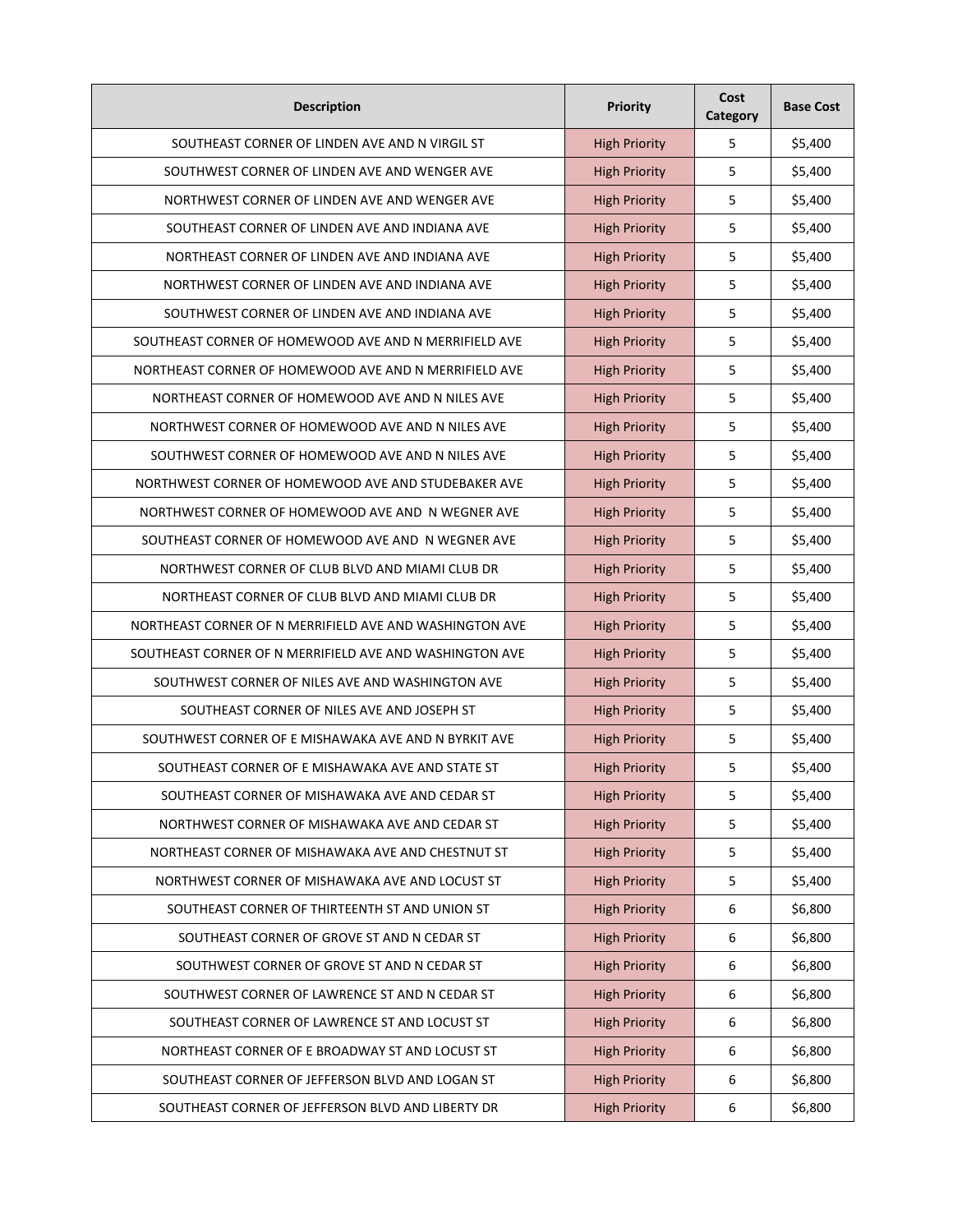| Description | Priority | Cost Category | Base Cost |
| --- | --- | --- | --- |
| SOUTHEAST CORNER OF LINDEN AVE AND N VIRGIL ST | High Priority | 5 | $5,400 |
| SOUTHWEST CORNER OF LINDEN AVE AND WENGER AVE | High Priority | 5 | $5,400 |
| NORTHWEST CORNER OF LINDEN AVE AND WENGER AVE | High Priority | 5 | $5,400 |
| SOUTHEAST CORNER OF LINDEN AVE AND INDIANA AVE | High Priority | 5 | $5,400 |
| NORTHEAST CORNER OF LINDEN AVE AND INDIANA AVE | High Priority | 5 | $5,400 |
| NORTHWEST CORNER OF LINDEN AVE AND INDIANA AVE | High Priority | 5 | $5,400 |
| SOUTHWEST CORNER OF LINDEN AVE AND INDIANA AVE | High Priority | 5 | $5,400 |
| SOUTHEAST CORNER OF HOMEWOOD AVE AND N MERRIFIELD AVE | High Priority | 5 | $5,400 |
| NORTHEAST CORNER OF HOMEWOOD AVE AND N MERRIFIELD AVE | High Priority | 5 | $5,400 |
| NORTHEAST CORNER OF HOMEWOOD AVE AND N NILES AVE | High Priority | 5 | $5,400 |
| NORTHWEST CORNER OF HOMEWOOD AVE AND N NILES AVE | High Priority | 5 | $5,400 |
| SOUTHWEST CORNER OF HOMEWOOD AVE AND N NILES AVE | High Priority | 5 | $5,400 |
| NORTHWEST CORNER OF HOMEWOOD AVE AND STUDEBAKER AVE | High Priority | 5 | $5,400 |
| NORTHWEST CORNER OF HOMEWOOD AVE AND N WEGNER AVE | High Priority | 5 | $5,400 |
| SOUTHEAST CORNER OF HOMEWOOD AVE AND N WEGNER AVE | High Priority | 5 | $5,400 |
| NORTHWEST CORNER OF CLUB BLVD AND MIAMI CLUB DR | High Priority | 5 | $5,400 |
| NORTHEAST CORNER OF CLUB BLVD AND MIAMI CLUB DR | High Priority | 5 | $5,400 |
| NORTHEAST CORNER OF N MERRIFIELD AVE AND WASHINGTON AVE | High Priority | 5 | $5,400 |
| SOUTHEAST CORNER OF N MERRIFIELD AVE AND WASHINGTON AVE | High Priority | 5 | $5,400 |
| SOUTHWEST CORNER OF NILES AVE AND WASHINGTON AVE | High Priority | 5 | $5,400 |
| SOUTHEAST CORNER OF NILES AVE AND JOSEPH ST | High Priority | 5 | $5,400 |
| SOUTHWEST CORNER OF E MISHAWAKA AVE AND N BYRKIT AVE | High Priority | 5 | $5,400 |
| SOUTHEAST CORNER OF E MISHAWAKA AVE AND STATE ST | High Priority | 5 | $5,400 |
| SOUTHEAST CORNER OF MISHAWAKA AVE AND CEDAR ST | High Priority | 5 | $5,400 |
| NORTHWEST CORNER OF MISHAWAKA AVE AND CEDAR ST | High Priority | 5 | $5,400 |
| NORTHEAST CORNER OF MISHAWAKA AVE AND CHESTNUT ST | High Priority | 5 | $5,400 |
| NORTHWEST CORNER OF MISHAWAKA AVE AND LOCUST ST | High Priority | 5 | $5,400 |
| SOUTHEAST CORNER OF THIRTEENTH ST AND UNION ST | High Priority | 6 | $6,800 |
| SOUTHEAST CORNER OF GROVE ST AND N CEDAR ST | High Priority | 6 | $6,800 |
| SOUTHWEST CORNER OF GROVE ST AND N CEDAR ST | High Priority | 6 | $6,800 |
| SOUTHWEST CORNER OF LAWRENCE ST AND N CEDAR ST | High Priority | 6 | $6,800 |
| SOUTHEAST CORNER OF LAWRENCE ST AND LOCUST ST | High Priority | 6 | $6,800 |
| NORTHEAST CORNER OF E BROADWAY ST AND LOCUST ST | High Priority | 6 | $6,800 |
| SOUTHEAST CORNER OF JEFFERSON BLVD AND LOGAN ST | High Priority | 6 | $6,800 |
| SOUTHEAST CORNER OF JEFFERSON BLVD AND LIBERTY DR | High Priority | 6 | $6,800 |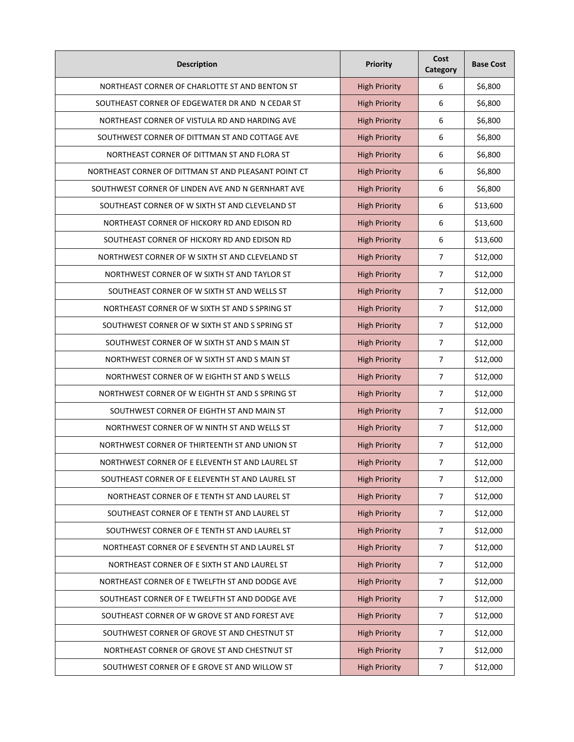| Description | Priority | Cost Category | Base Cost |
|---|---|---|---|
| NORTHEAST CORNER OF CHARLOTTE ST AND BENTON ST | High Priority | 6 | $6,800 |
| SOUTHEAST CORNER OF EDGEWATER DR AND N CEDAR ST | High Priority | 6 | $6,800 |
| NORTHEAST CORNER OF VISTULA RD AND HARDING AVE | High Priority | 6 | $6,800 |
| SOUTHWEST CORNER OF DITTMAN ST AND COTTAGE AVE | High Priority | 6 | $6,800 |
| NORTHEAST CORNER OF DITTMAN ST AND FLORA ST | High Priority | 6 | $6,800 |
| NORTHEAST CORNER OF DITTMAN ST AND PLEASANT POINT CT | High Priority | 6 | $6,800 |
| SOUTHWEST CORNER OF LINDEN AVE AND N GERNHART AVE | High Priority | 6 | $6,800 |
| SOUTHEAST CORNER OF W SIXTH ST AND CLEVELAND ST | High Priority | 6 | $13,600 |
| NORTHEAST CORNER OF HICKORY RD AND EDISON RD | High Priority | 6 | $13,600 |
| SOUTHEAST CORNER OF HICKORY RD AND EDISON RD | High Priority | 6 | $13,600 |
| NORTHWEST CORNER OF W SIXTH ST AND CLEVELAND ST | High Priority | 7 | $12,000 |
| NORTHWEST CORNER OF W SIXTH ST AND TAYLOR ST | High Priority | 7 | $12,000 |
| SOUTHEAST CORNER OF W SIXTH ST AND WELLS ST | High Priority | 7 | $12,000 |
| NORTHEAST CORNER OF W SIXTH ST AND S SPRING ST | High Priority | 7 | $12,000 |
| SOUTHWEST CORNER OF W SIXTH ST AND S SPRING ST | High Priority | 7 | $12,000 |
| SOUTHWEST CORNER OF W SIXTH ST AND S MAIN ST | High Priority | 7 | $12,000 |
| NORTHWEST CORNER OF W SIXTH ST AND S MAIN ST | High Priority | 7 | $12,000 |
| NORTHWEST CORNER OF W EIGHTH ST AND S WELLS | High Priority | 7 | $12,000 |
| NORTHWEST CORNER OF W EIGHTH ST AND S SPRING ST | High Priority | 7 | $12,000 |
| SOUTHWEST CORNER OF EIGHTH ST AND MAIN ST | High Priority | 7 | $12,000 |
| NORTHWEST CORNER OF W NINTH ST AND WELLS ST | High Priority | 7 | $12,000 |
| NORTHWEST CORNER OF THIRTEENTH ST AND UNION ST | High Priority | 7 | $12,000 |
| NORTHWEST CORNER OF E ELEVENTH ST AND LAUREL ST | High Priority | 7 | $12,000 |
| SOUTHEAST CORNER OF E ELEVENTH ST AND LAUREL ST | High Priority | 7 | $12,000 |
| NORTHEAST CORNER OF E TENTH ST AND LAUREL ST | High Priority | 7 | $12,000 |
| SOUTHEAST CORNER OF E TENTH ST AND LAUREL ST | High Priority | 7 | $12,000 |
| SOUTHWEST CORNER OF E TENTH ST AND LAUREL ST | High Priority | 7 | $12,000 |
| NORTHEAST CORNER OF E SEVENTH ST AND LAUREL ST | High Priority | 7 | $12,000 |
| NORTHEAST CORNER OF E SIXTH ST AND LAUREL ST | High Priority | 7 | $12,000 |
| NORTHEAST CORNER OF E TWELFTH ST AND DODGE AVE | High Priority | 7 | $12,000 |
| SOUTHEAST CORNER OF E TWELFTH ST AND DODGE AVE | High Priority | 7 | $12,000 |
| SOUTHEAST CORNER OF W GROVE ST AND FOREST AVE | High Priority | 7 | $12,000 |
| SOUTHWEST CORNER OF GROVE ST AND CHESTNUT ST | High Priority | 7 | $12,000 |
| NORTHEAST CORNER OF GROVE ST AND CHESTNUT ST | High Priority | 7 | $12,000 |
| SOUTHWEST CORNER OF E GROVE ST AND WILLOW ST | High Priority | 7 | $12,000 |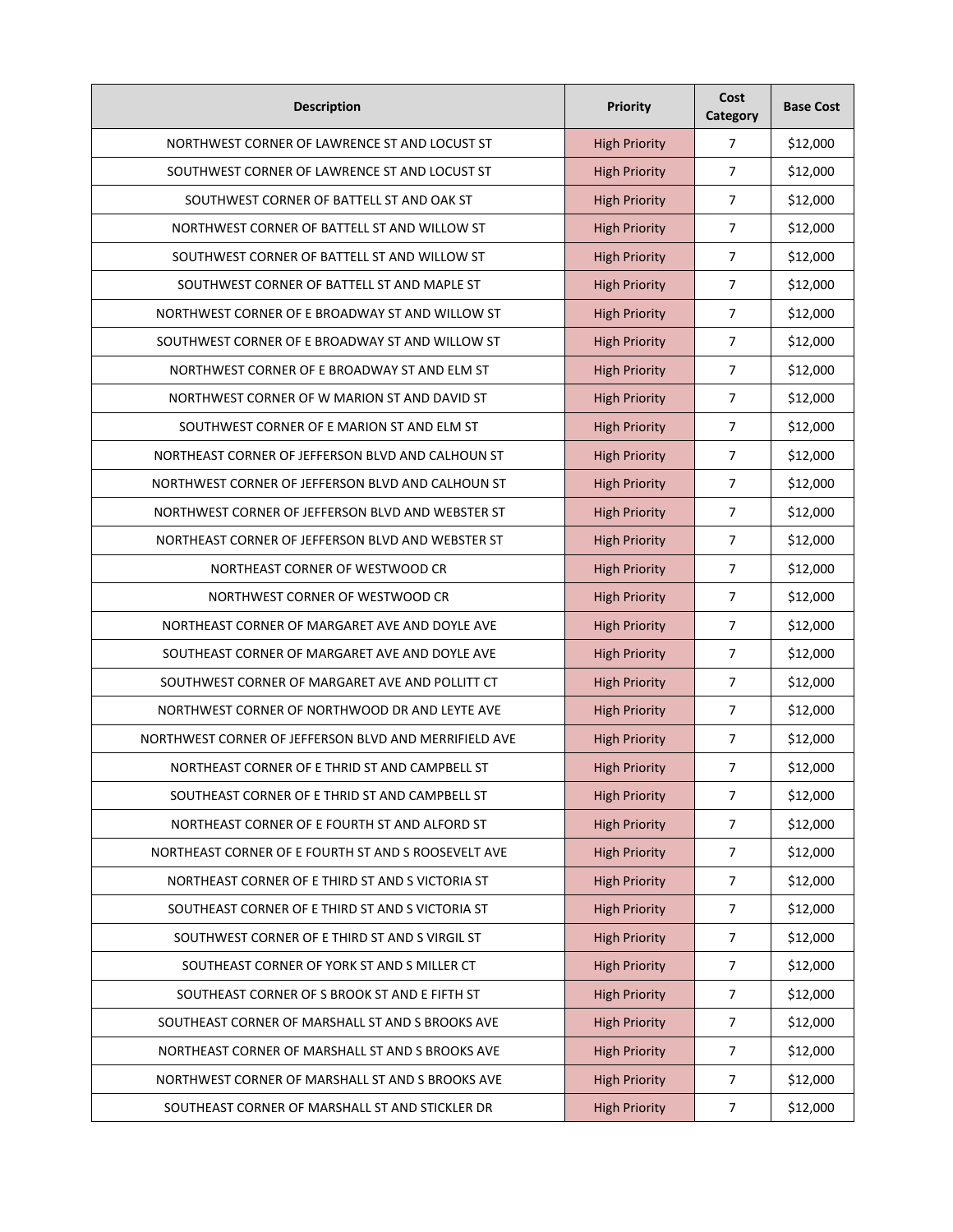| Description | Priority | Cost Category | Base Cost |
|---|---|---|---|
| NORTHWEST CORNER OF LAWRENCE ST AND LOCUST ST | High Priority | 7 | $12,000 |
| SOUTHWEST CORNER OF LAWRENCE ST AND LOCUST ST | High Priority | 7 | $12,000 |
| SOUTHWEST CORNER OF BATTELL ST AND OAK ST | High Priority | 7 | $12,000 |
| NORTHWEST CORNER OF BATTELL ST AND WILLOW ST | High Priority | 7 | $12,000 |
| SOUTHWEST CORNER OF BATTELL ST AND WILLOW ST | High Priority | 7 | $12,000 |
| SOUTHWEST CORNER OF BATTELL ST AND MAPLE ST | High Priority | 7 | $12,000 |
| NORTHWEST CORNER OF E BROADWAY ST AND WILLOW ST | High Priority | 7 | $12,000 |
| SOUTHWEST CORNER OF E BROADWAY ST AND WILLOW ST | High Priority | 7 | $12,000 |
| NORTHWEST CORNER OF E BROADWAY ST AND ELM ST | High Priority | 7 | $12,000 |
| NORTHWEST CORNER OF W MARION ST AND DAVID ST | High Priority | 7 | $12,000 |
| SOUTHWEST CORNER OF E MARION ST AND ELM ST | High Priority | 7 | $12,000 |
| NORTHEAST CORNER OF JEFFERSON BLVD AND CALHOUN ST | High Priority | 7 | $12,000 |
| NORTHWEST CORNER OF JEFFERSON BLVD AND CALHOUN ST | High Priority | 7 | $12,000 |
| NORTHWEST CORNER OF JEFFERSON BLVD AND WEBSTER ST | High Priority | 7 | $12,000 |
| NORTHEAST CORNER OF JEFFERSON BLVD AND WEBSTER ST | High Priority | 7 | $12,000 |
| NORTHEAST CORNER OF WESTWOOD CR | High Priority | 7 | $12,000 |
| NORTHWEST CORNER OF WESTWOOD CR | High Priority | 7 | $12,000 |
| NORTHEAST CORNER OF MARGARET AVE AND DOYLE AVE | High Priority | 7 | $12,000 |
| SOUTHEAST CORNER OF MARGARET AVE AND DOYLE AVE | High Priority | 7 | $12,000 |
| SOUTHWEST CORNER OF MARGARET AVE AND POLLITT CT | High Priority | 7 | $12,000 |
| NORTHWEST CORNER OF NORTHWOOD DR AND LEYTE AVE | High Priority | 7 | $12,000 |
| NORTHWEST CORNER OF JEFFERSON BLVD AND MERRIFIELD AVE | High Priority | 7 | $12,000 |
| NORTHEAST CORNER OF E THRID ST AND CAMPBELL ST | High Priority | 7 | $12,000 |
| SOUTHEAST CORNER OF E THRID ST AND CAMPBELL ST | High Priority | 7 | $12,000 |
| NORTHEAST CORNER OF E FOURTH ST AND ALFORD ST | High Priority | 7 | $12,000 |
| NORTHEAST CORNER OF E FOURTH ST AND S ROOSEVELT AVE | High Priority | 7 | $12,000 |
| NORTHEAST CORNER OF E THIRD ST AND S VICTORIA ST | High Priority | 7 | $12,000 |
| SOUTHEAST CORNER OF E THIRD ST AND S VICTORIA ST | High Priority | 7 | $12,000 |
| SOUTHWEST CORNER OF E THIRD ST AND S VIRGIL ST | High Priority | 7 | $12,000 |
| SOUTHEAST CORNER OF YORK ST AND S MILLER CT | High Priority | 7 | $12,000 |
| SOUTHEAST CORNER OF S BROOK ST AND E FIFTH ST | High Priority | 7 | $12,000 |
| SOUTHEAST CORNER OF MARSHALL ST AND S BROOKS AVE | High Priority | 7 | $12,000 |
| NORTHEAST CORNER OF MARSHALL ST AND S BROOKS AVE | High Priority | 7 | $12,000 |
| NORTHWEST CORNER OF MARSHALL ST AND S BROOKS AVE | High Priority | 7 | $12,000 |
| SOUTHEAST CORNER OF MARSHALL ST AND STICKLER DR | High Priority | 7 | $12,000 |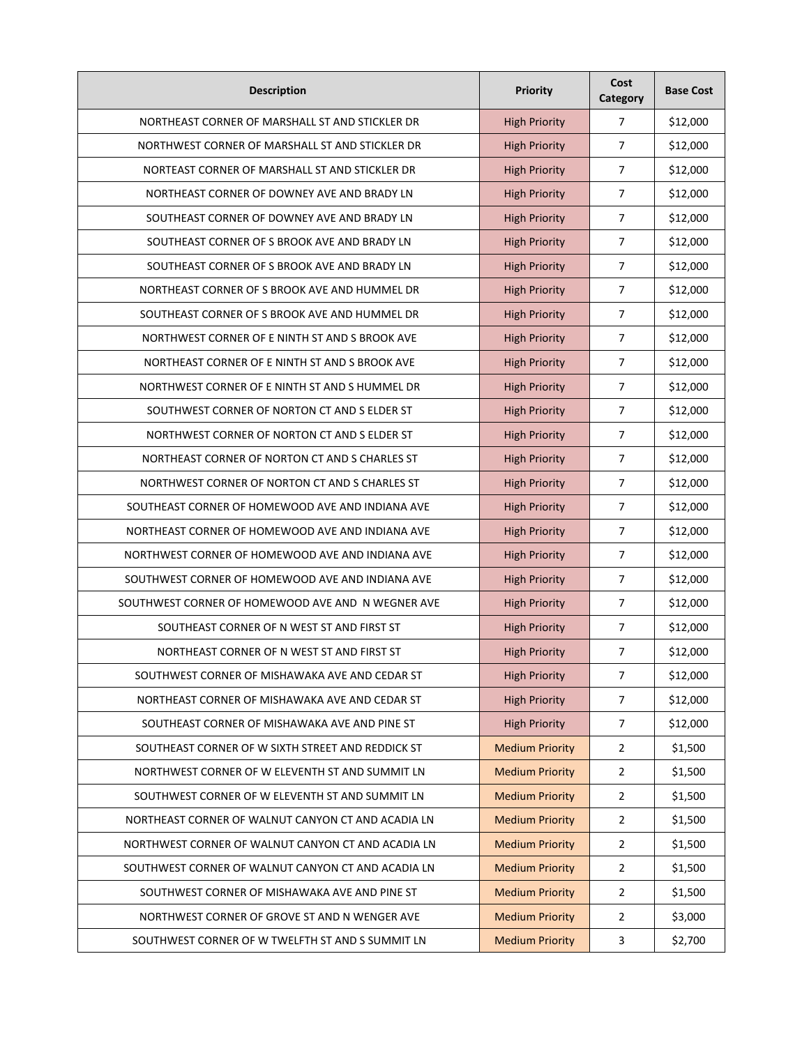| Description | Priority | Cost Category | Base Cost |
|---|---|---|---|
| NORTHEAST CORNER OF MARSHALL ST AND STICKLER DR | High Priority | 7 | $12,000 |
| NORTHWEST CORNER OF MARSHALL ST AND STICKLER DR | High Priority | 7 | $12,000 |
| NORTEAST CORNER OF MARSHALL ST AND STICKLER DR | High Priority | 7 | $12,000 |
| NORTHEAST CORNER OF DOWNEY AVE AND BRADY LN | High Priority | 7 | $12,000 |
| SOUTHEAST CORNER OF DOWNEY AVE AND BRADY LN | High Priority | 7 | $12,000 |
| SOUTHEAST CORNER OF S BROOK AVE AND BRADY LN | High Priority | 7 | $12,000 |
| SOUTHEAST CORNER OF S BROOK AVE AND BRADY LN | High Priority | 7 | $12,000 |
| NORTHEAST CORNER OF S BROOK AVE AND HUMMEL DR | High Priority | 7 | $12,000 |
| SOUTHEAST CORNER OF S BROOK AVE AND HUMMEL DR | High Priority | 7 | $12,000 |
| NORTHWEST CORNER OF E NINTH ST AND S BROOK AVE | High Priority | 7 | $12,000 |
| NORTHEAST CORNER OF E NINTH ST AND S BROOK AVE | High Priority | 7 | $12,000 |
| NORTHWEST CORNER OF E NINTH ST AND S HUMMEL DR | High Priority | 7 | $12,000 |
| SOUTHWEST CORNER OF NORTON CT AND S ELDER ST | High Priority | 7 | $12,000 |
| NORTHWEST CORNER OF NORTON CT AND S ELDER ST | High Priority | 7 | $12,000 |
| NORTHEAST CORNER OF NORTON CT AND S CHARLES ST | High Priority | 7 | $12,000 |
| NORTHWEST CORNER OF NORTON CT AND S CHARLES ST | High Priority | 7 | $12,000 |
| SOUTHEAST CORNER OF HOMEWOOD AVE AND INDIANA AVE | High Priority | 7 | $12,000 |
| NORTHEAST CORNER OF HOMEWOOD AVE AND INDIANA AVE | High Priority | 7 | $12,000 |
| NORTHWEST CORNER OF HOMEWOOD AVE AND INDIANA AVE | High Priority | 7 | $12,000 |
| SOUTHWEST CORNER OF HOMEWOOD AVE AND INDIANA AVE | High Priority | 7 | $12,000 |
| SOUTHWEST CORNER OF HOMEWOOD AVE AND N WEGNER AVE | High Priority | 7 | $12,000 |
| SOUTHEAST CORNER OF N WEST ST AND FIRST ST | High Priority | 7 | $12,000 |
| NORTHEAST CORNER OF N WEST ST AND FIRST ST | High Priority | 7 | $12,000 |
| SOUTHWEST CORNER OF MISHAWAKA AVE AND CEDAR ST | High Priority | 7 | $12,000 |
| NORTHEAST CORNER OF MISHAWAKA AVE AND CEDAR ST | High Priority | 7 | $12,000 |
| SOUTHEAST CORNER OF MISHAWAKA AVE AND PINE ST | High Priority | 7 | $12,000 |
| SOUTHEAST CORNER OF W SIXTH STREET AND REDDICK ST | Medium Priority | 2 | $1,500 |
| NORTHWEST CORNER OF W ELEVENTH ST AND SUMMIT LN | Medium Priority | 2 | $1,500 |
| SOUTHWEST CORNER OF W ELEVENTH ST AND SUMMIT LN | Medium Priority | 2 | $1,500 |
| NORTHEAST CORNER OF WALNUT CANYON CT AND ACADIA LN | Medium Priority | 2 | $1,500 |
| NORTHWEST CORNER OF WALNUT CANYON CT AND ACADIA LN | Medium Priority | 2 | $1,500 |
| SOUTHWEST CORNER OF WALNUT CANYON CT AND ACADIA LN | Medium Priority | 2 | $1,500 |
| SOUTHWEST CORNER OF MISHAWAKA AVE AND PINE ST | Medium Priority | 2 | $1,500 |
| NORTHWEST CORNER OF GROVE ST AND N WENGER AVE | Medium Priority | 2 | $3,000 |
| SOUTHWEST CORNER OF W TWELFTH ST AND S SUMMIT LN | Medium Priority | 3 | $2,700 |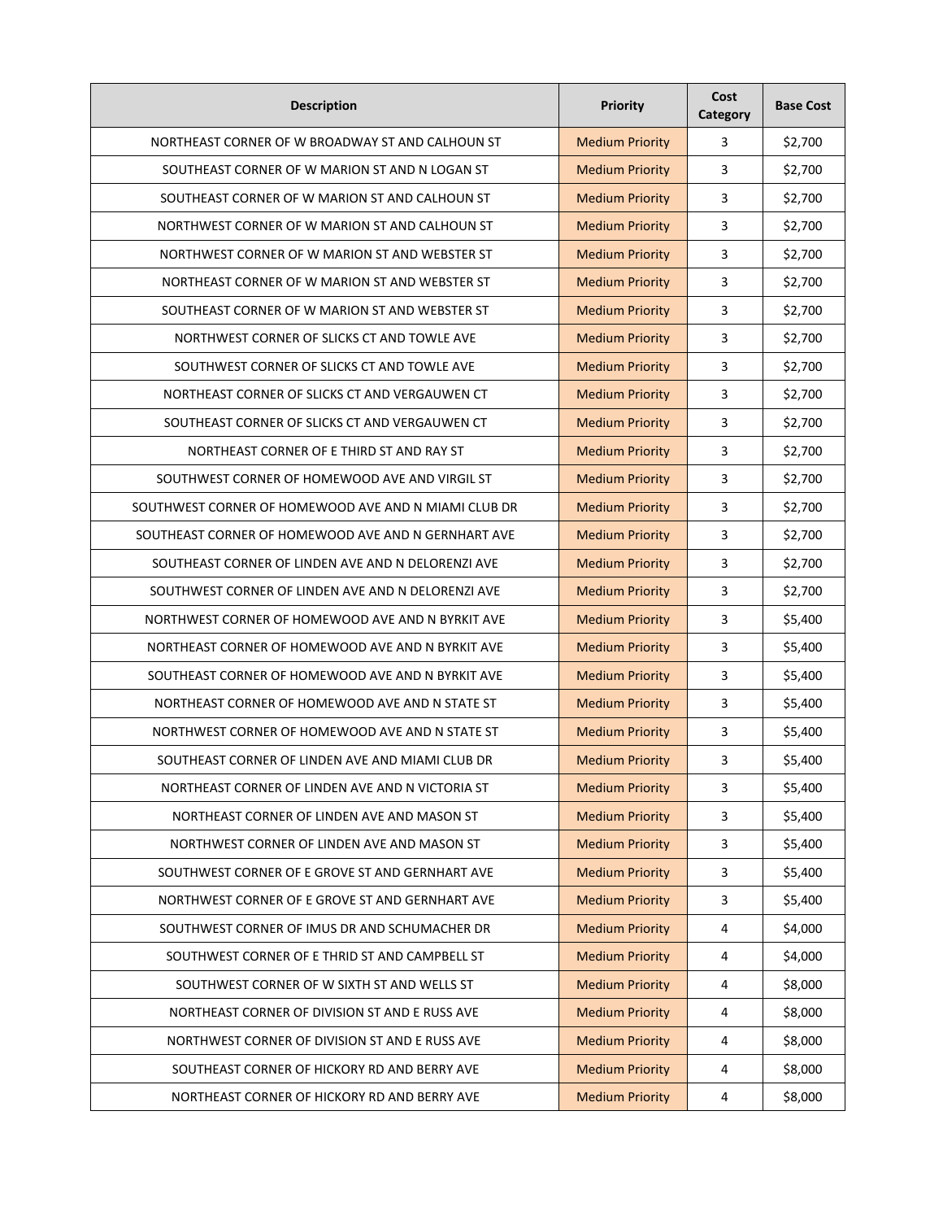| Description | Priority | Cost Category | Base Cost |
|---|---|---|---|
| NORTHEAST CORNER OF W BROADWAY ST AND CALHOUN ST | Medium Priority | 3 | $2,700 |
| SOUTHEAST CORNER OF W MARION ST AND N LOGAN ST | Medium Priority | 3 | $2,700 |
| SOUTHEAST CORNER OF W MARION ST AND CALHOUN ST | Medium Priority | 3 | $2,700 |
| NORTHWEST CORNER OF W MARION ST AND CALHOUN ST | Medium Priority | 3 | $2,700 |
| NORTHWEST CORNER OF W MARION ST AND WEBSTER ST | Medium Priority | 3 | $2,700 |
| NORTHEAST CORNER OF W MARION ST AND WEBSTER ST | Medium Priority | 3 | $2,700 |
| SOUTHEAST CORNER OF W MARION ST AND WEBSTER ST | Medium Priority | 3 | $2,700 |
| NORTHWEST CORNER OF SLICKS CT AND TOWLE AVE | Medium Priority | 3 | $2,700 |
| SOUTHWEST CORNER OF SLICKS CT AND TOWLE AVE | Medium Priority | 3 | $2,700 |
| NORTHEAST CORNER OF SLICKS CT AND VERGAUWEN CT | Medium Priority | 3 | $2,700 |
| SOUTHEAST CORNER OF SLICKS CT AND VERGAUWEN CT | Medium Priority | 3 | $2,700 |
| NORTHEAST CORNER OF E THIRD ST AND RAY ST | Medium Priority | 3 | $2,700 |
| SOUTHWEST CORNER OF HOMEWOOD AVE AND VIRGIL ST | Medium Priority | 3 | $2,700 |
| SOUTHWEST CORNER OF HOMEWOOD AVE AND N MIAMI CLUB DR | Medium Priority | 3 | $2,700 |
| SOUTHEAST CORNER OF HOMEWOOD AVE AND N GERNHART AVE | Medium Priority | 3 | $2,700 |
| SOUTHEAST CORNER OF LINDEN AVE AND N DELORENZI AVE | Medium Priority | 3 | $2,700 |
| SOUTHWEST CORNER OF LINDEN AVE AND N DELORENZI AVE | Medium Priority | 3 | $2,700 |
| NORTHWEST CORNER OF HOMEWOOD AVE AND N BYRKIT AVE | Medium Priority | 3 | $5,400 |
| NORTHEAST CORNER OF HOMEWOOD AVE AND N BYRKIT AVE | Medium Priority | 3 | $5,400 |
| SOUTHEAST CORNER OF HOMEWOOD AVE AND N BYRKIT AVE | Medium Priority | 3 | $5,400 |
| NORTHEAST CORNER OF HOMEWOOD AVE AND N STATE ST | Medium Priority | 3 | $5,400 |
| NORTHWEST CORNER OF HOMEWOOD AVE AND N STATE ST | Medium Priority | 3 | $5,400 |
| SOUTHEAST CORNER OF LINDEN AVE AND MIAMI CLUB DR | Medium Priority | 3 | $5,400 |
| NORTHEAST CORNER OF LINDEN AVE AND N VICTORIA ST | Medium Priority | 3 | $5,400 |
| NORTHEAST CORNER OF LINDEN AVE AND MASON ST | Medium Priority | 3 | $5,400 |
| NORTHWEST CORNER OF LINDEN AVE AND MASON ST | Medium Priority | 3 | $5,400 |
| SOUTHWEST CORNER OF E GROVE ST AND GERNHART AVE | Medium Priority | 3 | $5,400 |
| NORTHWEST CORNER OF E GROVE ST AND GERNHART AVE | Medium Priority | 3 | $5,400 |
| SOUTHWEST CORNER OF IMUS DR AND SCHUMACHER DR | Medium Priority | 4 | $4,000 |
| SOUTHWEST CORNER OF E THRID ST AND CAMPBELL ST | Medium Priority | 4 | $4,000 |
| SOUTHWEST CORNER OF W SIXTH ST AND WELLS ST | Medium Priority | 4 | $8,000 |
| NORTHEAST CORNER OF DIVISION ST AND E RUSS AVE | Medium Priority | 4 | $8,000 |
| NORTHWEST CORNER OF DIVISION ST AND E RUSS AVE | Medium Priority | 4 | $8,000 |
| SOUTHEAST CORNER OF HICKORY RD AND BERRY AVE | Medium Priority | 4 | $8,000 |
| NORTHEAST CORNER OF HICKORY RD AND BERRY AVE | Medium Priority | 4 | $8,000 |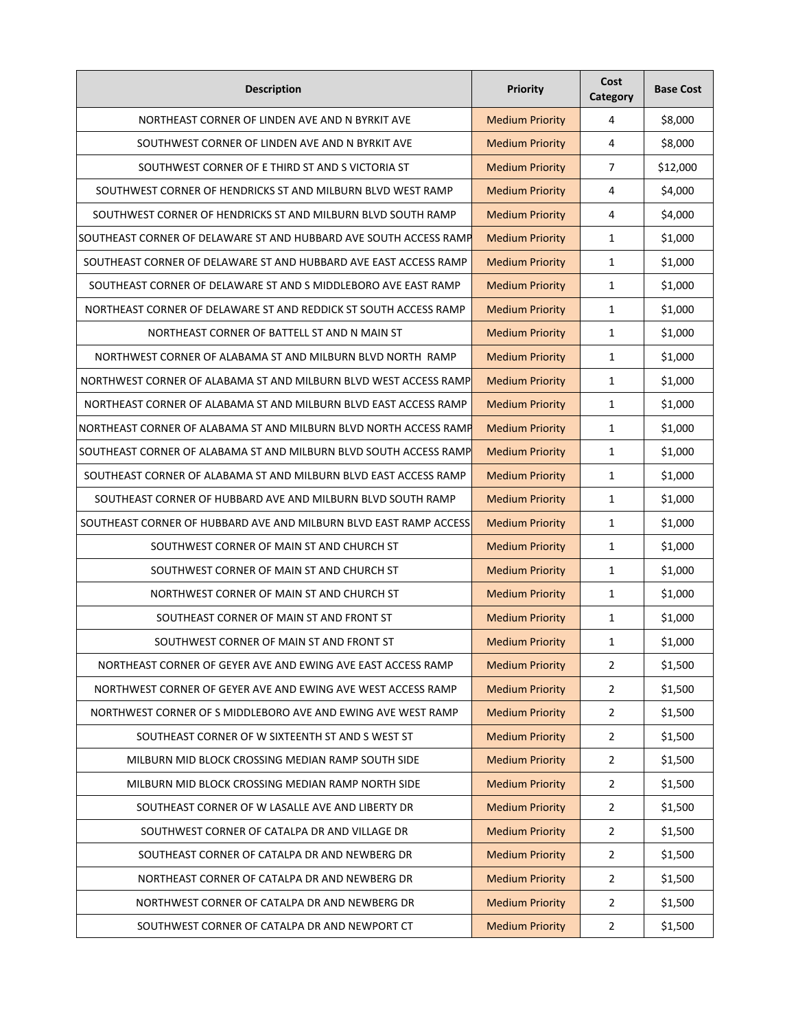| Description | Priority | Cost Category | Base Cost |
|---|---|---|---|
| NORTHEAST CORNER OF LINDEN AVE AND N BYRKIT AVE | Medium Priority | 4 | $8,000 |
| SOUTHWEST CORNER OF LINDEN AVE AND N BYRKIT AVE | Medium Priority | 4 | $8,000 |
| SOUTHWEST CORNER OF E THIRD ST AND S VICTORIA ST | Medium Priority | 7 | $12,000 |
| SOUTHWEST CORNER OF HENDRICKS ST AND MILBURN BLVD WEST RAMP | Medium Priority | 4 | $4,000 |
| SOUTHWEST CORNER OF HENDRICKS ST AND MILBURN BLVD SOUTH RAMP | Medium Priority | 4 | $4,000 |
| SOUTHEAST CORNER OF DELAWARE ST AND HUBBARD AVE SOUTH ACCESS RAMP | Medium Priority | 1 | $1,000 |
| SOUTHEAST CORNER OF DELAWARE ST AND HUBBARD AVE EAST ACCESS RAMP | Medium Priority | 1 | $1,000 |
| SOUTHEAST CORNER OF DELAWARE ST AND S MIDDLEBORO AVE EAST RAMP | Medium Priority | 1 | $1,000 |
| NORTHEAST CORNER OF DELAWARE ST AND REDDICK ST SOUTH ACCESS RAMP | Medium Priority | 1 | $1,000 |
| NORTHEAST CORNER OF BATTELL ST AND N MAIN ST | Medium Priority | 1 | $1,000 |
| NORTHWEST CORNER OF ALABAMA ST AND MILBURN BLVD NORTH RAMP | Medium Priority | 1 | $1,000 |
| NORTHWEST CORNER OF ALABAMA ST AND MILBURN BLVD WEST ACCESS RAMP | Medium Priority | 1 | $1,000 |
| NORTHEAST CORNER OF ALABAMA ST AND MILBURN BLVD EAST ACCESS RAMP | Medium Priority | 1 | $1,000 |
| NORTHEAST CORNER OF ALABAMA ST AND MILBURN BLVD NORTH ACCESS RAMP | Medium Priority | 1 | $1,000 |
| SOUTHEAST CORNER OF ALABAMA ST AND MILBURN BLVD SOUTH ACCESS RAMP | Medium Priority | 1 | $1,000 |
| SOUTHEAST CORNER OF ALABAMA ST AND MILBURN BLVD EAST ACCESS RAMP | Medium Priority | 1 | $1,000 |
| SOUTHEAST CORNER OF HUBBARD AVE AND MILBURN BLVD SOUTH RAMP | Medium Priority | 1 | $1,000 |
| SOUTHEAST CORNER OF HUBBARD AVE AND MILBURN BLVD EAST RAMP ACCESS | Medium Priority | 1 | $1,000 |
| SOUTHWEST CORNER OF MAIN ST AND CHURCH ST | Medium Priority | 1 | $1,000 |
| SOUTHWEST CORNER OF MAIN ST AND CHURCH ST | Medium Priority | 1 | $1,000 |
| NORTHWEST CORNER OF MAIN ST AND CHURCH ST | Medium Priority | 1 | $1,000 |
| SOUTHEAST CORNER OF MAIN ST AND FRONT ST | Medium Priority | 1 | $1,000 |
| SOUTHWEST CORNER OF MAIN ST AND FRONT ST | Medium Priority | 1 | $1,000 |
| NORTHEAST CORNER OF GEYER AVE AND EWING AVE EAST ACCESS RAMP | Medium Priority | 2 | $1,500 |
| NORTHWEST CORNER OF GEYER AVE AND EWING AVE WEST ACCESS RAMP | Medium Priority | 2 | $1,500 |
| NORTHWEST CORNER OF S MIDDLEBORO AVE AND EWING AVE WEST RAMP | Medium Priority | 2 | $1,500 |
| SOUTHEAST CORNER OF W SIXTEENTH ST AND S WEST ST | Medium Priority | 2 | $1,500 |
| MILBURN MID BLOCK CROSSING MEDIAN RAMP SOUTH SIDE | Medium Priority | 2 | $1,500 |
| MILBURN MID BLOCK CROSSING MEDIAN RAMP NORTH SIDE | Medium Priority | 2 | $1,500 |
| SOUTHEAST CORNER OF W LASALLE AVE AND LIBERTY DR | Medium Priority | 2 | $1,500 |
| SOUTHWEST CORNER OF CATALPA DR AND VILLAGE DR | Medium Priority | 2 | $1,500 |
| SOUTHEAST CORNER OF CATALPA DR AND NEWBERG DR | Medium Priority | 2 | $1,500 |
| NORTHEAST CORNER OF CATALPA DR AND NEWBERG DR | Medium Priority | 2 | $1,500 |
| NORTHWEST CORNER OF CATALPA DR AND NEWBERG DR | Medium Priority | 2 | $1,500 |
| SOUTHWEST CORNER OF CATALPA DR AND NEWPORT CT | Medium Priority | 2 | $1,500 |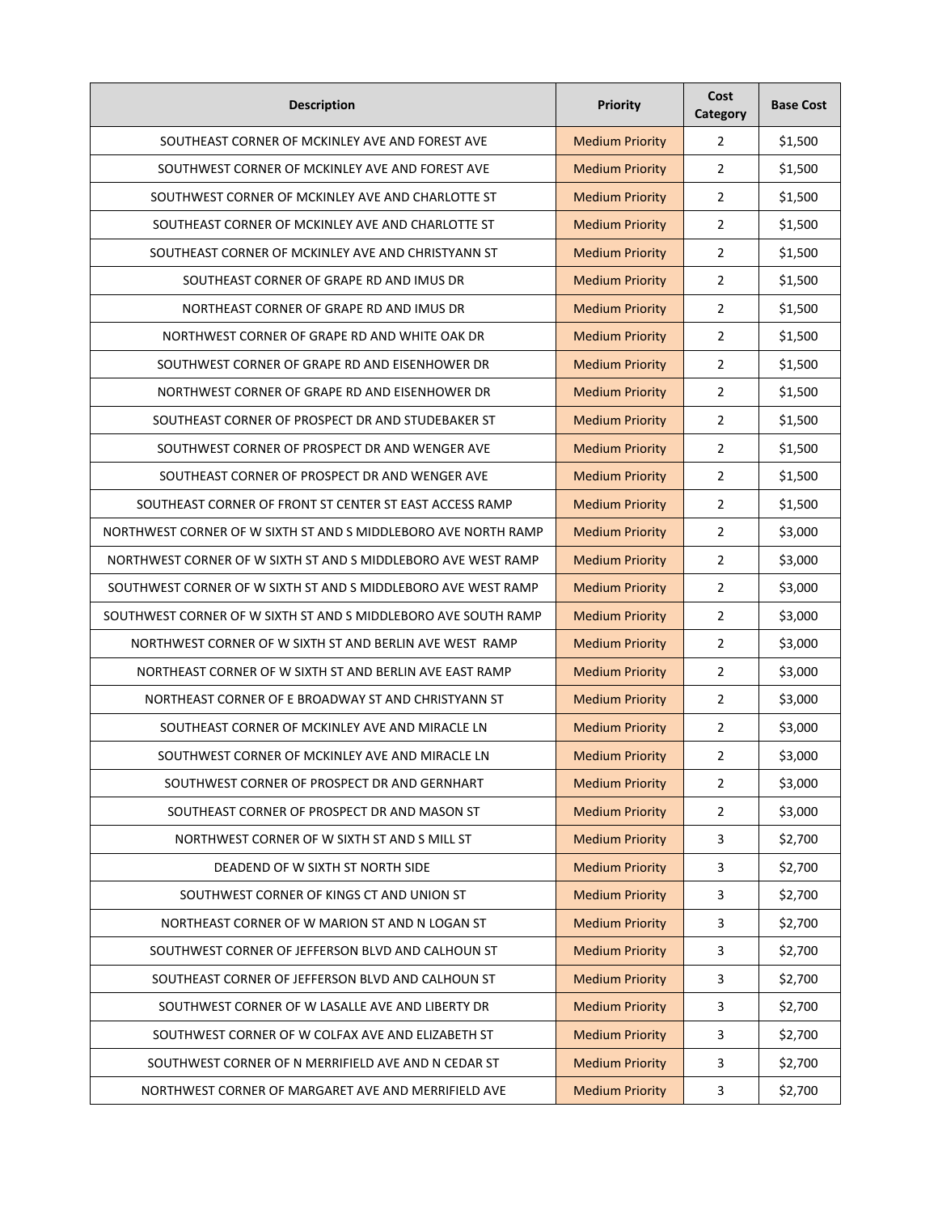| Description | Priority | Cost Category | Base Cost |
|---|---|---|---|
| SOUTHEAST CORNER OF MCKINLEY AVE AND FOREST AVE | Medium Priority | 2 | $1,500 |
| SOUTHWEST CORNER OF MCKINLEY AVE AND FOREST AVE | Medium Priority | 2 | $1,500 |
| SOUTHWEST CORNER OF MCKINLEY AVE AND CHARLOTTE ST | Medium Priority | 2 | $1,500 |
| SOUTHEAST CORNER OF MCKINLEY AVE AND CHARLOTTE ST | Medium Priority | 2 | $1,500 |
| SOUTHEAST CORNER OF MCKINLEY AVE AND CHRISTYANN ST | Medium Priority | 2 | $1,500 |
| SOUTHEAST CORNER OF GRAPE RD AND IMUS DR | Medium Priority | 2 | $1,500 |
| NORTHEAST CORNER OF GRAPE RD AND IMUS DR | Medium Priority | 2 | $1,500 |
| NORTHWEST CORNER OF GRAPE RD AND WHITE OAK DR | Medium Priority | 2 | $1,500 |
| SOUTHWEST CORNER OF GRAPE RD AND EISENHOWER DR | Medium Priority | 2 | $1,500 |
| NORTHWEST CORNER OF GRAPE RD AND EISENHOWER DR | Medium Priority | 2 | $1,500 |
| SOUTHEAST CORNER OF PROSPECT DR AND STUDEBAKER ST | Medium Priority | 2 | $1,500 |
| SOUTHWEST CORNER OF PROSPECT DR AND WENGER AVE | Medium Priority | 2 | $1,500 |
| SOUTHEAST CORNER OF PROSPECT DR AND WENGER AVE | Medium Priority | 2 | $1,500 |
| SOUTHEAST CORNER OF FRONT ST CENTER ST EAST ACCESS RAMP | Medium Priority | 2 | $1,500 |
| NORTHWEST CORNER OF W SIXTH ST AND S MIDDLEBORO AVE NORTH RAMP | Medium Priority | 2 | $3,000 |
| NORTHWEST CORNER OF W SIXTH ST AND S MIDDLEBORO AVE WEST RAMP | Medium Priority | 2 | $3,000 |
| SOUTHWEST CORNER OF W SIXTH ST AND S MIDDLEBORO AVE WEST RAMP | Medium Priority | 2 | $3,000 |
| SOUTHWEST CORNER OF W SIXTH ST AND S MIDDLEBORO AVE SOUTH RAMP | Medium Priority | 2 | $3,000 |
| NORTHWEST CORNER OF W SIXTH ST AND BERLIN AVE WEST RAMP | Medium Priority | 2 | $3,000 |
| NORTHEAST CORNER OF W SIXTH ST AND BERLIN AVE EAST RAMP | Medium Priority | 2 | $3,000 |
| NORTHEAST CORNER OF E BROADWAY ST AND CHRISTYANN ST | Medium Priority | 2 | $3,000 |
| SOUTHEAST CORNER OF MCKINLEY AVE AND MIRACLE LN | Medium Priority | 2 | $3,000 |
| SOUTHWEST CORNER OF MCKINLEY AVE AND MIRACLE LN | Medium Priority | 2 | $3,000 |
| SOUTHWEST CORNER OF PROSPECT DR AND GERNHART | Medium Priority | 2 | $3,000 |
| SOUTHEAST CORNER OF PROSPECT DR AND MASON ST | Medium Priority | 2 | $3,000 |
| NORTHWEST CORNER OF W SIXTH ST AND S MILL ST | Medium Priority | 3 | $2,700 |
| DEADEND OF W SIXTH ST NORTH SIDE | Medium Priority | 3 | $2,700 |
| SOUTHWEST CORNER OF KINGS CT AND UNION ST | Medium Priority | 3 | $2,700 |
| NORTHEAST CORNER OF W MARION ST AND N LOGAN ST | Medium Priority | 3 | $2,700 |
| SOUTHWEST CORNER OF JEFFERSON BLVD AND CALHOUN ST | Medium Priority | 3 | $2,700 |
| SOUTHEAST CORNER OF JEFFERSON BLVD AND CALHOUN ST | Medium Priority | 3 | $2,700 |
| SOUTHWEST CORNER OF W LASALLE AVE AND LIBERTY DR | Medium Priority | 3 | $2,700 |
| SOUTHWEST CORNER OF W COLFAX AVE AND ELIZABETH ST | Medium Priority | 3 | $2,700 |
| SOUTHWEST CORNER OF N MERRIFIELD AVE AND N CEDAR ST | Medium Priority | 3 | $2,700 |
| NORTHWEST CORNER OF MARGARET AVE AND MERRIFIELD AVE | Medium Priority | 3 | $2,700 |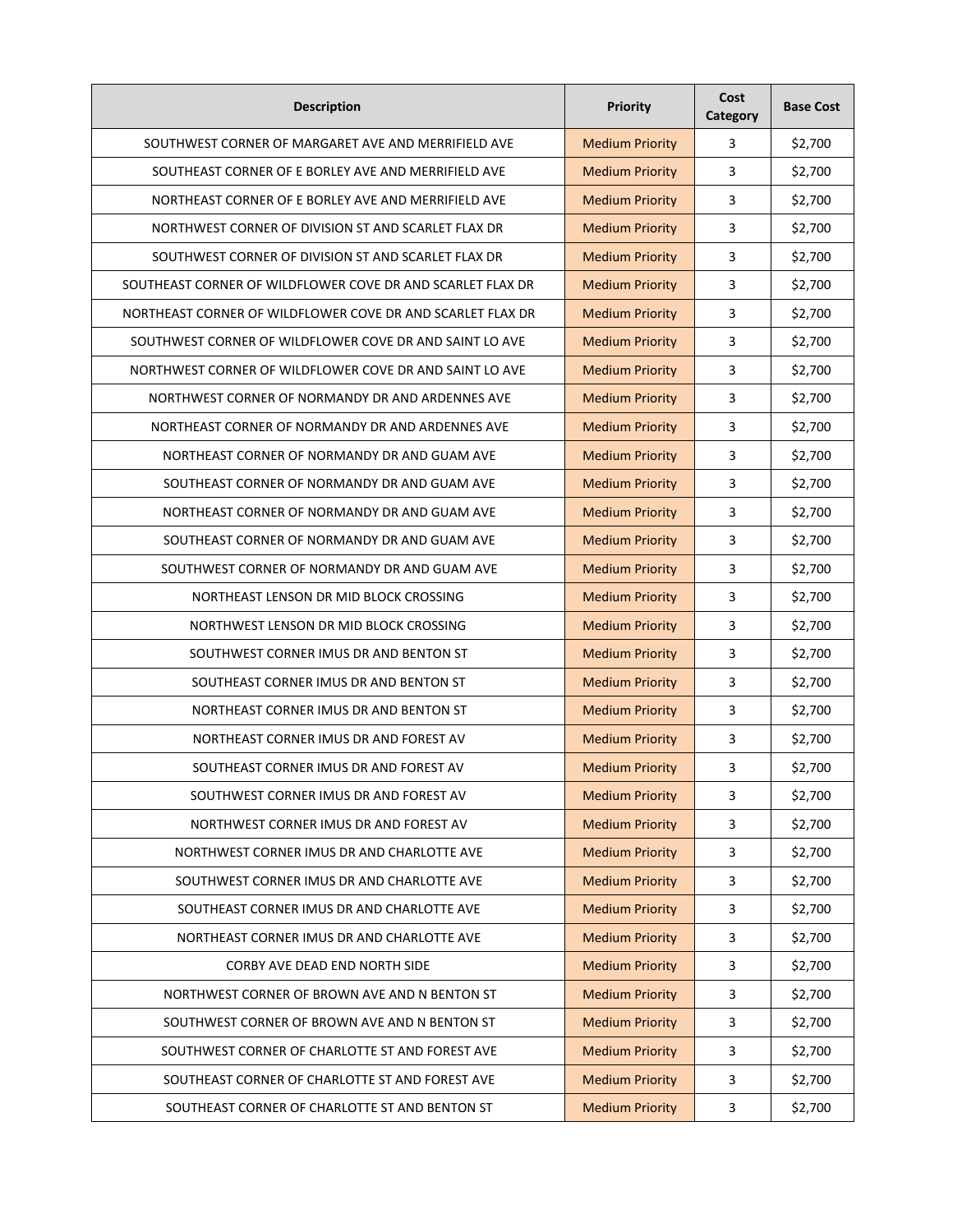| Description | Priority | Cost Category | Base Cost |
|---|---|---|---|
| SOUTHWEST CORNER OF MARGARET AVE AND MERRIFIELD AVE | Medium Priority | 3 | $2,700 |
| SOUTHEAST CORNER OF E BORLEY AVE AND MERRIFIELD AVE | Medium Priority | 3 | $2,700 |
| NORTHEAST CORNER OF E BORLEY AVE AND MERRIFIELD AVE | Medium Priority | 3 | $2,700 |
| NORTHWEST CORNER OF DIVISION ST AND SCARLET FLAX DR | Medium Priority | 3 | $2,700 |
| SOUTHWEST CORNER OF DIVISION ST AND SCARLET FLAX DR | Medium Priority | 3 | $2,700 |
| SOUTHEAST CORNER OF WILDFLOWER COVE DR AND SCARLET FLAX DR | Medium Priority | 3 | $2,700 |
| NORTHEAST CORNER OF WILDFLOWER COVE DR AND SCARLET FLAX DR | Medium Priority | 3 | $2,700 |
| SOUTHWEST CORNER OF WILDFLOWER COVE DR AND SAINT LO AVE | Medium Priority | 3 | $2,700 |
| NORTHWEST CORNER OF WILDFLOWER COVE DR AND SAINT LO AVE | Medium Priority | 3 | $2,700 |
| NORTHWEST CORNER OF NORMANDY DR AND ARDENNES AVE | Medium Priority | 3 | $2,700 |
| NORTHEAST CORNER OF NORMANDY DR AND ARDENNES AVE | Medium Priority | 3 | $2,700 |
| NORTHEAST CORNER OF NORMANDY DR AND GUAM AVE | Medium Priority | 3 | $2,700 |
| SOUTHEAST CORNER OF NORMANDY DR AND GUAM AVE | Medium Priority | 3 | $2,700 |
| NORTHEAST CORNER OF NORMANDY DR AND GUAM AVE | Medium Priority | 3 | $2,700 |
| SOUTHEAST CORNER OF NORMANDY DR AND GUAM AVE | Medium Priority | 3 | $2,700 |
| SOUTHWEST CORNER OF NORMANDY DR AND GUAM AVE | Medium Priority | 3 | $2,700 |
| NORTHEAST LENSON DR MID BLOCK CROSSING | Medium Priority | 3 | $2,700 |
| NORTHWEST LENSON DR MID BLOCK CROSSING | Medium Priority | 3 | $2,700 |
| SOUTHWEST CORNER IMUS DR AND BENTON ST | Medium Priority | 3 | $2,700 |
| SOUTHEAST CORNER IMUS DR AND BENTON ST | Medium Priority | 3 | $2,700 |
| NORTHEAST CORNER IMUS DR AND BENTON ST | Medium Priority | 3 | $2,700 |
| NORTHEAST CORNER IMUS DR AND FOREST AV | Medium Priority | 3 | $2,700 |
| SOUTHEAST CORNER IMUS DR AND FOREST AV | Medium Priority | 3 | $2,700 |
| SOUTHWEST CORNER IMUS DR AND FOREST AV | Medium Priority | 3 | $2,700 |
| NORTHWEST CORNER IMUS DR AND FOREST AV | Medium Priority | 3 | $2,700 |
| NORTHWEST CORNER IMUS DR AND CHARLOTTE AVE | Medium Priority | 3 | $2,700 |
| SOUTHWEST CORNER IMUS DR AND CHARLOTTE AVE | Medium Priority | 3 | $2,700 |
| SOUTHEAST CORNER IMUS DR AND CHARLOTTE AVE | Medium Priority | 3 | $2,700 |
| NORTHEAST CORNER IMUS DR AND CHARLOTTE AVE | Medium Priority | 3 | $2,700 |
| CORBY AVE DEAD END NORTH SIDE | Medium Priority | 3 | $2,700 |
| NORTHWEST CORNER OF BROWN AVE AND N BENTON ST | Medium Priority | 3 | $2,700 |
| SOUTHWEST CORNER OF BROWN AVE AND N BENTON ST | Medium Priority | 3 | $2,700 |
| SOUTHWEST CORNER OF CHARLOTTE ST AND FOREST AVE | Medium Priority | 3 | $2,700 |
| SOUTHEAST CORNER OF CHARLOTTE ST AND FOREST AVE | Medium Priority | 3 | $2,700 |
| SOUTHEAST CORNER OF CHARLOTTE ST AND BENTON ST | Medium Priority | 3 | $2,700 |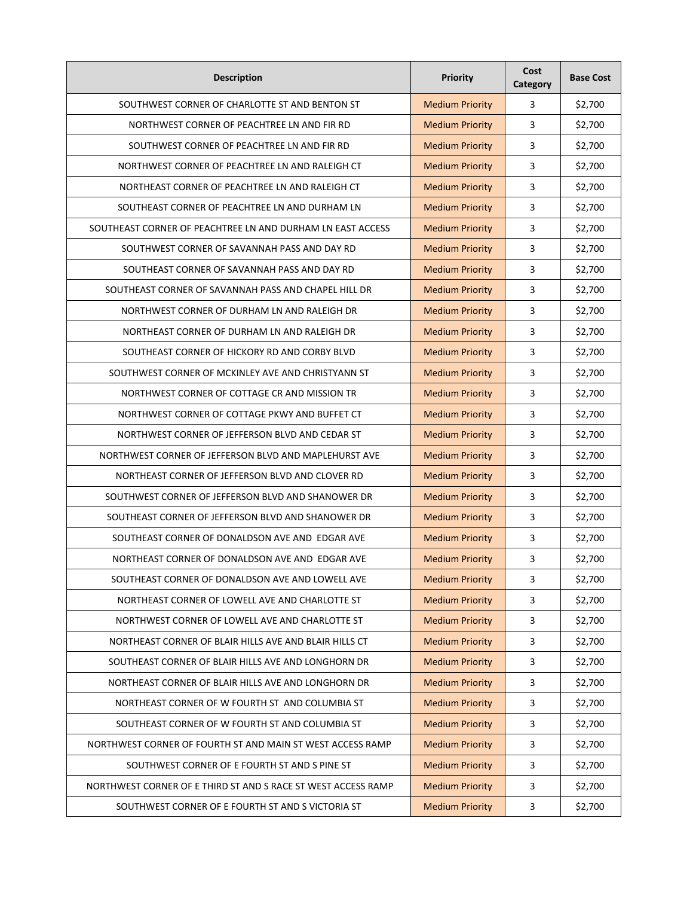| Description | Priority | Cost Category | Base Cost |
|---|---|---|---|
| SOUTHWEST CORNER OF CHARLOTTE ST AND BENTON ST | Medium Priority | 3 | $2,700 |
| NORTHWEST CORNER OF PEACHTREE LN AND FIR RD | Medium Priority | 3 | $2,700 |
| SOUTHWEST CORNER OF PEACHTREE LN AND FIR RD | Medium Priority | 3 | $2,700 |
| NORTHWEST CORNER OF PEACHTREE LN AND RALEIGH CT | Medium Priority | 3 | $2,700 |
| NORTHEAST CORNER OF PEACHTREE LN AND RALEIGH CT | Medium Priority | 3 | $2,700 |
| SOUTHEAST CORNER OF PEACHTREE LN AND DURHAM LN | Medium Priority | 3 | $2,700 |
| SOUTHEAST CORNER OF PEACHTREE LN AND DURHAM LN EAST ACCESS | Medium Priority | 3 | $2,700 |
| SOUTHWEST CORNER OF SAVANNAH PASS AND DAY RD | Medium Priority | 3 | $2,700 |
| SOUTHEAST CORNER OF SAVANNAH PASS AND DAY RD | Medium Priority | 3 | $2,700 |
| SOUTHEAST CORNER OF SAVANNAH PASS AND CHAPEL HILL DR | Medium Priority | 3 | $2,700 |
| NORTHWEST CORNER OF DURHAM LN AND RALEIGH DR | Medium Priority | 3 | $2,700 |
| NORTHEAST CORNER OF DURHAM LN AND RALEIGH DR | Medium Priority | 3 | $2,700 |
| SOUTHEAST CORNER OF HICKORY RD AND CORBY BLVD | Medium Priority | 3 | $2,700 |
| SOUTHWEST CORNER OF MCKINLEY AVE AND CHRISTYANN ST | Medium Priority | 3 | $2,700 |
| NORTHWEST CORNER OF COTTAGE CR AND MISSION TR | Medium Priority | 3 | $2,700 |
| NORTHWEST CORNER OF COTTAGE PKWY AND BUFFET CT | Medium Priority | 3 | $2,700 |
| NORTHWEST CORNER OF JEFFERSON BLVD AND CEDAR ST | Medium Priority | 3 | $2,700 |
| NORTHWEST CORNER OF JEFFERSON BLVD AND MAPLEHURST AVE | Medium Priority | 3 | $2,700 |
| NORTHEAST CORNER OF JEFFERSON BLVD AND CLOVER RD | Medium Priority | 3 | $2,700 |
| SOUTHWEST CORNER OF JEFFERSON BLVD AND SHANOWER DR | Medium Priority | 3 | $2,700 |
| SOUTHEAST CORNER OF JEFFERSON BLVD AND SHANOWER DR | Medium Priority | 3 | $2,700 |
| SOUTHEAST CORNER OF DONALDSON AVE AND EDGAR AVE | Medium Priority | 3 | $2,700 |
| NORTHEAST CORNER OF DONALDSON AVE AND EDGAR AVE | Medium Priority | 3 | $2,700 |
| SOUTHEAST CORNER OF DONALDSON AVE AND LOWELL AVE | Medium Priority | 3 | $2,700 |
| NORTHEAST CORNER OF LOWELL AVE AND CHARLOTTE ST | Medium Priority | 3 | $2,700 |
| NORTHWEST CORNER OF LOWELL AVE AND CHARLOTTE ST | Medium Priority | 3 | $2,700 |
| NORTHEAST CORNER OF BLAIR HILLS AVE AND BLAIR HILLS CT | Medium Priority | 3 | $2,700 |
| SOUTHEAST CORNER OF BLAIR HILLS AVE AND LONGHORN DR | Medium Priority | 3 | $2,700 |
| NORTHEAST CORNER OF BLAIR HILLS AVE AND LONGHORN DR | Medium Priority | 3 | $2,700 |
| NORTHEAST CORNER OF W FOURTH ST AND COLUMBIA ST | Medium Priority | 3 | $2,700 |
| SOUTHEAST CORNER OF W FOURTH ST AND COLUMBIA ST | Medium Priority | 3 | $2,700 |
| NORTHWEST CORNER OF FOURTH ST AND MAIN ST WEST ACCESS RAMP | Medium Priority | 3 | $2,700 |
| SOUTHWEST CORNER OF E FOURTH ST AND S PINE ST | Medium Priority | 3 | $2,700 |
| NORTHWEST CORNER OF E THIRD ST AND S RACE ST WEST ACCESS RAMP | Medium Priority | 3 | $2,700 |
| SOUTHWEST CORNER OF E FOURTH ST AND S VICTORIA ST | Medium Priority | 3 | $2,700 |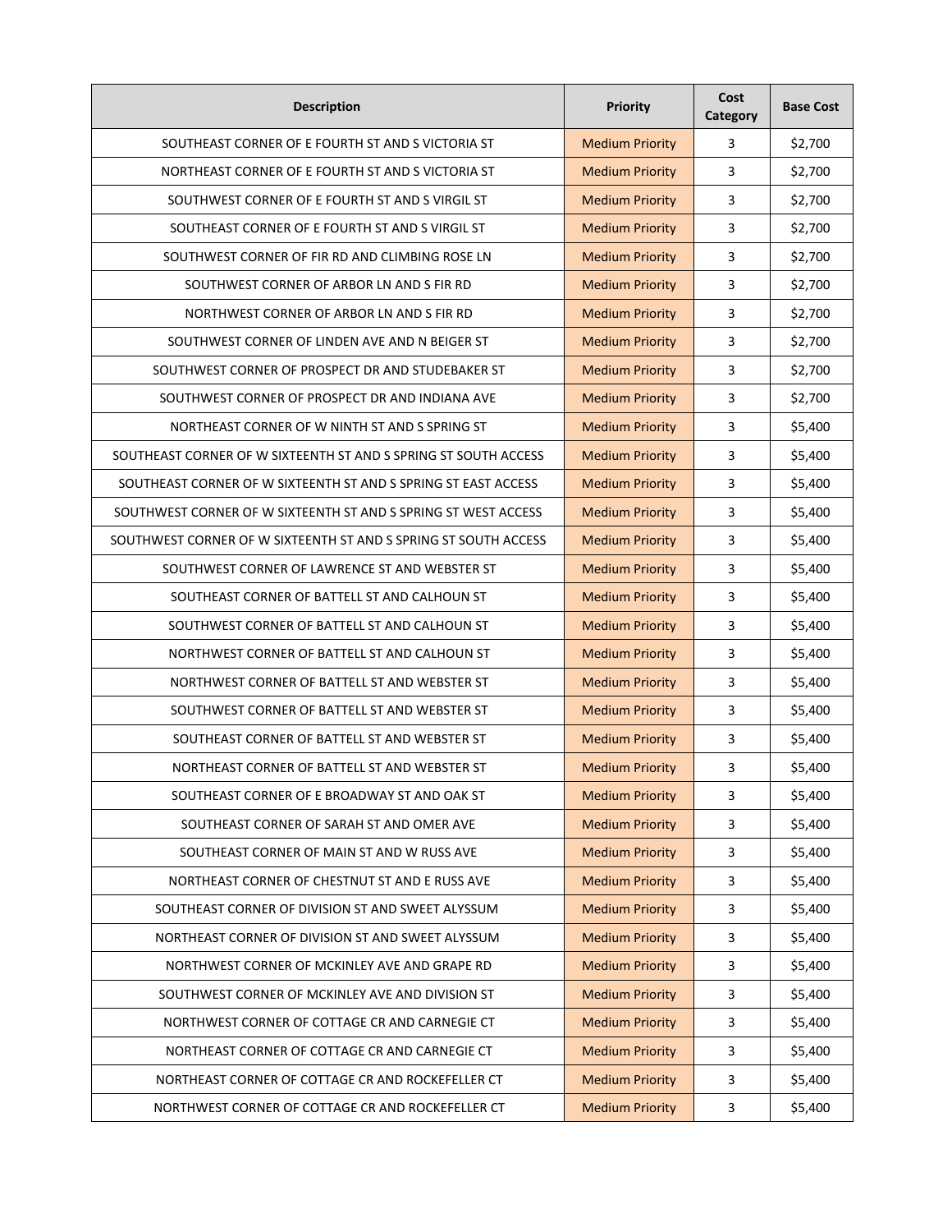| Description | Priority | Cost Category | Base Cost |
| --- | --- | --- | --- |
| SOUTHEAST CORNER OF E FOURTH ST AND S VICTORIA ST | Medium Priority | 3 | $2,700 |
| NORTHEAST CORNER OF E FOURTH ST AND S VICTORIA ST | Medium Priority | 3 | $2,700 |
| SOUTHWEST CORNER OF E FOURTH ST AND S VIRGIL ST | Medium Priority | 3 | $2,700 |
| SOUTHEAST CORNER OF E FOURTH ST AND S VIRGIL ST | Medium Priority | 3 | $2,700 |
| SOUTHWEST CORNER OF FIR RD AND CLIMBING ROSE LN | Medium Priority | 3 | $2,700 |
| SOUTHWEST CORNER OF ARBOR LN AND S FIR RD | Medium Priority | 3 | $2,700 |
| NORTHWEST CORNER OF ARBOR LN AND S FIR RD | Medium Priority | 3 | $2,700 |
| SOUTHWEST CORNER OF LINDEN AVE AND N BEIGER ST | Medium Priority | 3 | $2,700 |
| SOUTHWEST CORNER OF PROSPECT DR AND STUDEBAKER ST | Medium Priority | 3 | $2,700 |
| SOUTHWEST CORNER OF PROSPECT DR AND INDIANA AVE | Medium Priority | 3 | $2,700 |
| NORTHEAST CORNER OF W NINTH ST AND S SPRING ST | Medium Priority | 3 | $5,400 |
| SOUTHEAST CORNER OF W SIXTEENTH ST AND S SPRING ST SOUTH ACCESS | Medium Priority | 3 | $5,400 |
| SOUTHEAST CORNER OF W SIXTEENTH ST AND S SPRING ST EAST ACCESS | Medium Priority | 3 | $5,400 |
| SOUTHWEST CORNER OF W SIXTEENTH ST AND S SPRING ST WEST ACCESS | Medium Priority | 3 | $5,400 |
| SOUTHWEST CORNER OF W SIXTEENTH ST AND S SPRING ST SOUTH ACCESS | Medium Priority | 3 | $5,400 |
| SOUTHWEST CORNER OF LAWRENCE ST AND WEBSTER ST | Medium Priority | 3 | $5,400 |
| SOUTHEAST CORNER OF BATTELL ST AND CALHOUN ST | Medium Priority | 3 | $5,400 |
| SOUTHWEST CORNER OF BATTELL ST AND CALHOUN ST | Medium Priority | 3 | $5,400 |
| NORTHWEST CORNER OF BATTELL ST AND CALHOUN ST | Medium Priority | 3 | $5,400 |
| NORTHWEST CORNER OF BATTELL ST AND WEBSTER ST | Medium Priority | 3 | $5,400 |
| SOUTHWEST CORNER OF BATTELL ST AND WEBSTER ST | Medium Priority | 3 | $5,400 |
| SOUTHEAST CORNER OF BATTELL ST AND WEBSTER ST | Medium Priority | 3 | $5,400 |
| NORTHEAST CORNER OF BATTELL ST AND WEBSTER ST | Medium Priority | 3 | $5,400 |
| SOUTHEAST CORNER OF E BROADWAY ST AND OAK ST | Medium Priority | 3 | $5,400 |
| SOUTHEAST CORNER OF SARAH ST AND OMER AVE | Medium Priority | 3 | $5,400 |
| SOUTHEAST CORNER OF MAIN ST AND W RUSS AVE | Medium Priority | 3 | $5,400 |
| NORTHEAST CORNER OF CHESTNUT ST AND E RUSS AVE | Medium Priority | 3 | $5,400 |
| SOUTHEAST CORNER OF DIVISION ST AND SWEET ALYSSUM | Medium Priority | 3 | $5,400 |
| NORTHEAST CORNER OF DIVISION ST AND SWEET ALYSSUM | Medium Priority | 3 | $5,400 |
| NORTHWEST CORNER OF MCKINLEY AVE AND GRAPE RD | Medium Priority | 3 | $5,400 |
| SOUTHWEST CORNER OF MCKINLEY AVE AND DIVISION ST | Medium Priority | 3 | $5,400 |
| NORTHWEST CORNER OF COTTAGE CR AND CARNEGIE CT | Medium Priority | 3 | $5,400 |
| NORTHEAST CORNER OF COTTAGE CR AND CARNEGIE CT | Medium Priority | 3 | $5,400 |
| NORTHEAST CORNER OF COTTAGE CR AND ROCKEFELLER CT | Medium Priority | 3 | $5,400 |
| NORTHWEST CORNER OF COTTAGE CR AND ROCKEFELLER CT | Medium Priority | 3 | $5,400 |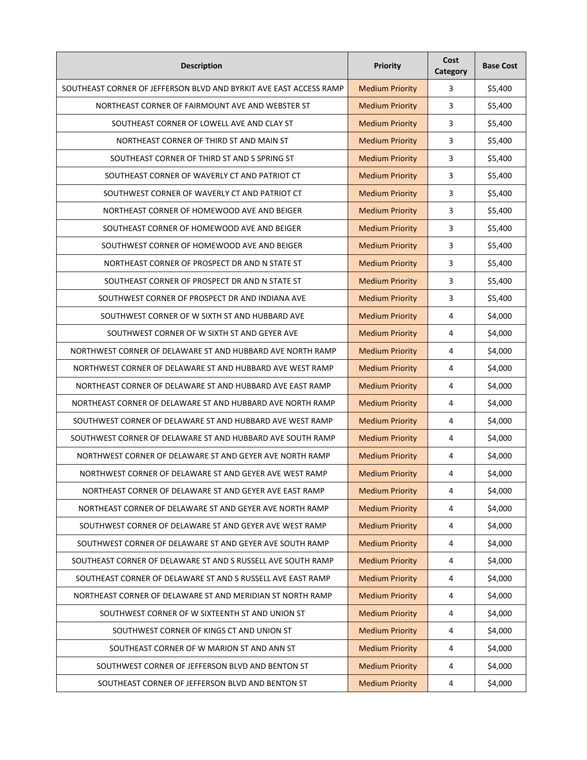| Description | Priority | Cost Category | Base Cost |
|---|---|---|---|
| SOUTHEAST CORNER OF JEFFERSON BLVD AND BYRKIT AVE EAST ACCESS RAMP | Medium Priority | 3 | $5,400 |
| NORTHEAST CORNER OF FAIRMOUNT AVE AND WEBSTER ST | Medium Priority | 3 | $5,400 |
| SOUTHEAST CORNER OF LOWELL AVE AND CLAY ST | Medium Priority | 3 | $5,400 |
| NORTHEAST CORNER OF THIRD ST AND MAIN ST | Medium Priority | 3 | $5,400 |
| SOUTHEAST CORNER OF THIRD ST AND S SPRING ST | Medium Priority | 3 | $5,400 |
| SOUTHEAST CORNER OF WAVERLY CT AND PATRIOT CT | Medium Priority | 3 | $5,400 |
| SOUTHWEST CORNER OF WAVERLY CT AND PATRIOT CT | Medium Priority | 3 | $5,400 |
| NORTHEAST CORNER OF HOMEWOOD AVE AND BEIGER | Medium Priority | 3 | $5,400 |
| SOUTHEAST CORNER OF HOMEWOOD AVE AND BEIGER | Medium Priority | 3 | $5,400 |
| SOUTHWEST CORNER OF HOMEWOOD AVE AND BEIGER | Medium Priority | 3 | $5,400 |
| NORTHEAST CORNER OF PROSPECT DR AND N STATE ST | Medium Priority | 3 | $5,400 |
| SOUTHEAST CORNER OF PROSPECT DR AND N STATE ST | Medium Priority | 3 | $5,400 |
| SOUTHWEST CORNER OF PROSPECT DR AND INDIANA AVE | Medium Priority | 3 | $5,400 |
| SOUTHWEST CORNER OF W SIXTH ST AND HUBBARD AVE | Medium Priority | 4 | $4,000 |
| SOUTHWEST CORNER OF W SIXTH ST AND GEYER AVE | Medium Priority | 4 | $4,000 |
| NORTHWEST CORNER OF DELAWARE ST AND HUBBARD AVE NORTH RAMP | Medium Priority | 4 | $4,000 |
| NORTHWEST CORNER OF DELAWARE ST AND HUBBARD AVE WEST RAMP | Medium Priority | 4 | $4,000 |
| NORTHEAST CORNER OF DELAWARE ST AND HUBBARD AVE EAST RAMP | Medium Priority | 4 | $4,000 |
| NORTHEAST CORNER OF DELAWARE ST AND HUBBARD AVE NORTH RAMP | Medium Priority | 4 | $4,000 |
| SOUTHWEST CORNER OF DELAWARE ST AND HUBBARD AVE WEST RAMP | Medium Priority | 4 | $4,000 |
| SOUTHWEST CORNER OF DELAWARE ST AND HUBBARD AVE SOUTH RAMP | Medium Priority | 4 | $4,000 |
| NORTHWEST CORNER OF DELAWARE ST AND GEYER AVE NORTH RAMP | Medium Priority | 4 | $4,000 |
| NORTHWEST CORNER OF DELAWARE ST AND GEYER AVE WEST RAMP | Medium Priority | 4 | $4,000 |
| NORTHEAST CORNER OF DELAWARE ST AND GEYER AVE EAST RAMP | Medium Priority | 4 | $4,000 |
| NORTHEAST CORNER OF DELAWARE ST AND GEYER AVE NORTH RAMP | Medium Priority | 4 | $4,000 |
| SOUTHWEST CORNER OF DELAWARE ST AND GEYER AVE WEST RAMP | Medium Priority | 4 | $4,000 |
| SOUTHWEST CORNER OF DELAWARE ST AND GEYER AVE SOUTH RAMP | Medium Priority | 4 | $4,000 |
| SOUTHEAST CORNER OF DELAWARE ST AND S RUSSELL AVE SOUTH RAMP | Medium Priority | 4 | $4,000 |
| SOUTHEAST CORNER OF DELAWARE ST AND S RUSSELL AVE EAST RAMP | Medium Priority | 4 | $4,000 |
| NORTHEAST CORNER OF DELAWARE ST AND MERIDIAN ST NORTH RAMP | Medium Priority | 4 | $4,000 |
| SOUTHWEST CORNER OF W SIXTEENTH ST AND UNION ST | Medium Priority | 4 | $4,000 |
| SOUTHWEST CORNER OF KINGS CT AND UNION ST | Medium Priority | 4 | $4,000 |
| SOUTHEAST CORNER OF W MARION ST AND ANN ST | Medium Priority | 4 | $4,000 |
| SOUTHWEST CORNER OF JEFFERSON BLVD AND BENTON ST | Medium Priority | 4 | $4,000 |
| SOUTHEAST CORNER OF JEFFERSON BLVD AND BENTON ST | Medium Priority | 4 | $4,000 |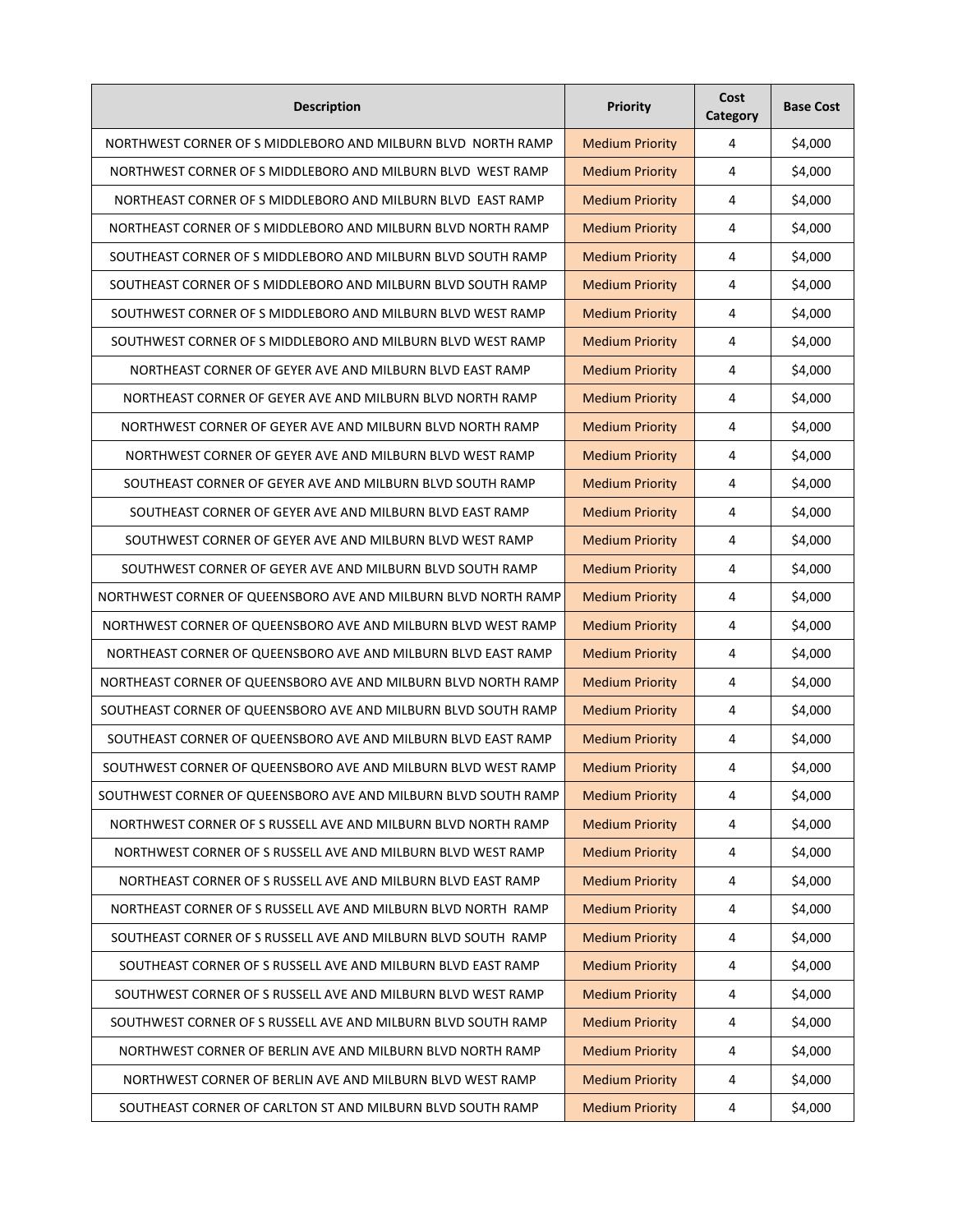| Description | Priority | Cost Category | Base Cost |
| --- | --- | --- | --- |
| NORTHWEST CORNER OF S MIDDLEBORO AND MILBURN BLVD NORTH RAMP | Medium Priority | 4 | $4,000 |
| NORTHWEST CORNER OF S MIDDLEBORO AND MILBURN BLVD WEST RAMP | Medium Priority | 4 | $4,000 |
| NORTHEAST CORNER OF S MIDDLEBORO AND MILBURN BLVD EAST RAMP | Medium Priority | 4 | $4,000 |
| NORTHEAST CORNER OF S MIDDLEBORO AND MILBURN BLVD NORTH RAMP | Medium Priority | 4 | $4,000 |
| SOUTHEAST CORNER OF S MIDDLEBORO AND MILBURN BLVD SOUTH RAMP | Medium Priority | 4 | $4,000 |
| SOUTHEAST CORNER OF S MIDDLEBORO AND MILBURN BLVD SOUTH RAMP | Medium Priority | 4 | $4,000 |
| SOUTHWEST CORNER OF S MIDDLEBORO AND MILBURN BLVD WEST RAMP | Medium Priority | 4 | $4,000 |
| SOUTHWEST CORNER OF S MIDDLEBORO AND MILBURN BLVD WEST RAMP | Medium Priority | 4 | $4,000 |
| NORTHEAST CORNER OF GEYER AVE AND MILBURN BLVD EAST RAMP | Medium Priority | 4 | $4,000 |
| NORTHEAST CORNER OF GEYER AVE AND MILBURN BLVD NORTH RAMP | Medium Priority | 4 | $4,000 |
| NORTHWEST CORNER OF GEYER AVE AND MILBURN BLVD NORTH RAMP | Medium Priority | 4 | $4,000 |
| NORTHWEST CORNER OF GEYER AVE AND MILBURN BLVD WEST RAMP | Medium Priority | 4 | $4,000 |
| SOUTHEAST CORNER OF GEYER AVE AND MILBURN BLVD SOUTH RAMP | Medium Priority | 4 | $4,000 |
| SOUTHEAST CORNER OF GEYER AVE AND MILBURN BLVD EAST RAMP | Medium Priority | 4 | $4,000 |
| SOUTHWEST CORNER OF GEYER AVE AND MILBURN BLVD WEST RAMP | Medium Priority | 4 | $4,000 |
| SOUTHWEST CORNER OF GEYER AVE AND MILBURN BLVD SOUTH RAMP | Medium Priority | 4 | $4,000 |
| NORTHWEST CORNER OF QUEENSBORO AVE AND MILBURN BLVD NORTH RAMP | Medium Priority | 4 | $4,000 |
| NORTHWEST CORNER OF QUEENSBORO AVE AND MILBURN BLVD WEST RAMP | Medium Priority | 4 | $4,000 |
| NORTHEAST CORNER OF QUEENSBORO AVE AND MILBURN BLVD EAST RAMP | Medium Priority | 4 | $4,000 |
| NORTHEAST CORNER OF QUEENSBORO AVE AND MILBURN BLVD NORTH RAMP | Medium Priority | 4 | $4,000 |
| SOUTHEAST CORNER OF QUEENSBORO AVE AND MILBURN BLVD SOUTH RAMP | Medium Priority | 4 | $4,000 |
| SOUTHEAST CORNER OF QUEENSBORO AVE AND MILBURN BLVD EAST RAMP | Medium Priority | 4 | $4,000 |
| SOUTHWEST CORNER OF QUEENSBORO AVE AND MILBURN BLVD WEST RAMP | Medium Priority | 4 | $4,000 |
| SOUTHWEST CORNER OF QUEENSBORO AVE AND MILBURN BLVD SOUTH RAMP | Medium Priority | 4 | $4,000 |
| NORTHWEST CORNER OF S RUSSELL AVE AND MILBURN BLVD NORTH RAMP | Medium Priority | 4 | $4,000 |
| NORTHWEST CORNER OF S RUSSELL AVE AND MILBURN BLVD WEST RAMP | Medium Priority | 4 | $4,000 |
| NORTHEAST CORNER OF S RUSSELL AVE AND MILBURN BLVD EAST RAMP | Medium Priority | 4 | $4,000 |
| NORTHEAST CORNER OF S RUSSELL AVE AND MILBURN BLVD NORTH RAMP | Medium Priority | 4 | $4,000 |
| SOUTHEAST CORNER OF S RUSSELL AVE AND MILBURN BLVD SOUTH RAMP | Medium Priority | 4 | $4,000 |
| SOUTHEAST CORNER OF S RUSSELL AVE AND MILBURN BLVD EAST RAMP | Medium Priority | 4 | $4,000 |
| SOUTHWEST CORNER OF S RUSSELL AVE AND MILBURN BLVD WEST RAMP | Medium Priority | 4 | $4,000 |
| SOUTHWEST CORNER OF S RUSSELL AVE AND MILBURN BLVD SOUTH RAMP | Medium Priority | 4 | $4,000 |
| NORTHWEST CORNER OF BERLIN AVE AND MILBURN BLVD NORTH RAMP | Medium Priority | 4 | $4,000 |
| NORTHWEST CORNER OF BERLIN AVE AND MILBURN BLVD WEST RAMP | Medium Priority | 4 | $4,000 |
| SOUTHEAST CORNER OF CARLTON ST AND MILBURN BLVD SOUTH RAMP | Medium Priority | 4 | $4,000 |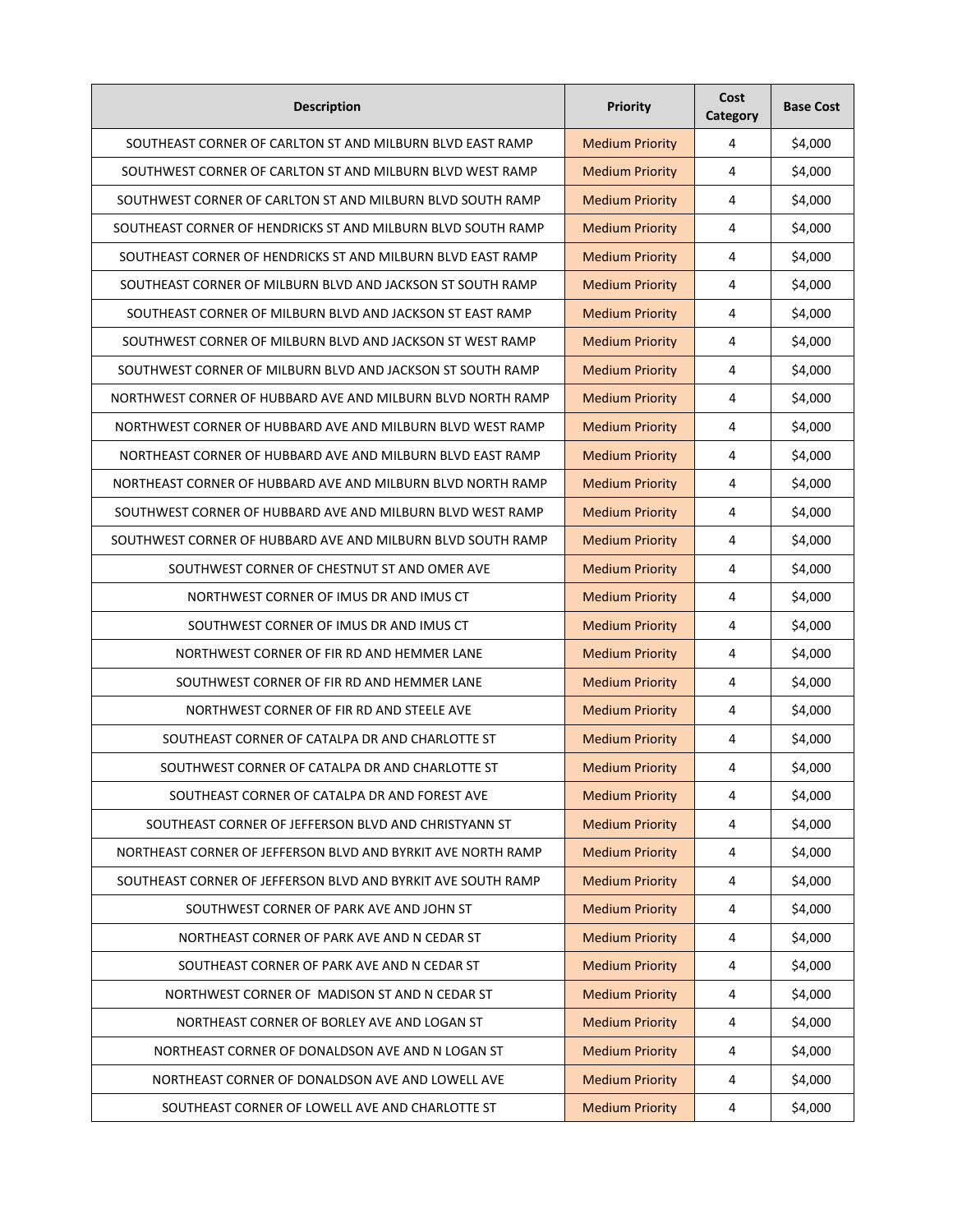| Description | Priority | Cost Category | Base Cost |
| --- | --- | --- | --- |
| SOUTHEAST CORNER OF CARLTON ST AND MILBURN BLVD EAST RAMP | Medium Priority | 4 | $4,000 |
| SOUTHWEST CORNER OF CARLTON ST AND MILBURN BLVD WEST RAMP | Medium Priority | 4 | $4,000 |
| SOUTHWEST CORNER OF CARLTON ST AND MILBURN BLVD SOUTH RAMP | Medium Priority | 4 | $4,000 |
| SOUTHEAST CORNER OF HENDRICKS ST AND MILBURN BLVD SOUTH RAMP | Medium Priority | 4 | $4,000 |
| SOUTHEAST CORNER OF HENDRICKS ST AND MILBURN BLVD EAST RAMP | Medium Priority | 4 | $4,000 |
| SOUTHEAST CORNER OF MILBURN BLVD AND JACKSON ST SOUTH RAMP | Medium Priority | 4 | $4,000 |
| SOUTHEAST CORNER OF MILBURN BLVD AND JACKSON ST EAST RAMP | Medium Priority | 4 | $4,000 |
| SOUTHWEST CORNER OF MILBURN BLVD AND JACKSON ST WEST RAMP | Medium Priority | 4 | $4,000 |
| SOUTHWEST CORNER OF MILBURN BLVD AND JACKSON ST SOUTH RAMP | Medium Priority | 4 | $4,000 |
| NORTHWEST CORNER OF HUBBARD AVE AND MILBURN BLVD NORTH RAMP | Medium Priority | 4 | $4,000 |
| NORTHWEST CORNER OF HUBBARD AVE AND MILBURN BLVD WEST RAMP | Medium Priority | 4 | $4,000 |
| NORTHEAST CORNER OF HUBBARD AVE AND MILBURN BLVD EAST RAMP | Medium Priority | 4 | $4,000 |
| NORTHEAST CORNER OF HUBBARD AVE AND MILBURN BLVD NORTH RAMP | Medium Priority | 4 | $4,000 |
| SOUTHWEST CORNER OF HUBBARD AVE AND MILBURN BLVD WEST RAMP | Medium Priority | 4 | $4,000 |
| SOUTHWEST CORNER OF HUBBARD AVE AND MILBURN BLVD SOUTH RAMP | Medium Priority | 4 | $4,000 |
| SOUTHWEST CORNER OF CHESTNUT ST AND OMER AVE | Medium Priority | 4 | $4,000 |
| NORTHWEST CORNER OF IMUS DR AND IMUS CT | Medium Priority | 4 | $4,000 |
| SOUTHWEST CORNER OF IMUS DR AND IMUS CT | Medium Priority | 4 | $4,000 |
| NORTHWEST CORNER OF FIR RD AND HEMMER LANE | Medium Priority | 4 | $4,000 |
| SOUTHWEST CORNER OF FIR RD AND HEMMER LANE | Medium Priority | 4 | $4,000 |
| NORTHWEST CORNER OF FIR RD AND STEELE AVE | Medium Priority | 4 | $4,000 |
| SOUTHEAST CORNER OF CATALPA DR AND CHARLOTTE ST | Medium Priority | 4 | $4,000 |
| SOUTHWEST CORNER OF CATALPA DR AND CHARLOTTE ST | Medium Priority | 4 | $4,000 |
| SOUTHEAST CORNER OF CATALPA DR AND FOREST AVE | Medium Priority | 4 | $4,000 |
| SOUTHEAST CORNER OF JEFFERSON BLVD AND CHRISTYANN ST | Medium Priority | 4 | $4,000 |
| NORTHEAST CORNER OF JEFFERSON BLVD AND BYRKIT AVE NORTH RAMP | Medium Priority | 4 | $4,000 |
| SOUTHEAST CORNER OF JEFFERSON BLVD AND BYRKIT AVE SOUTH RAMP | Medium Priority | 4 | $4,000 |
| SOUTHWEST CORNER OF PARK AVE AND JOHN ST | Medium Priority | 4 | $4,000 |
| NORTHEAST CORNER OF PARK AVE AND N CEDAR ST | Medium Priority | 4 | $4,000 |
| SOUTHEAST CORNER OF PARK AVE AND N CEDAR ST | Medium Priority | 4 | $4,000 |
| NORTHWEST CORNER OF MADISON ST AND N CEDAR ST | Medium Priority | 4 | $4,000 |
| NORTHEAST CORNER OF BORLEY AVE AND LOGAN ST | Medium Priority | 4 | $4,000 |
| NORTHEAST CORNER OF DONALDSON AVE AND N LOGAN ST | Medium Priority | 4 | $4,000 |
| NORTHEAST CORNER OF DONALDSON AVE AND LOWELL AVE | Medium Priority | 4 | $4,000 |
| SOUTHEAST CORNER OF LOWELL AVE AND CHARLOTTE ST | Medium Priority | 4 | $4,000 |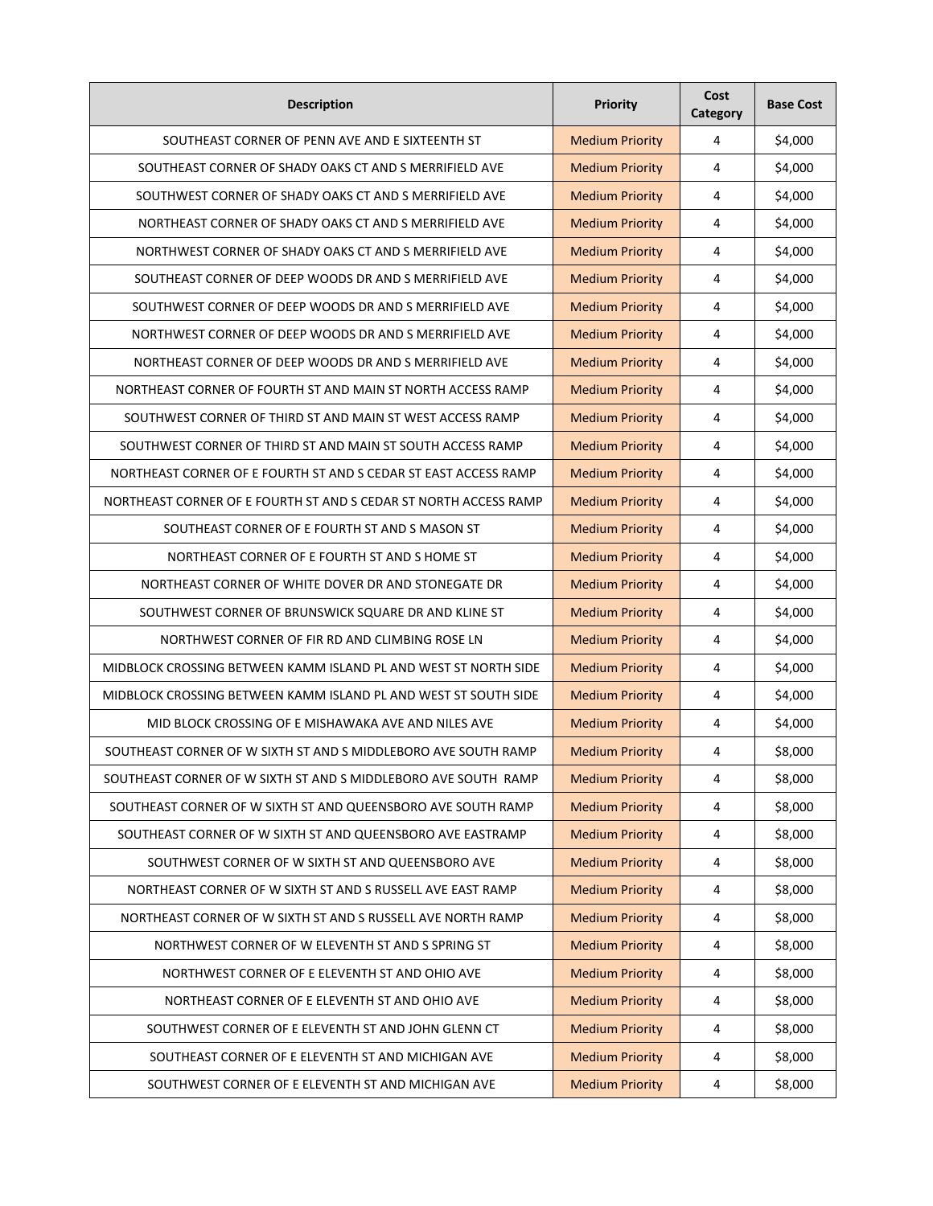| Description | Priority | Cost Category | Base Cost |
|---|---|---|---|
| SOUTHEAST CORNER OF PENN AVE AND E SIXTEENTH ST | Medium Priority | 4 | $4,000 |
| SOUTHEAST CORNER OF SHADY OAKS CT AND S MERRIFIELD AVE | Medium Priority | 4 | $4,000 |
| SOUTHWEST CORNER OF SHADY OAKS CT AND S MERRIFIELD AVE | Medium Priority | 4 | $4,000 |
| NORTHEAST CORNER OF SHADY OAKS CT AND S MERRIFIELD AVE | Medium Priority | 4 | $4,000 |
| NORTHWEST CORNER OF SHADY OAKS CT AND S MERRIFIELD AVE | Medium Priority | 4 | $4,000 |
| SOUTHEAST CORNER OF DEEP WOODS DR AND S MERRIFIELD AVE | Medium Priority | 4 | $4,000 |
| SOUTHWEST CORNER OF DEEP WOODS DR AND S MERRIFIELD AVE | Medium Priority | 4 | $4,000 |
| NORTHWEST CORNER OF DEEP WOODS DR AND S MERRIFIELD AVE | Medium Priority | 4 | $4,000 |
| NORTHEAST CORNER OF DEEP WOODS DR AND S MERRIFIELD AVE | Medium Priority | 4 | $4,000 |
| NORTHEAST CORNER OF FOURTH ST AND MAIN ST NORTH ACCESS RAMP | Medium Priority | 4 | $4,000 |
| SOUTHWEST CORNER OF THIRD ST AND MAIN ST WEST ACCESS RAMP | Medium Priority | 4 | $4,000 |
| SOUTHWEST CORNER OF THIRD ST AND MAIN ST SOUTH ACCESS RAMP | Medium Priority | 4 | $4,000 |
| NORTHEAST CORNER OF E FOURTH ST AND S CEDAR ST EAST ACCESS RAMP | Medium Priority | 4 | $4,000 |
| NORTHEAST CORNER OF E FOURTH ST AND S CEDAR ST NORTH ACCESS RAMP | Medium Priority | 4 | $4,000 |
| SOUTHEAST CORNER OF E FOURTH ST AND S MASON ST | Medium Priority | 4 | $4,000 |
| NORTHEAST CORNER OF E FOURTH ST AND S HOME ST | Medium Priority | 4 | $4,000 |
| NORTHEAST CORNER OF WHITE DOVER DR AND STONEGATE DR | Medium Priority | 4 | $4,000 |
| SOUTHWEST CORNER OF BRUNSWICK SQUARE DR AND KLINE ST | Medium Priority | 4 | $4,000 |
| NORTHWEST CORNER OF FIR RD AND CLIMBING ROSE LN | Medium Priority | 4 | $4,000 |
| MIDBLOCK CROSSING BETWEEN KAMM ISLAND PL AND WEST ST NORTH SIDE | Medium Priority | 4 | $4,000 |
| MIDBLOCK CROSSING BETWEEN KAMM ISLAND PL AND WEST ST SOUTH SIDE | Medium Priority | 4 | $4,000 |
| MID BLOCK CROSSING OF E MISHAWAKA AVE AND NILES AVE | Medium Priority | 4 | $4,000 |
| SOUTHEAST CORNER OF W SIXTH ST AND S MIDDLEBORO AVE SOUTH RAMP | Medium Priority | 4 | $8,000 |
| SOUTHEAST CORNER OF W SIXTH ST AND S MIDDLEBORO AVE SOUTH RAMP | Medium Priority | 4 | $8,000 |
| SOUTHEAST CORNER OF W SIXTH ST AND QUEENSBORO AVE SOUTH RAMP | Medium Priority | 4 | $8,000 |
| SOUTHEAST CORNER OF W SIXTH ST AND QUEENSBORO AVE EASTRAMP | Medium Priority | 4 | $8,000 |
| SOUTHWEST CORNER OF W SIXTH ST AND QUEENSBORO AVE | Medium Priority | 4 | $8,000 |
| NORTHEAST CORNER OF W SIXTH ST AND S RUSSELL AVE EAST RAMP | Medium Priority | 4 | $8,000 |
| NORTHEAST CORNER OF W SIXTH ST AND S RUSSELL AVE NORTH RAMP | Medium Priority | 4 | $8,000 |
| NORTHWEST CORNER OF W ELEVENTH ST AND S SPRING ST | Medium Priority | 4 | $8,000 |
| NORTHWEST CORNER OF E ELEVENTH ST AND OHIO AVE | Medium Priority | 4 | $8,000 |
| NORTHEAST CORNER OF E ELEVENTH ST AND OHIO AVE | Medium Priority | 4 | $8,000 |
| SOUTHWEST CORNER OF E ELEVENTH ST AND JOHN GLENN CT | Medium Priority | 4 | $8,000 |
| SOUTHEAST CORNER OF E ELEVENTH ST AND MICHIGAN AVE | Medium Priority | 4 | $8,000 |
| SOUTHWEST CORNER OF E ELEVENTH ST AND MICHIGAN AVE | Medium Priority | 4 | $8,000 |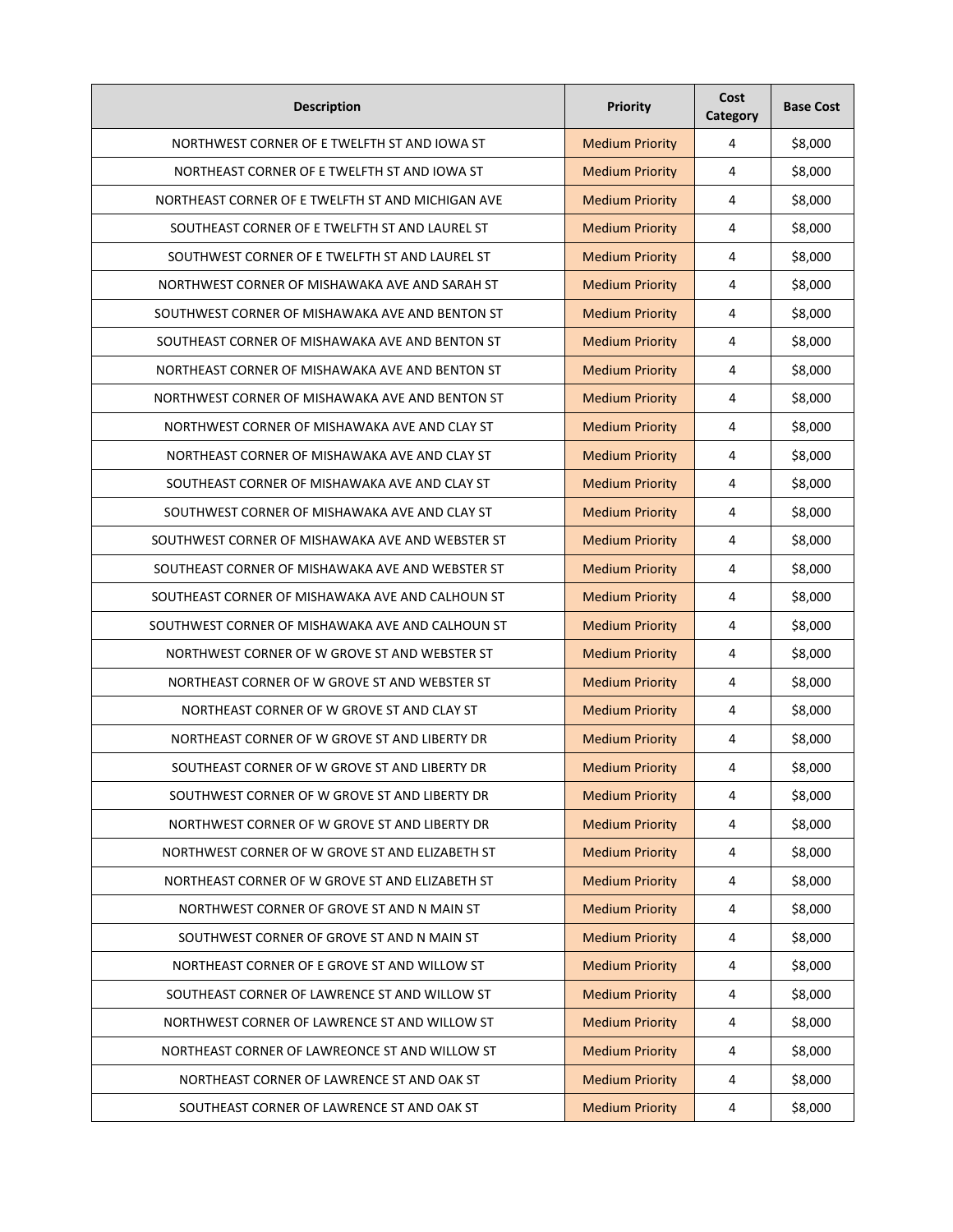| Description | Priority | Cost Category | Base Cost |
|---|---|---|---|
| NORTHWEST CORNER OF E TWELFTH ST AND IOWA ST | Medium Priority | 4 | $8,000 |
| NORTHEAST CORNER OF E TWELFTH ST AND IOWA ST | Medium Priority | 4 | $8,000 |
| NORTHEAST CORNER OF E TWELFTH ST AND MICHIGAN AVE | Medium Priority | 4 | $8,000 |
| SOUTHEAST CORNER OF E TWELFTH ST AND LAUREL ST | Medium Priority | 4 | $8,000 |
| SOUTHWEST CORNER OF E TWELFTH ST AND LAUREL ST | Medium Priority | 4 | $8,000 |
| NORTHWEST CORNER OF MISHAWAKA AVE AND SARAH ST | Medium Priority | 4 | $8,000 |
| SOUTHWEST CORNER OF MISHAWAKA AVE AND BENTON ST | Medium Priority | 4 | $8,000 |
| SOUTHEAST CORNER OF MISHAWAKA AVE AND BENTON ST | Medium Priority | 4 | $8,000 |
| NORTHEAST CORNER OF MISHAWAKA AVE AND BENTON ST | Medium Priority | 4 | $8,000 |
| NORTHWEST CORNER OF MISHAWAKA AVE AND BENTON ST | Medium Priority | 4 | $8,000 |
| NORTHWEST CORNER OF MISHAWAKA AVE AND CLAY ST | Medium Priority | 4 | $8,000 |
| NORTHEAST CORNER OF MISHAWAKA AVE AND CLAY ST | Medium Priority | 4 | $8,000 |
| SOUTHEAST CORNER OF MISHAWAKA AVE AND CLAY ST | Medium Priority | 4 | $8,000 |
| SOUTHWEST CORNER OF MISHAWAKA AVE AND CLAY ST | Medium Priority | 4 | $8,000 |
| SOUTHWEST CORNER OF MISHAWAKA AVE AND WEBSTER ST | Medium Priority | 4 | $8,000 |
| SOUTHEAST CORNER OF MISHAWAKA AVE AND WEBSTER ST | Medium Priority | 4 | $8,000 |
| SOUTHEAST CORNER OF MISHAWAKA AVE AND CALHOUN ST | Medium Priority | 4 | $8,000 |
| SOUTHWEST CORNER OF MISHAWAKA AVE AND CALHOUN ST | Medium Priority | 4 | $8,000 |
| NORTHWEST CORNER OF W GROVE ST AND WEBSTER ST | Medium Priority | 4 | $8,000 |
| NORTHEAST CORNER OF W GROVE ST AND WEBSTER ST | Medium Priority | 4 | $8,000 |
| NORTHEAST CORNER OF W GROVE ST AND CLAY ST | Medium Priority | 4 | $8,000 |
| NORTHEAST CORNER OF W GROVE ST AND LIBERTY DR | Medium Priority | 4 | $8,000 |
| SOUTHEAST CORNER OF W GROVE ST AND LIBERTY DR | Medium Priority | 4 | $8,000 |
| SOUTHWEST CORNER OF W GROVE ST AND LIBERTY DR | Medium Priority | 4 | $8,000 |
| NORTHWEST CORNER OF W GROVE ST AND LIBERTY DR | Medium Priority | 4 | $8,000 |
| NORTHWEST CORNER OF W GROVE ST AND ELIZABETH ST | Medium Priority | 4 | $8,000 |
| NORTHEAST CORNER OF W GROVE ST AND ELIZABETH ST | Medium Priority | 4 | $8,000 |
| NORTHWEST CORNER OF GROVE ST AND N MAIN ST | Medium Priority | 4 | $8,000 |
| SOUTHWEST CORNER OF GROVE ST AND N MAIN ST | Medium Priority | 4 | $8,000 |
| NORTHEAST CORNER OF E GROVE ST AND WILLOW ST | Medium Priority | 4 | $8,000 |
| SOUTHEAST CORNER OF LAWRENCE ST AND WILLOW ST | Medium Priority | 4 | $8,000 |
| NORTHWEST CORNER OF LAWRENCE ST AND WILLOW ST | Medium Priority | 4 | $8,000 |
| NORTHEAST CORNER OF LAWREONCE ST AND WILLOW ST | Medium Priority | 4 | $8,000 |
| NORTHEAST CORNER OF LAWRENCE ST AND OAK ST | Medium Priority | 4 | $8,000 |
| SOUTHEAST CORNER OF LAWRENCE ST AND OAK ST | Medium Priority | 4 | $8,000 |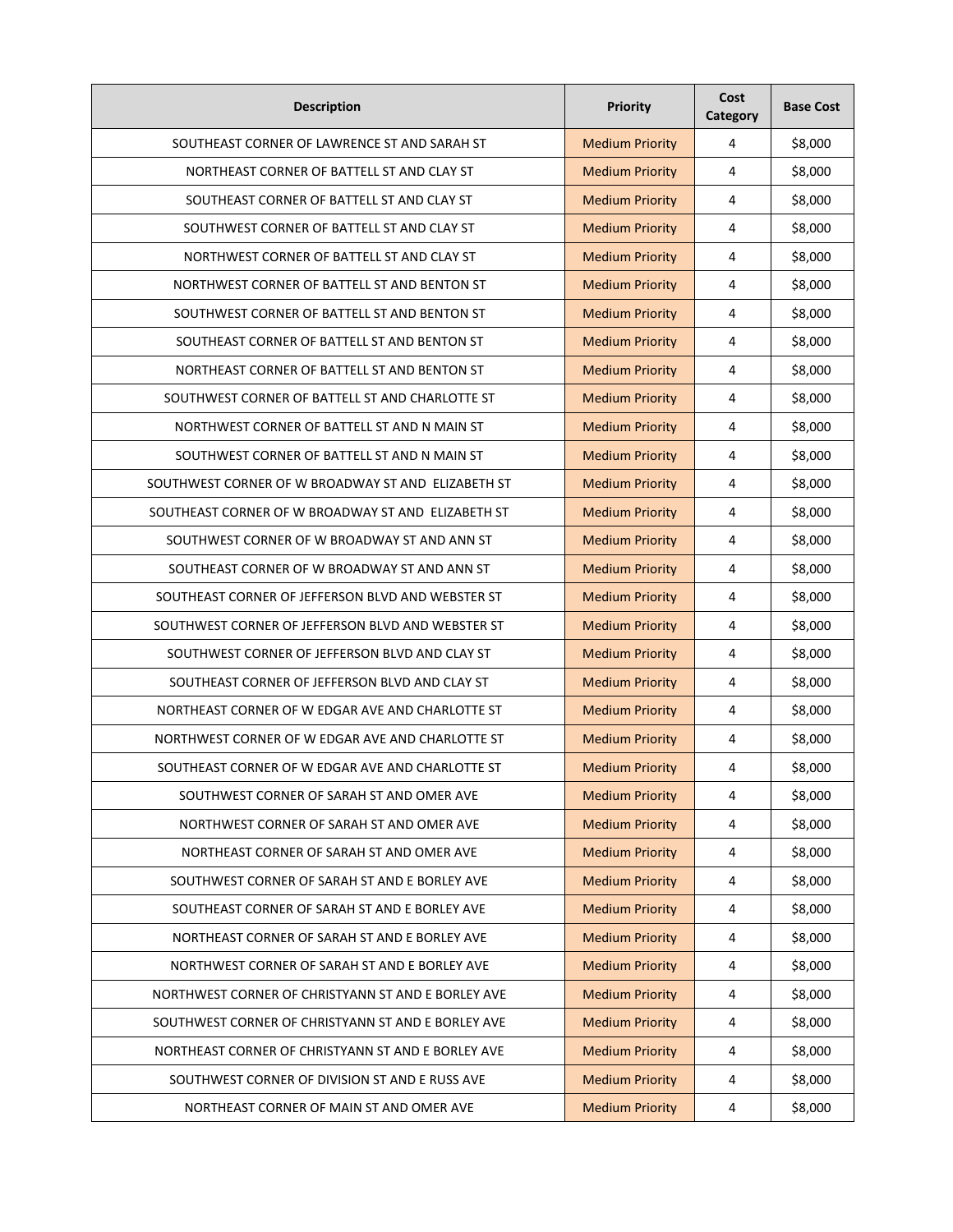| Description | Priority | Cost Category | Base Cost |
|---|---|---|---|
| SOUTHEAST CORNER OF LAWRENCE ST AND SARAH ST | Medium Priority | 4 | $8,000 |
| NORTHEAST CORNER OF BATTELL ST AND CLAY ST | Medium Priority | 4 | $8,000 |
| SOUTHEAST CORNER OF BATTELL ST AND CLAY ST | Medium Priority | 4 | $8,000 |
| SOUTHWEST CORNER OF BATTELL ST AND CLAY ST | Medium Priority | 4 | $8,000 |
| NORTHWEST CORNER OF BATTELL ST AND CLAY ST | Medium Priority | 4 | $8,000 |
| NORTHWEST CORNER OF BATTELL ST AND BENTON ST | Medium Priority | 4 | $8,000 |
| SOUTHWEST CORNER OF BATTELL ST AND BENTON ST | Medium Priority | 4 | $8,000 |
| SOUTHEAST CORNER OF BATTELL ST AND BENTON ST | Medium Priority | 4 | $8,000 |
| NORTHEAST CORNER OF BATTELL ST AND BENTON ST | Medium Priority | 4 | $8,000 |
| SOUTHWEST CORNER OF BATTELL ST AND CHARLOTTE ST | Medium Priority | 4 | $8,000 |
| NORTHWEST CORNER OF BATTELL ST AND N MAIN ST | Medium Priority | 4 | $8,000 |
| SOUTHWEST CORNER OF BATTELL ST AND N MAIN ST | Medium Priority | 4 | $8,000 |
| SOUTHWEST CORNER OF W BROADWAY ST AND ELIZABETH ST | Medium Priority | 4 | $8,000 |
| SOUTHEAST CORNER OF W BROADWAY ST AND ELIZABETH ST | Medium Priority | 4 | $8,000 |
| SOUTHWEST CORNER OF W BROADWAY ST AND ANN ST | Medium Priority | 4 | $8,000 |
| SOUTHEAST CORNER OF W BROADWAY ST AND ANN ST | Medium Priority | 4 | $8,000 |
| SOUTHEAST CORNER OF JEFFERSON BLVD AND WEBSTER ST | Medium Priority | 4 | $8,000 |
| SOUTHWEST CORNER OF JEFFERSON BLVD AND WEBSTER ST | Medium Priority | 4 | $8,000 |
| SOUTHWEST CORNER OF JEFFERSON BLVD AND CLAY ST | Medium Priority | 4 | $8,000 |
| SOUTHEAST CORNER OF JEFFERSON BLVD AND CLAY ST | Medium Priority | 4 | $8,000 |
| NORTHEAST CORNER OF W EDGAR AVE AND CHARLOTTE ST | Medium Priority | 4 | $8,000 |
| NORTHWEST CORNER OF W EDGAR AVE AND CHARLOTTE ST | Medium Priority | 4 | $8,000 |
| SOUTHEAST CORNER OF W EDGAR AVE AND CHARLOTTE ST | Medium Priority | 4 | $8,000 |
| SOUTHWEST CORNER OF SARAH ST AND OMER AVE | Medium Priority | 4 | $8,000 |
| NORTHWEST CORNER OF SARAH ST AND OMER AVE | Medium Priority | 4 | $8,000 |
| NORTHEAST CORNER OF SARAH ST AND OMER AVE | Medium Priority | 4 | $8,000 |
| SOUTHWEST CORNER OF SARAH ST AND E BORLEY AVE | Medium Priority | 4 | $8,000 |
| SOUTHEAST CORNER OF SARAH ST AND E BORLEY AVE | Medium Priority | 4 | $8,000 |
| NORTHEAST CORNER OF SARAH ST AND E BORLEY AVE | Medium Priority | 4 | $8,000 |
| NORTHWEST CORNER OF SARAH ST AND E BORLEY AVE | Medium Priority | 4 | $8,000 |
| NORTHWEST CORNER OF CHRISTYANN ST AND E BORLEY AVE | Medium Priority | 4 | $8,000 |
| SOUTHWEST CORNER OF CHRISTYANN ST AND E BORLEY AVE | Medium Priority | 4 | $8,000 |
| NORTHEAST CORNER OF CHRISTYANN ST AND E BORLEY AVE | Medium Priority | 4 | $8,000 |
| SOUTHWEST CORNER OF DIVISION ST AND E RUSS AVE | Medium Priority | 4 | $8,000 |
| NORTHEAST CORNER OF MAIN ST AND OMER AVE | Medium Priority | 4 | $8,000 |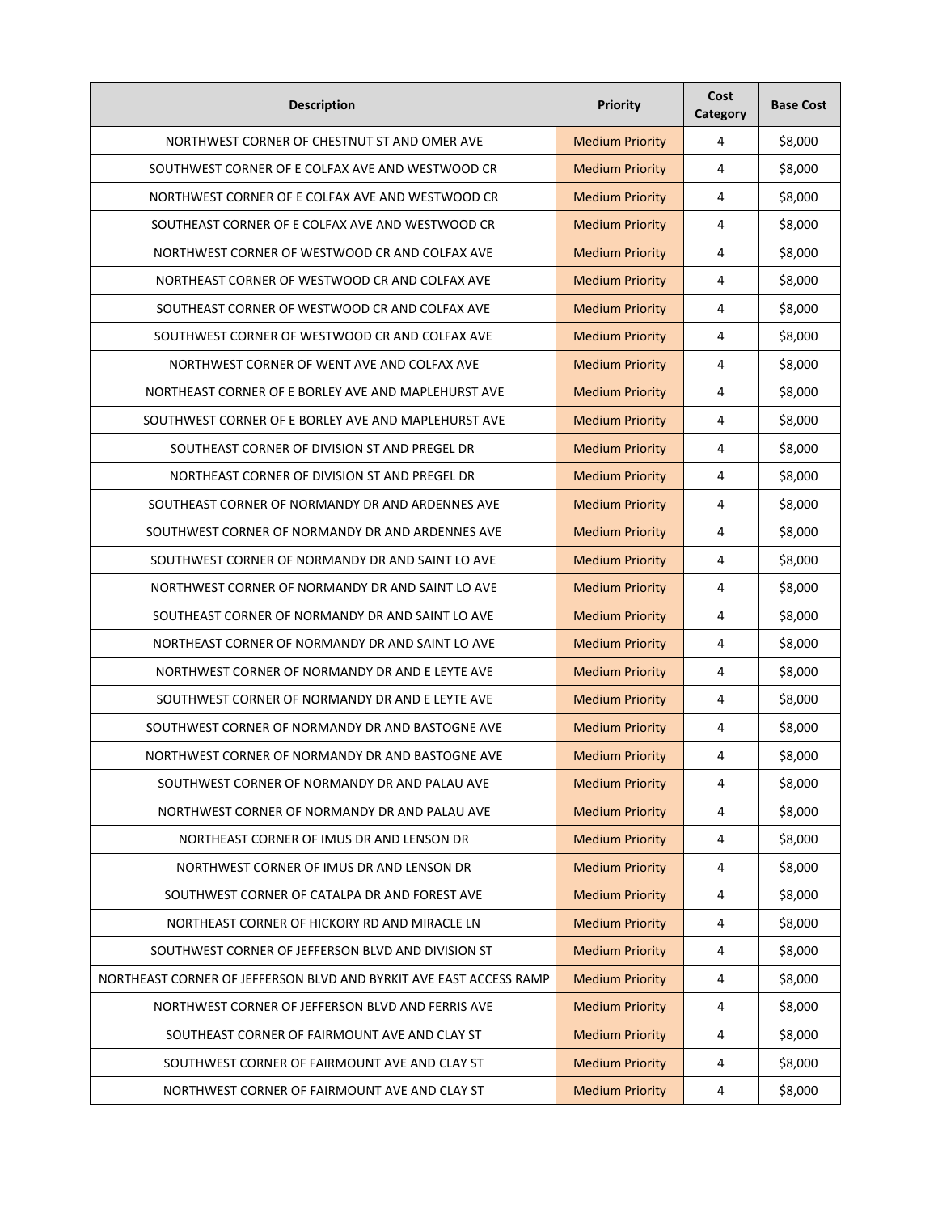| Description | Priority | Cost Category | Base Cost |
|---|---|---|---|
| NORTHWEST CORNER OF CHESTNUT ST AND OMER AVE | Medium Priority | 4 | $8,000 |
| SOUTHWEST CORNER OF E COLFAX AVE AND WESTWOOD CR | Medium Priority | 4 | $8,000 |
| NORTHWEST CORNER OF E COLFAX AVE AND WESTWOOD CR | Medium Priority | 4 | $8,000 |
| SOUTHEAST CORNER OF E COLFAX AVE AND WESTWOOD CR | Medium Priority | 4 | $8,000 |
| NORTHWEST CORNER OF WESTWOOD CR AND COLFAX AVE | Medium Priority | 4 | $8,000 |
| NORTHEAST CORNER OF WESTWOOD CR AND COLFAX AVE | Medium Priority | 4 | $8,000 |
| SOUTHEAST CORNER OF WESTWOOD CR AND COLFAX AVE | Medium Priority | 4 | $8,000 |
| SOUTHWEST CORNER OF WESTWOOD CR AND COLFAX AVE | Medium Priority | 4 | $8,000 |
| NORTHWEST CORNER OF WENT AVE AND COLFAX AVE | Medium Priority | 4 | $8,000 |
| NORTHEAST CORNER OF E BORLEY AVE AND MAPLEHURST AVE | Medium Priority | 4 | $8,000 |
| SOUTHWEST CORNER OF E BORLEY AVE AND MAPLEHURST AVE | Medium Priority | 4 | $8,000 |
| SOUTHEAST CORNER OF DIVISION ST AND PREGEL DR | Medium Priority | 4 | $8,000 |
| NORTHEAST CORNER OF DIVISION ST AND PREGEL DR | Medium Priority | 4 | $8,000 |
| SOUTHEAST CORNER OF NORMANDY DR AND ARDENNES AVE | Medium Priority | 4 | $8,000 |
| SOUTHWEST CORNER OF NORMANDY DR AND ARDENNES AVE | Medium Priority | 4 | $8,000 |
| SOUTHWEST CORNER OF NORMANDY DR AND SAINT LO AVE | Medium Priority | 4 | $8,000 |
| NORTHWEST CORNER OF NORMANDY DR AND SAINT LO AVE | Medium Priority | 4 | $8,000 |
| SOUTHEAST CORNER OF NORMANDY DR AND SAINT LO AVE | Medium Priority | 4 | $8,000 |
| NORTHEAST CORNER OF NORMANDY DR AND SAINT LO AVE | Medium Priority | 4 | $8,000 |
| NORTHWEST CORNER OF NORMANDY DR AND E LEYTE AVE | Medium Priority | 4 | $8,000 |
| SOUTHWEST CORNER OF NORMANDY DR AND E LEYTE AVE | Medium Priority | 4 | $8,000 |
| SOUTHWEST CORNER OF NORMANDY DR AND BASTOGNE AVE | Medium Priority | 4 | $8,000 |
| NORTHWEST CORNER OF NORMANDY DR AND BASTOGNE AVE | Medium Priority | 4 | $8,000 |
| SOUTHWEST CORNER OF NORMANDY DR AND PALAU AVE | Medium Priority | 4 | $8,000 |
| NORTHWEST CORNER OF NORMANDY DR AND PALAU AVE | Medium Priority | 4 | $8,000 |
| NORTHEAST CORNER OF IMUS DR AND LENSON DR | Medium Priority | 4 | $8,000 |
| NORTHWEST CORNER OF IMUS DR AND LENSON DR | Medium Priority | 4 | $8,000 |
| SOUTHWEST CORNER OF CATALPA DR AND FOREST AVE | Medium Priority | 4 | $8,000 |
| NORTHEAST CORNER OF HICKORY RD AND MIRACLE LN | Medium Priority | 4 | $8,000 |
| SOUTHWEST CORNER OF JEFFERSON BLVD AND DIVISION ST | Medium Priority | 4 | $8,000 |
| NORTHEAST CORNER OF JEFFERSON BLVD AND BYRKIT AVE EAST ACCESS RAMP | Medium Priority | 4 | $8,000 |
| NORTHWEST CORNER OF JEFFERSON BLVD AND FERRIS AVE | Medium Priority | 4 | $8,000 |
| SOUTHEAST CORNER OF FAIRMOUNT AVE AND CLAY ST | Medium Priority | 4 | $8,000 |
| SOUTHWEST CORNER OF FAIRMOUNT AVE AND CLAY ST | Medium Priority | 4 | $8,000 |
| NORTHWEST CORNER OF FAIRMOUNT AVE AND CLAY ST | Medium Priority | 4 | $8,000 |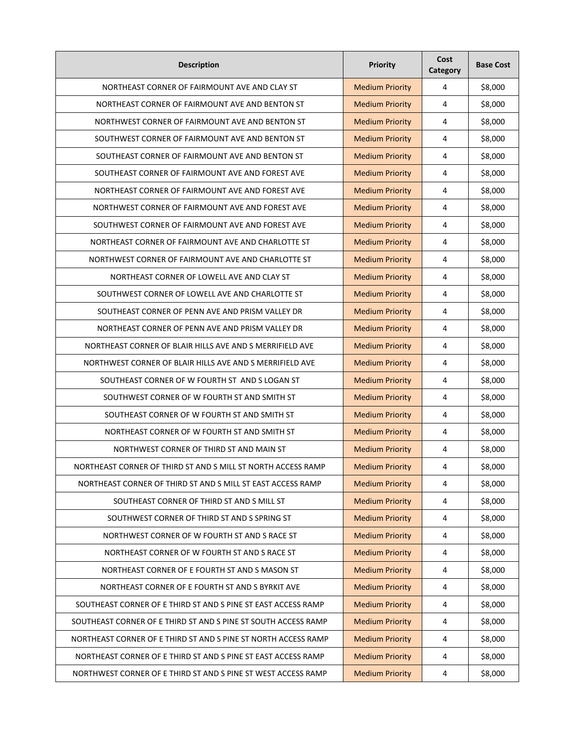| Description | Priority | Cost Category | Base Cost |
|---|---|---|---|
| NORTHEAST CORNER OF FAIRMOUNT AVE AND CLAY ST | Medium Priority | 4 | $8,000 |
| NORTHEAST CORNER OF FAIRMOUNT AVE AND BENTON ST | Medium Priority | 4 | $8,000 |
| NORTHWEST CORNER OF FAIRMOUNT AVE AND BENTON ST | Medium Priority | 4 | $8,000 |
| SOUTHWEST CORNER OF FAIRMOUNT AVE AND BENTON ST | Medium Priority | 4 | $8,000 |
| SOUTHEAST CORNER OF FAIRMOUNT AVE AND BENTON ST | Medium Priority | 4 | $8,000 |
| SOUTHEAST CORNER OF FAIRMOUNT AVE AND FOREST AVE | Medium Priority | 4 | $8,000 |
| NORTHEAST CORNER OF FAIRMOUNT AVE AND FOREST AVE | Medium Priority | 4 | $8,000 |
| NORTHWEST CORNER OF FAIRMOUNT AVE AND FOREST AVE | Medium Priority | 4 | $8,000 |
| SOUTHWEST CORNER OF FAIRMOUNT AVE AND FOREST AVE | Medium Priority | 4 | $8,000 |
| NORTHEAST CORNER OF FAIRMOUNT AVE AND CHARLOTTE ST | Medium Priority | 4 | $8,000 |
| NORTHWEST CORNER OF FAIRMOUNT AVE AND CHARLOTTE ST | Medium Priority | 4 | $8,000 |
| NORTHEAST CORNER OF LOWELL AVE AND CLAY ST | Medium Priority | 4 | $8,000 |
| SOUTHWEST CORNER OF LOWELL AVE AND CHARLOTTE ST | Medium Priority | 4 | $8,000 |
| SOUTHEAST CORNER OF PENN AVE AND PRISM VALLEY DR | Medium Priority | 4 | $8,000 |
| NORTHEAST CORNER OF PENN AVE AND PRISM VALLEY DR | Medium Priority | 4 | $8,000 |
| NORTHEAST CORNER OF BLAIR HILLS AVE AND S MERRIFIELD AVE | Medium Priority | 4 | $8,000 |
| NORTHWEST CORNER OF BLAIR HILLS AVE AND S MERRIFIELD AVE | Medium Priority | 4 | $8,000 |
| SOUTHEAST CORNER OF W FOURTH ST AND S LOGAN ST | Medium Priority | 4 | $8,000 |
| SOUTHWEST CORNER OF W FOURTH ST AND SMITH ST | Medium Priority | 4 | $8,000 |
| SOUTHEAST CORNER OF W FOURTH ST AND SMITH ST | Medium Priority | 4 | $8,000 |
| NORTHEAST CORNER OF W FOURTH ST AND SMITH ST | Medium Priority | 4 | $8,000 |
| NORTHWEST CORNER OF THIRD ST AND MAIN ST | Medium Priority | 4 | $8,000 |
| NORTHEAST CORNER OF THIRD ST AND S MILL ST NORTH ACCESS RAMP | Medium Priority | 4 | $8,000 |
| NORTHEAST CORNER OF THIRD ST AND S MILL ST EAST ACCESS RAMP | Medium Priority | 4 | $8,000 |
| SOUTHEAST CORNER OF THIRD ST AND S MILL ST | Medium Priority | 4 | $8,000 |
| SOUTHWEST CORNER OF THIRD ST AND S SPRING ST | Medium Priority | 4 | $8,000 |
| NORTHWEST CORNER OF W FOURTH ST AND S RACE ST | Medium Priority | 4 | $8,000 |
| NORTHEAST CORNER OF W FOURTH ST AND S RACE ST | Medium Priority | 4 | $8,000 |
| NORTHEAST CORNER OF E FOURTH ST AND S MASON ST | Medium Priority | 4 | $8,000 |
| NORTHEAST CORNER OF E FOURTH ST AND S BYRKIT AVE | Medium Priority | 4 | $8,000 |
| SOUTHEAST CORNER OF E THIRD ST AND S PINE ST EAST ACCESS RAMP | Medium Priority | 4 | $8,000 |
| SOUTHEAST CORNER OF E THIRD ST AND S PINE ST SOUTH ACCESS RAMP | Medium Priority | 4 | $8,000 |
| NORTHEAST CORNER OF E THIRD ST AND S PINE ST NORTH ACCESS RAMP | Medium Priority | 4 | $8,000 |
| NORTHEAST CORNER OF E THIRD ST AND S PINE ST EAST ACCESS RAMP | Medium Priority | 4 | $8,000 |
| NORTHWEST CORNER OF E THIRD ST AND S PINE ST WEST ACCESS RAMP | Medium Priority | 4 | $8,000 |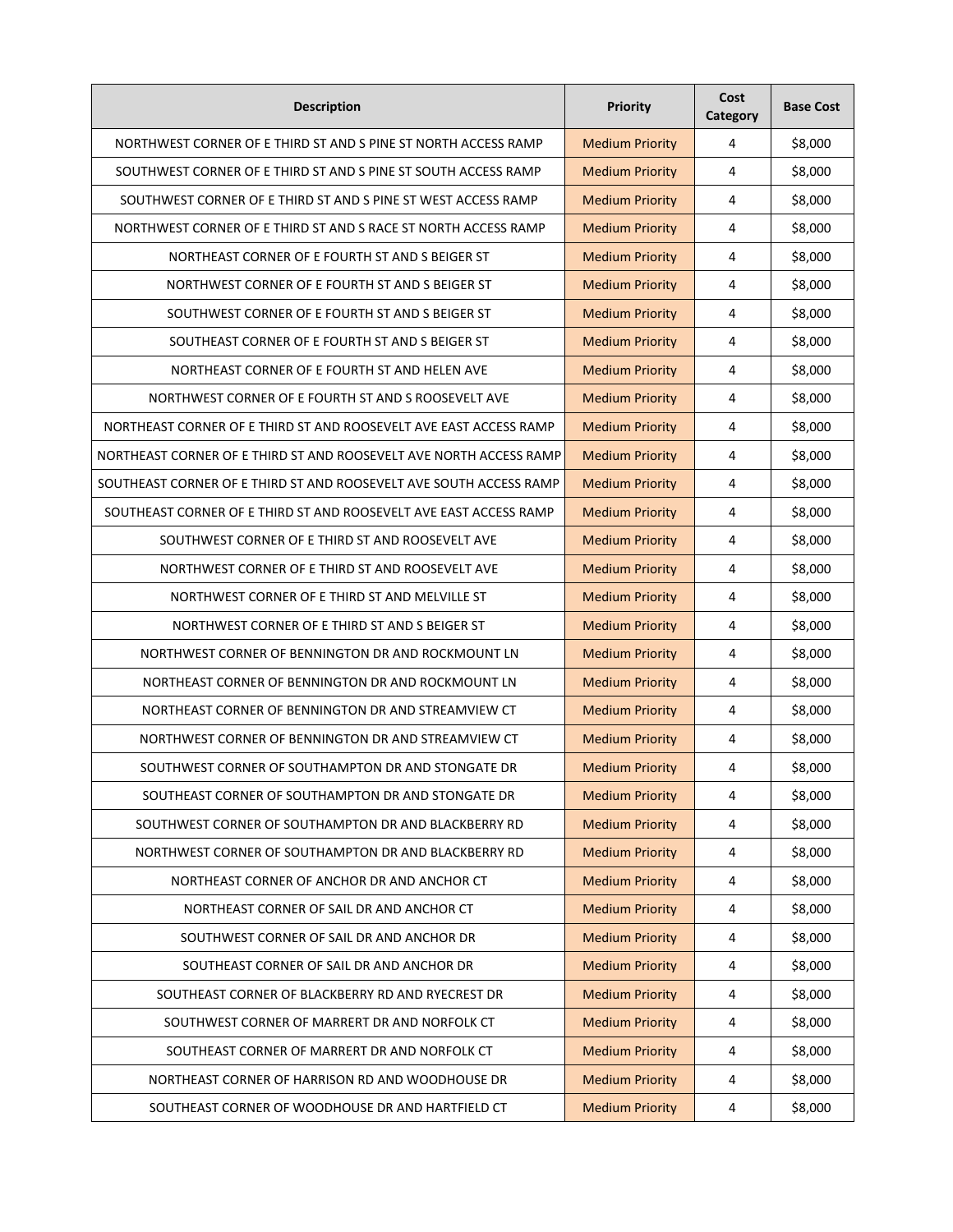| Description | Priority | Cost Category | Base Cost |
|---|---|---|---|
| NORTHWEST CORNER OF E THIRD ST AND S PINE ST NORTH ACCESS RAMP | Medium Priority | 4 | $8,000 |
| SOUTHWEST CORNER OF E THIRD ST AND S PINE ST SOUTH ACCESS RAMP | Medium Priority | 4 | $8,000 |
| SOUTHWEST CORNER OF E THIRD ST AND S PINE ST WEST ACCESS RAMP | Medium Priority | 4 | $8,000 |
| NORTHWEST CORNER OF E THIRD ST AND S RACE ST NORTH ACCESS RAMP | Medium Priority | 4 | $8,000 |
| NORTHEAST CORNER OF E FOURTH ST AND S BEIGER ST | Medium Priority | 4 | $8,000 |
| NORTHWEST CORNER OF E FOURTH ST AND S BEIGER ST | Medium Priority | 4 | $8,000 |
| SOUTHWEST CORNER OF E FOURTH ST AND S BEIGER ST | Medium Priority | 4 | $8,000 |
| SOUTHEAST CORNER OF E FOURTH ST AND S BEIGER ST | Medium Priority | 4 | $8,000 |
| NORTHEAST CORNER OF E FOURTH ST AND HELEN AVE | Medium Priority | 4 | $8,000 |
| NORTHWEST CORNER OF E FOURTH ST AND S ROOSEVELT AVE | Medium Priority | 4 | $8,000 |
| NORTHEAST CORNER OF E THIRD ST AND ROOSEVELT AVE EAST ACCESS RAMP | Medium Priority | 4 | $8,000 |
| NORTHEAST CORNER OF E THIRD ST AND ROOSEVELT AVE NORTH ACCESS RAMP | Medium Priority | 4 | $8,000 |
| SOUTHEAST CORNER OF E THIRD ST AND ROOSEVELT AVE SOUTH ACCESS RAMP | Medium Priority | 4 | $8,000 |
| SOUTHEAST CORNER OF E THIRD ST AND ROOSEVELT AVE EAST ACCESS RAMP | Medium Priority | 4 | $8,000 |
| SOUTHWEST CORNER OF E THIRD ST AND ROOSEVELT AVE | Medium Priority | 4 | $8,000 |
| NORTHWEST CORNER OF E THIRD ST AND ROOSEVELT AVE | Medium Priority | 4 | $8,000 |
| NORTHWEST CORNER OF E THIRD ST AND MELVILLE ST | Medium Priority | 4 | $8,000 |
| NORTHWEST CORNER OF E THIRD ST AND S BEIGER ST | Medium Priority | 4 | $8,000 |
| NORTHWEST CORNER OF BENNINGTON DR AND ROCKMOUNT LN | Medium Priority | 4 | $8,000 |
| NORTHEAST CORNER OF BENNINGTON DR AND ROCKMOUNT LN | Medium Priority | 4 | $8,000 |
| NORTHEAST CORNER OF BENNINGTON DR AND STREAMVIEW CT | Medium Priority | 4 | $8,000 |
| NORTHWEST CORNER OF BENNINGTON DR AND STREAMVIEW CT | Medium Priority | 4 | $8,000 |
| SOUTHWEST CORNER OF SOUTHAMPTON DR AND STONGATE DR | Medium Priority | 4 | $8,000 |
| SOUTHEAST CORNER OF SOUTHAMPTON DR AND STONGATE DR | Medium Priority | 4 | $8,000 |
| SOUTHWEST CORNER OF SOUTHAMPTON DR AND BLACKBERRY RD | Medium Priority | 4 | $8,000 |
| NORTHWEST CORNER OF SOUTHAMPTON DR AND BLACKBERRY RD | Medium Priority | 4 | $8,000 |
| NORTHEAST CORNER OF ANCHOR DR AND ANCHOR CT | Medium Priority | 4 | $8,000 |
| NORTHEAST CORNER OF SAIL DR AND ANCHOR CT | Medium Priority | 4 | $8,000 |
| SOUTHWEST CORNER OF SAIL DR AND ANCHOR DR | Medium Priority | 4 | $8,000 |
| SOUTHEAST CORNER OF SAIL DR AND ANCHOR DR | Medium Priority | 4 | $8,000 |
| SOUTHEAST CORNER OF BLACKBERRY RD AND RYECREST DR | Medium Priority | 4 | $8,000 |
| SOUTHWEST CORNER OF MARRERT DR AND NORFOLK CT | Medium Priority | 4 | $8,000 |
| SOUTHEAST CORNER OF MARRERT DR AND NORFOLK CT | Medium Priority | 4 | $8,000 |
| NORTHEAST CORNER OF HARRISON RD AND WOODHOUSE DR | Medium Priority | 4 | $8,000 |
| SOUTHEAST CORNER OF WOODHOUSE DR AND HARTFIELD CT | Medium Priority | 4 | $8,000 |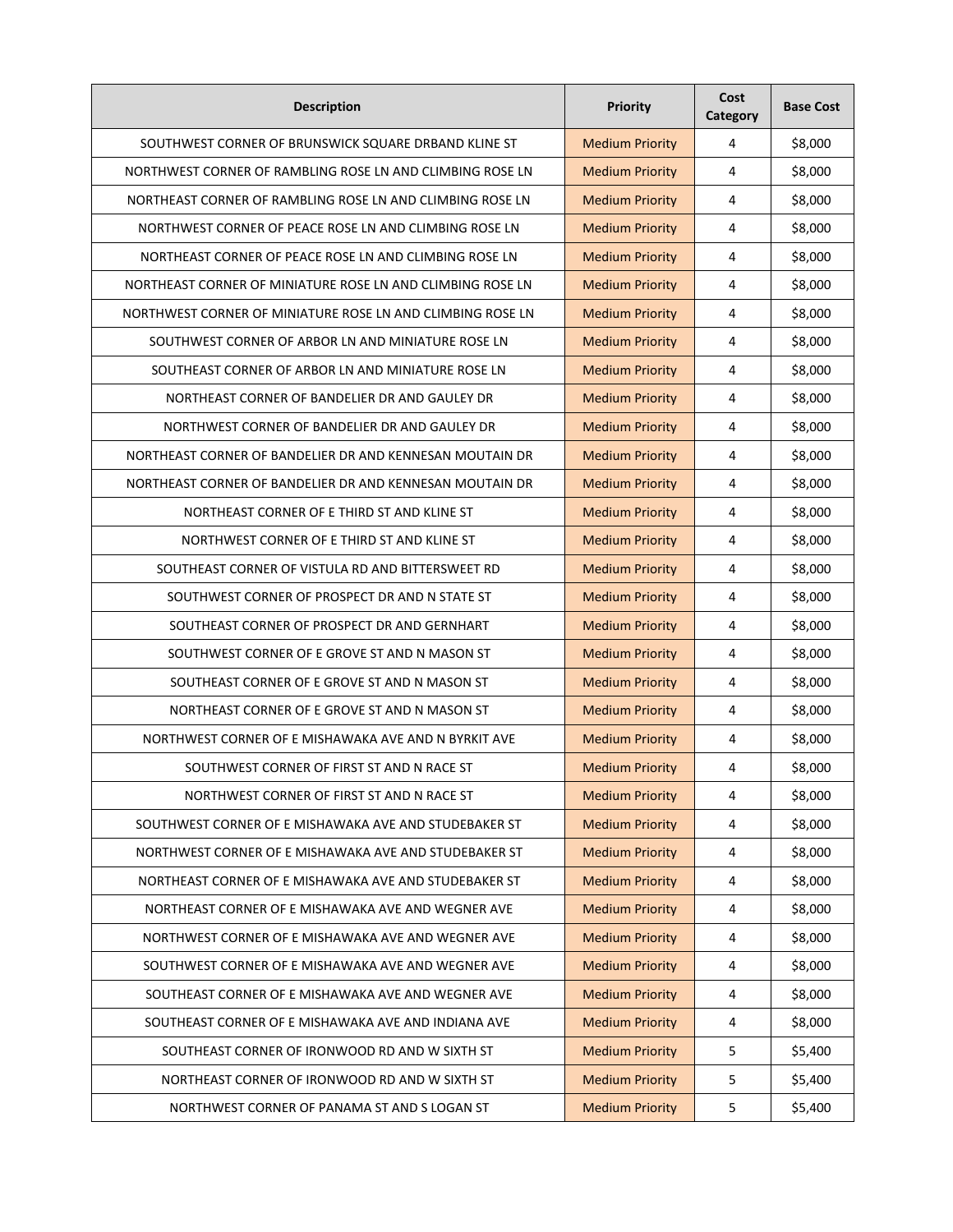| Description | Priority | Cost Category | Base Cost |
|---|---|---|---|
| SOUTHWEST CORNER OF BRUNSWICK SQUARE DRBAND KLINE ST | Medium Priority | 4 | $8,000 |
| NORTHWEST CORNER OF RAMBLING ROSE LN AND CLIMBING ROSE LN | Medium Priority | 4 | $8,000 |
| NORTHEAST CORNER OF RAMBLING ROSE LN AND CLIMBING ROSE LN | Medium Priority | 4 | $8,000 |
| NORTHWEST CORNER OF PEACE ROSE LN AND CLIMBING ROSE LN | Medium Priority | 4 | $8,000 |
| NORTHEAST CORNER OF PEACE ROSE LN AND CLIMBING ROSE LN | Medium Priority | 4 | $8,000 |
| NORTHEAST CORNER OF MINIATURE ROSE LN AND CLIMBING ROSE LN | Medium Priority | 4 | $8,000 |
| NORTHWEST CORNER OF MINIATURE ROSE LN AND CLIMBING ROSE LN | Medium Priority | 4 | $8,000 |
| SOUTHWEST CORNER OF ARBOR LN AND MINIATURE ROSE LN | Medium Priority | 4 | $8,000 |
| SOUTHEAST CORNER OF ARBOR LN AND MINIATURE ROSE LN | Medium Priority | 4 | $8,000 |
| NORTHEAST CORNER OF BANDELIER DR AND GAULEY DR | Medium Priority | 4 | $8,000 |
| NORTHWEST CORNER OF BANDELIER DR AND GAULEY DR | Medium Priority | 4 | $8,000 |
| NORTHEAST CORNER OF BANDELIER DR AND KENNESAN MOUTAIN DR | Medium Priority | 4 | $8,000 |
| NORTHEAST CORNER OF BANDELIER DR AND KENNESAN MOUTAIN DR | Medium Priority | 4 | $8,000 |
| NORTHEAST CORNER OF E THIRD ST AND KLINE ST | Medium Priority | 4 | $8,000 |
| NORTHWEST CORNER OF E THIRD ST AND KLINE ST | Medium Priority | 4 | $8,000 |
| SOUTHEAST CORNER OF VISTULA RD AND BITTERSWEET RD | Medium Priority | 4 | $8,000 |
| SOUTHWEST CORNER OF PROSPECT DR AND N STATE ST | Medium Priority | 4 | $8,000 |
| SOUTHEAST CORNER OF PROSPECT DR AND GERNHART | Medium Priority | 4 | $8,000 |
| SOUTHWEST CORNER OF E GROVE ST AND N MASON ST | Medium Priority | 4 | $8,000 |
| SOUTHEAST CORNER OF E GROVE ST AND N MASON ST | Medium Priority | 4 | $8,000 |
| NORTHEAST CORNER OF E GROVE ST AND N MASON ST | Medium Priority | 4 | $8,000 |
| NORTHWEST CORNER OF E MISHAWAKA AVE AND N BYRKIT AVE | Medium Priority | 4 | $8,000 |
| SOUTHWEST CORNER OF FIRST ST AND N RACE ST | Medium Priority | 4 | $8,000 |
| NORTHWEST CORNER OF FIRST ST AND N RACE ST | Medium Priority | 4 | $8,000 |
| SOUTHWEST CORNER OF E MISHAWAKA AVE AND STUDEBAKER ST | Medium Priority | 4 | $8,000 |
| NORTHWEST CORNER OF E MISHAWAKA AVE AND STUDEBAKER ST | Medium Priority | 4 | $8,000 |
| NORTHEAST CORNER OF E MISHAWAKA AVE AND STUDEBAKER ST | Medium Priority | 4 | $8,000 |
| NORTHEAST CORNER OF E MISHAWAKA AVE AND WEGNER AVE | Medium Priority | 4 | $8,000 |
| NORTHWEST CORNER OF E MISHAWAKA AVE AND WEGNER AVE | Medium Priority | 4 | $8,000 |
| SOUTHWEST CORNER OF E MISHAWAKA AVE AND WEGNER AVE | Medium Priority | 4 | $8,000 |
| SOUTHEAST CORNER OF E MISHAWAKA AVE AND WEGNER AVE | Medium Priority | 4 | $8,000 |
| SOUTHEAST CORNER OF E MISHAWAKA AVE AND INDIANA AVE | Medium Priority | 4 | $8,000 |
| SOUTHEAST CORNER OF IRONWOOD RD AND W SIXTH ST | Medium Priority | 5 | $5,400 |
| NORTHEAST CORNER OF IRONWOOD RD AND W SIXTH ST | Medium Priority | 5 | $5,400 |
| NORTHWEST CORNER OF PANAMA ST AND S LOGAN ST | Medium Priority | 5 | $5,400 |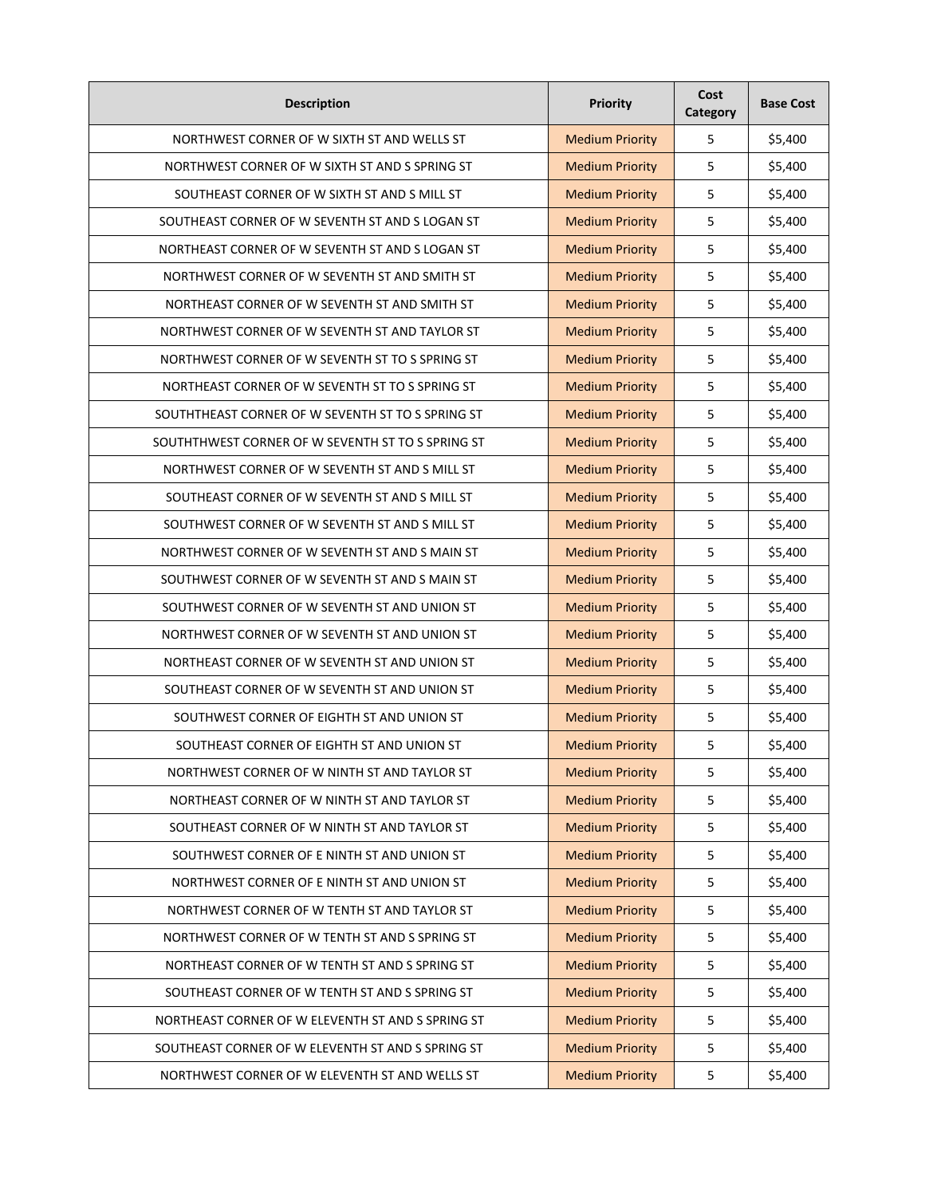| Description | Priority | Cost Category | Base Cost |
|---|---|---|---|
| NORTHWEST CORNER OF W SIXTH ST AND WELLS ST | Medium Priority | 5 | $5,400 |
| NORTHWEST CORNER OF W SIXTH ST AND S SPRING ST | Medium Priority | 5 | $5,400 |
| SOUTHEAST CORNER OF W SIXTH ST AND S MILL ST | Medium Priority | 5 | $5,400 |
| SOUTHEAST CORNER OF W SEVENTH ST AND S LOGAN ST | Medium Priority | 5 | $5,400 |
| NORTHEAST CORNER OF W SEVENTH ST AND S LOGAN ST | Medium Priority | 5 | $5,400 |
| NORTHWEST CORNER OF W SEVENTH ST AND SMITH ST | Medium Priority | 5 | $5,400 |
| NORTHEAST CORNER OF W SEVENTH ST AND SMITH ST | Medium Priority | 5 | $5,400 |
| NORTHWEST CORNER OF W SEVENTH ST AND TAYLOR ST | Medium Priority | 5 | $5,400 |
| NORTHWEST CORNER OF W SEVENTH ST TO S SPRING ST | Medium Priority | 5 | $5,400 |
| NORTHEAST CORNER OF W SEVENTH ST TO S SPRING ST | Medium Priority | 5 | $5,400 |
| SOUTHTHEAST CORNER OF W SEVENTH ST TO S SPRING ST | Medium Priority | 5 | $5,400 |
| SOUTHTHWEST CORNER OF W SEVENTH ST TO S SPRING ST | Medium Priority | 5 | $5,400 |
| NORTHWEST CORNER OF W SEVENTH ST AND S MILL ST | Medium Priority | 5 | $5,400 |
| SOUTHEAST CORNER OF W SEVENTH ST AND S MILL ST | Medium Priority | 5 | $5,400 |
| SOUTHWEST CORNER OF W SEVENTH ST AND S MILL ST | Medium Priority | 5 | $5,400 |
| NORTHWEST CORNER OF W SEVENTH ST AND S MAIN ST | Medium Priority | 5 | $5,400 |
| SOUTHWEST CORNER OF W SEVENTH ST AND S MAIN ST | Medium Priority | 5 | $5,400 |
| SOUTHWEST CORNER OF W SEVENTH ST AND UNION ST | Medium Priority | 5 | $5,400 |
| NORTHWEST CORNER OF W SEVENTH ST AND UNION ST | Medium Priority | 5 | $5,400 |
| NORTHEAST CORNER OF W SEVENTH ST AND UNION ST | Medium Priority | 5 | $5,400 |
| SOUTHEAST CORNER OF W SEVENTH ST AND UNION ST | Medium Priority | 5 | $5,400 |
| SOUTHWEST CORNER OF EIGHTH ST AND UNION ST | Medium Priority | 5 | $5,400 |
| SOUTHEAST CORNER OF EIGHTH ST AND UNION ST | Medium Priority | 5 | $5,400 |
| NORTHWEST CORNER OF W NINTH ST AND TAYLOR ST | Medium Priority | 5 | $5,400 |
| NORTHEAST CORNER OF W NINTH ST AND TAYLOR ST | Medium Priority | 5 | $5,400 |
| SOUTHEAST CORNER OF W NINTH ST AND TAYLOR ST | Medium Priority | 5 | $5,400 |
| SOUTHWEST CORNER OF E NINTH ST AND UNION ST | Medium Priority | 5 | $5,400 |
| NORTHWEST CORNER OF E NINTH ST AND UNION ST | Medium Priority | 5 | $5,400 |
| NORTHWEST CORNER OF W TENTH ST AND TAYLOR ST | Medium Priority | 5 | $5,400 |
| NORTHWEST CORNER OF W TENTH ST AND S SPRING ST | Medium Priority | 5 | $5,400 |
| NORTHEAST CORNER OF W TENTH ST AND S SPRING ST | Medium Priority | 5 | $5,400 |
| SOUTHEAST CORNER OF W TENTH ST AND S SPRING ST | Medium Priority | 5 | $5,400 |
| NORTHEAST CORNER OF W ELEVENTH ST AND S SPRING ST | Medium Priority | 5 | $5,400 |
| SOUTHEAST CORNER OF W ELEVENTH ST AND S SPRING ST | Medium Priority | 5 | $5,400 |
| NORTHWEST CORNER OF W ELEVENTH ST AND WELLS ST | Medium Priority | 5 | $5,400 |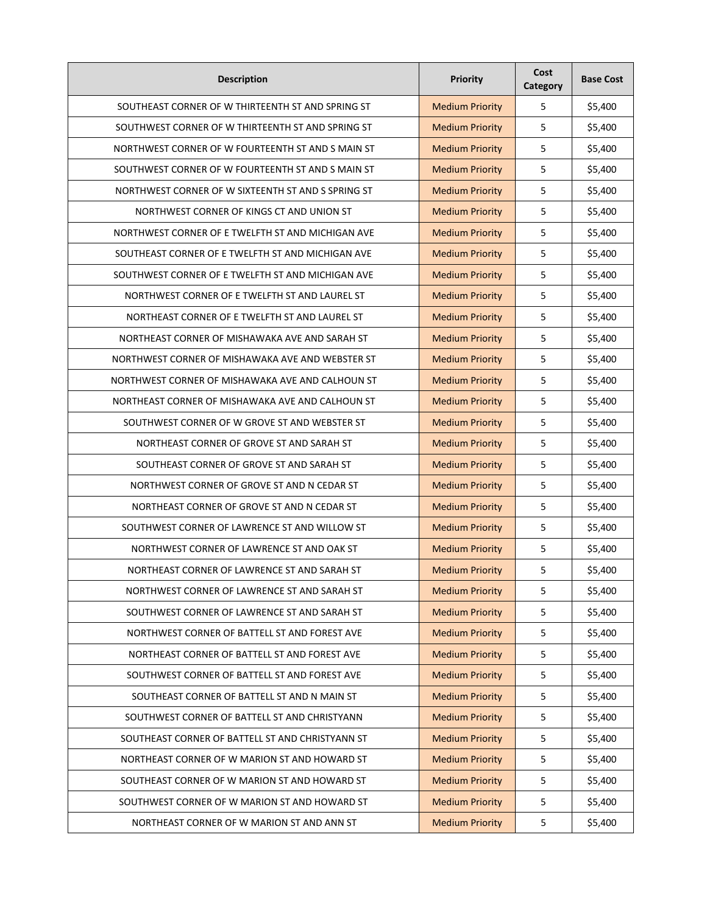| Description | Priority | Cost Category | Base Cost |
|---|---|---|---|
| SOUTHEAST CORNER OF W THIRTEENTH ST AND SPRING ST | Medium Priority | 5 | $5,400 |
| SOUTHWEST CORNER OF W THIRTEENTH ST AND SPRING ST | Medium Priority | 5 | $5,400 |
| NORTHWEST CORNER OF W FOURTEENTH ST AND S MAIN ST | Medium Priority | 5 | $5,400 |
| SOUTHWEST CORNER OF W FOURTEENTH ST AND S MAIN ST | Medium Priority | 5 | $5,400 |
| NORTHWEST CORNER OF W SIXTEENTH ST AND S SPRING ST | Medium Priority | 5 | $5,400 |
| NORTHWEST CORNER OF KINGS CT AND UNION ST | Medium Priority | 5 | $5,400 |
| NORTHWEST CORNER OF E TWELFTH ST AND MICHIGAN AVE | Medium Priority | 5 | $5,400 |
| SOUTHEAST CORNER OF E TWELFTH ST AND MICHIGAN AVE | Medium Priority | 5 | $5,400 |
| SOUTHWEST CORNER OF E TWELFTH ST AND MICHIGAN AVE | Medium Priority | 5 | $5,400 |
| NORTHWEST CORNER OF E TWELFTH ST AND LAUREL ST | Medium Priority | 5 | $5,400 |
| NORTHEAST CORNER OF E TWELFTH ST AND LAUREL ST | Medium Priority | 5 | $5,400 |
| NORTHEAST CORNER OF MISHAWAKA AVE AND SARAH ST | Medium Priority | 5 | $5,400 |
| NORTHWEST CORNER OF MISHAWAKA AVE AND WEBSTER ST | Medium Priority | 5 | $5,400 |
| NORTHWEST CORNER OF MISHAWAKA AVE AND CALHOUN ST | Medium Priority | 5 | $5,400 |
| NORTHEAST CORNER OF MISHAWAKA AVE AND CALHOUN ST | Medium Priority | 5 | $5,400 |
| SOUTHWEST CORNER OF W GROVE ST AND WEBSTER ST | Medium Priority | 5 | $5,400 |
| NORTHEAST CORNER OF GROVE ST AND SARAH ST | Medium Priority | 5 | $5,400 |
| SOUTHEAST CORNER OF GROVE ST AND SARAH ST | Medium Priority | 5 | $5,400 |
| NORTHWEST CORNER OF GROVE ST AND N CEDAR ST | Medium Priority | 5 | $5,400 |
| NORTHEAST CORNER OF GROVE ST AND N CEDAR ST | Medium Priority | 5 | $5,400 |
| SOUTHWEST CORNER OF LAWRENCE ST AND WILLOW ST | Medium Priority | 5 | $5,400 |
| NORTHWEST CORNER OF LAWRENCE ST AND OAK ST | Medium Priority | 5 | $5,400 |
| NORTHEAST CORNER OF LAWRENCE ST AND SARAH ST | Medium Priority | 5 | $5,400 |
| NORTHWEST CORNER OF LAWRENCE ST AND SARAH ST | Medium Priority | 5 | $5,400 |
| SOUTHWEST CORNER OF LAWRENCE ST AND SARAH ST | Medium Priority | 5 | $5,400 |
| NORTHWEST CORNER OF BATTELL ST AND FOREST AVE | Medium Priority | 5 | $5,400 |
| NORTHEAST CORNER OF BATTELL ST AND FOREST AVE | Medium Priority | 5 | $5,400 |
| SOUTHWEST CORNER OF BATTELL ST AND FOREST AVE | Medium Priority | 5 | $5,400 |
| SOUTHEAST CORNER OF BATTELL ST AND N MAIN ST | Medium Priority | 5 | $5,400 |
| SOUTHWEST CORNER OF BATTELL ST AND CHRISTYANN | Medium Priority | 5 | $5,400 |
| SOUTHEAST CORNER OF BATTELL ST AND CHRISTYANN ST | Medium Priority | 5 | $5,400 |
| NORTHEAST CORNER OF W MARION ST AND HOWARD ST | Medium Priority | 5 | $5,400 |
| SOUTHEAST CORNER OF W MARION ST AND HOWARD ST | Medium Priority | 5 | $5,400 |
| SOUTHWEST CORNER OF W MARION ST AND HOWARD ST | Medium Priority | 5 | $5,400 |
| NORTHEAST CORNER OF W MARION ST AND ANN ST | Medium Priority | 5 | $5,400 |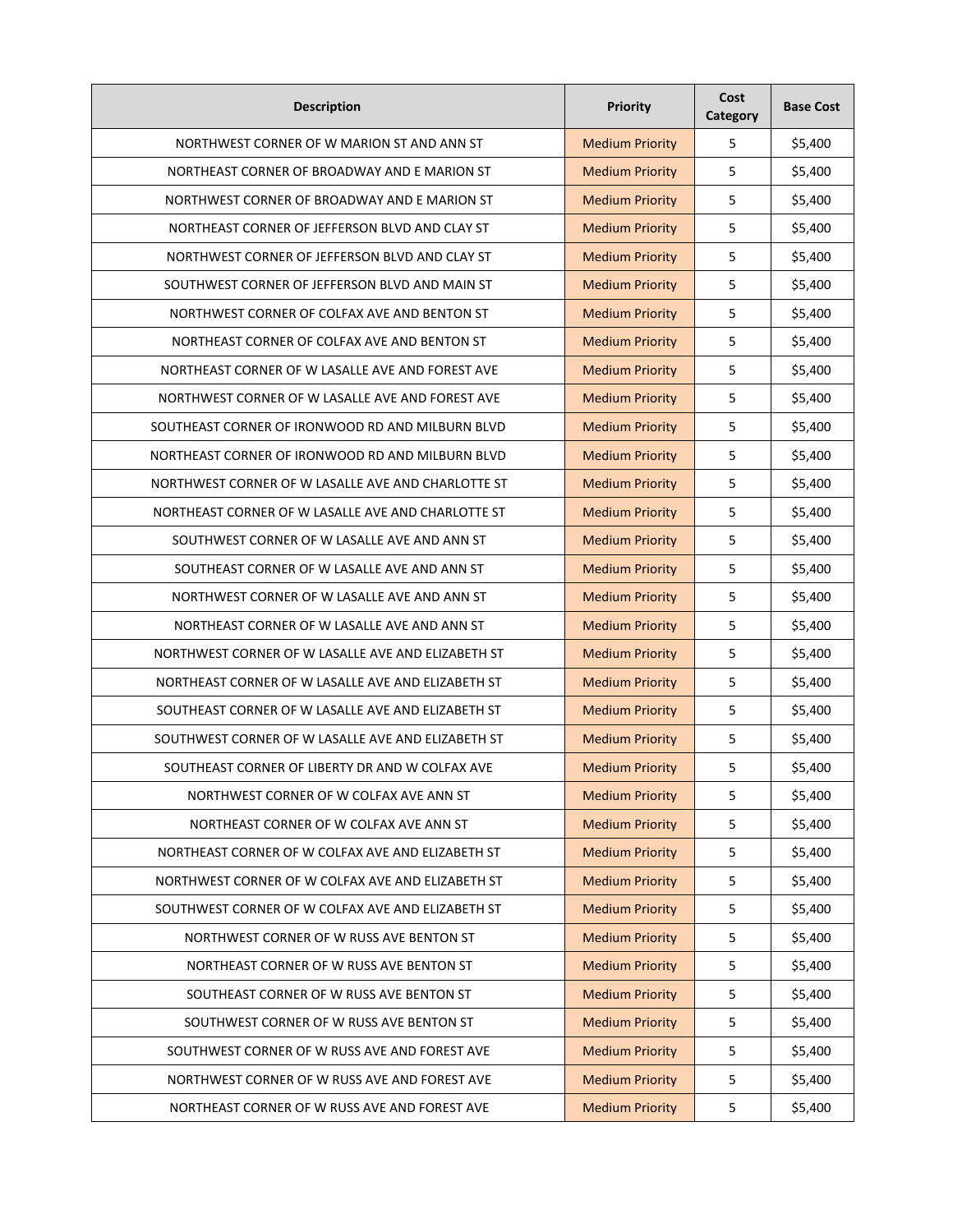| Description | Priority | Cost Category | Base Cost |
| --- | --- | --- | --- |
| NORTHWEST CORNER OF W MARION ST AND ANN ST | Medium Priority | 5 | $5,400 |
| NORTHEAST CORNER OF BROADWAY AND E MARION ST | Medium Priority | 5 | $5,400 |
| NORTHWEST CORNER OF BROADWAY AND E MARION ST | Medium Priority | 5 | $5,400 |
| NORTHEAST CORNER OF JEFFERSON BLVD AND CLAY ST | Medium Priority | 5 | $5,400 |
| NORTHWEST CORNER OF JEFFERSON BLVD AND CLAY ST | Medium Priority | 5 | $5,400 |
| SOUTHWEST CORNER OF JEFFERSON BLVD AND MAIN ST | Medium Priority | 5 | $5,400 |
| NORTHWEST CORNER OF COLFAX AVE AND BENTON ST | Medium Priority | 5 | $5,400 |
| NORTHEAST CORNER OF COLFAX AVE AND BENTON ST | Medium Priority | 5 | $5,400 |
| NORTHEAST CORNER OF W LASALLE AVE AND FOREST AVE | Medium Priority | 5 | $5,400 |
| NORTHWEST CORNER OF W LASALLE AVE AND FOREST AVE | Medium Priority | 5 | $5,400 |
| SOUTHEAST CORNER OF IRONWOOD RD AND MILBURN BLVD | Medium Priority | 5 | $5,400 |
| NORTHEAST CORNER OF IRONWOOD RD AND MILBURN BLVD | Medium Priority | 5 | $5,400 |
| NORTHWEST CORNER OF W LASALLE AVE AND CHARLOTTE ST | Medium Priority | 5 | $5,400 |
| NORTHEAST CORNER OF W LASALLE AVE AND CHARLOTTE ST | Medium Priority | 5 | $5,400 |
| SOUTHWEST CORNER OF W LASALLE AVE AND ANN ST | Medium Priority | 5 | $5,400 |
| SOUTHEAST CORNER OF W LASALLE AVE AND ANN ST | Medium Priority | 5 | $5,400 |
| NORTHWEST CORNER OF W LASALLE AVE AND ANN ST | Medium Priority | 5 | $5,400 |
| NORTHEAST CORNER OF W LASALLE AVE AND ANN ST | Medium Priority | 5 | $5,400 |
| NORTHWEST CORNER OF W LASALLE AVE AND ELIZABETH ST | Medium Priority | 5 | $5,400 |
| NORTHEAST CORNER OF W LASALLE AVE AND ELIZABETH ST | Medium Priority | 5 | $5,400 |
| SOUTHEAST CORNER OF W LASALLE AVE AND ELIZABETH ST | Medium Priority | 5 | $5,400 |
| SOUTHWEST CORNER OF W LASALLE AVE AND ELIZABETH ST | Medium Priority | 5 | $5,400 |
| SOUTHEAST CORNER OF LIBERTY DR AND W COLFAX AVE | Medium Priority | 5 | $5,400 |
| NORTHWEST CORNER OF W COLFAX AVE ANN ST | Medium Priority | 5 | $5,400 |
| NORTHEAST CORNER OF W COLFAX AVE ANN ST | Medium Priority | 5 | $5,400 |
| NORTHEAST CORNER OF W COLFAX AVE AND ELIZABETH ST | Medium Priority | 5 | $5,400 |
| NORTHWEST CORNER OF W COLFAX AVE AND ELIZABETH ST | Medium Priority | 5 | $5,400 |
| SOUTHWEST CORNER OF W COLFAX AVE AND ELIZABETH ST | Medium Priority | 5 | $5,400 |
| NORTHWEST CORNER OF W RUSS AVE BENTON ST | Medium Priority | 5 | $5,400 |
| NORTHEAST CORNER OF W RUSS AVE BENTON ST | Medium Priority | 5 | $5,400 |
| SOUTHEAST CORNER OF W RUSS AVE BENTON ST | Medium Priority | 5 | $5,400 |
| SOUTHWEST CORNER OF W RUSS AVE BENTON ST | Medium Priority | 5 | $5,400 |
| SOUTHWEST CORNER OF W RUSS AVE AND FOREST AVE | Medium Priority | 5 | $5,400 |
| NORTHWEST CORNER OF W RUSS AVE AND FOREST AVE | Medium Priority | 5 | $5,400 |
| NORTHEAST CORNER OF W RUSS AVE AND FOREST AVE | Medium Priority | 5 | $5,400 |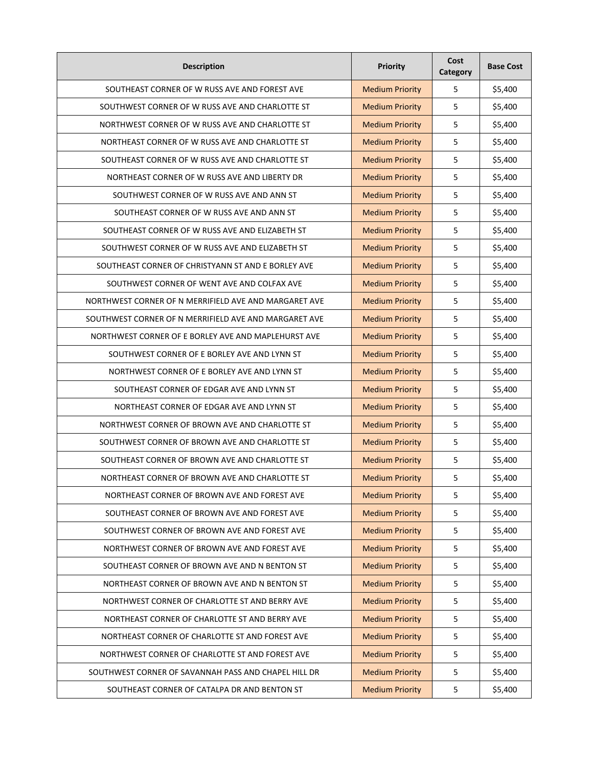| Description | Priority | Cost Category | Base Cost |
|---|---|---|---|
| SOUTHEAST CORNER OF W RUSS AVE AND FOREST AVE | Medium Priority | 5 | $5,400 |
| SOUTHWEST CORNER OF W RUSS AVE AND CHARLOTTE ST | Medium Priority | 5 | $5,400 |
| NORTHWEST CORNER OF W RUSS AVE AND CHARLOTTE ST | Medium Priority | 5 | $5,400 |
| NORTHEAST CORNER OF W RUSS AVE AND CHARLOTTE ST | Medium Priority | 5 | $5,400 |
| SOUTHEAST CORNER OF W RUSS AVE AND CHARLOTTE ST | Medium Priority | 5 | $5,400 |
| NORTHEAST CORNER OF W RUSS AVE AND LIBERTY DR | Medium Priority | 5 | $5,400 |
| SOUTHWEST CORNER OF W RUSS AVE AND ANN ST | Medium Priority | 5 | $5,400 |
| SOUTHEAST CORNER OF W RUSS AVE AND ANN ST | Medium Priority | 5 | $5,400 |
| SOUTHEAST CORNER OF W RUSS AVE AND ELIZABETH ST | Medium Priority | 5 | $5,400 |
| SOUTHWEST CORNER OF W RUSS AVE AND ELIZABETH ST | Medium Priority | 5 | $5,400 |
| SOUTHEAST CORNER OF CHRISTYANN ST AND E BORLEY AVE | Medium Priority | 5 | $5,400 |
| SOUTHWEST CORNER OF WENT AVE AND COLFAX AVE | Medium Priority | 5 | $5,400 |
| NORTHWEST CORNER OF N MERRIFIELD AVE AND MARGARET AVE | Medium Priority | 5 | $5,400 |
| SOUTHWEST CORNER OF N MERRIFIELD AVE AND MARGARET AVE | Medium Priority | 5 | $5,400 |
| NORTHWEST CORNER OF E BORLEY AVE AND MAPLEHURST AVE | Medium Priority | 5 | $5,400 |
| SOUTHWEST CORNER OF E BORLEY AVE AND LYNN ST | Medium Priority | 5 | $5,400 |
| NORTHWEST CORNER OF E BORLEY AVE AND LYNN ST | Medium Priority | 5 | $5,400 |
| SOUTHEAST CORNER OF EDGAR AVE AND LYNN ST | Medium Priority | 5 | $5,400 |
| NORTHEAST CORNER OF EDGAR AVE AND LYNN ST | Medium Priority | 5 | $5,400 |
| NORTHWEST CORNER OF BROWN AVE AND CHARLOTTE ST | Medium Priority | 5 | $5,400 |
| SOUTHWEST CORNER OF BROWN AVE AND CHARLOTTE ST | Medium Priority | 5 | $5,400 |
| SOUTHEAST CORNER OF BROWN AVE AND CHARLOTTE ST | Medium Priority | 5 | $5,400 |
| NORTHEAST CORNER OF BROWN AVE AND CHARLOTTE ST | Medium Priority | 5 | $5,400 |
| NORTHEAST CORNER OF BROWN AVE AND FOREST AVE | Medium Priority | 5 | $5,400 |
| SOUTHEAST CORNER OF BROWN AVE AND FOREST AVE | Medium Priority | 5 | $5,400 |
| SOUTHWEST CORNER OF BROWN AVE AND FOREST AVE | Medium Priority | 5 | $5,400 |
| NORTHWEST CORNER OF BROWN AVE AND FOREST AVE | Medium Priority | 5 | $5,400 |
| SOUTHEAST CORNER OF BROWN AVE AND N BENTON ST | Medium Priority | 5 | $5,400 |
| NORTHEAST CORNER OF BROWN AVE AND N BENTON ST | Medium Priority | 5 | $5,400 |
| NORTHWEST CORNER OF CHARLOTTE ST AND BERRY AVE | Medium Priority | 5 | $5,400 |
| NORTHEAST CORNER OF CHARLOTTE ST AND BERRY AVE | Medium Priority | 5 | $5,400 |
| NORTHEAST CORNER OF CHARLOTTE ST AND FOREST AVE | Medium Priority | 5 | $5,400 |
| NORTHWEST CORNER OF CHARLOTTE ST AND FOREST AVE | Medium Priority | 5 | $5,400 |
| SOUTHWEST CORNER OF SAVANNAH PASS AND CHAPEL HILL DR | Medium Priority | 5 | $5,400 |
| SOUTHEAST CORNER OF CATALPA DR AND BENTON ST | Medium Priority | 5 | $5,400 |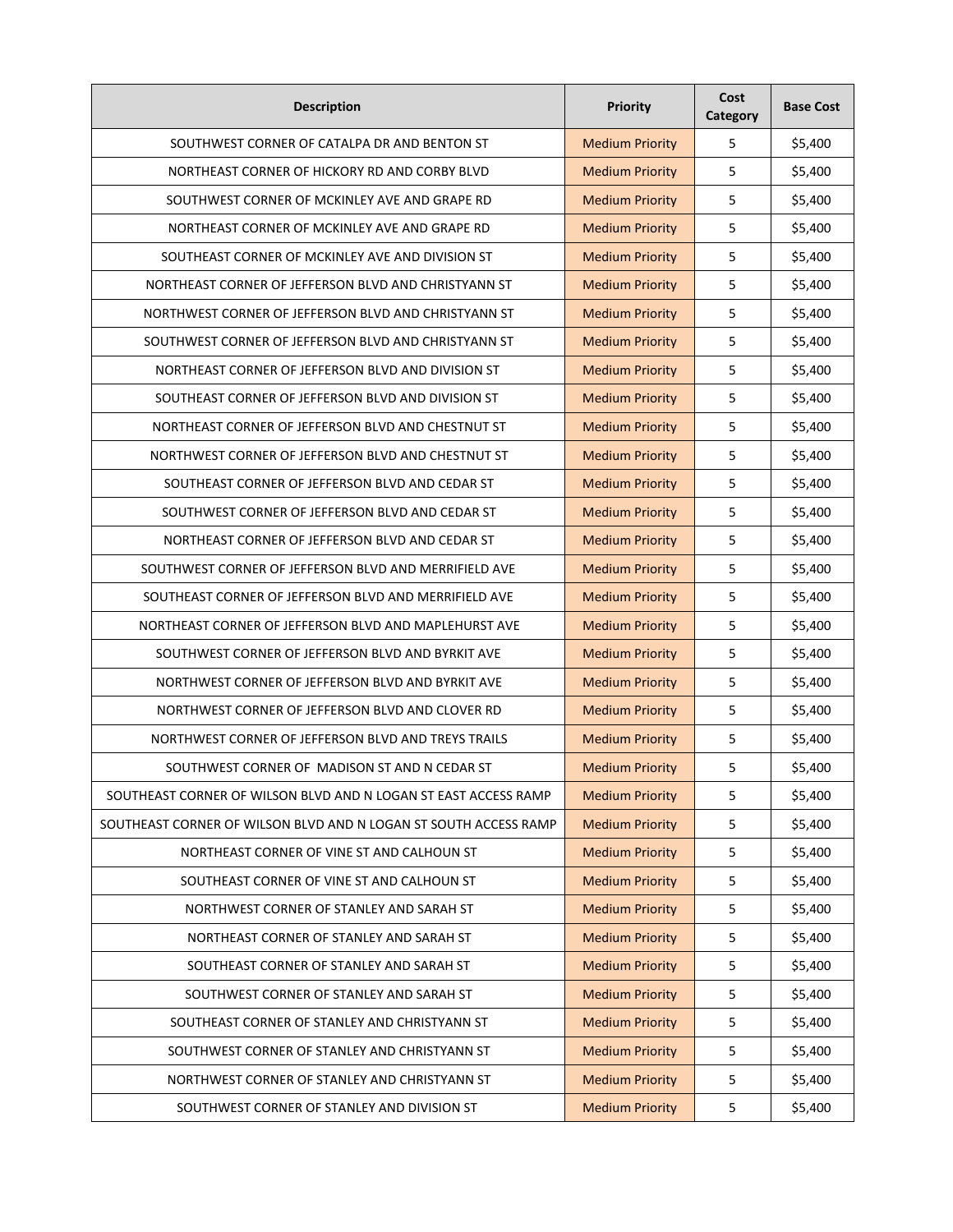| Description | Priority | Cost Category | Base Cost |
| --- | --- | --- | --- |
| SOUTHWEST CORNER OF CATALPA DR AND BENTON ST | Medium Priority | 5 | $5,400 |
| NORTHEAST CORNER OF HICKORY RD AND CORBY BLVD | Medium Priority | 5 | $5,400 |
| SOUTHWEST CORNER OF MCKINLEY AVE AND GRAPE RD | Medium Priority | 5 | $5,400 |
| NORTHEAST CORNER OF MCKINLEY AVE AND GRAPE RD | Medium Priority | 5 | $5,400 |
| SOUTHEAST CORNER OF MCKINLEY AVE AND DIVISION ST | Medium Priority | 5 | $5,400 |
| NORTHEAST CORNER OF JEFFERSON BLVD AND CHRISTYANN ST | Medium Priority | 5 | $5,400 |
| NORTHWEST CORNER OF JEFFERSON BLVD AND CHRISTYANN ST | Medium Priority | 5 | $5,400 |
| SOUTHWEST CORNER OF JEFFERSON BLVD AND CHRISTYANN ST | Medium Priority | 5 | $5,400 |
| NORTHEAST CORNER OF JEFFERSON BLVD AND DIVISION ST | Medium Priority | 5 | $5,400 |
| SOUTHEAST CORNER OF JEFFERSON BLVD AND DIVISION ST | Medium Priority | 5 | $5,400 |
| NORTHEAST CORNER OF JEFFERSON BLVD AND CHESTNUT ST | Medium Priority | 5 | $5,400 |
| NORTHWEST CORNER OF JEFFERSON BLVD AND CHESTNUT ST | Medium Priority | 5 | $5,400 |
| SOUTHEAST CORNER OF JEFFERSON BLVD AND CEDAR ST | Medium Priority | 5 | $5,400 |
| SOUTHWEST CORNER OF JEFFERSON BLVD AND CEDAR ST | Medium Priority | 5 | $5,400 |
| NORTHEAST CORNER OF JEFFERSON BLVD AND CEDAR ST | Medium Priority | 5 | $5,400 |
| SOUTHWEST CORNER OF JEFFERSON BLVD AND MERRIFIELD AVE | Medium Priority | 5 | $5,400 |
| SOUTHEAST CORNER OF JEFFERSON BLVD AND MERRIFIELD AVE | Medium Priority | 5 | $5,400 |
| NORTHEAST CORNER OF JEFFERSON BLVD AND MAPLEHURST AVE | Medium Priority | 5 | $5,400 |
| SOUTHWEST CORNER OF JEFFERSON BLVD AND BYRKIT AVE | Medium Priority | 5 | $5,400 |
| NORTHWEST CORNER OF JEFFERSON BLVD AND BYRKIT AVE | Medium Priority | 5 | $5,400 |
| NORTHWEST CORNER OF JEFFERSON BLVD AND CLOVER RD | Medium Priority | 5 | $5,400 |
| NORTHWEST CORNER OF JEFFERSON BLVD AND TREYS TRAILS | Medium Priority | 5 | $5,400 |
| SOUTHWEST CORNER OF MADISON ST AND N CEDAR ST | Medium Priority | 5 | $5,400 |
| SOUTHEAST CORNER OF WILSON BLVD AND N LOGAN ST EAST ACCESS RAMP | Medium Priority | 5 | $5,400 |
| SOUTHEAST CORNER OF WILSON BLVD AND N LOGAN ST SOUTH ACCESS RAMP | Medium Priority | 5 | $5,400 |
| NORTHEAST CORNER OF VINE ST AND CALHOUN ST | Medium Priority | 5 | $5,400 |
| SOUTHEAST CORNER OF VINE ST AND CALHOUN ST | Medium Priority | 5 | $5,400 |
| NORTHWEST CORNER OF STANLEY AND SARAH ST | Medium Priority | 5 | $5,400 |
| NORTHEAST CORNER OF STANLEY AND SARAH ST | Medium Priority | 5 | $5,400 |
| SOUTHEAST CORNER OF STANLEY AND SARAH ST | Medium Priority | 5 | $5,400 |
| SOUTHWEST CORNER OF STANLEY AND SARAH ST | Medium Priority | 5 | $5,400 |
| SOUTHEAST CORNER OF STANLEY AND CHRISTYANN ST | Medium Priority | 5 | $5,400 |
| SOUTHWEST CORNER OF STANLEY AND CHRISTYANN ST | Medium Priority | 5 | $5,400 |
| NORTHWEST CORNER OF STANLEY AND CHRISTYANN ST | Medium Priority | 5 | $5,400 |
| SOUTHWEST CORNER OF STANLEY AND DIVISION ST | Medium Priority | 5 | $5,400 |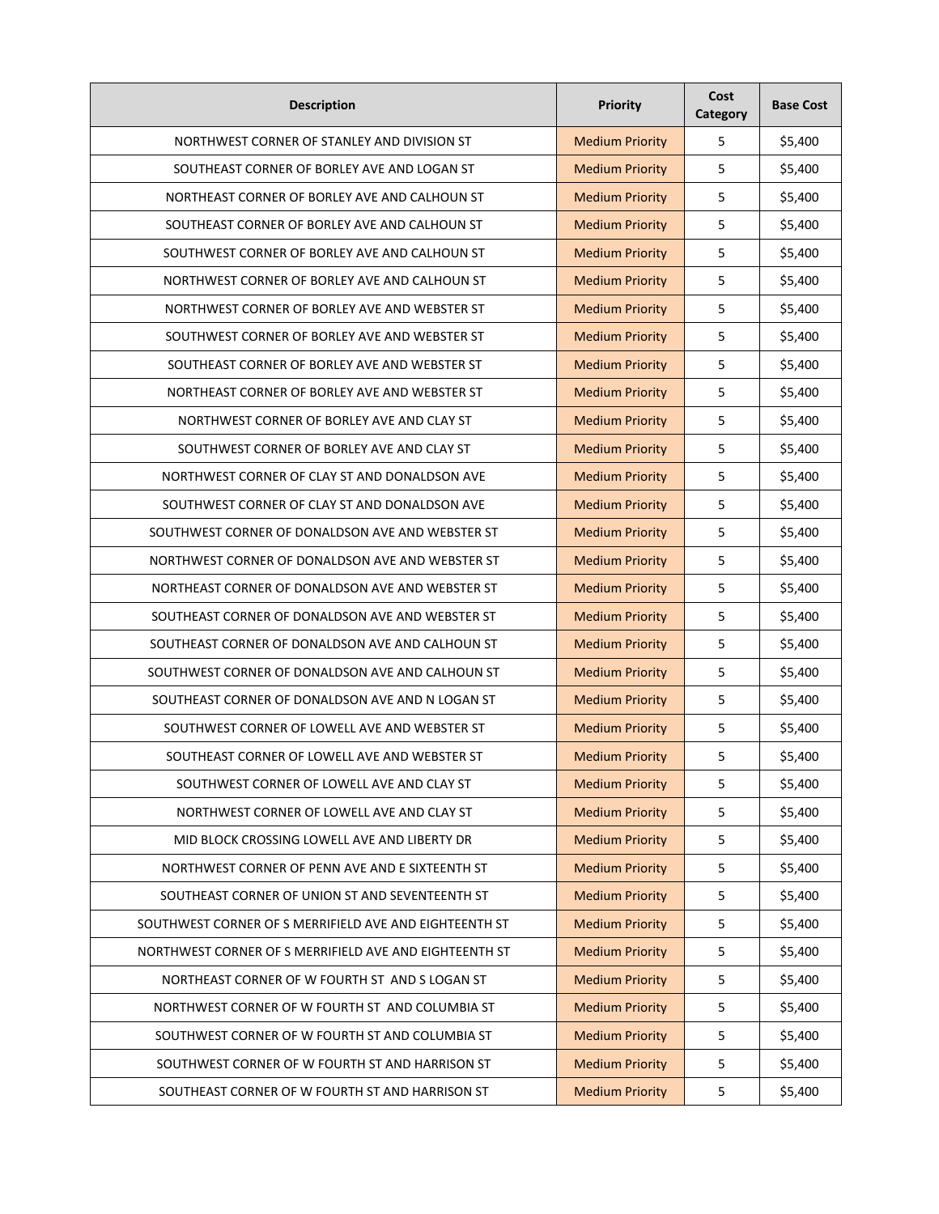| Description | Priority | Cost Category | Base Cost |
| --- | --- | --- | --- |
| NORTHWEST CORNER OF STANLEY AND DIVISION ST | Medium Priority | 5 | $5,400 |
| SOUTHEAST CORNER OF BORLEY AVE AND LOGAN ST | Medium Priority | 5 | $5,400 |
| NORTHEAST CORNER OF BORLEY AVE AND CALHOUN ST | Medium Priority | 5 | $5,400 |
| SOUTHEAST CORNER OF BORLEY AVE AND CALHOUN ST | Medium Priority | 5 | $5,400 |
| SOUTHWEST CORNER OF BORLEY AVE AND CALHOUN ST | Medium Priority | 5 | $5,400 |
| NORTHWEST CORNER OF BORLEY AVE AND CALHOUN ST | Medium Priority | 5 | $5,400 |
| NORTHWEST CORNER OF BORLEY AVE AND WEBSTER ST | Medium Priority | 5 | $5,400 |
| SOUTHWEST CORNER OF BORLEY AVE AND WEBSTER ST | Medium Priority | 5 | $5,400 |
| SOUTHEAST CORNER OF BORLEY AVE AND WEBSTER ST | Medium Priority | 5 | $5,400 |
| NORTHEAST CORNER OF BORLEY AVE AND WEBSTER ST | Medium Priority | 5 | $5,400 |
| NORTHWEST CORNER OF BORLEY AVE AND CLAY ST | Medium Priority | 5 | $5,400 |
| SOUTHWEST CORNER OF BORLEY AVE AND CLAY ST | Medium Priority | 5 | $5,400 |
| NORTHWEST CORNER OF CLAY ST AND DONALDSON AVE | Medium Priority | 5 | $5,400 |
| SOUTHWEST CORNER OF CLAY ST AND DONALDSON AVE | Medium Priority | 5 | $5,400 |
| SOUTHWEST CORNER OF DONALDSON AVE AND WEBSTER ST | Medium Priority | 5 | $5,400 |
| NORTHWEST CORNER OF DONALDSON AVE AND WEBSTER ST | Medium Priority | 5 | $5,400 |
| NORTHEAST CORNER OF DONALDSON AVE AND WEBSTER ST | Medium Priority | 5 | $5,400 |
| SOUTHEAST CORNER OF DONALDSON AVE AND WEBSTER ST | Medium Priority | 5 | $5,400 |
| SOUTHEAST CORNER OF DONALDSON AVE AND CALHOUN ST | Medium Priority | 5 | $5,400 |
| SOUTHWEST CORNER OF DONALDSON AVE AND CALHOUN ST | Medium Priority | 5 | $5,400 |
| SOUTHEAST CORNER OF DONALDSON AVE AND N LOGAN ST | Medium Priority | 5 | $5,400 |
| SOUTHWEST CORNER OF LOWELL AVE AND WEBSTER ST | Medium Priority | 5 | $5,400 |
| SOUTHEAST CORNER OF LOWELL AVE AND WEBSTER ST | Medium Priority | 5 | $5,400 |
| SOUTHWEST CORNER OF LOWELL AVE AND CLAY ST | Medium Priority | 5 | $5,400 |
| NORTHWEST CORNER OF LOWELL AVE AND CLAY ST | Medium Priority | 5 | $5,400 |
| MID BLOCK CROSSING LOWELL AVE AND LIBERTY DR | Medium Priority | 5 | $5,400 |
| NORTHWEST CORNER OF PENN AVE AND E SIXTEENTH ST | Medium Priority | 5 | $5,400 |
| SOUTHEAST CORNER OF UNION ST AND SEVENTEENTH ST | Medium Priority | 5 | $5,400 |
| SOUTHWEST CORNER OF S MERRIFIELD AVE AND EIGHTEENTH ST | Medium Priority | 5 | $5,400 |
| NORTHWEST CORNER OF S MERRIFIELD AVE AND EIGHTEENTH ST | Medium Priority | 5 | $5,400 |
| NORTHEAST CORNER OF W FOURTH ST AND S LOGAN ST | Medium Priority | 5 | $5,400 |
| NORTHWEST CORNER OF W FOURTH ST AND COLUMBIA ST | Medium Priority | 5 | $5,400 |
| SOUTHWEST CORNER OF W FOURTH ST AND COLUMBIA ST | Medium Priority | 5 | $5,400 |
| SOUTHWEST CORNER OF W FOURTH ST AND HARRISON ST | Medium Priority | 5 | $5,400 |
| SOUTHEAST CORNER OF W FOURTH ST AND HARRISON ST | Medium Priority | 5 | $5,400 |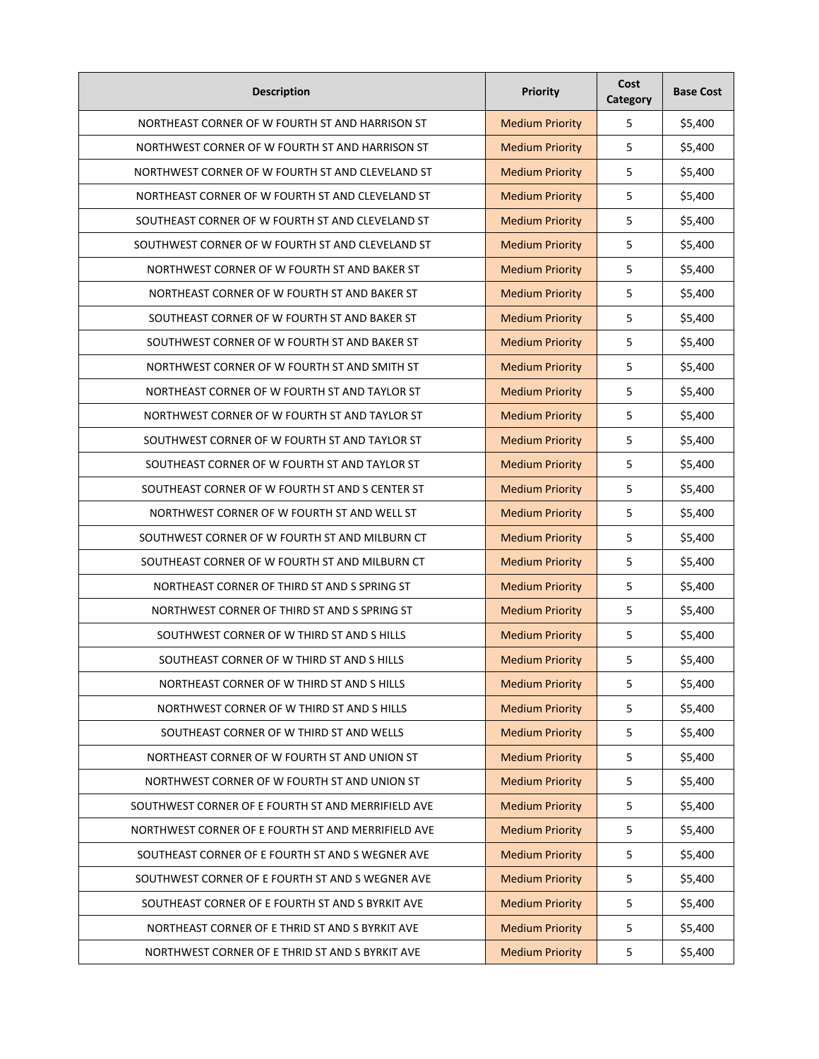| Description | Priority | Cost Category | Base Cost |
| --- | --- | --- | --- |
| NORTHEAST CORNER OF W FOURTH ST AND HARRISON ST | Medium Priority | 5 | $5,400 |
| NORTHWEST CORNER OF W FOURTH ST AND HARRISON ST | Medium Priority | 5 | $5,400 |
| NORTHWEST CORNER OF W FOURTH ST AND CLEVELAND ST | Medium Priority | 5 | $5,400 |
| NORTHEAST CORNER OF W FOURTH ST AND CLEVELAND ST | Medium Priority | 5 | $5,400 |
| SOUTHEAST CORNER OF W FOURTH ST AND CLEVELAND ST | Medium Priority | 5 | $5,400 |
| SOUTHWEST CORNER OF W FOURTH ST AND CLEVELAND ST | Medium Priority | 5 | $5,400 |
| NORTHWEST CORNER OF W FOURTH ST AND BAKER ST | Medium Priority | 5 | $5,400 |
| NORTHEAST CORNER OF W FOURTH ST AND BAKER ST | Medium Priority | 5 | $5,400 |
| SOUTHEAST CORNER OF W FOURTH ST AND BAKER ST | Medium Priority | 5 | $5,400 |
| SOUTHWEST CORNER OF W FOURTH ST AND BAKER ST | Medium Priority | 5 | $5,400 |
| NORTHWEST CORNER OF W FOURTH ST AND SMITH ST | Medium Priority | 5 | $5,400 |
| NORTHEAST CORNER OF W FOURTH ST AND TAYLOR ST | Medium Priority | 5 | $5,400 |
| NORTHWEST CORNER OF W FOURTH ST AND TAYLOR ST | Medium Priority | 5 | $5,400 |
| SOUTHWEST CORNER OF W FOURTH ST AND TAYLOR ST | Medium Priority | 5 | $5,400 |
| SOUTHEAST CORNER OF W FOURTH ST AND TAYLOR ST | Medium Priority | 5 | $5,400 |
| SOUTHEAST CORNER OF W FOURTH ST AND S CENTER ST | Medium Priority | 5 | $5,400 |
| NORTHWEST CORNER OF W FOURTH ST AND WELL ST | Medium Priority | 5 | $5,400 |
| SOUTHWEST CORNER OF W FOURTH ST AND MILBURN CT | Medium Priority | 5 | $5,400 |
| SOUTHEAST CORNER OF W FOURTH ST AND MILBURN CT | Medium Priority | 5 | $5,400 |
| NORTHEAST CORNER OF THIRD ST AND S SPRING ST | Medium Priority | 5 | $5,400 |
| NORTHWEST CORNER OF THIRD ST AND S SPRING ST | Medium Priority | 5 | $5,400 |
| SOUTHWEST CORNER OF W THIRD ST AND S HILLS | Medium Priority | 5 | $5,400 |
| SOUTHEAST CORNER OF W THIRD ST AND S HILLS | Medium Priority | 5 | $5,400 |
| NORTHEAST CORNER OF W THIRD ST AND S HILLS | Medium Priority | 5 | $5,400 |
| NORTHWEST CORNER OF W THIRD ST AND S HILLS | Medium Priority | 5 | $5,400 |
| SOUTHEAST CORNER OF W THIRD ST AND WELLS | Medium Priority | 5 | $5,400 |
| NORTHEAST CORNER OF W FOURTH ST AND UNION ST | Medium Priority | 5 | $5,400 |
| NORTHWEST CORNER OF W FOURTH ST AND UNION ST | Medium Priority | 5 | $5,400 |
| SOUTHWEST CORNER OF E FOURTH ST AND MERRIFIELD AVE | Medium Priority | 5 | $5,400 |
| NORTHWEST CORNER OF E FOURTH ST AND MERRIFIELD AVE | Medium Priority | 5 | $5,400 |
| SOUTHEAST CORNER OF E FOURTH ST AND S WEGNER AVE | Medium Priority | 5 | $5,400 |
| SOUTHWEST CORNER OF E FOURTH ST AND S WEGNER AVE | Medium Priority | 5 | $5,400 |
| SOUTHEAST CORNER OF E FOURTH ST AND S BYRKIT AVE | Medium Priority | 5 | $5,400 |
| NORTHEAST CORNER OF E THRID ST AND S BYRKIT AVE | Medium Priority | 5 | $5,400 |
| NORTHWEST CORNER OF E THRID ST AND S BYRKIT AVE | Medium Priority | 5 | $5,400 |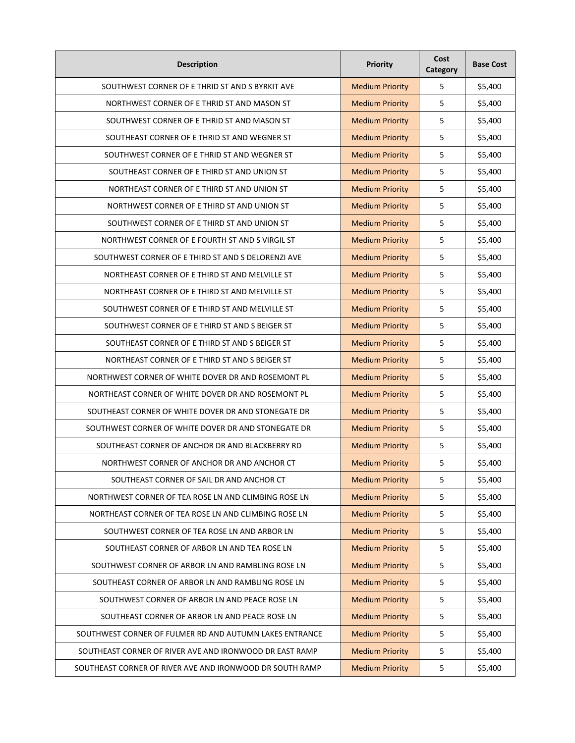| Description | Priority | Cost Category | Base Cost |
| --- | --- | --- | --- |
| SOUTHWEST CORNER OF E THRID ST AND S BYRKIT AVE | Medium Priority | 5 | $5,400 |
| NORTHWEST CORNER OF E THRID ST AND MASON ST | Medium Priority | 5 | $5,400 |
| SOUTHWEST CORNER OF E THRID ST AND MASON ST | Medium Priority | 5 | $5,400 |
| SOUTHEAST CORNER OF E THRID ST AND WEGNER ST | Medium Priority | 5 | $5,400 |
| SOUTHWEST CORNER OF E THRID ST AND WEGNER ST | Medium Priority | 5 | $5,400 |
| SOUTHEAST CORNER OF E THIRD ST AND UNION ST | Medium Priority | 5 | $5,400 |
| NORTHEAST CORNER OF E THIRD ST AND UNION ST | Medium Priority | 5 | $5,400 |
| NORTHWEST CORNER OF E THIRD ST AND UNION ST | Medium Priority | 5 | $5,400 |
| SOUTHWEST CORNER OF E THIRD ST AND UNION ST | Medium Priority | 5 | $5,400 |
| NORTHWEST CORNER OF E FOURTH ST AND S VIRGIL ST | Medium Priority | 5 | $5,400 |
| SOUTHWEST CORNER OF E THIRD ST AND S DELORENZI AVE | Medium Priority | 5 | $5,400 |
| NORTHEAST CORNER OF E THIRD ST AND MELVILLE ST | Medium Priority | 5 | $5,400 |
| NORTHEAST CORNER OF E THIRD ST AND MELVILLE ST | Medium Priority | 5 | $5,400 |
| SOUTHWEST CORNER OF E THIRD ST AND MELVILLE ST | Medium Priority | 5 | $5,400 |
| SOUTHWEST CORNER OF E THIRD ST AND S BEIGER ST | Medium Priority | 5 | $5,400 |
| SOUTHEAST CORNER OF E THIRD ST AND S BEIGER ST | Medium Priority | 5 | $5,400 |
| NORTHEAST CORNER OF E THIRD ST AND S BEIGER ST | Medium Priority | 5 | $5,400 |
| NORTHWEST CORNER OF WHITE DOVER DR AND ROSEMONT PL | Medium Priority | 5 | $5,400 |
| NORTHEAST CORNER OF WHITE DOVER DR AND ROSEMONT PL | Medium Priority | 5 | $5,400 |
| SOUTHEAST CORNER OF WHITE DOVER DR AND STONEGATE DR | Medium Priority | 5 | $5,400 |
| SOUTHWEST CORNER OF WHITE DOVER DR AND STONEGATE DR | Medium Priority | 5 | $5,400 |
| SOUTHEAST CORNER OF ANCHOR DR AND BLACKBERRY RD | Medium Priority | 5 | $5,400 |
| NORTHWEST CORNER OF ANCHOR DR AND ANCHOR CT | Medium Priority | 5 | $5,400 |
| SOUTHEAST CORNER OF SAIL DR AND ANCHOR CT | Medium Priority | 5 | $5,400 |
| NORTHWEST CORNER OF TEA ROSE LN AND CLIMBING ROSE LN | Medium Priority | 5 | $5,400 |
| NORTHEAST CORNER OF TEA ROSE LN AND CLIMBING ROSE LN | Medium Priority | 5 | $5,400 |
| SOUTHWEST CORNER OF TEA ROSE LN AND ARBOR LN | Medium Priority | 5 | $5,400 |
| SOUTHEAST CORNER OF ARBOR LN AND TEA ROSE LN | Medium Priority | 5 | $5,400 |
| SOUTHWEST CORNER OF ARBOR LN AND RAMBLING ROSE LN | Medium Priority | 5 | $5,400 |
| SOUTHEAST CORNER OF ARBOR LN AND RAMBLING ROSE LN | Medium Priority | 5 | $5,400 |
| SOUTHWEST CORNER OF ARBOR LN AND PEACE ROSE LN | Medium Priority | 5 | $5,400 |
| SOUTHEAST CORNER OF ARBOR LN AND PEACE ROSE LN | Medium Priority | 5 | $5,400 |
| SOUTHWEST CORNER OF FULMER RD AND AUTUMN LAKES ENTRANCE | Medium Priority | 5 | $5,400 |
| SOUTHEAST CORNER OF RIVER AVE AND IRONWOOD DR EAST RAMP | Medium Priority | 5 | $5,400 |
| SOUTHEAST CORNER OF RIVER AVE AND IRONWOOD DR SOUTH RAMP | Medium Priority | 5 | $5,400 |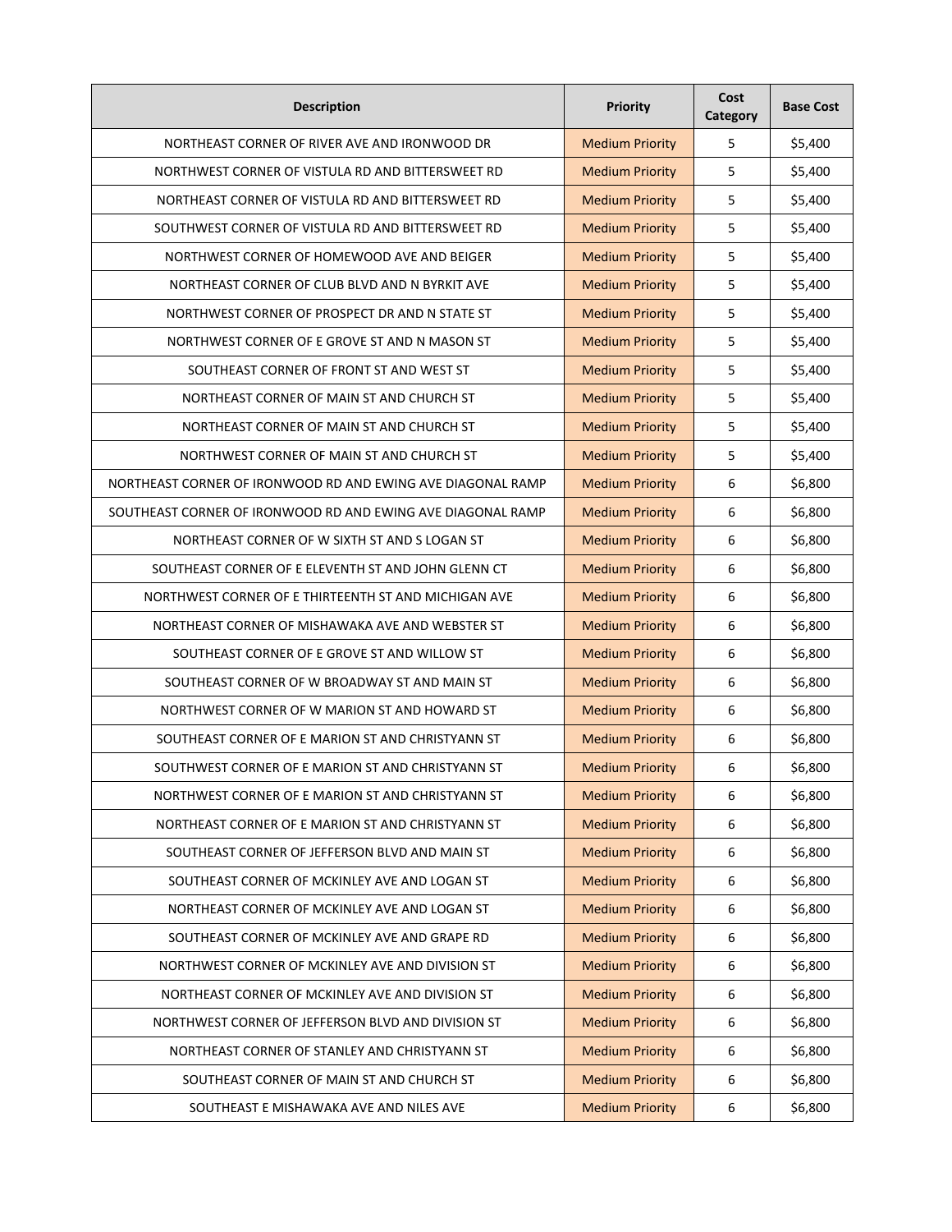| Description | Priority | Cost Category | Base Cost |
|---|---|---|---|
| NORTHEAST CORNER OF RIVER AVE AND IRONWOOD DR | Medium Priority | 5 | $5,400 |
| NORTHWEST CORNER OF VISTULA RD AND BITTERSWEET RD | Medium Priority | 5 | $5,400 |
| NORTHEAST CORNER OF VISTULA RD AND BITTERSWEET RD | Medium Priority | 5 | $5,400 |
| SOUTHWEST CORNER OF VISTULA RD AND BITTERSWEET RD | Medium Priority | 5 | $5,400 |
| NORTHWEST CORNER OF HOMEWOOD AVE AND BEIGER | Medium Priority | 5 | $5,400 |
| NORTHEAST CORNER OF CLUB BLVD AND N BYRKIT AVE | Medium Priority | 5 | $5,400 |
| NORTHWEST CORNER OF PROSPECT DR AND N STATE ST | Medium Priority | 5 | $5,400 |
| NORTHWEST CORNER OF E GROVE ST AND N MASON ST | Medium Priority | 5 | $5,400 |
| SOUTHEAST CORNER OF FRONT ST AND WEST ST | Medium Priority | 5 | $5,400 |
| NORTHEAST CORNER OF MAIN ST AND CHURCH ST | Medium Priority | 5 | $5,400 |
| NORTHEAST CORNER OF MAIN ST AND CHURCH ST | Medium Priority | 5 | $5,400 |
| NORTHWEST CORNER OF MAIN ST AND CHURCH ST | Medium Priority | 5 | $5,400 |
| NORTHEAST CORNER OF IRONWOOD RD AND EWING AVE DIAGONAL RAMP | Medium Priority | 6 | $6,800 |
| SOUTHEAST CORNER OF IRONWOOD RD AND EWING AVE DIAGONAL RAMP | Medium Priority | 6 | $6,800 |
| NORTHEAST CORNER OF W SIXTH ST AND S LOGAN ST | Medium Priority | 6 | $6,800 |
| SOUTHEAST CORNER OF E ELEVENTH ST AND JOHN GLENN CT | Medium Priority | 6 | $6,800 |
| NORTHWEST CORNER OF E THIRTEENTH ST AND MICHIGAN AVE | Medium Priority | 6 | $6,800 |
| NORTHEAST CORNER OF MISHAWAKA AVE AND WEBSTER ST | Medium Priority | 6 | $6,800 |
| SOUTHEAST CORNER OF E GROVE ST AND WILLOW ST | Medium Priority | 6 | $6,800 |
| SOUTHEAST CORNER OF W BROADWAY ST AND MAIN ST | Medium Priority | 6 | $6,800 |
| NORTHWEST CORNER OF W MARION ST AND HOWARD ST | Medium Priority | 6 | $6,800 |
| SOUTHEAST CORNER OF E MARION ST AND CHRISTYANN ST | Medium Priority | 6 | $6,800 |
| SOUTHWEST CORNER OF E MARION ST AND CHRISTYANN ST | Medium Priority | 6 | $6,800 |
| NORTHWEST CORNER OF E MARION ST AND CHRISTYANN ST | Medium Priority | 6 | $6,800 |
| NORTHEAST CORNER OF E MARION ST AND CHRISTYANN ST | Medium Priority | 6 | $6,800 |
| SOUTHEAST CORNER OF JEFFERSON BLVD AND MAIN ST | Medium Priority | 6 | $6,800 |
| SOUTHEAST CORNER OF MCKINLEY AVE AND LOGAN ST | Medium Priority | 6 | $6,800 |
| NORTHEAST CORNER OF MCKINLEY AVE AND LOGAN ST | Medium Priority | 6 | $6,800 |
| SOUTHEAST CORNER OF MCKINLEY AVE AND GRAPE RD | Medium Priority | 6 | $6,800 |
| NORTHWEST CORNER OF MCKINLEY AVE AND DIVISION ST | Medium Priority | 6 | $6,800 |
| NORTHEAST CORNER OF MCKINLEY AVE AND DIVISION ST | Medium Priority | 6 | $6,800 |
| NORTHWEST CORNER OF JEFFERSON BLVD AND DIVISION ST | Medium Priority | 6 | $6,800 |
| NORTHEAST CORNER OF STANLEY AND CHRISTYANN ST | Medium Priority | 6 | $6,800 |
| SOUTHEAST CORNER OF MAIN ST AND CHURCH ST | Medium Priority | 6 | $6,800 |
| SOUTHEAST E MISHAWAKA AVE AND NILES AVE | Medium Priority | 6 | $6,800 |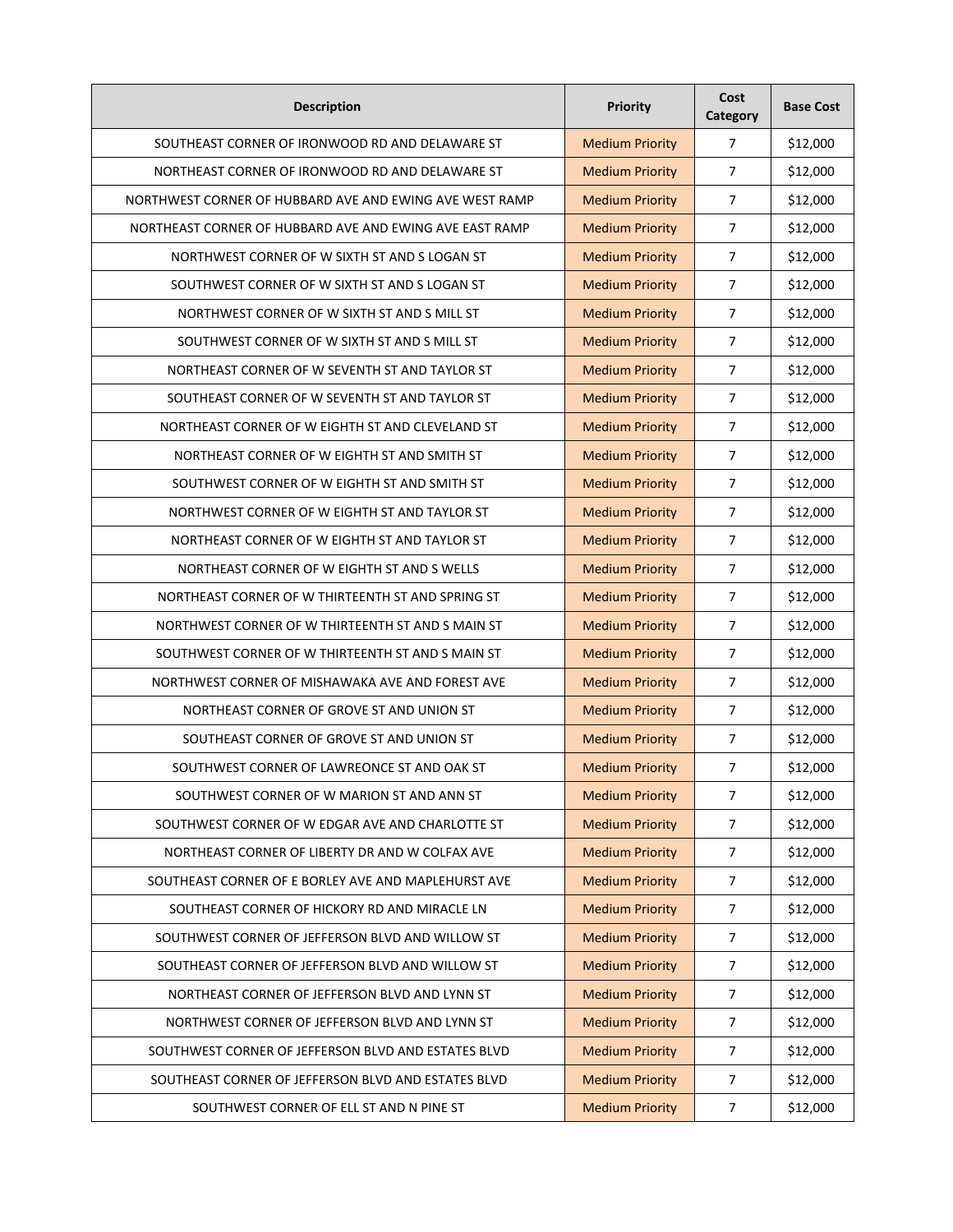| Description | Priority | Cost Category | Base Cost |
|---|---|---|---|
| SOUTHEAST CORNER OF IRONWOOD RD AND DELAWARE ST | Medium Priority | 7 | $12,000 |
| NORTHEAST CORNER OF IRONWOOD RD AND DELAWARE ST | Medium Priority | 7 | $12,000 |
| NORTHWEST CORNER OF HUBBARD AVE AND EWING AVE WEST RAMP | Medium Priority | 7 | $12,000 |
| NORTHEAST CORNER OF HUBBARD AVE AND EWING AVE EAST RAMP | Medium Priority | 7 | $12,000 |
| NORTHWEST CORNER OF W SIXTH ST AND S LOGAN ST | Medium Priority | 7 | $12,000 |
| SOUTHWEST CORNER OF W SIXTH ST AND S LOGAN ST | Medium Priority | 7 | $12,000 |
| NORTHWEST CORNER OF W SIXTH ST AND S MILL ST | Medium Priority | 7 | $12,000 |
| SOUTHWEST CORNER OF W SIXTH ST AND S MILL ST | Medium Priority | 7 | $12,000 |
| NORTHEAST CORNER OF W SEVENTH ST AND TAYLOR ST | Medium Priority | 7 | $12,000 |
| SOUTHEAST CORNER OF W SEVENTH ST AND TAYLOR ST | Medium Priority | 7 | $12,000 |
| NORTHEAST CORNER OF W EIGHTH ST AND CLEVELAND ST | Medium Priority | 7 | $12,000 |
| NORTHEAST CORNER OF W EIGHTH ST AND SMITH ST | Medium Priority | 7 | $12,000 |
| SOUTHWEST CORNER OF W EIGHTH ST AND SMITH ST | Medium Priority | 7 | $12,000 |
| NORTHWEST CORNER OF W EIGHTH ST AND TAYLOR ST | Medium Priority | 7 | $12,000 |
| NORTHEAST CORNER OF W EIGHTH ST AND TAYLOR ST | Medium Priority | 7 | $12,000 |
| NORTHEAST CORNER OF W EIGHTH ST AND S WELLS | Medium Priority | 7 | $12,000 |
| NORTHEAST CORNER OF W THIRTEENTH ST AND SPRING ST | Medium Priority | 7 | $12,000 |
| NORTHWEST CORNER OF W THIRTEENTH ST AND S MAIN ST | Medium Priority | 7 | $12,000 |
| SOUTHWEST CORNER OF W THIRTEENTH ST AND S MAIN ST | Medium Priority | 7 | $12,000 |
| NORTHWEST CORNER OF MISHAWAKA AVE AND FOREST AVE | Medium Priority | 7 | $12,000 |
| NORTHEAST CORNER OF GROVE ST AND UNION ST | Medium Priority | 7 | $12,000 |
| SOUTHEAST CORNER OF GROVE ST AND UNION ST | Medium Priority | 7 | $12,000 |
| SOUTHWEST CORNER OF LAWREONCE ST AND OAK ST | Medium Priority | 7 | $12,000 |
| SOUTHWEST CORNER OF W MARION ST AND ANN ST | Medium Priority | 7 | $12,000 |
| SOUTHWEST CORNER OF W EDGAR AVE AND CHARLOTTE ST | Medium Priority | 7 | $12,000 |
| NORTHEAST CORNER OF LIBERTY DR AND W COLFAX AVE | Medium Priority | 7 | $12,000 |
| SOUTHEAST CORNER OF E BORLEY AVE AND MAPLEHURST AVE | Medium Priority | 7 | $12,000 |
| SOUTHEAST CORNER OF HICKORY RD AND MIRACLE LN | Medium Priority | 7 | $12,000 |
| SOUTHWEST CORNER OF JEFFERSON BLVD AND WILLOW ST | Medium Priority | 7 | $12,000 |
| SOUTHEAST CORNER OF JEFFERSON BLVD AND WILLOW ST | Medium Priority | 7 | $12,000 |
| NORTHEAST CORNER OF JEFFERSON BLVD AND LYNN ST | Medium Priority | 7 | $12,000 |
| NORTHWEST CORNER OF JEFFERSON BLVD AND LYNN ST | Medium Priority | 7 | $12,000 |
| SOUTHWEST CORNER OF JEFFERSON BLVD AND ESTATES BLVD | Medium Priority | 7 | $12,000 |
| SOUTHEAST CORNER OF JEFFERSON BLVD AND ESTATES BLVD | Medium Priority | 7 | $12,000 |
| SOUTHWEST CORNER OF ELL ST AND N PINE ST | Medium Priority | 7 | $12,000 |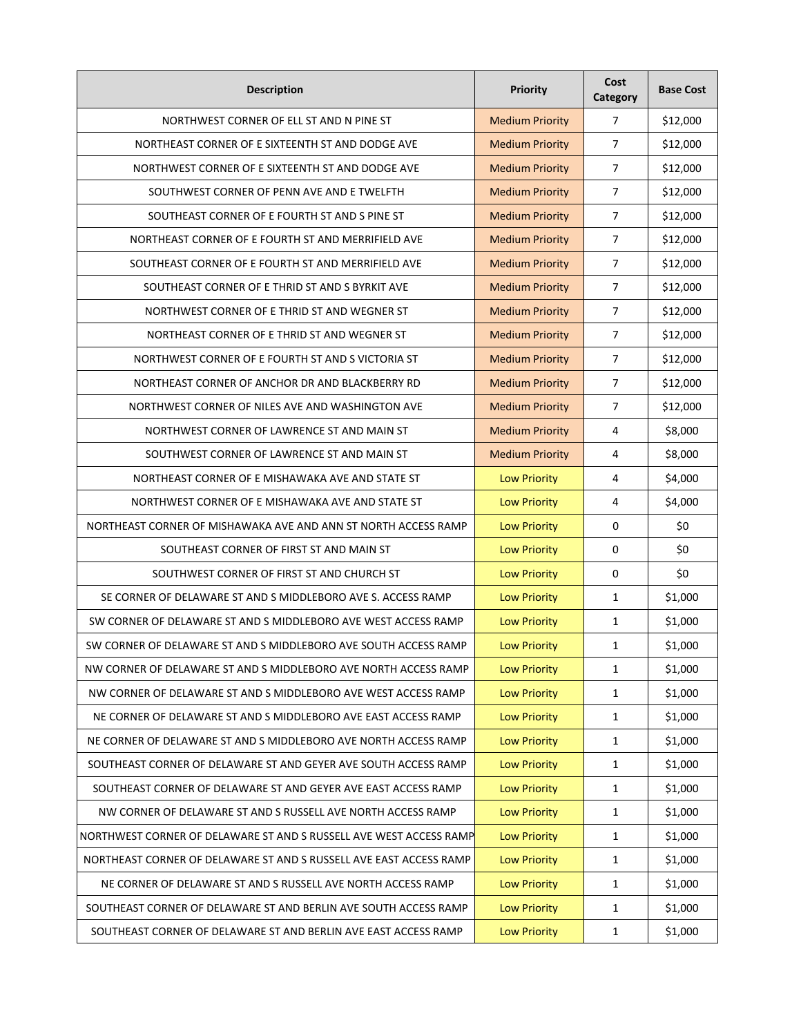| Description | Priority | Cost Category | Base Cost |
|---|---|---|---|
| NORTHWEST CORNER OF ELL ST AND N PINE ST | Medium Priority | 7 | $12,000 |
| NORTHEAST CORNER OF E SIXTEENTH ST AND DODGE AVE | Medium Priority | 7 | $12,000 |
| NORTHWEST CORNER OF E SIXTEENTH ST AND DODGE AVE | Medium Priority | 7 | $12,000 |
| SOUTHWEST CORNER OF PENN AVE AND E TWELFTH | Medium Priority | 7 | $12,000 |
| SOUTHEAST CORNER OF E FOURTH ST AND S PINE ST | Medium Priority | 7 | $12,000 |
| NORTHEAST CORNER OF E FOURTH ST AND MERRIFIELD AVE | Medium Priority | 7 | $12,000 |
| SOUTHEAST CORNER OF E FOURTH ST AND MERRIFIELD AVE | Medium Priority | 7 | $12,000 |
| SOUTHEAST CORNER OF E THRID ST AND S BYRKIT AVE | Medium Priority | 7 | $12,000 |
| NORTHWEST CORNER OF E THRID ST AND WEGNER ST | Medium Priority | 7 | $12,000 |
| NORTHEAST CORNER OF E THRID ST AND WEGNER ST | Medium Priority | 7 | $12,000 |
| NORTHWEST CORNER OF E FOURTH ST AND S VICTORIA ST | Medium Priority | 7 | $12,000 |
| NORTHEAST CORNER OF ANCHOR DR AND BLACKBERRY RD | Medium Priority | 7 | $12,000 |
| NORTHWEST CORNER OF NILES AVE AND WASHINGTON AVE | Medium Priority | 7 | $12,000 |
| NORTHWEST CORNER OF LAWRENCE ST AND MAIN ST | Medium Priority | 4 | $8,000 |
| SOUTHWEST CORNER OF LAWRENCE ST AND MAIN ST | Medium Priority | 4 | $8,000 |
| NORTHEAST CORNER OF E MISHAWAKA AVE AND STATE ST | Low Priority | 4 | $4,000 |
| NORTHWEST CORNER OF E MISHAWAKA AVE AND STATE ST | Low Priority | 4 | $4,000 |
| NORTHEAST CORNER OF MISHAWAKA AVE AND ANN ST NORTH ACCESS RAMP | Low Priority | 0 | $0 |
| SOUTHEAST CORNER OF FIRST ST AND MAIN ST | Low Priority | 0 | $0 |
| SOUTHWEST CORNER OF FIRST ST AND CHURCH ST | Low Priority | 0 | $0 |
| SE CORNER OF DELAWARE ST AND S MIDDLEBORO AVE S. ACCESS RAMP | Low Priority | 1 | $1,000 |
| SW CORNER OF DELAWARE ST AND S MIDDLEBORO AVE WEST ACCESS RAMP | Low Priority | 1 | $1,000 |
| SW CORNER OF DELAWARE ST AND S MIDDLEBORO AVE SOUTH ACCESS RAMP | Low Priority | 1 | $1,000 |
| NW CORNER OF DELAWARE ST AND S MIDDLEBORO AVE NORTH ACCESS RAMP | Low Priority | 1 | $1,000 |
| NW CORNER OF DELAWARE ST AND S MIDDLEBORO AVE WEST ACCESS RAMP | Low Priority | 1 | $1,000 |
| NE CORNER OF DELAWARE ST AND S MIDDLEBORO AVE EAST ACCESS RAMP | Low Priority | 1 | $1,000 |
| NE CORNER OF DELAWARE ST AND S MIDDLEBORO AVE NORTH ACCESS RAMP | Low Priority | 1 | $1,000 |
| SOUTHEAST CORNER OF DELAWARE ST AND GEYER AVE SOUTH ACCESS RAMP | Low Priority | 1 | $1,000 |
| SOUTHEAST CORNER OF DELAWARE ST AND GEYER AVE EAST ACCESS RAMP | Low Priority | 1 | $1,000 |
| NW CORNER OF DELAWARE ST AND S RUSSELL AVE NORTH ACCESS RAMP | Low Priority | 1 | $1,000 |
| NORTHWEST CORNER OF DELAWARE ST AND S RUSSELL AVE WEST ACCESS RAMP | Low Priority | 1 | $1,000 |
| NORTHEAST CORNER OF DELAWARE ST AND S RUSSELL AVE EAST ACCESS RAMP | Low Priority | 1 | $1,000 |
| NE CORNER OF DELAWARE ST AND S RUSSELL AVE NORTH ACCESS RAMP | Low Priority | 1 | $1,000 |
| SOUTHEAST CORNER OF DELAWARE ST AND BERLIN AVE SOUTH ACCESS RAMP | Low Priority | 1 | $1,000 |
| SOUTHEAST CORNER OF DELAWARE ST AND BERLIN AVE EAST ACCESS RAMP | Low Priority | 1 | $1,000 |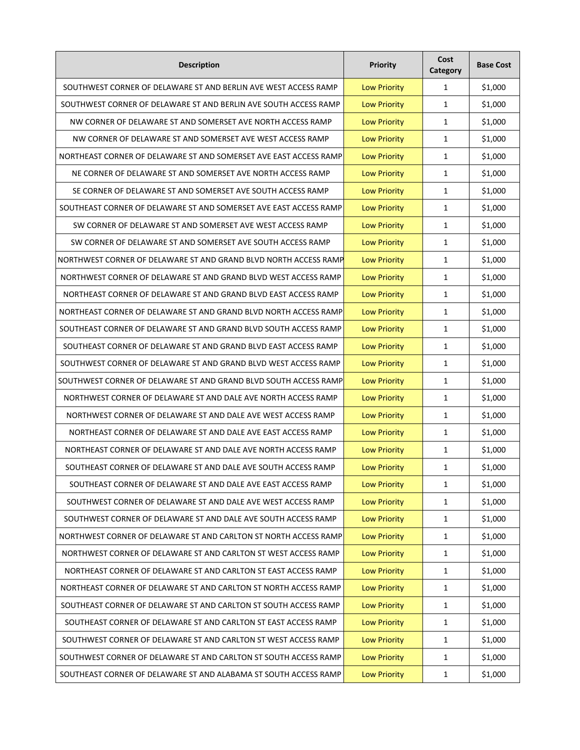| Description | Priority | Cost Category | Base Cost |
|---|---|---|---|
| SOUTHWEST CORNER OF DELAWARE ST AND BERLIN AVE WEST ACCESS RAMP | Low Priority | 1 | $1,000 |
| SOUTHWEST CORNER OF DELAWARE ST AND BERLIN AVE SOUTH ACCESS RAMP | Low Priority | 1 | $1,000 |
| NW CORNER OF DELAWARE ST AND SOMERSET AVE NORTH ACCESS RAMP | Low Priority | 1 | $1,000 |
| NW CORNER OF DELAWARE ST AND SOMERSET AVE WEST ACCESS RAMP | Low Priority | 1 | $1,000 |
| NORTHEAST CORNER OF DELAWARE ST AND SOMERSET AVE EAST ACCESS RAMP | Low Priority | 1 | $1,000 |
| NE CORNER OF DELAWARE ST AND SOMERSET AVE NORTH ACCESS RAMP | Low Priority | 1 | $1,000 |
| SE CORNER OF DELAWARE ST AND SOMERSET AVE SOUTH ACCESS RAMP | Low Priority | 1 | $1,000 |
| SOUTHEAST CORNER OF DELAWARE ST AND SOMERSET AVE EAST ACCESS RAMP | Low Priority | 1 | $1,000 |
| SW CORNER OF DELAWARE ST AND SOMERSET AVE WEST ACCESS RAMP | Low Priority | 1 | $1,000 |
| SW CORNER OF DELAWARE ST AND SOMERSET AVE SOUTH ACCESS RAMP | Low Priority | 1 | $1,000 |
| NORTHWEST CORNER OF DELAWARE ST AND GRAND BLVD NORTH ACCESS RAMP | Low Priority | 1 | $1,000 |
| NORTHWEST CORNER OF DELAWARE ST AND GRAND BLVD WEST ACCESS RAMP | Low Priority | 1 | $1,000 |
| NORTHEAST CORNER OF DELAWARE ST AND GRAND BLVD EAST ACCESS RAMP | Low Priority | 1 | $1,000 |
| NORTHEAST CORNER OF DELAWARE ST AND GRAND BLVD NORTH ACCESS RAMP | Low Priority | 1 | $1,000 |
| SOUTHEAST CORNER OF DELAWARE ST AND GRAND BLVD SOUTH ACCESS RAMP | Low Priority | 1 | $1,000 |
| SOUTHEAST CORNER OF DELAWARE ST AND GRAND BLVD EAST ACCESS RAMP | Low Priority | 1 | $1,000 |
| SOUTHWEST CORNER OF DELAWARE ST AND GRAND BLVD WEST ACCESS RAMP | Low Priority | 1 | $1,000 |
| SOUTHWEST CORNER OF DELAWARE ST AND GRAND BLVD SOUTH ACCESS RAMP | Low Priority | 1 | $1,000 |
| NORTHWEST CORNER OF DELAWARE ST AND DALE AVE NORTH ACCESS RAMP | Low Priority | 1 | $1,000 |
| NORTHWEST CORNER OF DELAWARE ST AND DALE AVE WEST ACCESS RAMP | Low Priority | 1 | $1,000 |
| NORTHEAST CORNER OF DELAWARE ST AND DALE AVE EAST ACCESS RAMP | Low Priority | 1 | $1,000 |
| NORTHEAST CORNER OF DELAWARE ST AND DALE AVE NORTH ACCESS RAMP | Low Priority | 1 | $1,000 |
| SOUTHEAST CORNER OF DELAWARE ST AND DALE AVE SOUTH ACCESS RAMP | Low Priority | 1 | $1,000 |
| SOUTHEAST CORNER OF DELAWARE ST AND DALE AVE EAST ACCESS RAMP | Low Priority | 1 | $1,000 |
| SOUTHWEST CORNER OF DELAWARE ST AND DALE AVE WEST ACCESS RAMP | Low Priority | 1 | $1,000 |
| SOUTHWEST CORNER OF DELAWARE ST AND DALE AVE SOUTH ACCESS RAMP | Low Priority | 1 | $1,000 |
| NORTHWEST CORNER OF DELAWARE ST AND CARLTON ST NORTH ACCESS RAMP | Low Priority | 1 | $1,000 |
| NORTHWEST CORNER OF DELAWARE ST AND CARLTON ST WEST ACCESS RAMP | Low Priority | 1 | $1,000 |
| NORTHEAST CORNER OF DELAWARE ST AND CARLTON ST EAST ACCESS RAMP | Low Priority | 1 | $1,000 |
| NORTHEAST CORNER OF DELAWARE ST AND CARLTON ST NORTH ACCESS RAMP | Low Priority | 1 | $1,000 |
| SOUTHEAST CORNER OF DELAWARE ST AND CARLTON ST SOUTH ACCESS RAMP | Low Priority | 1 | $1,000 |
| SOUTHEAST CORNER OF DELAWARE ST AND CARLTON ST EAST ACCESS RAMP | Low Priority | 1 | $1,000 |
| SOUTHWEST CORNER OF DELAWARE ST AND CARLTON ST WEST ACCESS RAMP | Low Priority | 1 | $1,000 |
| SOUTHWEST CORNER OF DELAWARE ST AND CARLTON ST SOUTH ACCESS RAMP | Low Priority | 1 | $1,000 |
| SOUTHEAST CORNER OF DELAWARE ST AND ALABAMA ST SOUTH ACCESS RAMP | Low Priority | 1 | $1,000 |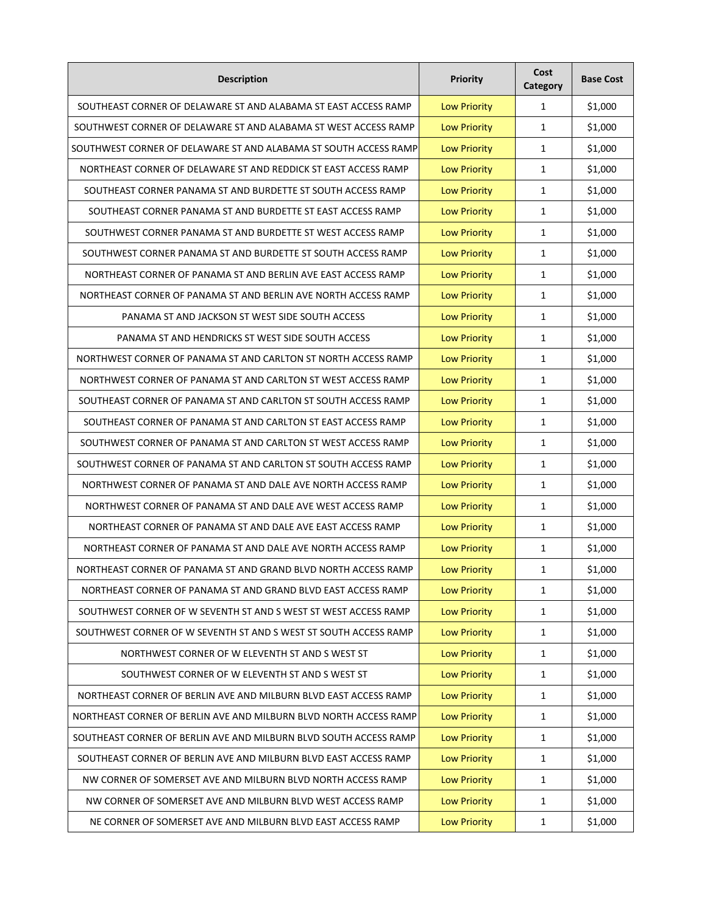| Description | Priority | Cost Category | Base Cost |
| --- | --- | --- | --- |
| SOUTHEAST CORNER OF DELAWARE ST AND ALABAMA ST EAST ACCESS RAMP | Low Priority | 1 | $1,000 |
| SOUTHWEST CORNER OF DELAWARE ST AND ALABAMA ST WEST ACCESS RAMP | Low Priority | 1 | $1,000 |
| SOUTHWEST CORNER OF DELAWARE ST AND ALABAMA ST SOUTH ACCESS RAMP | Low Priority | 1 | $1,000 |
| NORTHEAST CORNER OF DELAWARE ST AND REDDICK ST EAST ACCESS RAMP | Low Priority | 1 | $1,000 |
| SOUTHEAST CORNER PANAMA ST AND BURDETTE ST SOUTH ACCESS RAMP | Low Priority | 1 | $1,000 |
| SOUTHEAST CORNER PANAMA ST AND BURDETTE ST EAST ACCESS RAMP | Low Priority | 1 | $1,000 |
| SOUTHWEST CORNER PANAMA ST AND BURDETTE ST WEST ACCESS RAMP | Low Priority | 1 | $1,000 |
| SOUTHWEST CORNER PANAMA ST AND BURDETTE ST SOUTH ACCESS RAMP | Low Priority | 1 | $1,000 |
| NORTHEAST CORNER OF PANAMA ST AND BERLIN AVE EAST ACCESS RAMP | Low Priority | 1 | $1,000 |
| NORTHEAST CORNER OF PANAMA ST AND BERLIN AVE NORTH ACCESS RAMP | Low Priority | 1 | $1,000 |
| PANAMA ST AND JACKSON ST WEST SIDE SOUTH ACCESS | Low Priority | 1 | $1,000 |
| PANAMA ST AND HENDRICKS ST WEST SIDE SOUTH ACCESS | Low Priority | 1 | $1,000 |
| NORTHWEST CORNER OF PANAMA ST AND CARLTON ST NORTH ACCESS RAMP | Low Priority | 1 | $1,000 |
| NORTHWEST CORNER OF PANAMA ST AND CARLTON ST WEST ACCESS RAMP | Low Priority | 1 | $1,000 |
| SOUTHEAST CORNER OF PANAMA ST AND CARLTON ST SOUTH ACCESS RAMP | Low Priority | 1 | $1,000 |
| SOUTHEAST CORNER OF PANAMA ST AND CARLTON ST EAST ACCESS RAMP | Low Priority | 1 | $1,000 |
| SOUTHWEST CORNER OF PANAMA ST AND CARLTON ST WEST ACCESS RAMP | Low Priority | 1 | $1,000 |
| SOUTHWEST CORNER OF PANAMA ST AND CARLTON ST SOUTH ACCESS RAMP | Low Priority | 1 | $1,000 |
| NORTHWEST CORNER OF PANAMA ST AND DALE AVE NORTH ACCESS RAMP | Low Priority | 1 | $1,000 |
| NORTHWEST CORNER OF PANAMA ST AND DALE AVE WEST ACCESS RAMP | Low Priority | 1 | $1,000 |
| NORTHEAST CORNER OF PANAMA ST AND DALE AVE EAST ACCESS RAMP | Low Priority | 1 | $1,000 |
| NORTHEAST CORNER OF PANAMA ST AND DALE AVE NORTH ACCESS RAMP | Low Priority | 1 | $1,000 |
| NORTHEAST CORNER OF PANAMA ST AND GRAND BLVD NORTH ACCESS RAMP | Low Priority | 1 | $1,000 |
| NORTHEAST CORNER OF PANAMA ST AND GRAND BLVD EAST ACCESS RAMP | Low Priority | 1 | $1,000 |
| SOUTHWEST CORNER OF W SEVENTH ST AND S WEST ST WEST ACCESS RAMP | Low Priority | 1 | $1,000 |
| SOUTHWEST CORNER OF W SEVENTH ST AND S WEST ST SOUTH ACCESS RAMP | Low Priority | 1 | $1,000 |
| NORTHWEST CORNER OF W ELEVENTH ST AND S WEST ST | Low Priority | 1 | $1,000 |
| SOUTHWEST CORNER OF W ELEVENTH ST AND S WEST ST | Low Priority | 1 | $1,000 |
| NORTHEAST CORNER OF BERLIN AVE AND MILBURN BLVD EAST ACCESS RAMP | Low Priority | 1 | $1,000 |
| NORTHEAST CORNER OF BERLIN AVE AND MILBURN BLVD NORTH ACCESS RAMP | Low Priority | 1 | $1,000 |
| SOUTHEAST CORNER OF BERLIN AVE AND MILBURN BLVD SOUTH ACCESS RAMP | Low Priority | 1 | $1,000 |
| SOUTHEAST CORNER OF BERLIN AVE AND MILBURN BLVD EAST ACCESS RAMP | Low Priority | 1 | $1,000 |
| NW CORNER OF SOMERSET AVE AND MILBURN BLVD NORTH ACCESS RAMP | Low Priority | 1 | $1,000 |
| NW CORNER OF SOMERSET AVE AND MILBURN BLVD WEST ACCESS RAMP | Low Priority | 1 | $1,000 |
| NE CORNER OF SOMERSET AVE AND MILBURN BLVD EAST ACCESS RAMP | Low Priority | 1 | $1,000 |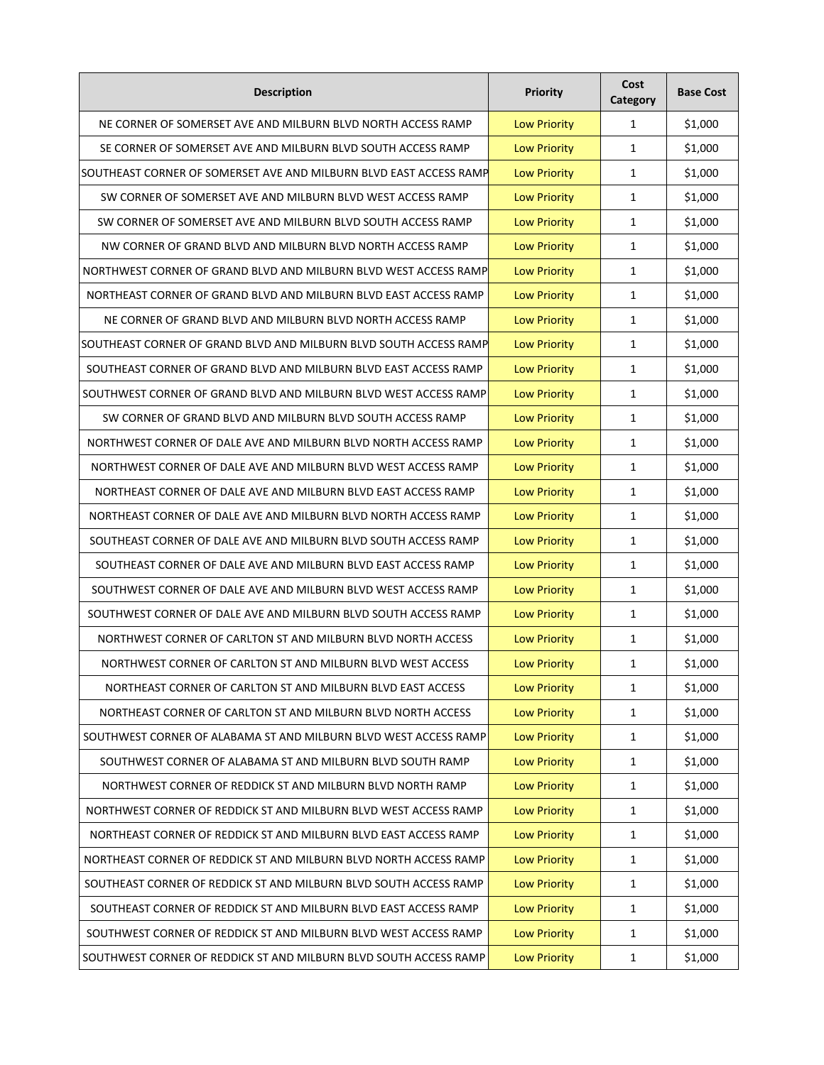| Description | Priority | Cost Category | Base Cost |
|---|---|---|---|
| NE CORNER OF SOMERSET AVE AND MILBURN BLVD NORTH ACCESS RAMP | Low Priority | 1 | $1,000 |
| SE CORNER OF SOMERSET AVE AND MILBURN BLVD SOUTH ACCESS RAMP | Low Priority | 1 | $1,000 |
| SOUTHEAST CORNER OF SOMERSET AVE AND MILBURN BLVD EAST ACCESS RAMP | Low Priority | 1 | $1,000 |
| SW CORNER OF SOMERSET AVE AND MILBURN BLVD WEST ACCESS RAMP | Low Priority | 1 | $1,000 |
| SW CORNER OF SOMERSET AVE AND MILBURN BLVD SOUTH ACCESS RAMP | Low Priority | 1 | $1,000 |
| NW CORNER OF GRAND BLVD AND MILBURN BLVD NORTH ACCESS RAMP | Low Priority | 1 | $1,000 |
| NORTHWEST CORNER OF GRAND BLVD AND MILBURN BLVD WEST ACCESS RAMP | Low Priority | 1 | $1,000 |
| NORTHEAST CORNER OF GRAND BLVD AND MILBURN BLVD EAST ACCESS RAMP | Low Priority | 1 | $1,000 |
| NE CORNER OF GRAND BLVD AND MILBURN BLVD NORTH ACCESS RAMP | Low Priority | 1 | $1,000 |
| SOUTHEAST CORNER OF GRAND BLVD AND MILBURN BLVD SOUTH ACCESS RAMP | Low Priority | 1 | $1,000 |
| SOUTHEAST CORNER OF GRAND BLVD AND MILBURN BLVD EAST ACCESS RAMP | Low Priority | 1 | $1,000 |
| SOUTHWEST CORNER OF GRAND BLVD AND MILBURN BLVD WEST ACCESS RAMP | Low Priority | 1 | $1,000 |
| SW CORNER OF GRAND BLVD AND MILBURN BLVD SOUTH ACCESS RAMP | Low Priority | 1 | $1,000 |
| NORTHWEST CORNER OF DALE AVE AND MILBURN BLVD NORTH ACCESS RAMP | Low Priority | 1 | $1,000 |
| NORTHWEST CORNER OF DALE AVE AND MILBURN BLVD WEST ACCESS RAMP | Low Priority | 1 | $1,000 |
| NORTHEAST CORNER OF DALE AVE AND MILBURN BLVD EAST ACCESS RAMP | Low Priority | 1 | $1,000 |
| NORTHEAST CORNER OF DALE AVE AND MILBURN BLVD NORTH ACCESS RAMP | Low Priority | 1 | $1,000 |
| SOUTHEAST CORNER OF DALE AVE AND MILBURN BLVD SOUTH ACCESS RAMP | Low Priority | 1 | $1,000 |
| SOUTHEAST CORNER OF DALE AVE AND MILBURN BLVD EAST ACCESS RAMP | Low Priority | 1 | $1,000 |
| SOUTHWEST CORNER OF DALE AVE AND MILBURN BLVD WEST ACCESS RAMP | Low Priority | 1 | $1,000 |
| SOUTHWEST CORNER OF DALE AVE AND MILBURN BLVD SOUTH ACCESS RAMP | Low Priority | 1 | $1,000 |
| NORTHWEST CORNER OF CARLTON ST AND MILBURN BLVD NORTH ACCESS | Low Priority | 1 | $1,000 |
| NORTHWEST CORNER OF CARLTON ST AND MILBURN BLVD WEST ACCESS | Low Priority | 1 | $1,000 |
| NORTHEAST CORNER OF CARLTON ST AND MILBURN BLVD EAST ACCESS | Low Priority | 1 | $1,000 |
| NORTHEAST CORNER OF CARLTON ST AND MILBURN BLVD NORTH ACCESS | Low Priority | 1 | $1,000 |
| SOUTHWEST CORNER OF ALABAMA ST AND MILBURN BLVD WEST ACCESS RAMP | Low Priority | 1 | $1,000 |
| SOUTHWEST CORNER OF ALABAMA ST AND MILBURN BLVD SOUTH RAMP | Low Priority | 1 | $1,000 |
| NORTHWEST CORNER OF REDDICK ST AND MILBURN BLVD NORTH RAMP | Low Priority | 1 | $1,000 |
| NORTHWEST CORNER OF REDDICK ST AND MILBURN BLVD WEST ACCESS RAMP | Low Priority | 1 | $1,000 |
| NORTHEAST CORNER OF REDDICK ST AND MILBURN BLVD EAST ACCESS RAMP | Low Priority | 1 | $1,000 |
| NORTHEAST CORNER OF REDDICK ST AND MILBURN BLVD NORTH ACCESS RAMP | Low Priority | 1 | $1,000 |
| SOUTHEAST CORNER OF REDDICK ST AND MILBURN BLVD SOUTH ACCESS RAMP | Low Priority | 1 | $1,000 |
| SOUTHEAST CORNER OF REDDICK ST AND MILBURN BLVD EAST ACCESS RAMP | Low Priority | 1 | $1,000 |
| SOUTHWEST CORNER OF REDDICK ST AND MILBURN BLVD WEST ACCESS RAMP | Low Priority | 1 | $1,000 |
| SOUTHWEST CORNER OF REDDICK ST AND MILBURN BLVD SOUTH ACCESS RAMP | Low Priority | 1 | $1,000 |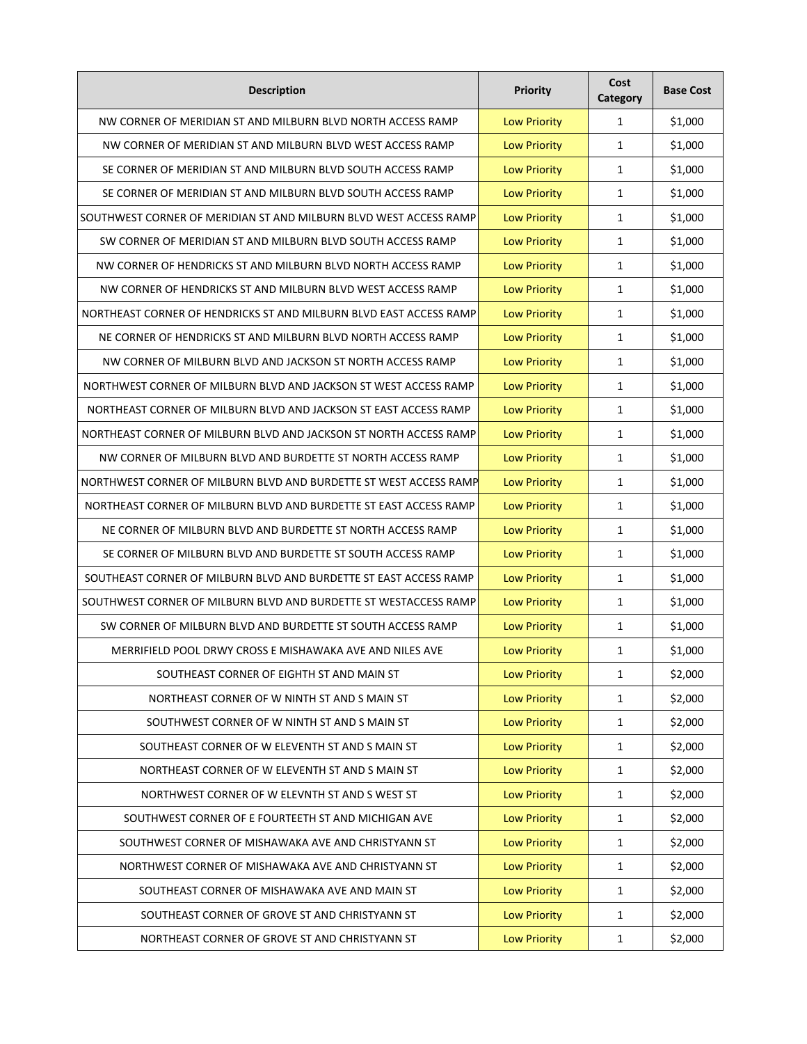| Description | Priority | Cost Category | Base Cost |
|---|---|---|---|
| NW CORNER OF MERIDIAN ST AND MILBURN BLVD NORTH ACCESS RAMP | Low Priority | 1 | $1,000 |
| NW CORNER OF MERIDIAN ST AND MILBURN BLVD WEST ACCESS RAMP | Low Priority | 1 | $1,000 |
| SE CORNER OF MERIDIAN ST AND MILBURN BLVD SOUTH ACCESS RAMP | Low Priority | 1 | $1,000 |
| SE CORNER OF MERIDIAN ST AND MILBURN BLVD SOUTH ACCESS RAMP | Low Priority | 1 | $1,000 |
| SOUTHWEST CORNER OF MERIDIAN ST AND MILBURN BLVD WEST ACCESS RAMP | Low Priority | 1 | $1,000 |
| SW CORNER OF MERIDIAN ST AND MILBURN BLVD SOUTH ACCESS RAMP | Low Priority | 1 | $1,000 |
| NW CORNER OF HENDRICKS ST AND MILBURN BLVD NORTH ACCESS RAMP | Low Priority | 1 | $1,000 |
| NW CORNER OF HENDRICKS ST AND MILBURN BLVD WEST ACCESS RAMP | Low Priority | 1 | $1,000 |
| NORTHEAST CORNER OF HENDRICKS ST AND MILBURN BLVD EAST ACCESS RAMP | Low Priority | 1 | $1,000 |
| NE CORNER OF HENDRICKS ST AND MILBURN BLVD NORTH ACCESS RAMP | Low Priority | 1 | $1,000 |
| NW CORNER OF MILBURN BLVD AND JACKSON ST NORTH ACCESS RAMP | Low Priority | 1 | $1,000 |
| NORTHWEST CORNER OF MILBURN BLVD AND JACKSON ST WEST ACCESS RAMP | Low Priority | 1 | $1,000 |
| NORTHEAST CORNER OF MILBURN BLVD AND JACKSON ST EAST ACCESS RAMP | Low Priority | 1 | $1,000 |
| NORTHEAST CORNER OF MILBURN BLVD AND JACKSON ST NORTH ACCESS RAMP | Low Priority | 1 | $1,000 |
| NW CORNER OF MILBURN BLVD AND BURDETTE ST NORTH ACCESS RAMP | Low Priority | 1 | $1,000 |
| NORTHWEST CORNER OF MILBURN BLVD AND BURDETTE ST WEST ACCESS RAMP | Low Priority | 1 | $1,000 |
| NORTHEAST CORNER OF MILBURN BLVD AND BURDETTE ST EAST ACCESS RAMP | Low Priority | 1 | $1,000 |
| NE CORNER OF MILBURN BLVD AND BURDETTE ST NORTH ACCESS RAMP | Low Priority | 1 | $1,000 |
| SE CORNER OF MILBURN BLVD AND BURDETTE ST SOUTH ACCESS RAMP | Low Priority | 1 | $1,000 |
| SOUTHEAST CORNER OF MILBURN BLVD AND BURDETTE ST EAST ACCESS RAMP | Low Priority | 1 | $1,000 |
| SOUTHWEST CORNER OF MILBURN BLVD AND BURDETTE ST WESTACCESS RAMP | Low Priority | 1 | $1,000 |
| SW CORNER OF MILBURN BLVD AND BURDETTE ST SOUTH ACCESS RAMP | Low Priority | 1 | $1,000 |
| MERRIFIELD POOL DRWY CROSS E MISHAWAKA AVE AND NILES AVE | Low Priority | 1 | $1,000 |
| SOUTHEAST CORNER OF EIGHTH ST AND MAIN ST | Low Priority | 1 | $2,000 |
| NORTHEAST CORNER OF W NINTH ST AND S MAIN ST | Low Priority | 1 | $2,000 |
| SOUTHWEST CORNER OF W NINTH ST AND S MAIN ST | Low Priority | 1 | $2,000 |
| SOUTHEAST CORNER OF W ELEVENTH ST AND S MAIN ST | Low Priority | 1 | $2,000 |
| NORTHEAST CORNER OF W ELEVENTH ST AND S MAIN ST | Low Priority | 1 | $2,000 |
| NORTHWEST CORNER OF W ELEVNTH ST AND S WEST ST | Low Priority | 1 | $2,000 |
| SOUTHWEST CORNER OF E FOURTEETH ST AND MICHIGAN AVE | Low Priority | 1 | $2,000 |
| SOUTHWEST CORNER OF MISHAWAKA AVE AND CHRISTYANN ST | Low Priority | 1 | $2,000 |
| NORTHWEST CORNER OF MISHAWAKA AVE AND CHRISTYANN ST | Low Priority | 1 | $2,000 |
| SOUTHEAST CORNER OF MISHAWAKA AVE AND MAIN ST | Low Priority | 1 | $2,000 |
| SOUTHEAST CORNER OF GROVE ST AND CHRISTYANN ST | Low Priority | 1 | $2,000 |
| NORTHEAST CORNER OF GROVE ST AND CHRISTYANN ST | Low Priority | 1 | $2,000 |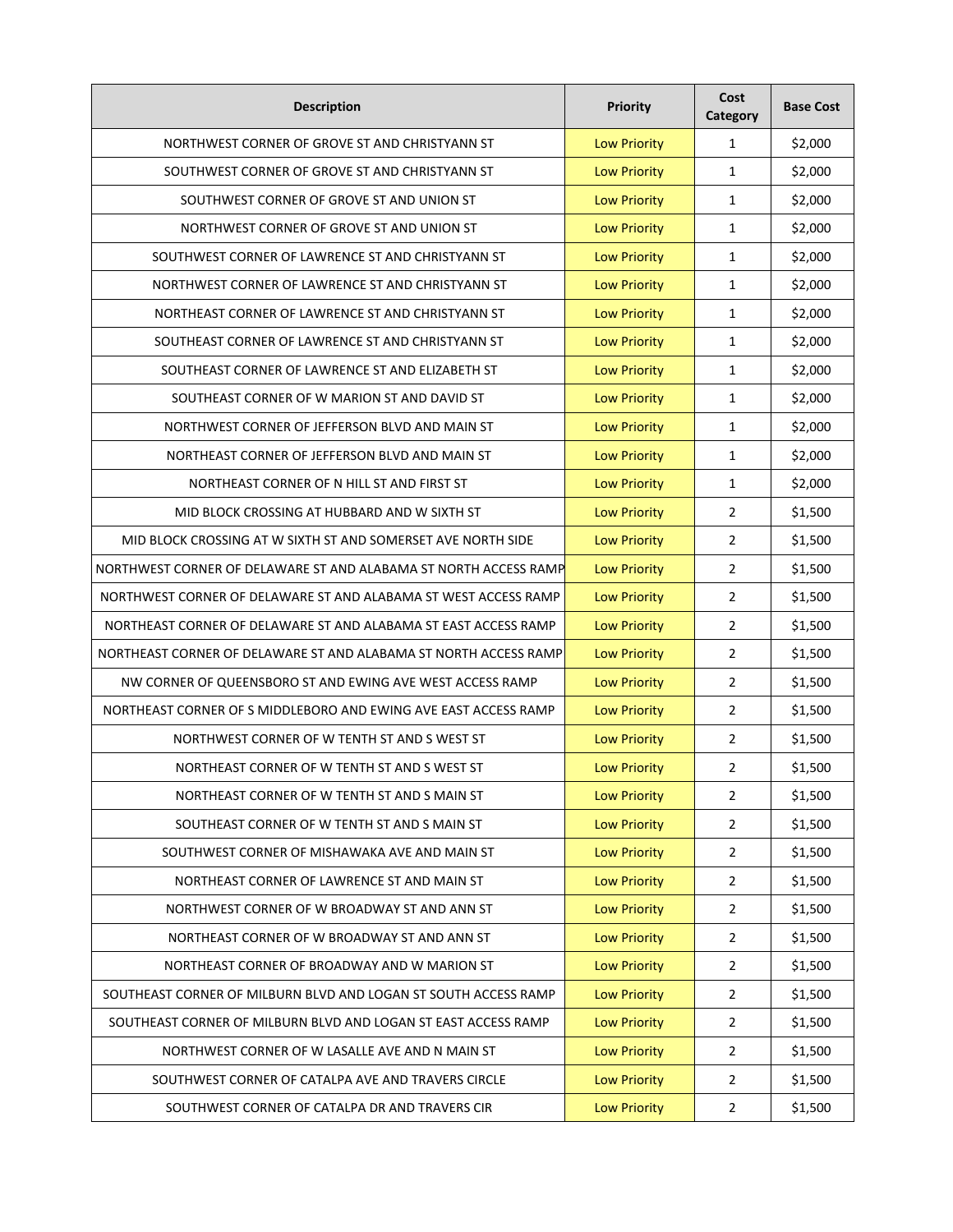| Description | Priority | Cost Category | Base Cost |
|---|---|---|---|
| NORTHWEST CORNER OF GROVE ST AND CHRISTYANN ST | Low Priority | 1 | $2,000 |
| SOUTHWEST CORNER OF GROVE ST AND CHRISTYANN ST | Low Priority | 1 | $2,000 |
| SOUTHWEST CORNER OF GROVE ST AND UNION ST | Low Priority | 1 | $2,000 |
| NORTHWEST CORNER OF GROVE ST AND UNION ST | Low Priority | 1 | $2,000 |
| SOUTHWEST CORNER OF LAWRENCE ST AND CHRISTYANN ST | Low Priority | 1 | $2,000 |
| NORTHWEST CORNER OF LAWRENCE ST AND CHRISTYANN ST | Low Priority | 1 | $2,000 |
| NORTHEAST CORNER OF LAWRENCE ST AND CHRISTYANN ST | Low Priority | 1 | $2,000 |
| SOUTHEAST CORNER OF LAWRENCE ST AND CHRISTYANN ST | Low Priority | 1 | $2,000 |
| SOUTHEAST CORNER OF LAWRENCE ST AND ELIZABETH ST | Low Priority | 1 | $2,000 |
| SOUTHEAST CORNER OF W MARION ST AND DAVID ST | Low Priority | 1 | $2,000 |
| NORTHWEST CORNER OF JEFFERSON BLVD AND MAIN ST | Low Priority | 1 | $2,000 |
| NORTHEAST CORNER OF JEFFERSON BLVD AND MAIN ST | Low Priority | 1 | $2,000 |
| NORTHEAST CORNER OF N HILL ST AND FIRST ST | Low Priority | 1 | $2,000 |
| MID BLOCK CROSSING AT HUBBARD AND W SIXTH ST | Low Priority | 2 | $1,500 |
| MID BLOCK CROSSING AT W SIXTH ST AND SOMERSET AVE NORTH SIDE | Low Priority | 2 | $1,500 |
| NORTHWEST CORNER OF DELAWARE ST AND ALABAMA ST NORTH ACCESS RAMP | Low Priority | 2 | $1,500 |
| NORTHWEST CORNER OF DELAWARE ST AND ALABAMA ST WEST ACCESS RAMP | Low Priority | 2 | $1,500 |
| NORTHEAST CORNER OF DELAWARE ST AND ALABAMA ST EAST ACCESS RAMP | Low Priority | 2 | $1,500 |
| NORTHEAST CORNER OF DELAWARE ST AND ALABAMA ST NORTH ACCESS RAMP | Low Priority | 2 | $1,500 |
| NW CORNER OF QUEENSBORO ST AND EWING AVE WEST ACCESS RAMP | Low Priority | 2 | $1,500 |
| NORTHEAST CORNER OF S MIDDLEBORO AND EWING AVE EAST ACCESS RAMP | Low Priority | 2 | $1,500 |
| NORTHWEST CORNER OF W TENTH ST AND S WEST ST | Low Priority | 2 | $1,500 |
| NORTHEAST CORNER OF W TENTH ST AND S WEST ST | Low Priority | 2 | $1,500 |
| NORTHEAST CORNER OF W TENTH ST AND S MAIN ST | Low Priority | 2 | $1,500 |
| SOUTHEAST CORNER OF W TENTH ST AND S MAIN ST | Low Priority | 2 | $1,500 |
| SOUTHWEST CORNER OF MISHAWAKA AVE AND MAIN ST | Low Priority | 2 | $1,500 |
| NORTHEAST CORNER OF LAWRENCE ST AND MAIN ST | Low Priority | 2 | $1,500 |
| NORTHWEST CORNER OF W BROADWAY ST AND ANN ST | Low Priority | 2 | $1,500 |
| NORTHEAST CORNER OF W BROADWAY ST AND ANN ST | Low Priority | 2 | $1,500 |
| NORTHEAST CORNER OF BROADWAY AND W MARION ST | Low Priority | 2 | $1,500 |
| SOUTHEAST CORNER OF MILBURN BLVD AND LOGAN ST SOUTH ACCESS RAMP | Low Priority | 2 | $1,500 |
| SOUTHEAST CORNER OF MILBURN BLVD AND LOGAN ST EAST ACCESS RAMP | Low Priority | 2 | $1,500 |
| NORTHWEST CORNER OF W LASALLE AVE AND N MAIN ST | Low Priority | 2 | $1,500 |
| SOUTHWEST CORNER OF CATALPA AVE AND TRAVERS CIRCLE | Low Priority | 2 | $1,500 |
| SOUTHWEST CORNER OF CATALPA DR AND TRAVERS CIR | Low Priority | 2 | $1,500 |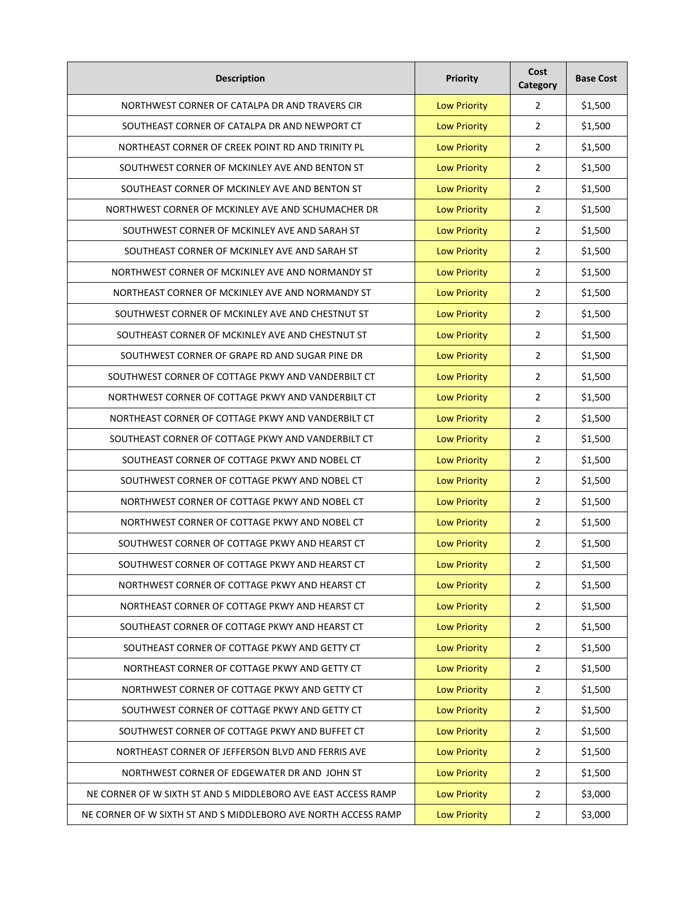| Description | Priority | Cost Category | Base Cost |
|---|---|---|---|
| NORTHWEST CORNER OF CATALPA DR AND TRAVERS CIR | Low Priority | 2 | $1,500 |
| SOUTHEAST CORNER OF CATALPA DR AND NEWPORT CT | Low Priority | 2 | $1,500 |
| NORTHEAST CORNER OF CREEK POINT RD AND TRINITY PL | Low Priority | 2 | $1,500 |
| SOUTHWEST CORNER OF MCKINLEY AVE AND BENTON ST | Low Priority | 2 | $1,500 |
| SOUTHEAST CORNER OF MCKINLEY AVE AND BENTON ST | Low Priority | 2 | $1,500 |
| NORTHWEST CORNER OF MCKINLEY AVE AND SCHUMACHER DR | Low Priority | 2 | $1,500 |
| SOUTHWEST CORNER OF MCKINLEY AVE AND SARAH ST | Low Priority | 2 | $1,500 |
| SOUTHEAST CORNER OF MCKINLEY AVE AND SARAH ST | Low Priority | 2 | $1,500 |
| NORTHWEST CORNER OF MCKINLEY AVE AND NORMANDY ST | Low Priority | 2 | $1,500 |
| NORTHEAST CORNER OF MCKINLEY AVE AND NORMANDY ST | Low Priority | 2 | $1,500 |
| SOUTHWEST CORNER OF MCKINLEY AVE AND CHESTNUT ST | Low Priority | 2 | $1,500 |
| SOUTHEAST CORNER OF MCKINLEY AVE AND CHESTNUT ST | Low Priority | 2 | $1,500 |
| SOUTHWEST CORNER OF GRAPE RD AND SUGAR PINE DR | Low Priority | 2 | $1,500 |
| SOUTHWEST CORNER OF COTTAGE PKWY AND VANDERBILT CT | Low Priority | 2 | $1,500 |
| NORTHWEST CORNER OF COTTAGE PKWY AND VANDERBILT CT | Low Priority | 2 | $1,500 |
| NORTHEAST CORNER OF COTTAGE PKWY AND VANDERBILT CT | Low Priority | 2 | $1,500 |
| SOUTHEAST CORNER OF COTTAGE PKWY AND VANDERBILT CT | Low Priority | 2 | $1,500 |
| SOUTHEAST CORNER OF COTTAGE PKWY AND NOBEL CT | Low Priority | 2 | $1,500 |
| SOUTHWEST CORNER OF COTTAGE PKWY AND NOBEL CT | Low Priority | 2 | $1,500 |
| NORTHWEST CORNER OF COTTAGE PKWY AND NOBEL CT | Low Priority | 2 | $1,500 |
| NORTHWEST CORNER OF COTTAGE PKWY AND NOBEL CT | Low Priority | 2 | $1,500 |
| SOUTHWEST CORNER OF COTTAGE PKWY AND HEARST CT | Low Priority | 2 | $1,500 |
| SOUTHWEST CORNER OF COTTAGE PKWY AND HEARST CT | Low Priority | 2 | $1,500 |
| NORTHWEST CORNER OF COTTAGE PKWY AND HEARST CT | Low Priority | 2 | $1,500 |
| NORTHEAST CORNER OF COTTAGE PKWY AND HEARST CT | Low Priority | 2 | $1,500 |
| SOUTHEAST CORNER OF COTTAGE PKWY AND HEARST CT | Low Priority | 2 | $1,500 |
| SOUTHEAST CORNER OF COTTAGE PKWY AND GETTY CT | Low Priority | 2 | $1,500 |
| NORTHEAST CORNER OF COTTAGE PKWY AND GETTY CT | Low Priority | 2 | $1,500 |
| NORTHWEST CORNER OF COTTAGE PKWY AND GETTY CT | Low Priority | 2 | $1,500 |
| SOUTHWEST CORNER OF COTTAGE PKWY AND GETTY CT | Low Priority | 2 | $1,500 |
| SOUTHWEST CORNER OF COTTAGE PKWY AND BUFFET CT | Low Priority | 2 | $1,500 |
| NORTHEAST CORNER OF JEFFERSON BLVD AND FERRIS AVE | Low Priority | 2 | $1,500 |
| NORTHWEST CORNER OF EDGEWATER DR AND JOHN ST | Low Priority | 2 | $1,500 |
| NE CORNER OF W SIXTH ST AND S MIDDLEBORO AVE EAST ACCESS RAMP | Low Priority | 2 | $3,000 |
| NE CORNER OF W SIXTH ST AND S MIDDLEBORO AVE NORTH ACCESS RAMP | Low Priority | 2 | $3,000 |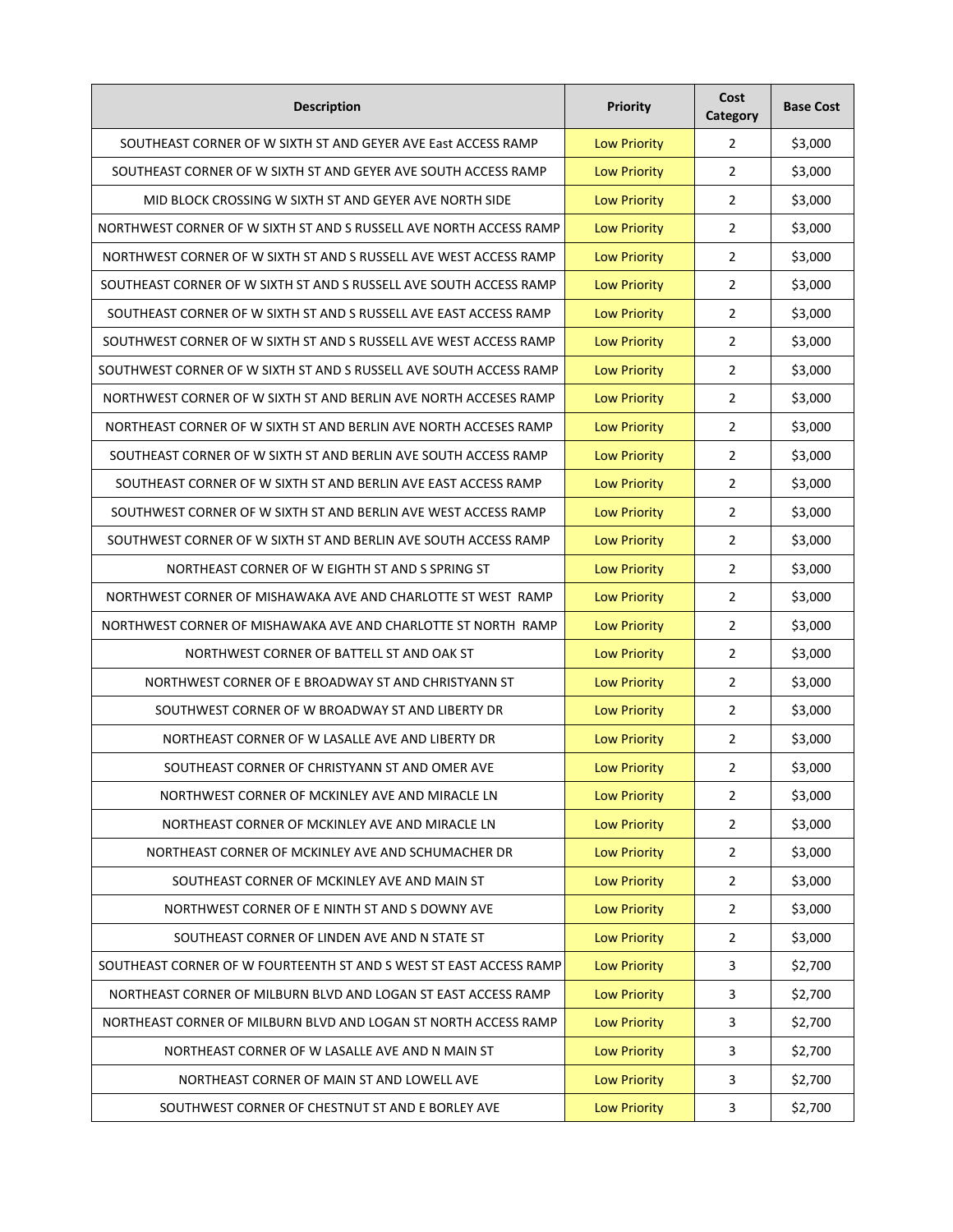| Description | Priority | Cost Category | Base Cost |
|---|---|---|---|
| SOUTHEAST CORNER OF W SIXTH ST AND GEYER AVE East ACCESS RAMP | Low Priority | 2 | $3,000 |
| SOUTHEAST CORNER OF W SIXTH ST AND GEYER AVE SOUTH ACCESS RAMP | Low Priority | 2 | $3,000 |
| MID BLOCK CROSSING W SIXTH ST AND GEYER AVE NORTH SIDE | Low Priority | 2 | $3,000 |
| NORTHWEST CORNER OF W SIXTH ST AND S RUSSELL AVE NORTH ACCESS RAMP | Low Priority | 2 | $3,000 |
| NORTHWEST CORNER OF W SIXTH ST AND S RUSSELL AVE WEST ACCESS RAMP | Low Priority | 2 | $3,000 |
| SOUTHEAST CORNER OF W SIXTH ST AND S RUSSELL AVE SOUTH ACCESS RAMP | Low Priority | 2 | $3,000 |
| SOUTHEAST CORNER OF W SIXTH ST AND S RUSSELL AVE EAST ACCESS RAMP | Low Priority | 2 | $3,000 |
| SOUTHWEST CORNER OF W SIXTH ST AND S RUSSELL AVE WEST ACCESS RAMP | Low Priority | 2 | $3,000 |
| SOUTHWEST CORNER OF W SIXTH ST AND S RUSSELL AVE SOUTH ACCESS RAMP | Low Priority | 2 | $3,000 |
| NORTHWEST CORNER OF W SIXTH ST AND BERLIN AVE NORTH ACCESES RAMP | Low Priority | 2 | $3,000 |
| NORTHEAST CORNER OF W SIXTH ST AND BERLIN AVE NORTH ACCESES RAMP | Low Priority | 2 | $3,000 |
| SOUTHEAST CORNER OF W SIXTH ST AND BERLIN AVE SOUTH ACCESS RAMP | Low Priority | 2 | $3,000 |
| SOUTHEAST CORNER OF W SIXTH ST AND BERLIN AVE EAST ACCESS RAMP | Low Priority | 2 | $3,000 |
| SOUTHWEST CORNER OF W SIXTH ST AND BERLIN AVE WEST ACCESS RAMP | Low Priority | 2 | $3,000 |
| SOUTHWEST CORNER OF W SIXTH ST AND BERLIN AVE SOUTH ACCESS RAMP | Low Priority | 2 | $3,000 |
| NORTHEAST CORNER OF W EIGHTH ST AND S SPRING ST | Low Priority | 2 | $3,000 |
| NORTHWEST CORNER OF MISHAWAKA AVE AND CHARLOTTE ST WEST RAMP | Low Priority | 2 | $3,000 |
| NORTHWEST CORNER OF MISHAWAKA AVE AND CHARLOTTE ST NORTH RAMP | Low Priority | 2 | $3,000 |
| NORTHWEST CORNER OF BATTELL ST AND OAK ST | Low Priority | 2 | $3,000 |
| NORTHWEST CORNER OF E BROADWAY ST AND CHRISTYANN ST | Low Priority | 2 | $3,000 |
| SOUTHWEST CORNER OF W BROADWAY ST AND LIBERTY DR | Low Priority | 2 | $3,000 |
| NORTHEAST CORNER OF W LASALLE AVE AND LIBERTY DR | Low Priority | 2 | $3,000 |
| SOUTHEAST CORNER OF CHRISTYANN ST AND OMER AVE | Low Priority | 2 | $3,000 |
| NORTHWEST CORNER OF MCKINLEY AVE AND MIRACLE LN | Low Priority | 2 | $3,000 |
| NORTHEAST CORNER OF MCKINLEY AVE AND MIRACLE LN | Low Priority | 2 | $3,000 |
| NORTHEAST CORNER OF MCKINLEY AVE AND SCHUMACHER DR | Low Priority | 2 | $3,000 |
| SOUTHEAST CORNER OF MCKINLEY AVE AND MAIN ST | Low Priority | 2 | $3,000 |
| NORTHWEST CORNER OF E NINTH ST AND S DOWNY AVE | Low Priority | 2 | $3,000 |
| SOUTHEAST CORNER OF LINDEN AVE AND N STATE ST | Low Priority | 2 | $3,000 |
| SOUTHEAST CORNER OF W FOURTEENTH ST AND S WEST ST EAST ACCESS RAMP | Low Priority | 3 | $2,700 |
| NORTHEAST CORNER OF MILBURN BLVD AND LOGAN ST EAST ACCESS RAMP | Low Priority | 3 | $2,700 |
| NORTHEAST CORNER OF MILBURN BLVD AND LOGAN ST NORTH ACCESS RAMP | Low Priority | 3 | $2,700 |
| NORTHEAST CORNER OF W LASALLE AVE AND N MAIN ST | Low Priority | 3 | $2,700 |
| NORTHEAST CORNER OF MAIN ST AND LOWELL AVE | Low Priority | 3 | $2,700 |
| SOUTHWEST CORNER OF CHESTNUT ST AND E BORLEY AVE | Low Priority | 3 | $2,700 |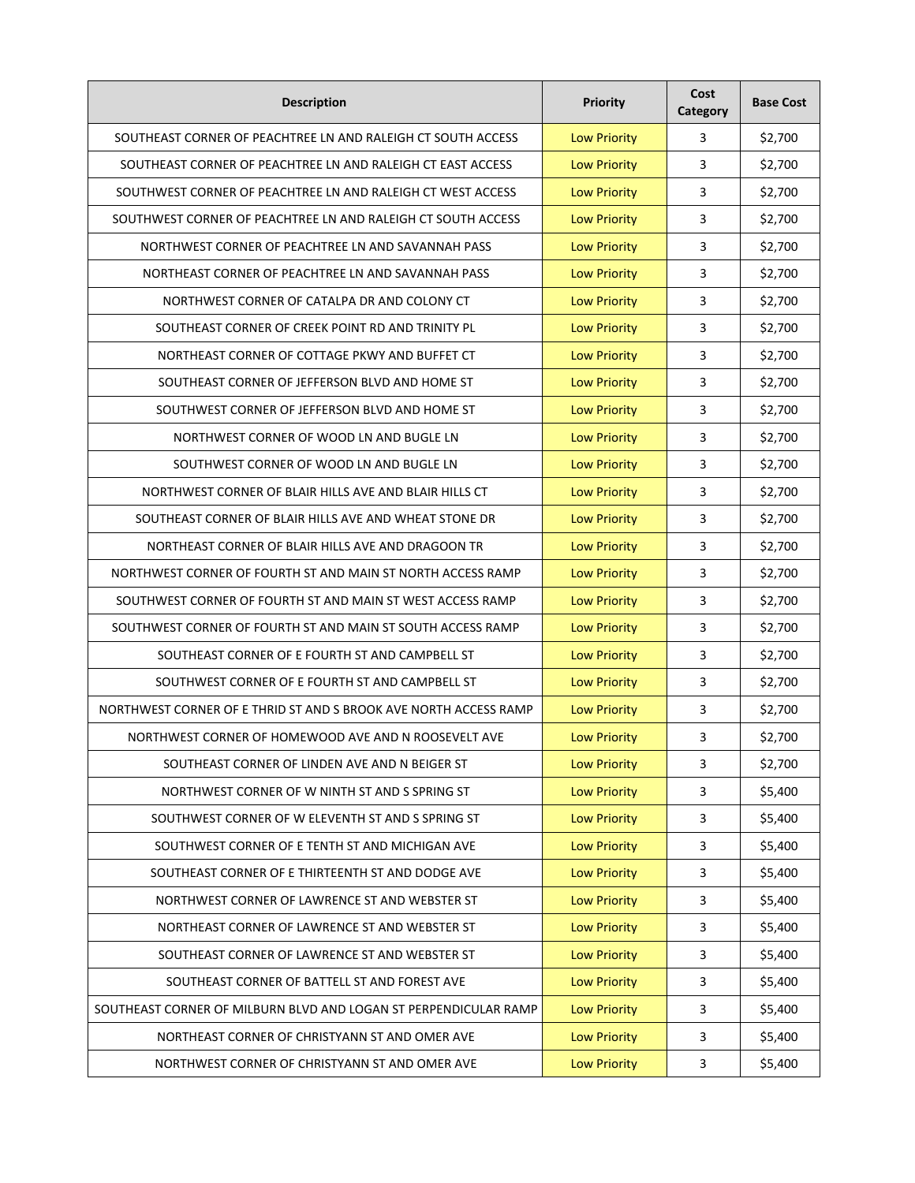| Description | Priority | Cost Category | Base Cost |
| --- | --- | --- | --- |
| SOUTHEAST CORNER OF PEACHTREE LN AND RALEIGH CT SOUTH ACCESS | Low Priority | 3 | $2,700 |
| SOUTHEAST CORNER OF PEACHTREE LN AND RALEIGH CT EAST ACCESS | Low Priority | 3 | $2,700 |
| SOUTHWEST CORNER OF PEACHTREE LN AND RALEIGH CT WEST ACCESS | Low Priority | 3 | $2,700 |
| SOUTHWEST CORNER OF PEACHTREE LN AND RALEIGH CT SOUTH ACCESS | Low Priority | 3 | $2,700 |
| NORTHWEST CORNER OF PEACHTREE LN AND SAVANNAH PASS | Low Priority | 3 | $2,700 |
| NORTHEAST CORNER OF PEACHTREE LN AND SAVANNAH PASS | Low Priority | 3 | $2,700 |
| NORTHWEST CORNER OF CATALPA DR AND COLONY CT | Low Priority | 3 | $2,700 |
| SOUTHEAST CORNER OF CREEK POINT RD AND TRINITY PL | Low Priority | 3 | $2,700 |
| NORTHEAST CORNER OF COTTAGE PKWY AND BUFFET CT | Low Priority | 3 | $2,700 |
| SOUTHEAST CORNER OF JEFFERSON BLVD AND HOME ST | Low Priority | 3 | $2,700 |
| SOUTHWEST CORNER OF JEFFERSON BLVD AND HOME ST | Low Priority | 3 | $2,700 |
| NORTHWEST CORNER OF WOOD LN AND BUGLE LN | Low Priority | 3 | $2,700 |
| SOUTHWEST CORNER OF WOOD LN AND BUGLE LN | Low Priority | 3 | $2,700 |
| NORTHWEST CORNER OF BLAIR HILLS AVE AND BLAIR HILLS CT | Low Priority | 3 | $2,700 |
| SOUTHEAST CORNER OF BLAIR HILLS AVE AND WHEAT STONE DR | Low Priority | 3 | $2,700 |
| NORTHEAST CORNER OF BLAIR HILLS AVE AND DRAGOON TR | Low Priority | 3 | $2,700 |
| NORTHWEST CORNER OF FOURTH ST AND MAIN ST NORTH ACCESS RAMP | Low Priority | 3 | $2,700 |
| SOUTHWEST CORNER OF FOURTH ST AND MAIN ST WEST ACCESS RAMP | Low Priority | 3 | $2,700 |
| SOUTHWEST CORNER OF FOURTH ST AND MAIN ST SOUTH ACCESS RAMP | Low Priority | 3 | $2,700 |
| SOUTHEAST CORNER OF E FOURTH ST AND CAMPBELL ST | Low Priority | 3 | $2,700 |
| SOUTHWEST CORNER OF E FOURTH ST AND CAMPBELL ST | Low Priority | 3 | $2,700 |
| NORTHWEST CORNER OF E THRID ST AND S BROOK AVE NORTH ACCESS RAMP | Low Priority | 3 | $2,700 |
| NORTHWEST CORNER OF HOMEWOOD AVE AND N ROOSEVELT AVE | Low Priority | 3 | $2,700 |
| SOUTHEAST CORNER OF LINDEN AVE AND N BEIGER ST | Low Priority | 3 | $2,700 |
| NORTHWEST CORNER OF W NINTH ST AND S SPRING ST | Low Priority | 3 | $5,400 |
| SOUTHWEST CORNER OF W ELEVENTH ST AND S SPRING ST | Low Priority | 3 | $5,400 |
| SOUTHWEST CORNER OF E TENTH ST AND MICHIGAN AVE | Low Priority | 3 | $5,400 |
| SOUTHEAST CORNER OF E THIRTEENTH ST AND DODGE AVE | Low Priority | 3 | $5,400 |
| NORTHWEST CORNER OF LAWRENCE ST AND WEBSTER ST | Low Priority | 3 | $5,400 |
| NORTHEAST CORNER OF LAWRENCE ST AND WEBSTER ST | Low Priority | 3 | $5,400 |
| SOUTHEAST CORNER OF LAWRENCE ST AND WEBSTER ST | Low Priority | 3 | $5,400 |
| SOUTHEAST CORNER OF BATTELL ST AND FOREST AVE | Low Priority | 3 | $5,400 |
| SOUTHEAST CORNER OF MILBURN BLVD AND LOGAN ST PERPENDICULAR RAMP | Low Priority | 3 | $5,400 |
| NORTHEAST CORNER OF CHRISTYANN ST AND OMER AVE | Low Priority | 3 | $5,400 |
| NORTHWEST CORNER OF CHRISTYANN ST AND OMER AVE | Low Priority | 3 | $5,400 |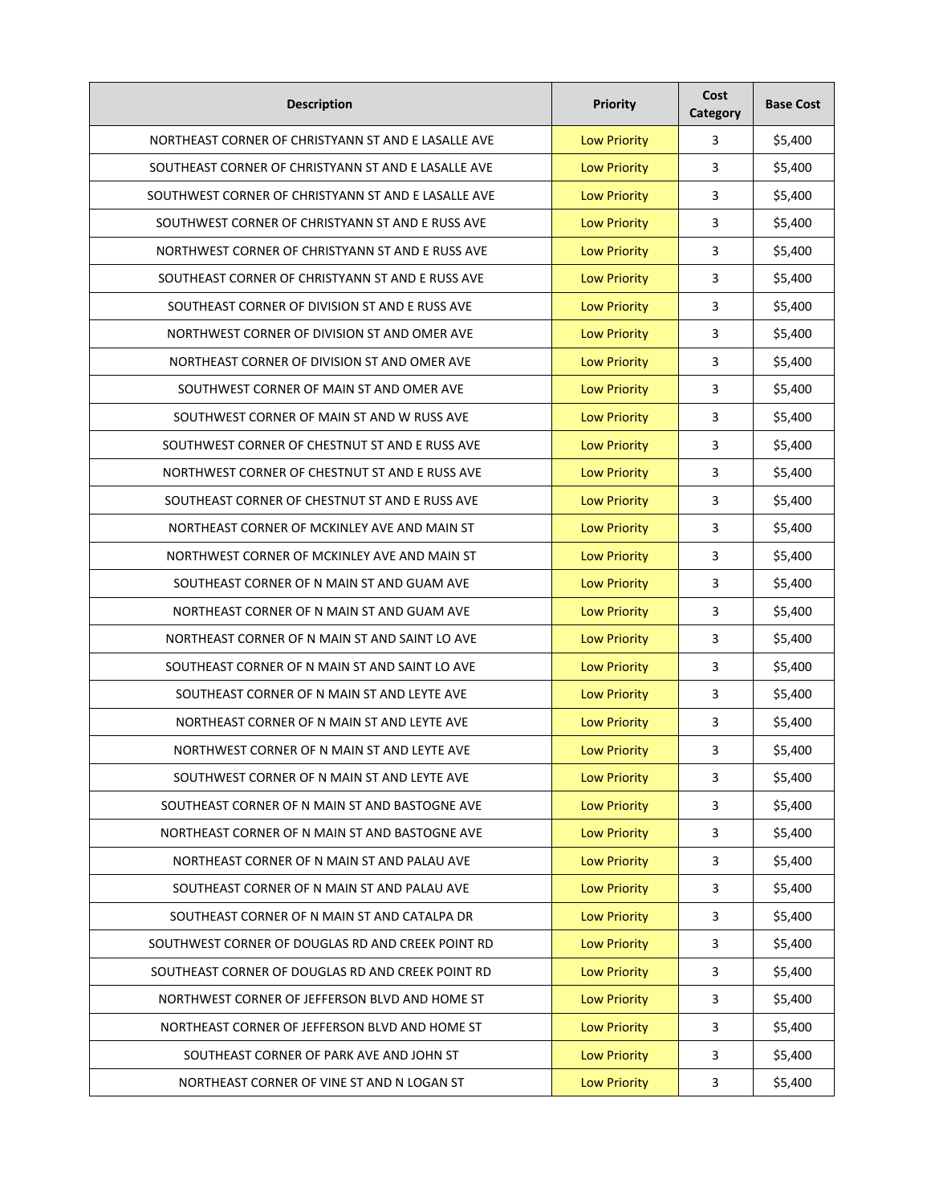| Description | Priority | Cost Category | Base Cost |
|---|---|---|---|
| NORTHEAST CORNER OF CHRISTYANN ST AND E LASALLE AVE | Low Priority | 3 | $5,400 |
| SOUTHEAST CORNER OF CHRISTYANN ST AND E LASALLE AVE | Low Priority | 3 | $5,400 |
| SOUTHWEST CORNER OF CHRISTYANN ST AND E LASALLE AVE | Low Priority | 3 | $5,400 |
| SOUTHWEST CORNER OF CHRISTYANN ST AND E RUSS AVE | Low Priority | 3 | $5,400 |
| NORTHWEST CORNER OF CHRISTYANN ST AND E RUSS AVE | Low Priority | 3 | $5,400 |
| SOUTHEAST CORNER OF CHRISTYANN ST AND E RUSS AVE | Low Priority | 3 | $5,400 |
| SOUTHEAST CORNER OF DIVISION ST AND E RUSS AVE | Low Priority | 3 | $5,400 |
| NORTHWEST CORNER OF DIVISION ST AND OMER AVE | Low Priority | 3 | $5,400 |
| NORTHEAST CORNER OF DIVISION ST AND OMER AVE | Low Priority | 3 | $5,400 |
| SOUTHWEST CORNER OF MAIN ST AND OMER AVE | Low Priority | 3 | $5,400 |
| SOUTHWEST CORNER OF MAIN ST AND W RUSS AVE | Low Priority | 3 | $5,400 |
| SOUTHWEST CORNER OF CHESTNUT ST AND E RUSS AVE | Low Priority | 3 | $5,400 |
| NORTHWEST CORNER OF CHESTNUT ST AND E RUSS AVE | Low Priority | 3 | $5,400 |
| SOUTHEAST CORNER OF CHESTNUT ST AND E RUSS AVE | Low Priority | 3 | $5,400 |
| NORTHEAST CORNER OF MCKINLEY AVE AND MAIN ST | Low Priority | 3 | $5,400 |
| NORTHWEST CORNER OF MCKINLEY AVE AND MAIN ST | Low Priority | 3 | $5,400 |
| SOUTHEAST CORNER OF N MAIN ST AND GUAM AVE | Low Priority | 3 | $5,400 |
| NORTHEAST CORNER OF N MAIN ST AND GUAM AVE | Low Priority | 3 | $5,400 |
| NORTHEAST CORNER OF N MAIN ST AND SAINT LO AVE | Low Priority | 3 | $5,400 |
| SOUTHEAST CORNER OF N MAIN ST AND SAINT LO AVE | Low Priority | 3 | $5,400 |
| SOUTHEAST CORNER OF N MAIN ST AND LEYTE AVE | Low Priority | 3 | $5,400 |
| NORTHEAST CORNER OF N MAIN ST AND LEYTE AVE | Low Priority | 3 | $5,400 |
| NORTHWEST CORNER OF N MAIN ST AND LEYTE AVE | Low Priority | 3 | $5,400 |
| SOUTHWEST CORNER OF N MAIN ST AND LEYTE AVE | Low Priority | 3 | $5,400 |
| SOUTHEAST CORNER OF N MAIN ST AND BASTOGNE AVE | Low Priority | 3 | $5,400 |
| NORTHEAST CORNER OF N MAIN ST AND BASTOGNE AVE | Low Priority | 3 | $5,400 |
| NORTHEAST CORNER OF N MAIN ST AND PALAU AVE | Low Priority | 3 | $5,400 |
| SOUTHEAST CORNER OF N MAIN ST AND PALAU AVE | Low Priority | 3 | $5,400 |
| SOUTHEAST CORNER OF N MAIN ST AND CATALPA DR | Low Priority | 3 | $5,400 |
| SOUTHWEST CORNER OF DOUGLAS RD AND CREEK POINT RD | Low Priority | 3 | $5,400 |
| SOUTHEAST CORNER OF DOUGLAS RD AND CREEK POINT RD | Low Priority | 3 | $5,400 |
| NORTHWEST CORNER OF JEFFERSON BLVD AND HOME ST | Low Priority | 3 | $5,400 |
| NORTHEAST CORNER OF JEFFERSON BLVD AND HOME ST | Low Priority | 3 | $5,400 |
| SOUTHEAST CORNER OF PARK AVE AND JOHN ST | Low Priority | 3 | $5,400 |
| NORTHEAST CORNER OF VINE ST AND N LOGAN ST | Low Priority | 3 | $5,400 |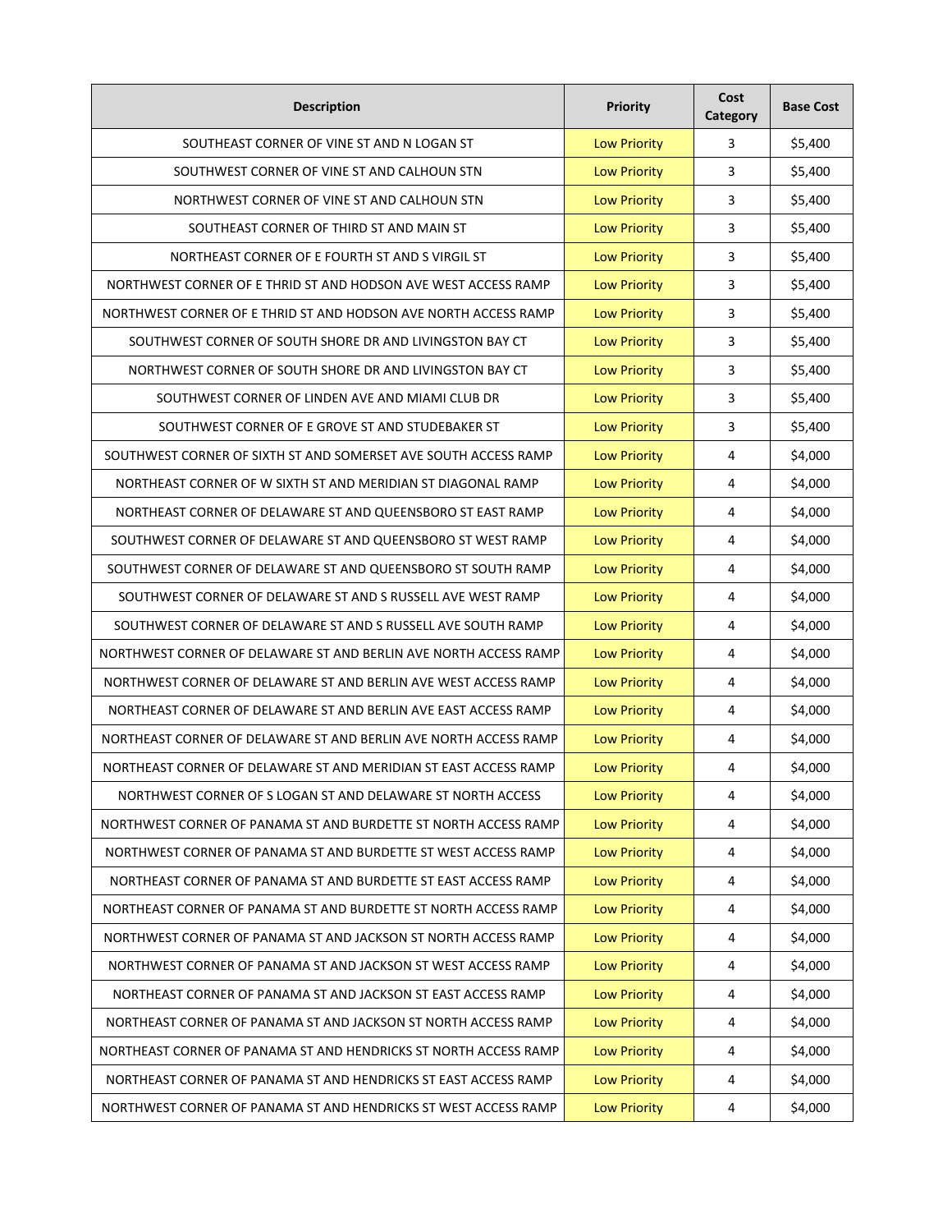| Description | Priority | Cost Category | Base Cost |
|---|---|---|---|
| SOUTHEAST CORNER OF VINE ST AND N LOGAN ST | Low Priority | 3 | $5,400 |
| SOUTHWEST CORNER OF VINE ST AND CALHOUN STN | Low Priority | 3 | $5,400 |
| NORTHWEST CORNER OF VINE ST AND CALHOUN STN | Low Priority | 3 | $5,400 |
| SOUTHEAST CORNER OF THIRD ST AND MAIN ST | Low Priority | 3 | $5,400 |
| NORTHEAST CORNER OF E FOURTH ST AND S VIRGIL ST | Low Priority | 3 | $5,400 |
| NORTHWEST CORNER OF E THRID ST AND HODSON AVE WEST ACCESS RAMP | Low Priority | 3 | $5,400 |
| NORTHWEST CORNER OF E THRID ST AND HODSON AVE NORTH ACCESS RAMP | Low Priority | 3 | $5,400 |
| SOUTHWEST CORNER OF SOUTH SHORE DR AND LIVINGSTON BAY CT | Low Priority | 3 | $5,400 |
| NORTHWEST CORNER OF SOUTH SHORE DR AND LIVINGSTON BAY CT | Low Priority | 3 | $5,400 |
| SOUTHWEST CORNER OF LINDEN AVE AND MIAMI CLUB DR | Low Priority | 3 | $5,400 |
| SOUTHWEST CORNER OF E GROVE ST AND STUDEBAKER ST | Low Priority | 3 | $5,400 |
| SOUTHWEST CORNER OF SIXTH ST AND SOMERSET AVE SOUTH ACCESS RAMP | Low Priority | 4 | $4,000 |
| NORTHEAST CORNER OF W SIXTH ST AND MERIDIAN ST DIAGONAL RAMP | Low Priority | 4 | $4,000 |
| NORTHEAST CORNER OF DELAWARE ST AND QUEENSBORO ST EAST RAMP | Low Priority | 4 | $4,000 |
| SOUTHWEST CORNER OF DELAWARE ST AND QUEENSBORO ST WEST RAMP | Low Priority | 4 | $4,000 |
| SOUTHWEST CORNER OF DELAWARE ST AND QUEENSBORO ST SOUTH RAMP | Low Priority | 4 | $4,000 |
| SOUTHWEST CORNER OF DELAWARE ST AND S RUSSELL AVE WEST RAMP | Low Priority | 4 | $4,000 |
| SOUTHWEST CORNER OF DELAWARE ST AND S RUSSELL AVE SOUTH RAMP | Low Priority | 4 | $4,000 |
| NORTHWEST CORNER OF DELAWARE ST AND BERLIN AVE NORTH ACCESS RAMP | Low Priority | 4 | $4,000 |
| NORTHWEST CORNER OF DELAWARE ST AND BERLIN AVE WEST ACCESS RAMP | Low Priority | 4 | $4,000 |
| NORTHEAST CORNER OF DELAWARE ST AND BERLIN AVE EAST ACCESS RAMP | Low Priority | 4 | $4,000 |
| NORTHEAST CORNER OF DELAWARE ST AND BERLIN AVE NORTH ACCESS RAMP | Low Priority | 4 | $4,000 |
| NORTHEAST CORNER OF DELAWARE ST AND MERIDIAN ST EAST ACCESS RAMP | Low Priority | 4 | $4,000 |
| NORTHWEST CORNER OF S LOGAN ST AND DELAWARE ST NORTH ACCESS | Low Priority | 4 | $4,000 |
| NORTHWEST CORNER OF PANAMA ST AND BURDETTE ST NORTH ACCESS RAMP | Low Priority | 4 | $4,000 |
| NORTHWEST CORNER OF PANAMA ST AND BURDETTE ST WEST ACCESS RAMP | Low Priority | 4 | $4,000 |
| NORTHEAST CORNER OF PANAMA ST AND BURDETTE ST EAST ACCESS RAMP | Low Priority | 4 | $4,000 |
| NORTHEAST CORNER OF PANAMA ST AND BURDETTE ST NORTH ACCESS RAMP | Low Priority | 4 | $4,000 |
| NORTHWEST CORNER OF PANAMA ST AND JACKSON ST NORTH ACCESS RAMP | Low Priority | 4 | $4,000 |
| NORTHWEST CORNER OF PANAMA ST AND JACKSON ST WEST ACCESS RAMP | Low Priority | 4 | $4,000 |
| NORTHEAST CORNER OF PANAMA ST AND JACKSON ST EAST ACCESS RAMP | Low Priority | 4 | $4,000 |
| NORTHEAST CORNER OF PANAMA ST AND JACKSON ST NORTH ACCESS RAMP | Low Priority | 4 | $4,000 |
| NORTHEAST CORNER OF PANAMA ST AND HENDRICKS ST NORTH ACCESS RAMP | Low Priority | 4 | $4,000 |
| NORTHEAST CORNER OF PANAMA ST AND HENDRICKS ST EAST ACCESS RAMP | Low Priority | 4 | $4,000 |
| NORTHWEST CORNER OF PANAMA ST AND HENDRICKS ST WEST ACCESS RAMP | Low Priority | 4 | $4,000 |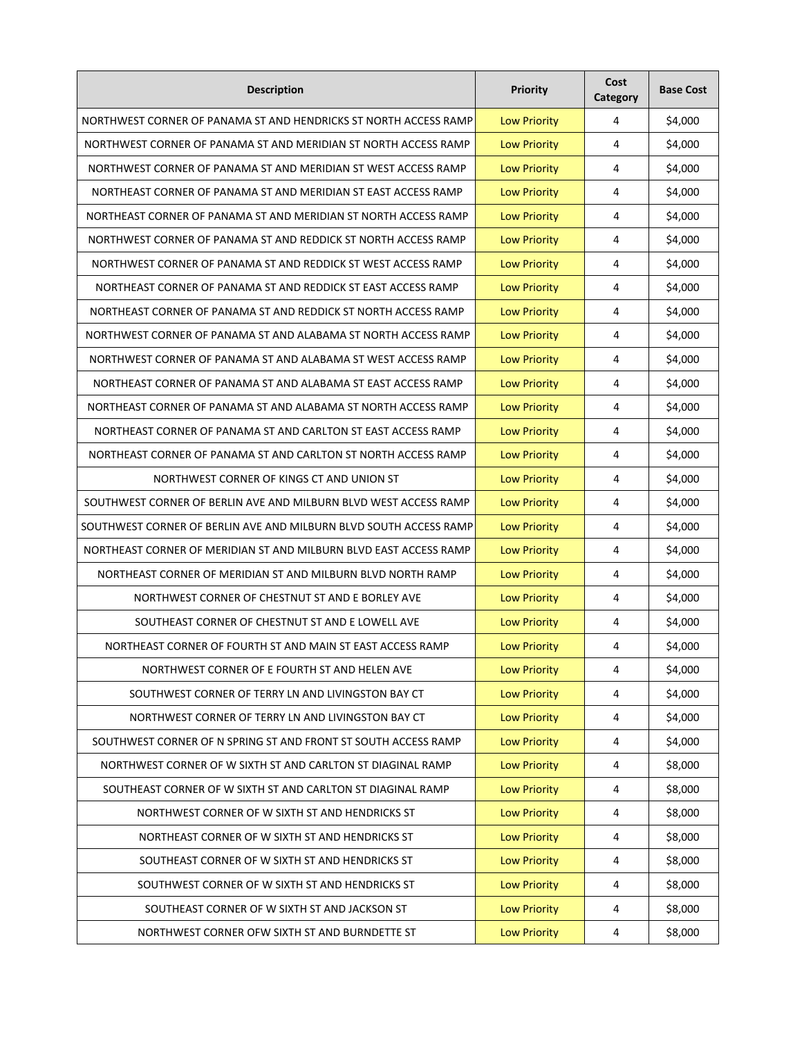| Description | Priority | Cost Category | Base Cost |
|---|---|---|---|
| NORTHWEST CORNER OF PANAMA ST AND HENDRICKS ST NORTH ACCESS RAMP | Low Priority | 4 | $4,000 |
| NORTHWEST CORNER OF PANAMA ST AND MERIDIAN ST NORTH ACCESS RAMP | Low Priority | 4 | $4,000 |
| NORTHWEST CORNER OF PANAMA ST AND MERIDIAN ST WEST ACCESS RAMP | Low Priority | 4 | $4,000 |
| NORTHEAST CORNER OF PANAMA ST AND MERIDIAN ST EAST ACCESS RAMP | Low Priority | 4 | $4,000 |
| NORTHEAST CORNER OF PANAMA ST AND MERIDIAN ST NORTH ACCESS RAMP | Low Priority | 4 | $4,000 |
| NORTHWEST CORNER OF PANAMA ST AND REDDICK ST NORTH ACCESS RAMP | Low Priority | 4 | $4,000 |
| NORTHWEST CORNER OF PANAMA ST AND REDDICK ST WEST ACCESS RAMP | Low Priority | 4 | $4,000 |
| NORTHEAST CORNER OF PANAMA ST AND REDDICK ST EAST ACCESS RAMP | Low Priority | 4 | $4,000 |
| NORTHEAST CORNER OF PANAMA ST AND REDDICK ST NORTH ACCESS RAMP | Low Priority | 4 | $4,000 |
| NORTHWEST CORNER OF PANAMA ST AND ALABAMA ST NORTH ACCESS RAMP | Low Priority | 4 | $4,000 |
| NORTHWEST CORNER OF PANAMA ST AND ALABAMA ST WEST ACCESS RAMP | Low Priority | 4 | $4,000 |
| NORTHEAST CORNER OF PANAMA ST AND ALABAMA ST EAST ACCESS RAMP | Low Priority | 4 | $4,000 |
| NORTHEAST CORNER OF PANAMA ST AND ALABAMA ST NORTH ACCESS RAMP | Low Priority | 4 | $4,000 |
| NORTHEAST CORNER OF PANAMA ST AND CARLTON ST EAST ACCESS RAMP | Low Priority | 4 | $4,000 |
| NORTHEAST CORNER OF PANAMA ST AND CARLTON ST NORTH ACCESS RAMP | Low Priority | 4 | $4,000 |
| NORTHWEST CORNER OF KINGS CT AND UNION ST | Low Priority | 4 | $4,000 |
| SOUTHWEST CORNER OF BERLIN AVE AND MILBURN BLVD WEST ACCESS RAMP | Low Priority | 4 | $4,000 |
| SOUTHWEST CORNER OF BERLIN AVE AND MILBURN BLVD SOUTH ACCESS RAMP | Low Priority | 4 | $4,000 |
| NORTHEAST CORNER OF MERIDIAN ST AND MILBURN BLVD EAST ACCESS RAMP | Low Priority | 4 | $4,000 |
| NORTHEAST CORNER OF MERIDIAN ST AND MILBURN BLVD NORTH RAMP | Low Priority | 4 | $4,000 |
| NORTHWEST CORNER OF CHESTNUT ST AND E BORLEY AVE | Low Priority | 4 | $4,000 |
| SOUTHEAST CORNER OF CHESTNUT ST AND E LOWELL AVE | Low Priority | 4 | $4,000 |
| NORTHEAST CORNER OF FOURTH ST AND MAIN ST EAST ACCESS RAMP | Low Priority | 4 | $4,000 |
| NORTHWEST CORNER OF E FOURTH ST AND HELEN AVE | Low Priority | 4 | $4,000 |
| SOUTHWEST CORNER OF TERRY LN AND LIVINGSTON BAY CT | Low Priority | 4 | $4,000 |
| NORTHWEST CORNER OF TERRY LN AND LIVINGSTON BAY CT | Low Priority | 4 | $4,000 |
| SOUTHWEST CORNER OF N SPRING ST AND FRONT ST SOUTH ACCESS RAMP | Low Priority | 4 | $4,000 |
| NORTHWEST CORNER OF W SIXTH ST AND CARLTON ST DIAGINAL RAMP | Low Priority | 4 | $8,000 |
| SOUTHEAST CORNER OF W SIXTH ST AND CARLTON ST DIAGINAL RAMP | Low Priority | 4 | $8,000 |
| NORTHWEST CORNER OF W SIXTH ST AND HENDRICKS ST | Low Priority | 4 | $8,000 |
| NORTHEAST CORNER OF W SIXTH ST AND HENDRICKS ST | Low Priority | 4 | $8,000 |
| SOUTHEAST CORNER OF W SIXTH ST AND HENDRICKS ST | Low Priority | 4 | $8,000 |
| SOUTHWEST CORNER OF W SIXTH ST AND HENDRICKS ST | Low Priority | 4 | $8,000 |
| SOUTHEAST CORNER OF W SIXTH ST AND JACKSON ST | Low Priority | 4 | $8,000 |
| NORTHWEST CORNER OFW SIXTH ST AND BURNDETTE ST | Low Priority | 4 | $8,000 |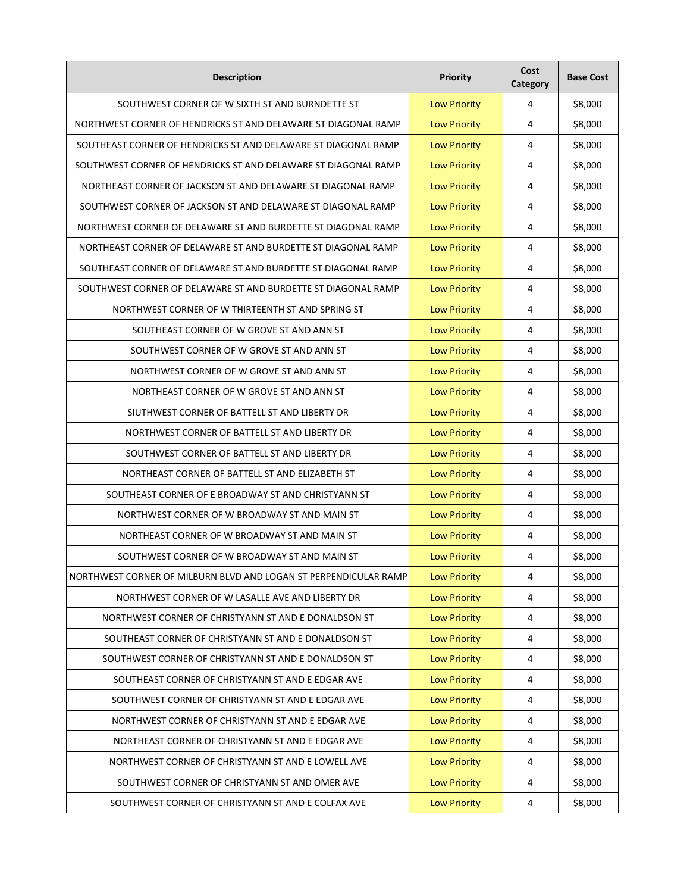| Description | Priority | Cost Category | Base Cost |
| --- | --- | --- | --- |
| SOUTHWEST CORNER OF W SIXTH ST AND BURNDETTE ST | Low Priority | 4 | $8,000 |
| NORTHWEST CORNER OF HENDRICKS ST AND DELAWARE ST DIAGONAL RAMP | Low Priority | 4 | $8,000 |
| SOUTHEAST CORNER OF HENDRICKS ST AND DELAWARE ST DIAGONAL RAMP | Low Priority | 4 | $8,000 |
| SOUTHWEST CORNER OF HENDRICKS ST AND DELAWARE ST DIAGONAL RAMP | Low Priority | 4 | $8,000 |
| NORTHEAST CORNER OF JACKSON ST AND DELAWARE ST DIAGONAL RAMP | Low Priority | 4 | $8,000 |
| SOUTHWEST CORNER OF JACKSON ST AND DELAWARE ST DIAGONAL RAMP | Low Priority | 4 | $8,000 |
| NORTHWEST CORNER OF DELAWARE ST AND BURDETTE ST DIAGONAL RAMP | Low Priority | 4 | $8,000 |
| NORTHEAST CORNER OF DELAWARE ST AND BURDETTE ST DIAGONAL RAMP | Low Priority | 4 | $8,000 |
| SOUTHEAST CORNER OF DELAWARE ST AND BURDETTE ST DIAGONAL RAMP | Low Priority | 4 | $8,000 |
| SOUTHWEST CORNER OF DELAWARE ST AND BURDETTE ST DIAGONAL RAMP | Low Priority | 4 | $8,000 |
| NORTHWEST CORNER OF W THIRTEENTH ST AND SPRING ST | Low Priority | 4 | $8,000 |
| SOUTHEAST CORNER OF W GROVE ST AND ANN ST | Low Priority | 4 | $8,000 |
| SOUTHWEST CORNER OF W GROVE ST AND ANN ST | Low Priority | 4 | $8,000 |
| NORTHWEST CORNER OF W GROVE ST AND ANN ST | Low Priority | 4 | $8,000 |
| NORTHEAST CORNER OF W GROVE ST AND ANN ST | Low Priority | 4 | $8,000 |
| SIUTHWEST CORNER OF BATTELL ST AND LIBERTY DR | Low Priority | 4 | $8,000 |
| NORTHWEST CORNER OF BATTELL ST AND LIBERTY DR | Low Priority | 4 | $8,000 |
| SOUTHWEST CORNER OF BATTELL ST AND LIBERTY DR | Low Priority | 4 | $8,000 |
| NORTHEAST CORNER OF BATTELL ST AND ELIZABETH ST | Low Priority | 4 | $8,000 |
| SOUTHEAST CORNER OF E BROADWAY ST AND CHRISTYANN ST | Low Priority | 4 | $8,000 |
| NORTHWEST CORNER OF W BROADWAY ST AND MAIN ST | Low Priority | 4 | $8,000 |
| NORTHEAST CORNER OF W BROADWAY ST AND MAIN ST | Low Priority | 4 | $8,000 |
| SOUTHWEST CORNER OF W BROADWAY ST AND MAIN ST | Low Priority | 4 | $8,000 |
| NORTHWEST CORNER OF MILBURN BLVD AND LOGAN ST PERPENDICULAR RAMP | Low Priority | 4 | $8,000 |
| NORTHWEST CORNER OF W LASALLE AVE AND LIBERTY DR | Low Priority | 4 | $8,000 |
| NORTHWEST CORNER OF CHRISTYANN ST AND E DONALDSON ST | Low Priority | 4 | $8,000 |
| SOUTHEAST CORNER OF CHRISTYANN ST AND E DONALDSON ST | Low Priority | 4 | $8,000 |
| SOUTHWEST CORNER OF CHRISTYANN ST AND E DONALDSON ST | Low Priority | 4 | $8,000 |
| SOUTHEAST CORNER OF CHRISTYANN ST AND E EDGAR AVE | Low Priority | 4 | $8,000 |
| SOUTHWEST CORNER OF CHRISTYANN ST AND E EDGAR AVE | Low Priority | 4 | $8,000 |
| NORTHWEST CORNER OF CHRISTYANN ST AND E EDGAR AVE | Low Priority | 4 | $8,000 |
| NORTHEAST CORNER OF CHRISTYANN ST AND E EDGAR AVE | Low Priority | 4 | $8,000 |
| NORTHWEST CORNER OF CHRISTYANN ST AND E LOWELL AVE | Low Priority | 4 | $8,000 |
| SOUTHWEST CORNER OF CHRISTYANN ST AND OMER AVE | Low Priority | 4 | $8,000 |
| SOUTHWEST CORNER OF CHRISTYANN ST AND E COLFAX AVE | Low Priority | 4 | $8,000 |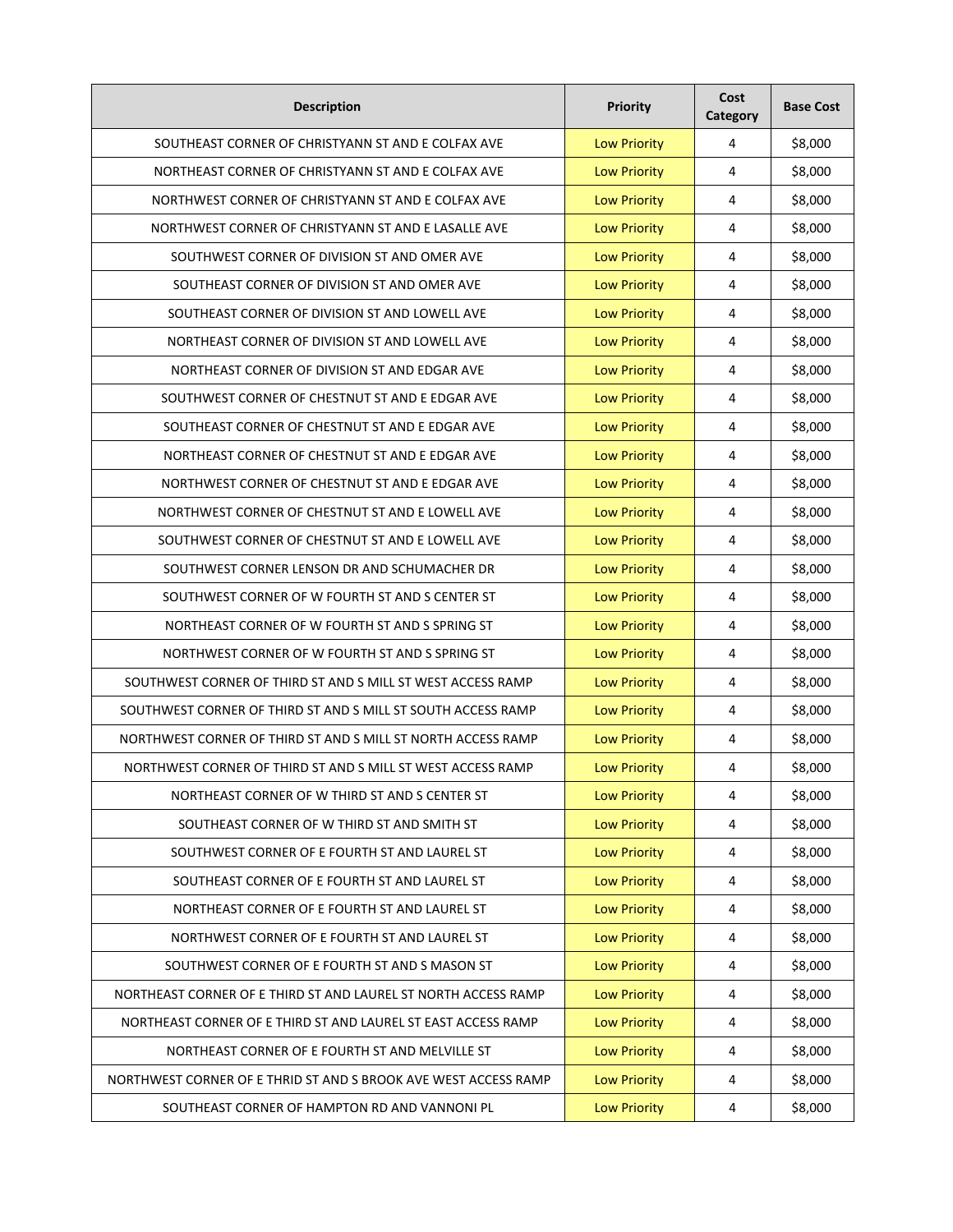| Description | Priority | Cost Category | Base Cost |
|---|---|---|---|
| SOUTHEAST CORNER OF CHRISTYANN ST AND E COLFAX AVE | Low Priority | 4 | $8,000 |
| NORTHEAST CORNER OF CHRISTYANN ST AND E COLFAX AVE | Low Priority | 4 | $8,000 |
| NORTHWEST CORNER OF CHRISTYANN ST AND E COLFAX AVE | Low Priority | 4 | $8,000 |
| NORTHWEST CORNER OF CHRISTYANN ST AND E LASALLE AVE | Low Priority | 4 | $8,000 |
| SOUTHWEST CORNER OF DIVISION ST AND OMER AVE | Low Priority | 4 | $8,000 |
| SOUTHEAST CORNER OF DIVISION ST AND OMER AVE | Low Priority | 4 | $8,000 |
| SOUTHEAST CORNER OF DIVISION ST AND LOWELL AVE | Low Priority | 4 | $8,000 |
| NORTHEAST CORNER OF DIVISION ST AND LOWELL AVE | Low Priority | 4 | $8,000 |
| NORTHEAST CORNER OF DIVISION ST AND EDGAR AVE | Low Priority | 4 | $8,000 |
| SOUTHWEST CORNER OF CHESTNUT ST AND E EDGAR AVE | Low Priority | 4 | $8,000 |
| SOUTHEAST CORNER OF CHESTNUT ST AND E EDGAR AVE | Low Priority | 4 | $8,000 |
| NORTHEAST CORNER OF CHESTNUT ST AND E EDGAR AVE | Low Priority | 4 | $8,000 |
| NORTHWEST CORNER OF CHESTNUT ST AND E EDGAR AVE | Low Priority | 4 | $8,000 |
| NORTHWEST CORNER OF CHESTNUT ST AND E LOWELL AVE | Low Priority | 4 | $8,000 |
| SOUTHWEST CORNER OF CHESTNUT ST AND E LOWELL AVE | Low Priority | 4 | $8,000 |
| SOUTHWEST CORNER LENSON DR AND SCHUMACHER DR | Low Priority | 4 | $8,000 |
| SOUTHWEST CORNER OF W FOURTH ST AND S CENTER ST | Low Priority | 4 | $8,000 |
| NORTHEAST CORNER OF W FOURTH ST AND S SPRING ST | Low Priority | 4 | $8,000 |
| NORTHWEST CORNER OF W FOURTH ST AND S SPRING ST | Low Priority | 4 | $8,000 |
| SOUTHWEST CORNER OF THIRD ST AND S MILL ST WEST ACCESS RAMP | Low Priority | 4 | $8,000 |
| SOUTHWEST CORNER OF THIRD ST AND S MILL ST SOUTH ACCESS RAMP | Low Priority | 4 | $8,000 |
| NORTHWEST CORNER OF THIRD ST AND S MILL ST NORTH ACCESS RAMP | Low Priority | 4 | $8,000 |
| NORTHWEST CORNER OF THIRD ST AND S MILL ST WEST ACCESS RAMP | Low Priority | 4 | $8,000 |
| NORTHEAST CORNER OF W THIRD ST AND S CENTER ST | Low Priority | 4 | $8,000 |
| SOUTHEAST CORNER OF W THIRD ST AND SMITH ST | Low Priority | 4 | $8,000 |
| SOUTHWEST CORNER OF E FOURTH ST AND LAUREL ST | Low Priority | 4 | $8,000 |
| SOUTHEAST CORNER OF E FOURTH ST AND LAUREL ST | Low Priority | 4 | $8,000 |
| NORTHEAST CORNER OF E FOURTH ST AND LAUREL ST | Low Priority | 4 | $8,000 |
| NORTHWEST CORNER OF E FOURTH ST AND LAUREL ST | Low Priority | 4 | $8,000 |
| SOUTHWEST CORNER OF E FOURTH ST AND S MASON ST | Low Priority | 4 | $8,000 |
| NORTHEAST CORNER OF E THIRD ST AND LAUREL ST NORTH ACCESS RAMP | Low Priority | 4 | $8,000 |
| NORTHEAST CORNER OF E THIRD ST AND LAUREL ST EAST ACCESS RAMP | Low Priority | 4 | $8,000 |
| NORTHEAST CORNER OF E FOURTH ST AND MELVILLE ST | Low Priority | 4 | $8,000 |
| NORTHWEST CORNER OF E THRID ST AND S BROOK AVE WEST ACCESS RAMP | Low Priority | 4 | $8,000 |
| SOUTHEAST CORNER OF HAMPTON RD AND VANNONI PL | Low Priority | 4 | $8,000 |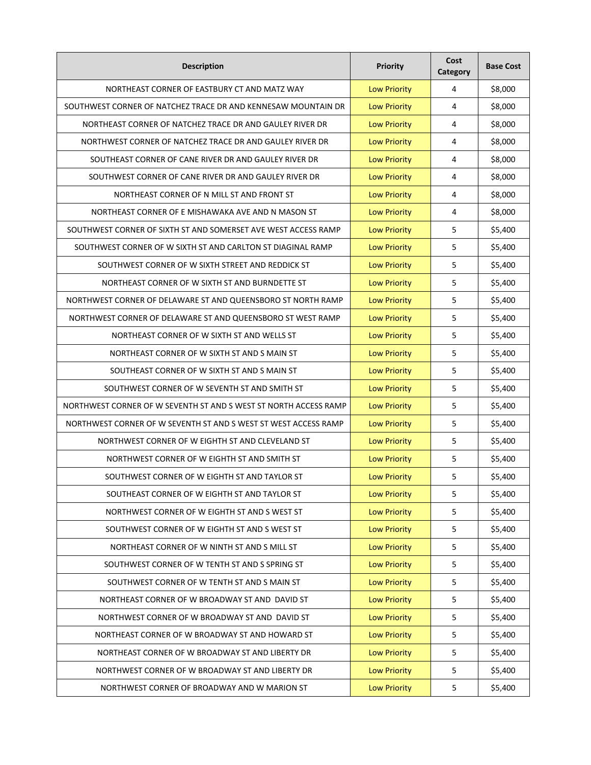| Description | Priority | Cost Category | Base Cost |
|---|---|---|---|
| NORTHEAST CORNER OF EASTBURY CT AND MATZ WAY | Low Priority | 4 | $8,000 |
| SOUTHWEST CORNER OF NATCHEZ TRACE DR AND KENNESAW MOUNTAIN DR | Low Priority | 4 | $8,000 |
| NORTHEAST CORNER OF NATCHEZ TRACE DR AND GAULEY RIVER DR | Low Priority | 4 | $8,000 |
| NORTHWEST CORNER OF NATCHEZ TRACE DR AND GAULEY RIVER DR | Low Priority | 4 | $8,000 |
| SOUTHEAST CORNER OF CANE RIVER DR AND GAULEY RIVER DR | Low Priority | 4 | $8,000 |
| SOUTHWEST CORNER OF CANE RIVER DR AND GAULEY RIVER DR | Low Priority | 4 | $8,000 |
| NORTHEAST CORNER OF N MILL ST AND FRONT ST | Low Priority | 4 | $8,000 |
| NORTHEAST CORNER OF E MISHAWAKA AVE AND N MASON ST | Low Priority | 4 | $8,000 |
| SOUTHWEST CORNER OF SIXTH ST AND SOMERSET AVE WEST ACCESS RAMP | Low Priority | 5 | $5,400 |
| SOUTHWEST CORNER OF W SIXTH ST AND CARLTON ST DIAGINAL RAMP | Low Priority | 5 | $5,400 |
| SOUTHWEST CORNER OF W SIXTH STREET AND REDDICK ST | Low Priority | 5 | $5,400 |
| NORTHEAST CORNER OF W SIXTH ST AND BURNDETTE ST | Low Priority | 5 | $5,400 |
| NORTHWEST CORNER OF DELAWARE ST AND QUEENSBORO ST NORTH RAMP | Low Priority | 5 | $5,400 |
| NORTHWEST CORNER OF DELAWARE ST AND QUEENSBORO ST WEST RAMP | Low Priority | 5 | $5,400 |
| NORTHEAST CORNER OF W SIXTH ST AND WELLS ST | Low Priority | 5 | $5,400 |
| NORTHEAST CORNER OF W SIXTH ST AND S MAIN ST | Low Priority | 5 | $5,400 |
| SOUTHEAST CORNER OF W SIXTH ST AND S MAIN ST | Low Priority | 5 | $5,400 |
| SOUTHWEST CORNER OF W SEVENTH ST AND SMITH ST | Low Priority | 5 | $5,400 |
| NORTHWEST CORNER OF W SEVENTH ST AND S WEST ST NORTH ACCESS RAMP | Low Priority | 5 | $5,400 |
| NORTHWEST CORNER OF W SEVENTH ST AND S WEST ST WEST ACCESS RAMP | Low Priority | 5 | $5,400 |
| NORTHWEST CORNER OF W EIGHTH ST AND CLEVELAND ST | Low Priority | 5 | $5,400 |
| NORTHWEST CORNER OF W EIGHTH ST AND SMITH ST | Low Priority | 5 | $5,400 |
| SOUTHWEST CORNER OF W EIGHTH ST AND TAYLOR ST | Low Priority | 5 | $5,400 |
| SOUTHEAST CORNER OF W EIGHTH ST AND TAYLOR ST | Low Priority | 5 | $5,400 |
| NORTHWEST CORNER OF W EIGHTH ST AND S WEST ST | Low Priority | 5 | $5,400 |
| SOUTHWEST CORNER OF W EIGHTH ST AND S WEST ST | Low Priority | 5 | $5,400 |
| NORTHEAST CORNER OF W NINTH ST AND S MILL ST | Low Priority | 5 | $5,400 |
| SOUTHWEST CORNER OF W TENTH ST AND S SPRING ST | Low Priority | 5 | $5,400 |
| SOUTHWEST CORNER OF W TENTH ST AND S MAIN ST | Low Priority | 5 | $5,400 |
| NORTHEAST CORNER OF W BROADWAY ST AND DAVID ST | Low Priority | 5 | $5,400 |
| NORTHWEST CORNER OF W BROADWAY ST AND DAVID ST | Low Priority | 5 | $5,400 |
| NORTHEAST CORNER OF W BROADWAY ST AND HOWARD ST | Low Priority | 5 | $5,400 |
| NORTHEAST CORNER OF W BROADWAY ST AND LIBERTY DR | Low Priority | 5 | $5,400 |
| NORTHWEST CORNER OF W BROADWAY ST AND LIBERTY DR | Low Priority | 5 | $5,400 |
| NORTHWEST CORNER OF BROADWAY AND W MARION ST | Low Priority | 5 | $5,400 |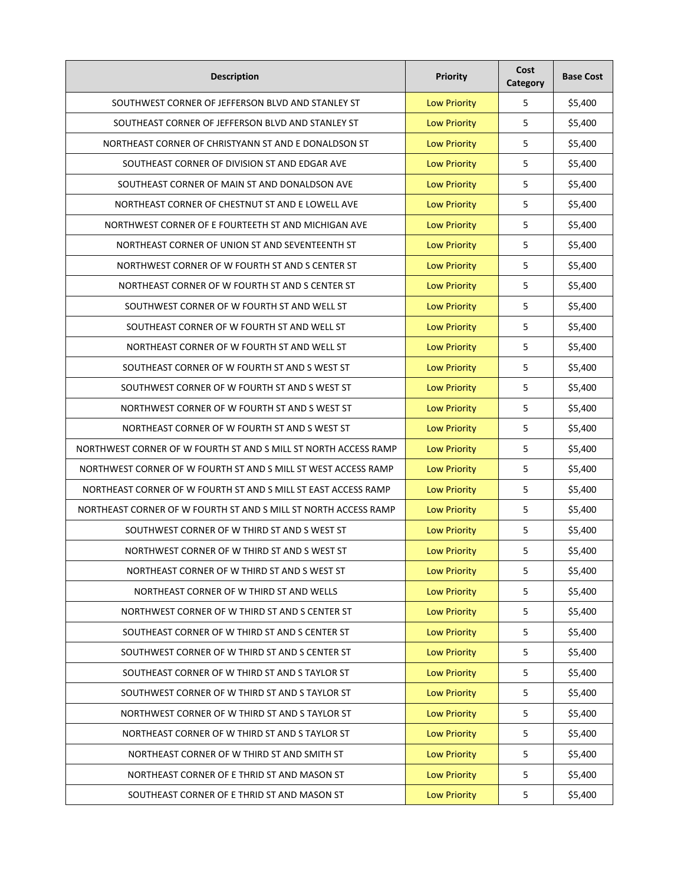| Description | Priority | Cost Category | Base Cost |
|---|---|---|---|
| SOUTHWEST CORNER OF JEFFERSON BLVD AND STANLEY ST | Low Priority | 5 | $5,400 |
| SOUTHEAST CORNER OF JEFFERSON BLVD AND STANLEY ST | Low Priority | 5 | $5,400 |
| NORTHEAST CORNER OF CHRISTYANN ST AND E DONALDSON ST | Low Priority | 5 | $5,400 |
| SOUTHEAST CORNER OF DIVISION ST AND EDGAR AVE | Low Priority | 5 | $5,400 |
| SOUTHEAST CORNER OF MAIN ST AND DONALDSON AVE | Low Priority | 5 | $5,400 |
| NORTHEAST CORNER OF CHESTNUT ST AND E LOWELL AVE | Low Priority | 5 | $5,400 |
| NORTHWEST CORNER OF E FOURTEETH ST AND MICHIGAN AVE | Low Priority | 5 | $5,400 |
| NORTHEAST CORNER OF UNION ST AND SEVENTEENTH ST | Low Priority | 5 | $5,400 |
| NORTHWEST CORNER OF W FOURTH ST AND S CENTER ST | Low Priority | 5 | $5,400 |
| NORTHEAST CORNER OF W FOURTH ST AND S CENTER ST | Low Priority | 5 | $5,400 |
| SOUTHWEST CORNER OF W FOURTH ST AND WELL ST | Low Priority | 5 | $5,400 |
| SOUTHEAST CORNER OF W FOURTH ST AND WELL ST | Low Priority | 5 | $5,400 |
| NORTHEAST CORNER OF W FOURTH ST AND WELL ST | Low Priority | 5 | $5,400 |
| SOUTHEAST CORNER OF W FOURTH ST AND S WEST ST | Low Priority | 5 | $5,400 |
| SOUTHWEST CORNER OF W FOURTH ST AND S WEST ST | Low Priority | 5 | $5,400 |
| NORTHWEST CORNER OF W FOURTH ST AND S WEST ST | Low Priority | 5 | $5,400 |
| NORTHEAST CORNER OF W FOURTH ST AND S WEST ST | Low Priority | 5 | $5,400 |
| NORTHWEST CORNER OF W FOURTH ST AND S MILL ST NORTH ACCESS RAMP | Low Priority | 5 | $5,400 |
| NORTHWEST CORNER OF W FOURTH ST AND S MILL ST WEST ACCESS RAMP | Low Priority | 5 | $5,400 |
| NORTHEAST CORNER OF W FOURTH ST AND S MILL ST EAST ACCESS RAMP | Low Priority | 5 | $5,400 |
| NORTHEAST CORNER OF W FOURTH ST AND S MILL ST NORTH ACCESS RAMP | Low Priority | 5 | $5,400 |
| SOUTHWEST CORNER OF W THIRD ST AND S WEST ST | Low Priority | 5 | $5,400 |
| NORTHWEST CORNER OF W THIRD ST AND S WEST ST | Low Priority | 5 | $5,400 |
| NORTHEAST CORNER OF W THIRD ST AND S WEST ST | Low Priority | 5 | $5,400 |
| NORTHEAST CORNER OF W THIRD ST AND WELLS | Low Priority | 5 | $5,400 |
| NORTHWEST CORNER OF W THIRD ST AND S CENTER ST | Low Priority | 5 | $5,400 |
| SOUTHEAST CORNER OF W THIRD ST AND S CENTER ST | Low Priority | 5 | $5,400 |
| SOUTHWEST CORNER OF W THIRD ST AND S CENTER ST | Low Priority | 5 | $5,400 |
| SOUTHEAST CORNER OF W THIRD ST AND S TAYLOR ST | Low Priority | 5 | $5,400 |
| SOUTHWEST CORNER OF W THIRD ST AND S TAYLOR ST | Low Priority | 5 | $5,400 |
| NORTHWEST CORNER OF W THIRD ST AND S TAYLOR ST | Low Priority | 5 | $5,400 |
| NORTHEAST CORNER OF W THIRD ST AND S TAYLOR ST | Low Priority | 5 | $5,400 |
| NORTHEAST CORNER OF W THIRD ST AND SMITH ST | Low Priority | 5 | $5,400 |
| NORTHEAST CORNER OF E THRID ST AND MASON ST | Low Priority | 5 | $5,400 |
| SOUTHEAST CORNER OF E THRID ST AND MASON ST | Low Priority | 5 | $5,400 |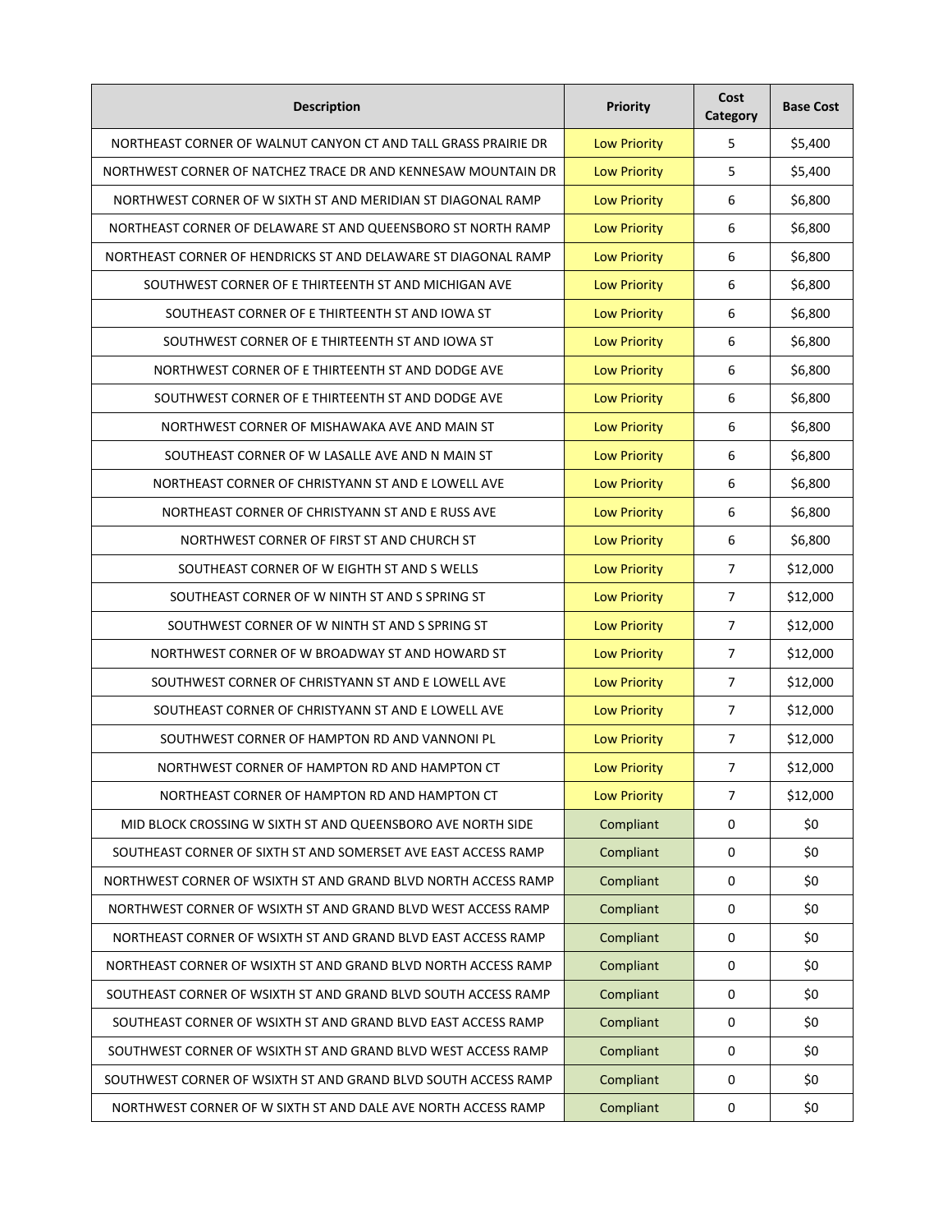| Description | Priority | Cost Category | Base Cost |
|---|---|---|---|
| NORTHEAST CORNER OF WALNUT CANYON CT AND TALL GRASS PRAIRIE DR | Low Priority | 5 | $5,400 |
| NORTHWEST CORNER OF NATCHEZ TRACE DR AND KENNESAW MOUNTAIN DR | Low Priority | 5 | $5,400 |
| NORTHWEST CORNER OF W SIXTH ST AND MERIDIAN ST DIAGONAL RAMP | Low Priority | 6 | $6,800 |
| NORTHEAST CORNER OF DELAWARE ST AND QUEENSBORO ST NORTH RAMP | Low Priority | 6 | $6,800 |
| NORTHEAST CORNER OF HENDRICKS ST AND DELAWARE ST DIAGONAL RAMP | Low Priority | 6 | $6,800 |
| SOUTHWEST CORNER OF E THIRTEENTH ST AND MICHIGAN AVE | Low Priority | 6 | $6,800 |
| SOUTHEAST CORNER OF E THIRTEENTH ST AND IOWA ST | Low Priority | 6 | $6,800 |
| SOUTHWEST CORNER OF E THIRTEENTH ST AND IOWA ST | Low Priority | 6 | $6,800 |
| NORTHWEST CORNER OF E THIRTEENTH ST AND DODGE AVE | Low Priority | 6 | $6,800 |
| SOUTHWEST CORNER OF E THIRTEENTH ST AND DODGE AVE | Low Priority | 6 | $6,800 |
| NORTHWEST CORNER OF MISHAWAKA AVE AND MAIN ST | Low Priority | 6 | $6,800 |
| SOUTHEAST CORNER OF W LASALLE AVE AND N MAIN ST | Low Priority | 6 | $6,800 |
| NORTHEAST CORNER OF CHRISTYANN ST AND E LOWELL AVE | Low Priority | 6 | $6,800 |
| NORTHEAST CORNER OF CHRISTYANN ST AND E RUSS AVE | Low Priority | 6 | $6,800 |
| NORTHWEST CORNER OF FIRST ST AND CHURCH ST | Low Priority | 6 | $6,800 |
| SOUTHEAST CORNER OF W EIGHTH ST AND S WELLS | Low Priority | 7 | $12,000 |
| SOUTHEAST CORNER OF W NINTH ST AND S SPRING ST | Low Priority | 7 | $12,000 |
| SOUTHWEST CORNER OF W NINTH ST AND S SPRING ST | Low Priority | 7 | $12,000 |
| NORTHWEST CORNER OF W BROADWAY ST AND HOWARD ST | Low Priority | 7 | $12,000 |
| SOUTHWEST CORNER OF CHRISTYANN ST AND E LOWELL AVE | Low Priority | 7 | $12,000 |
| SOUTHEAST CORNER OF CHRISTYANN ST AND E LOWELL AVE | Low Priority | 7 | $12,000 |
| SOUTHWEST CORNER OF HAMPTON RD AND VANNONI PL | Low Priority | 7 | $12,000 |
| NORTHWEST CORNER OF HAMPTON RD AND HAMPTON CT | Low Priority | 7 | $12,000 |
| NORTHEAST CORNER OF HAMPTON RD AND HAMPTON CT | Low Priority | 7 | $12,000 |
| MID BLOCK CROSSING W SIXTH ST AND QUEENSBORO AVE NORTH SIDE | Compliant | 0 | $0 |
| SOUTHEAST CORNER OF SIXTH ST AND SOMERSET AVE EAST ACCESS RAMP | Compliant | 0 | $0 |
| NORTHWEST CORNER OF WSIXTH ST AND GRAND BLVD NORTH ACCESS RAMP | Compliant | 0 | $0 |
| NORTHWEST CORNER OF WSIXTH ST AND GRAND BLVD WEST ACCESS RAMP | Compliant | 0 | $0 |
| NORTHEAST CORNER OF WSIXTH ST AND GRAND BLVD EAST ACCESS RAMP | Compliant | 0 | $0 |
| NORTHEAST CORNER OF WSIXTH ST AND GRAND BLVD NORTH ACCESS RAMP | Compliant | 0 | $0 |
| SOUTHEAST CORNER OF WSIXTH ST AND GRAND BLVD SOUTH ACCESS RAMP | Compliant | 0 | $0 |
| SOUTHEAST CORNER OF WSIXTH ST AND GRAND BLVD EAST ACCESS RAMP | Compliant | 0 | $0 |
| SOUTHWEST CORNER OF WSIXTH ST AND GRAND BLVD WEST ACCESS RAMP | Compliant | 0 | $0 |
| SOUTHWEST CORNER OF WSIXTH ST AND GRAND BLVD SOUTH ACCESS RAMP | Compliant | 0 | $0 |
| NORTHWEST CORNER OF W SIXTH ST AND DALE AVE NORTH ACCESS RAMP | Compliant | 0 | $0 |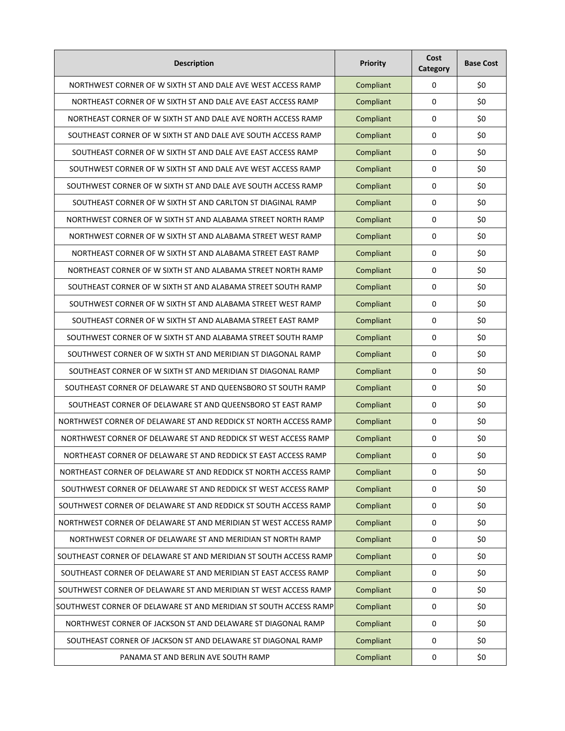| Description | Priority | Cost Category | Base Cost |
|---|---|---|---|
| NORTHWEST CORNER OF W SIXTH ST AND DALE AVE WEST ACCESS RAMP | Compliant | 0 | $0 |
| NORTHEAST CORNER OF W SIXTH ST AND DALE AVE EAST ACCESS RAMP | Compliant | 0 | $0 |
| NORTHEAST CORNER OF W SIXTH ST AND DALE AVE NORTH ACCESS RAMP | Compliant | 0 | $0 |
| SOUTHEAST CORNER OF W SIXTH ST AND DALE AVE SOUTH ACCESS RAMP | Compliant | 0 | $0 |
| SOUTHEAST CORNER OF W SIXTH ST AND DALE AVE EAST ACCESS RAMP | Compliant | 0 | $0 |
| SOUTHWEST CORNER OF W SIXTH ST AND DALE AVE WEST ACCESS RAMP | Compliant | 0 | $0 |
| SOUTHWEST CORNER OF W SIXTH ST AND DALE AVE SOUTH ACCESS RAMP | Compliant | 0 | $0 |
| SOUTHEAST CORNER OF W SIXTH ST AND CARLTON ST DIAGINAL RAMP | Compliant | 0 | $0 |
| NORTHWEST CORNER OF W SIXTH ST AND ALABAMA STREET NORTH RAMP | Compliant | 0 | $0 |
| NORTHWEST CORNER OF W SIXTH ST AND ALABAMA STREET WEST RAMP | Compliant | 0 | $0 |
| NORTHEAST CORNER OF W SIXTH ST AND ALABAMA STREET EAST RAMP | Compliant | 0 | $0 |
| NORTHEAST CORNER OF W SIXTH ST AND ALABAMA STREET NORTH RAMP | Compliant | 0 | $0 |
| SOUTHEAST CORNER OF W SIXTH ST AND ALABAMA STREET SOUTH RAMP | Compliant | 0 | $0 |
| SOUTHWEST CORNER OF W SIXTH ST AND ALABAMA STREET WEST RAMP | Compliant | 0 | $0 |
| SOUTHEAST CORNER OF W SIXTH ST AND ALABAMA STREET EAST RAMP | Compliant | 0 | $0 |
| SOUTHWEST CORNER OF W SIXTH ST AND ALABAMA STREET SOUTH RAMP | Compliant | 0 | $0 |
| SOUTHWEST CORNER OF W SIXTH ST AND MERIDIAN ST DIAGONAL RAMP | Compliant | 0 | $0 |
| SOUTHEAST CORNER OF W SIXTH ST AND MERIDIAN ST DIAGONAL RAMP | Compliant | 0 | $0 |
| SOUTHEAST CORNER OF DELAWARE ST AND QUEENSBORO ST SOUTH RAMP | Compliant | 0 | $0 |
| SOUTHEAST CORNER OF DELAWARE ST AND QUEENSBORO ST EAST RAMP | Compliant | 0 | $0 |
| NORTHWEST CORNER OF DELAWARE ST AND REDDICK ST NORTH ACCESS RAMP | Compliant | 0 | $0 |
| NORTHWEST CORNER OF DELAWARE ST AND REDDICK ST WEST ACCESS RAMP | Compliant | 0 | $0 |
| NORTHEAST CORNER OF DELAWARE ST AND REDDICK ST EAST ACCESS RAMP | Compliant | 0 | $0 |
| NORTHEAST CORNER OF DELAWARE ST AND REDDICK ST NORTH ACCESS RAMP | Compliant | 0 | $0 |
| SOUTHWEST CORNER OF DELAWARE ST AND REDDICK ST WEST ACCESS RAMP | Compliant | 0 | $0 |
| SOUTHWEST CORNER OF DELAWARE ST AND REDDICK ST SOUTH ACCESS RAMP | Compliant | 0 | $0 |
| NORTHWEST CORNER OF DELAWARE ST AND MERIDIAN ST WEST ACCESS RAMP | Compliant | 0 | $0 |
| NORTHWEST CORNER OF DELAWARE ST AND MERIDIAN ST NORTH RAMP | Compliant | 0 | $0 |
| SOUTHEAST CORNER OF DELAWARE ST AND MERIDIAN ST SOUTH ACCESS RAMP | Compliant | 0 | $0 |
| SOUTHEAST CORNER OF DELAWARE ST AND MERIDIAN ST EAST ACCESS RAMP | Compliant | 0 | $0 |
| SOUTHWEST CORNER OF DELAWARE ST AND MERIDIAN ST WEST ACCESS RAMP | Compliant | 0 | $0 |
| SOUTHWEST CORNER OF DELAWARE ST AND MERIDIAN ST SOUTH ACCESS RAMP | Compliant | 0 | $0 |
| NORTHWEST CORNER OF JACKSON ST AND DELAWARE ST DIAGONAL RAMP | Compliant | 0 | $0 |
| SOUTHEAST CORNER OF JACKSON ST AND DELAWARE ST DIAGONAL RAMP | Compliant | 0 | $0 |
| PANAMA ST AND BERLIN AVE SOUTH RAMP | Compliant | 0 | $0 |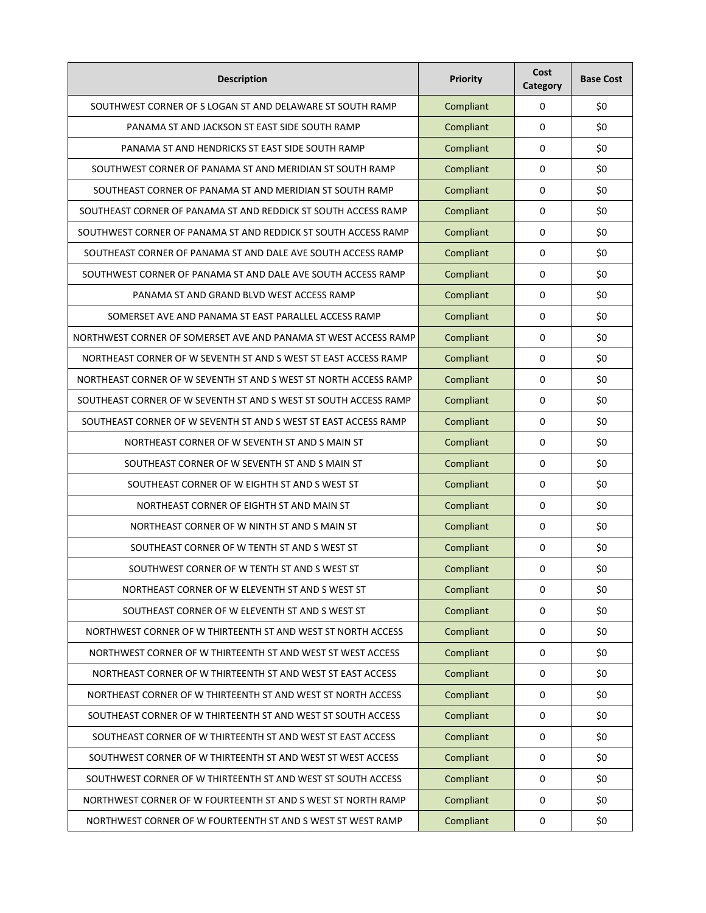| Description | Priority | Cost Category | Base Cost |
| --- | --- | --- | --- |
| SOUTHWEST CORNER OF S LOGAN ST AND DELAWARE ST SOUTH RAMP | Compliant | 0 | $0 |
| PANAMA ST AND JACKSON ST EAST SIDE SOUTH RAMP | Compliant | 0 | $0 |
| PANAMA ST AND HENDRICKS ST EAST SIDE SOUTH RAMP | Compliant | 0 | $0 |
| SOUTHWEST CORNER OF PANAMA ST AND MERIDIAN ST SOUTH RAMP | Compliant | 0 | $0 |
| SOUTHEAST CORNER OF PANAMA ST AND MERIDIAN ST SOUTH RAMP | Compliant | 0 | $0 |
| SOUTHEAST CORNER OF PANAMA ST AND REDDICK ST SOUTH ACCESS RAMP | Compliant | 0 | $0 |
| SOUTHWEST CORNER OF PANAMA ST AND REDDICK ST SOUTH ACCESS RAMP | Compliant | 0 | $0 |
| SOUTHEAST CORNER OF PANAMA ST AND DALE AVE SOUTH ACCESS RAMP | Compliant | 0 | $0 |
| SOUTHWEST CORNER OF PANAMA ST AND DALE AVE SOUTH ACCESS RAMP | Compliant | 0 | $0 |
| PANAMA ST AND GRAND BLVD WEST ACCESS RAMP | Compliant | 0 | $0 |
| SOMERSET AVE AND PANAMA ST EAST PARALLEL ACCESS RAMP | Compliant | 0 | $0 |
| NORTHWEST CORNER OF SOMERSET AVE AND PANAMA ST WEST ACCESS RAMP | Compliant | 0 | $0 |
| NORTHEAST CORNER OF W SEVENTH ST AND S WEST ST EAST ACCESS RAMP | Compliant | 0 | $0 |
| NORTHEAST CORNER OF W SEVENTH ST AND S WEST ST NORTH ACCESS RAMP | Compliant | 0 | $0 |
| SOUTHEAST CORNER OF W SEVENTH ST AND S WEST ST SOUTH ACCESS RAMP | Compliant | 0 | $0 |
| SOUTHEAST CORNER OF W SEVENTH ST AND S WEST ST EAST ACCESS RAMP | Compliant | 0 | $0 |
| NORTHEAST CORNER OF W SEVENTH ST AND S MAIN ST | Compliant | 0 | $0 |
| SOUTHEAST CORNER OF W SEVENTH ST AND S MAIN ST | Compliant | 0 | $0 |
| SOUTHEAST CORNER OF W EIGHTH ST AND S WEST ST | Compliant | 0 | $0 |
| NORTHEAST CORNER OF EIGHTH ST AND MAIN ST | Compliant | 0 | $0 |
| NORTHEAST CORNER OF W NINTH ST AND S MAIN ST | Compliant | 0 | $0 |
| SOUTHEAST CORNER OF W TENTH ST AND S WEST ST | Compliant | 0 | $0 |
| SOUTHWEST CORNER OF W TENTH ST AND S WEST ST | Compliant | 0 | $0 |
| NORTHEAST CORNER OF W ELEVENTH ST AND S WEST ST | Compliant | 0 | $0 |
| SOUTHEAST CORNER OF W ELEVENTH ST AND S WEST ST | Compliant | 0 | $0 |
| NORTHWEST CORNER OF W THIRTEENTH ST AND WEST ST NORTH ACCESS | Compliant | 0 | $0 |
| NORTHWEST CORNER OF W THIRTEENTH ST AND WEST ST WEST ACCESS | Compliant | 0 | $0 |
| NORTHEAST CORNER OF W THIRTEENTH ST AND WEST ST EAST ACCESS | Compliant | 0 | $0 |
| NORTHEAST CORNER OF W THIRTEENTH ST AND WEST ST NORTH ACCESS | Compliant | 0 | $0 |
| SOUTHEAST CORNER OF W THIRTEENTH ST AND WEST ST SOUTH ACCESS | Compliant | 0 | $0 |
| SOUTHEAST CORNER OF W THIRTEENTH ST AND WEST ST EAST ACCESS | Compliant | 0 | $0 |
| SOUTHWEST CORNER OF W THIRTEENTH ST AND WEST ST WEST ACCESS | Compliant | 0 | $0 |
| SOUTHWEST CORNER OF W THIRTEENTH ST AND WEST ST SOUTH ACCESS | Compliant | 0 | $0 |
| NORTHWEST CORNER OF W FOURTEENTH ST AND S WEST ST NORTH RAMP | Compliant | 0 | $0 |
| NORTHWEST CORNER OF W FOURTEENTH ST AND S WEST ST WEST RAMP | Compliant | 0 | $0 |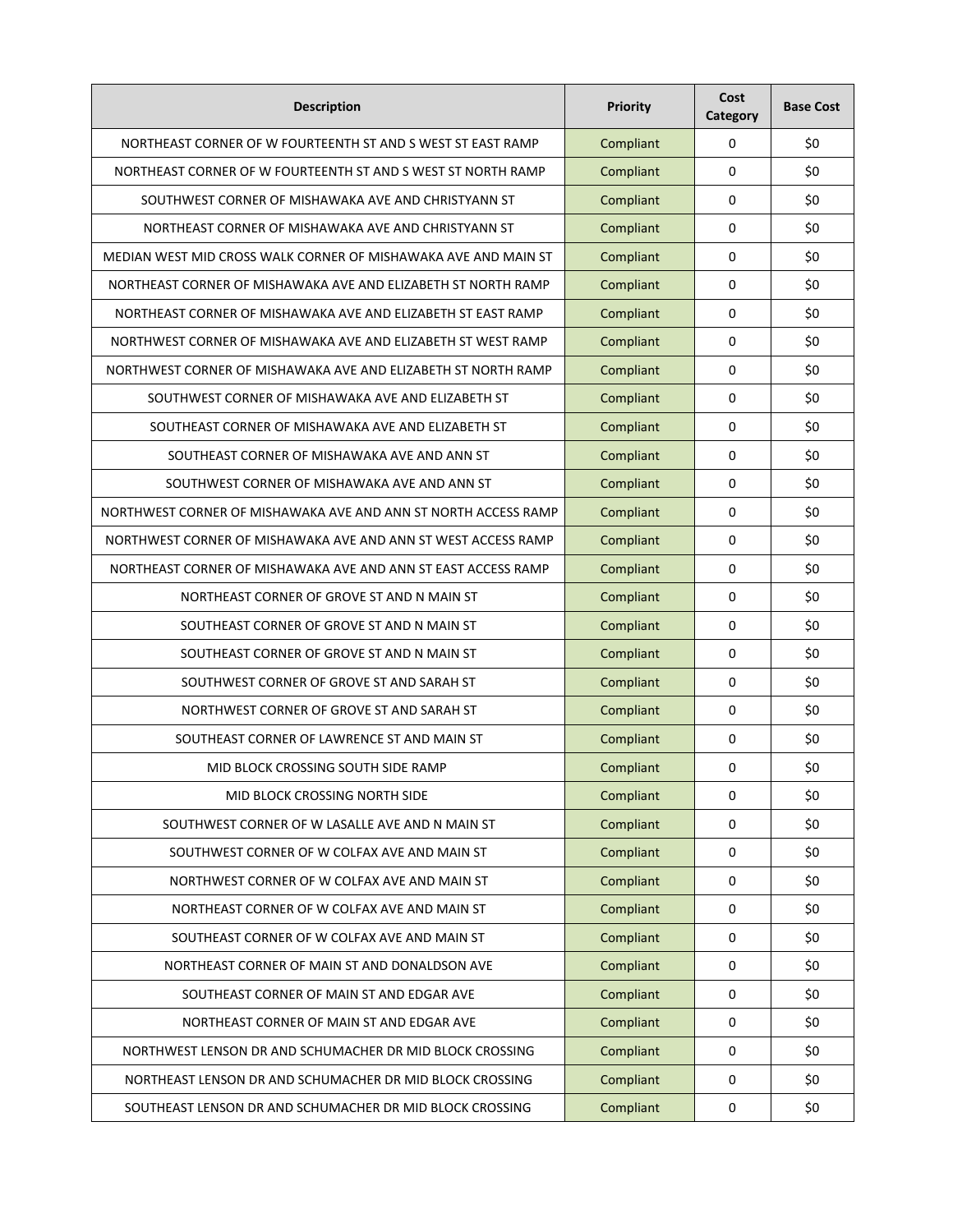| Description | Priority | Cost Category | Base Cost |
| --- | --- | --- | --- |
| NORTHEAST CORNER OF W FOURTEENTH ST AND S WEST ST EAST RAMP | Compliant | 0 | $0 |
| NORTHEAST CORNER OF W FOURTEENTH ST AND S WEST ST NORTH RAMP | Compliant | 0 | $0 |
| SOUTHWEST CORNER OF MISHAWAKA AVE AND CHRISTYANN ST | Compliant | 0 | $0 |
| NORTHEAST CORNER OF MISHAWAKA AVE AND CHRISTYANN ST | Compliant | 0 | $0 |
| MEDIAN WEST MID CROSS WALK CORNER OF MISHAWAKA AVE AND MAIN ST | Compliant | 0 | $0 |
| NORTHEAST CORNER OF MISHAWAKA AVE AND ELIZABETH ST NORTH RAMP | Compliant | 0 | $0 |
| NORTHEAST CORNER OF MISHAWAKA AVE AND ELIZABETH ST EAST RAMP | Compliant | 0 | $0 |
| NORTHWEST CORNER OF MISHAWAKA AVE AND ELIZABETH ST WEST RAMP | Compliant | 0 | $0 |
| NORTHWEST CORNER OF MISHAWAKA AVE AND ELIZABETH ST NORTH RAMP | Compliant | 0 | $0 |
| SOUTHWEST CORNER OF MISHAWAKA AVE AND ELIZABETH ST | Compliant | 0 | $0 |
| SOUTHEAST CORNER OF MISHAWAKA AVE AND ELIZABETH ST | Compliant | 0 | $0 |
| SOUTHEAST CORNER OF MISHAWAKA AVE AND ANN ST | Compliant | 0 | $0 |
| SOUTHWEST CORNER OF MISHAWAKA AVE AND ANN ST | Compliant | 0 | $0 |
| NORTHWEST CORNER OF MISHAWAKA AVE AND ANN ST NORTH ACCESS RAMP | Compliant | 0 | $0 |
| NORTHWEST CORNER OF MISHAWAKA AVE AND ANN ST WEST ACCESS RAMP | Compliant | 0 | $0 |
| NORTHEAST CORNER OF MISHAWAKA AVE AND ANN ST EAST ACCESS RAMP | Compliant | 0 | $0 |
| NORTHEAST CORNER OF GROVE ST AND N MAIN ST | Compliant | 0 | $0 |
| SOUTHEAST CORNER OF GROVE ST AND N MAIN ST | Compliant | 0 | $0 |
| SOUTHEAST CORNER OF GROVE ST AND N MAIN ST | Compliant | 0 | $0 |
| SOUTHWEST CORNER OF GROVE ST AND SARAH ST | Compliant | 0 | $0 |
| NORTHWEST CORNER OF GROVE ST AND SARAH ST | Compliant | 0 | $0 |
| SOUTHEAST CORNER OF LAWRENCE ST AND MAIN ST | Compliant | 0 | $0 |
| MID BLOCK CROSSING SOUTH SIDE RAMP | Compliant | 0 | $0 |
| MID BLOCK CROSSING NORTH SIDE | Compliant | 0 | $0 |
| SOUTHWEST CORNER OF W LASALLE AVE AND N MAIN ST | Compliant | 0 | $0 |
| SOUTHWEST CORNER OF W COLFAX AVE AND MAIN ST | Compliant | 0 | $0 |
| NORTHWEST CORNER OF W COLFAX AVE AND MAIN ST | Compliant | 0 | $0 |
| NORTHEAST CORNER OF W COLFAX AVE AND MAIN ST | Compliant | 0 | $0 |
| SOUTHEAST CORNER OF W COLFAX AVE AND MAIN ST | Compliant | 0 | $0 |
| NORTHEAST CORNER OF MAIN ST AND DONALDSON AVE | Compliant | 0 | $0 |
| SOUTHEAST CORNER OF MAIN ST AND EDGAR AVE | Compliant | 0 | $0 |
| NORTHEAST CORNER OF MAIN ST AND EDGAR AVE | Compliant | 0 | $0 |
| NORTHWEST LENSON DR AND SCHUMACHER DR MID BLOCK CROSSING | Compliant | 0 | $0 |
| NORTHEAST LENSON DR AND SCHUMACHER DR MID BLOCK CROSSING | Compliant | 0 | $0 |
| SOUTHEAST LENSON DR AND SCHUMACHER DR MID BLOCK CROSSING | Compliant | 0 | $0 |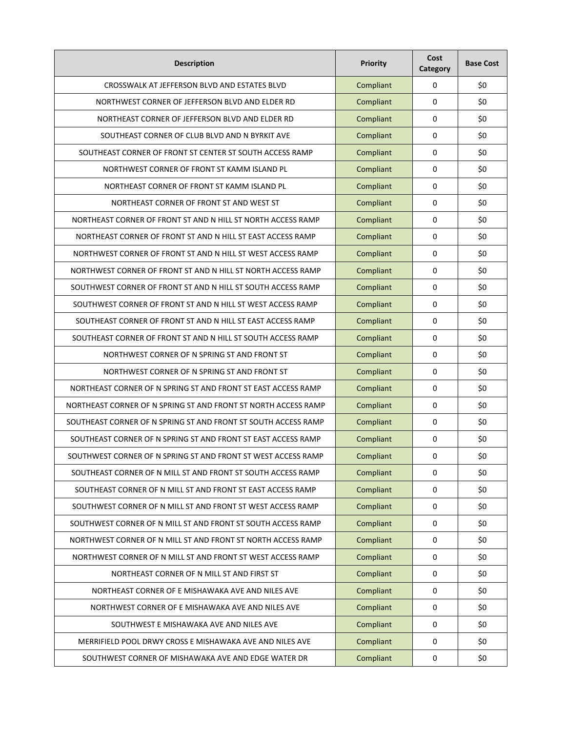| Description | Priority | Cost Category | Base Cost |
|---|---|---|---|
| CROSSWALK AT JEFFERSON BLVD AND ESTATES BLVD | Compliant | 0 | $0 |
| NORTHWEST CORNER OF JEFFERSON BLVD AND ELDER RD | Compliant | 0 | $0 |
| NORTHEAST CORNER OF JEFFERSON BLVD AND ELDER RD | Compliant | 0 | $0 |
| SOUTHEAST CORNER OF CLUB BLVD AND N BYRKIT AVE | Compliant | 0 | $0 |
| SOUTHEAST CORNER OF FRONT ST CENTER ST SOUTH ACCESS RAMP | Compliant | 0 | $0 |
| NORTHWEST CORNER OF FRONT ST KAMM ISLAND PL | Compliant | 0 | $0 |
| NORTHEAST CORNER OF FRONT ST KAMM ISLAND PL | Compliant | 0 | $0 |
| NORTHEAST CORNER OF FRONT ST AND WEST ST | Compliant | 0 | $0 |
| NORTHEAST CORNER OF FRONT ST AND N HILL ST NORTH ACCESS RAMP | Compliant | 0 | $0 |
| NORTHEAST CORNER OF FRONT ST AND N HILL ST EAST ACCESS RAMP | Compliant | 0 | $0 |
| NORTHWEST CORNER OF FRONT ST AND N HILL ST WEST ACCESS RAMP | Compliant | 0 | $0 |
| NORTHWEST CORNER OF FRONT ST AND N HILL ST NORTH ACCESS RAMP | Compliant | 0 | $0 |
| SOUTHWEST CORNER OF FRONT ST AND N HILL ST SOUTH ACCESS RAMP | Compliant | 0 | $0 |
| SOUTHWEST CORNER OF FRONT ST AND N HILL ST WEST ACCESS RAMP | Compliant | 0 | $0 |
| SOUTHEAST CORNER OF FRONT ST AND N HILL ST EAST ACCESS RAMP | Compliant | 0 | $0 |
| SOUTHEAST CORNER OF FRONT ST AND N HILL ST SOUTH ACCESS RAMP | Compliant | 0 | $0 |
| NORTHWEST CORNER OF N SPRING ST AND FRONT ST | Compliant | 0 | $0 |
| NORTHWEST CORNER OF N SPRING ST AND FRONT ST | Compliant | 0 | $0 |
| NORTHEAST CORNER OF N SPRING ST AND FRONT ST EAST ACCESS RAMP | Compliant | 0 | $0 |
| NORTHEAST CORNER OF N SPRING ST AND FRONT ST NORTH ACCESS RAMP | Compliant | 0 | $0 |
| SOUTHEAST CORNER OF N SPRING ST AND FRONT ST SOUTH ACCESS RAMP | Compliant | 0 | $0 |
| SOUTHEAST CORNER OF N SPRING ST AND FRONT ST EAST ACCESS RAMP | Compliant | 0 | $0 |
| SOUTHWEST CORNER OF N SPRING ST AND FRONT ST WEST ACCESS RAMP | Compliant | 0 | $0 |
| SOUTHEAST CORNER OF N MILL ST AND FRONT ST SOUTH ACCESS RAMP | Compliant | 0 | $0 |
| SOUTHEAST CORNER OF N MILL ST AND FRONT ST EAST ACCESS RAMP | Compliant | 0 | $0 |
| SOUTHWEST CORNER OF N MILL ST AND FRONT ST WEST ACCESS RAMP | Compliant | 0 | $0 |
| SOUTHWEST CORNER OF N MILL ST AND FRONT ST SOUTH ACCESS RAMP | Compliant | 0 | $0 |
| NORTHWEST CORNER OF N MILL ST AND FRONT ST NORTH ACCESS RAMP | Compliant | 0 | $0 |
| NORTHWEST CORNER OF N MILL ST AND FRONT ST WEST ACCESS RAMP | Compliant | 0 | $0 |
| NORTHEAST CORNER OF N MILL ST AND FIRST ST | Compliant | 0 | $0 |
| NORTHEAST CORNER OF E MISHAWAKA AVE AND NILES AVE | Compliant | 0 | $0 |
| NORTHWEST CORNER OF E MISHAWAKA AVE AND NILES AVE | Compliant | 0 | $0 |
| SOUTHWEST E MISHAWAKA AVE AND NILES AVE | Compliant | 0 | $0 |
| MERRIFIELD POOL DRWY CROSS E MISHAWAKA AVE AND NILES AVE | Compliant | 0 | $0 |
| SOUTHWEST CORNER OF MISHAWAKA AVE AND EDGE WATER DR | Compliant | 0 | $0 |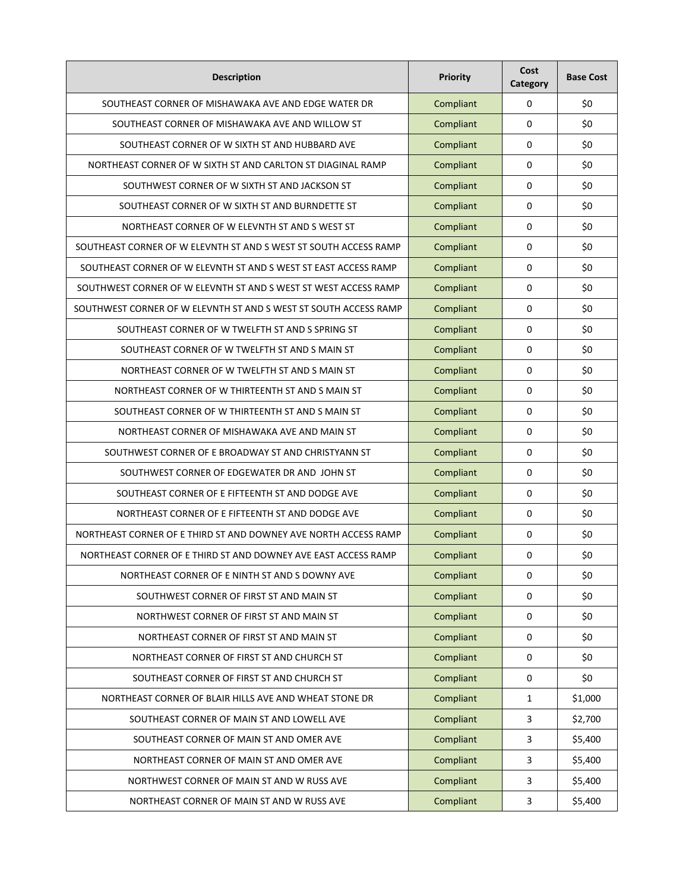| Description | Priority | Cost Category | Base Cost |
|---|---|---|---|
| SOUTHEAST CORNER OF MISHAWAKA AVE AND EDGE WATER DR | Compliant | 0 | $0 |
| SOUTHEAST CORNER OF MISHAWAKA AVE AND WILLOW ST | Compliant | 0 | $0 |
| SOUTHEAST CORNER OF W SIXTH ST AND HUBBARD AVE | Compliant | 0 | $0 |
| NORTHEAST CORNER OF W SIXTH ST AND CARLTON ST DIAGINAL RAMP | Compliant | 0 | $0 |
| SOUTHWEST CORNER OF W SIXTH ST AND JACKSON ST | Compliant | 0 | $0 |
| SOUTHEAST CORNER OF W SIXTH ST AND BURNDETTE ST | Compliant | 0 | $0 |
| NORTHEAST CORNER OF W ELEVNTH ST AND S WEST ST | Compliant | 0 | $0 |
| SOUTHEAST CORNER OF W ELEVNTH ST AND S WEST ST SOUTH ACCESS RAMP | Compliant | 0 | $0 |
| SOUTHEAST CORNER OF W ELEVNTH ST AND S WEST ST EAST ACCESS RAMP | Compliant | 0 | $0 |
| SOUTHWEST CORNER OF W ELEVNTH ST AND S WEST ST WEST ACCESS RAMP | Compliant | 0 | $0 |
| SOUTHWEST CORNER OF W ELEVNTH ST AND S WEST ST SOUTH ACCESS RAMP | Compliant | 0 | $0 |
| SOUTHEAST CORNER OF W TWELFTH ST AND S SPRING ST | Compliant | 0 | $0 |
| SOUTHEAST CORNER OF W TWELFTH ST AND S MAIN ST | Compliant | 0 | $0 |
| NORTHEAST CORNER OF W TWELFTH ST AND S MAIN ST | Compliant | 0 | $0 |
| NORTHEAST CORNER OF W THIRTEENTH ST AND S MAIN ST | Compliant | 0 | $0 |
| SOUTHEAST CORNER OF W THIRTEENTH ST AND S MAIN ST | Compliant | 0 | $0 |
| NORTHEAST CORNER OF MISHAWAKA AVE AND MAIN ST | Compliant | 0 | $0 |
| SOUTHWEST CORNER OF E BROADWAY ST AND CHRISTYANN ST | Compliant | 0 | $0 |
| SOUTHWEST CORNER OF EDGEWATER DR AND JOHN ST | Compliant | 0 | $0 |
| SOUTHEAST CORNER OF E FIFTEENTH ST AND DODGE AVE | Compliant | 0 | $0 |
| NORTHEAST CORNER OF E FIFTEENTH ST AND DODGE AVE | Compliant | 0 | $0 |
| NORTHEAST CORNER OF E THIRD ST AND DOWNEY AVE NORTH ACCESS RAMP | Compliant | 0 | $0 |
| NORTHEAST CORNER OF E THIRD ST AND DOWNEY AVE EAST ACCESS RAMP | Compliant | 0 | $0 |
| NORTHEAST CORNER OF E NINTH ST AND S DOWNY AVE | Compliant | 0 | $0 |
| SOUTHWEST CORNER OF FIRST ST AND MAIN ST | Compliant | 0 | $0 |
| NORTHWEST CORNER OF FIRST ST AND MAIN ST | Compliant | 0 | $0 |
| NORTHEAST CORNER OF FIRST ST AND MAIN ST | Compliant | 0 | $0 |
| NORTHEAST CORNER OF FIRST ST AND CHURCH ST | Compliant | 0 | $0 |
| SOUTHEAST CORNER OF FIRST ST AND CHURCH ST | Compliant | 0 | $0 |
| NORTHEAST CORNER OF BLAIR HILLS AVE AND WHEAT STONE DR | Compliant | 1 | $1,000 |
| SOUTHEAST CORNER OF MAIN ST AND LOWELL AVE | Compliant | 3 | $2,700 |
| SOUTHEAST CORNER OF MAIN ST AND OMER AVE | Compliant | 3 | $5,400 |
| NORTHEAST CORNER OF MAIN ST AND OMER AVE | Compliant | 3 | $5,400 |
| NORTHWEST CORNER OF MAIN ST AND W RUSS AVE | Compliant | 3 | $5,400 |
| NORTHEAST CORNER OF MAIN ST AND W RUSS AVE | Compliant | 3 | $5,400 |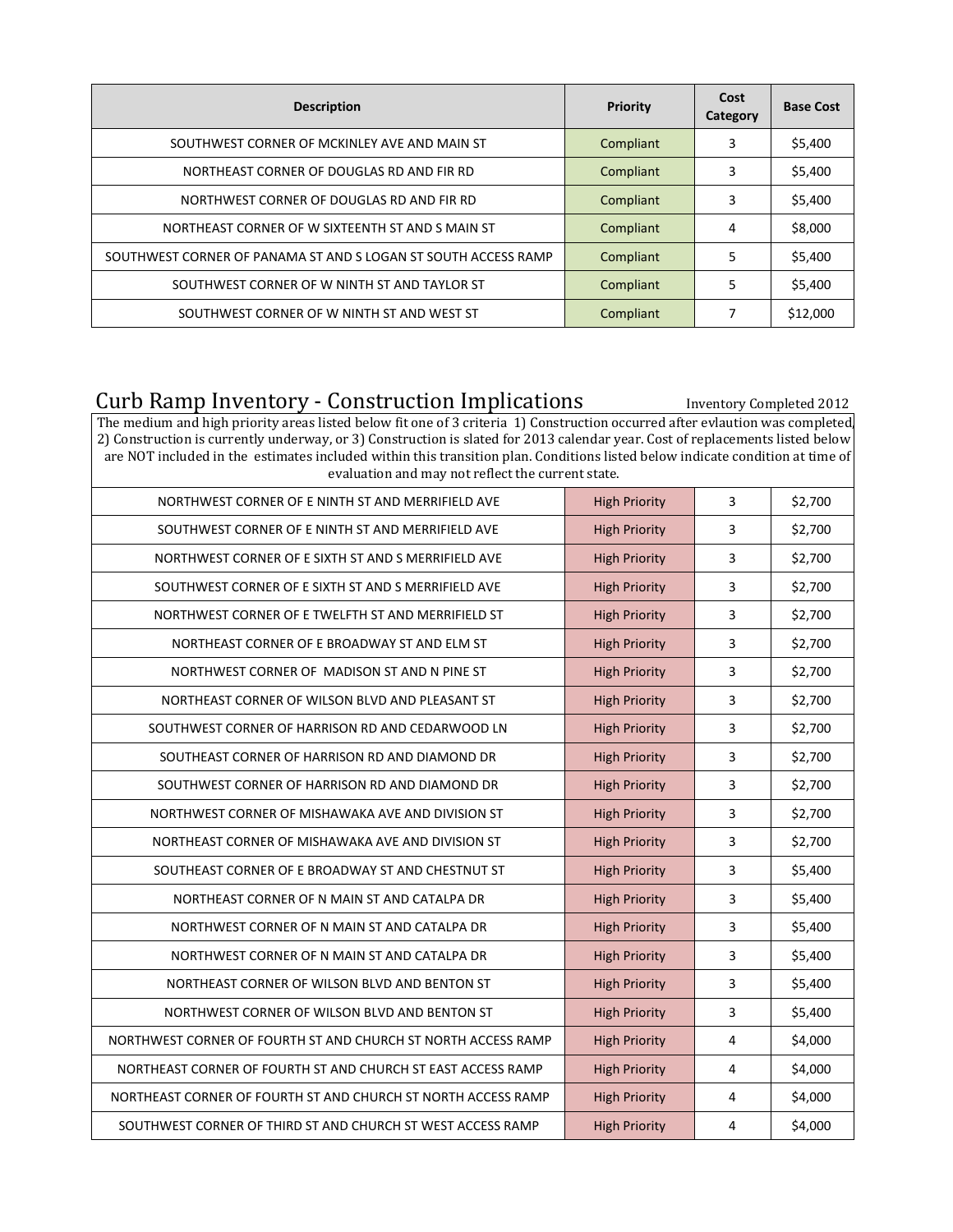| Description | Priority | Cost Category | Base Cost |
|---|---|---|---|
| SOUTHWEST CORNER OF MCKINLEY AVE AND MAIN ST | Compliant | 3 | $5,400 |
| NORTHEAST CORNER OF DOUGLAS RD AND FIR RD | Compliant | 3 | $5,400 |
| NORTHWEST CORNER OF DOUGLAS RD AND FIR RD | Compliant | 3 | $5,400 |
| NORTHEAST CORNER OF W SIXTEENTH ST AND S MAIN ST | Compliant | 4 | $8,000 |
| SOUTHWEST CORNER OF PANAMA ST AND S LOGAN ST SOUTH ACCESS RAMP | Compliant | 5 | $5,400 |
| SOUTHWEST CORNER OF W NINTH ST AND TAYLOR ST | Compliant | 5 | $5,400 |
| SOUTHWEST CORNER OF W NINTH ST AND WEST ST | Compliant | 7 | $12,000 |

## Curb Ramp Inventory - Construction Implications

Inventory Completed 2012

The medium and high priority areas listed below fit one of 3 criteria 1) Construction occurred after evlaution was completed, 2) Construction is currently underway, or 3) Construction is slated for 2013 calendar year. Cost of replacements listed below are NOT included in the estimates included within this transition plan. Conditions listed below indicate condition at time of evaluation and may not reflect the current state.

| Description | Priority | Cost Category | Base Cost |
|---|---|---|---|
| NORTHWEST CORNER OF E NINTH ST AND MERRIFIELD AVE | High Priority | 3 | $2,700 |
| SOUTHWEST CORNER OF E NINTH ST AND MERRIFIELD AVE | High Priority | 3 | $2,700 |
| NORTHWEST CORNER OF E SIXTH ST AND S MERRIFIELD AVE | High Priority | 3 | $2,700 |
| SOUTHWEST CORNER OF E SIXTH ST AND S MERRIFIELD AVE | High Priority | 3 | $2,700 |
| NORTHWEST CORNER OF E TWELFTH ST AND MERRIFIELD ST | High Priority | 3 | $2,700 |
| NORTHEAST CORNER OF E BROADWAY ST AND ELM ST | High Priority | 3 | $2,700 |
| NORTHWEST CORNER OF MADISON ST AND N PINE ST | High Priority | 3 | $2,700 |
| NORTHEAST CORNER OF WILSON BLVD AND PLEASANT ST | High Priority | 3 | $2,700 |
| SOUTHWEST CORNER OF HARRISON RD AND CEDARWOOD LN | High Priority | 3 | $2,700 |
| SOUTHEAST CORNER OF HARRISON RD AND DIAMOND DR | High Priority | 3 | $2,700 |
| SOUTHWEST CORNER OF HARRISON RD AND DIAMOND DR | High Priority | 3 | $2,700 |
| NORTHWEST CORNER OF MISHAWAKA AVE AND DIVISION ST | High Priority | 3 | $2,700 |
| NORTHEAST CORNER OF MISHAWAKA AVE AND DIVISION ST | High Priority | 3 | $2,700 |
| SOUTHEAST CORNER OF E BROADWAY ST AND CHESTNUT ST | High Priority | 3 | $5,400 |
| NORTHEAST CORNER OF N MAIN ST AND CATALPA DR | High Priority | 3 | $5,400 |
| NORTHWEST CORNER OF N MAIN ST AND CATALPA DR | High Priority | 3 | $5,400 |
| NORTHWEST CORNER OF N MAIN ST AND CATALPA DR | High Priority | 3 | $5,400 |
| NORTHEAST CORNER OF WILSON BLVD AND BENTON ST | High Priority | 3 | $5,400 |
| NORTHWEST CORNER OF WILSON BLVD AND BENTON ST | High Priority | 3 | $5,400 |
| NORTHWEST CORNER OF FOURTH ST AND CHURCH ST NORTH ACCESS RAMP | High Priority | 4 | $4,000 |
| NORTHEAST CORNER OF FOURTH ST AND CHURCH ST EAST ACCESS RAMP | High Priority | 4 | $4,000 |
| NORTHEAST CORNER OF FOURTH ST AND CHURCH ST NORTH ACCESS RAMP | High Priority | 4 | $4,000 |
| SOUTHWEST CORNER OF THIRD ST AND CHURCH ST WEST ACCESS RAMP | High Priority | 4 | $4,000 |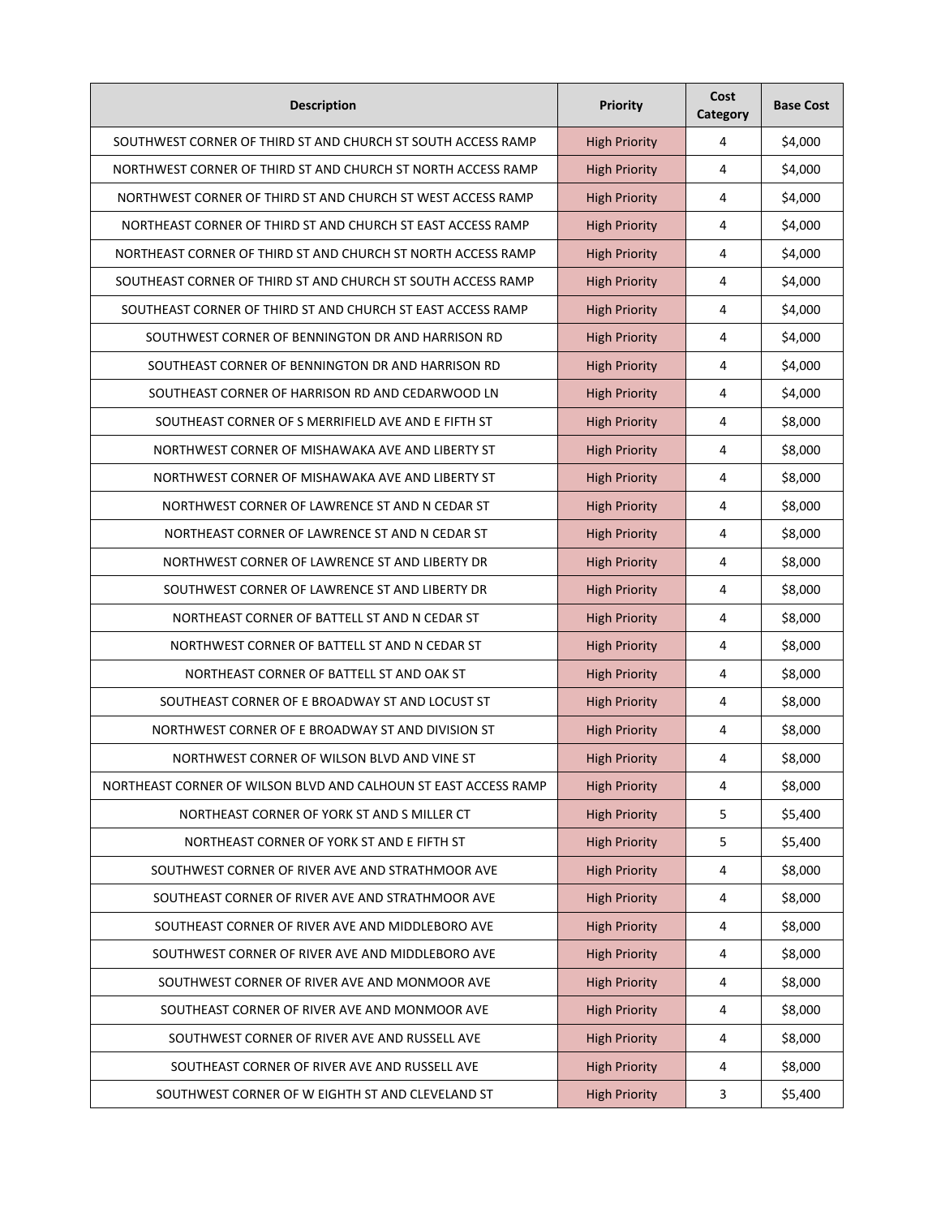| Description | Priority | Cost Category | Base Cost |
|---|---|---|---|
| SOUTHWEST CORNER OF THIRD ST AND CHURCH ST SOUTH ACCESS RAMP | High Priority | 4 | $4,000 |
| NORTHWEST CORNER OF THIRD ST AND CHURCH ST NORTH ACCESS RAMP | High Priority | 4 | $4,000 |
| NORTHWEST CORNER OF THIRD ST AND CHURCH ST WEST ACCESS RAMP | High Priority | 4 | $4,000 |
| NORTHEAST CORNER OF THIRD ST AND CHURCH ST EAST ACCESS RAMP | High Priority | 4 | $4,000 |
| NORTHEAST CORNER OF THIRD ST AND CHURCH ST NORTH ACCESS RAMP | High Priority | 4 | $4,000 |
| SOUTHEAST CORNER OF THIRD ST AND CHURCH ST SOUTH ACCESS RAMP | High Priority | 4 | $4,000 |
| SOUTHEAST CORNER OF THIRD ST AND CHURCH ST EAST ACCESS RAMP | High Priority | 4 | $4,000 |
| SOUTHWEST CORNER OF BENNINGTON DR AND HARRISON RD | High Priority | 4 | $4,000 |
| SOUTHEAST CORNER OF BENNINGTON DR AND HARRISON RD | High Priority | 4 | $4,000 |
| SOUTHEAST CORNER OF HARRISON RD AND CEDARWOOD LN | High Priority | 4 | $4,000 |
| SOUTHEAST CORNER OF S MERRIFIELD AVE AND E FIFTH ST | High Priority | 4 | $8,000 |
| NORTHWEST CORNER OF MISHAWAKA AVE AND LIBERTY ST | High Priority | 4 | $8,000 |
| NORTHWEST CORNER OF MISHAWAKA AVE AND LIBERTY ST | High Priority | 4 | $8,000 |
| NORTHWEST CORNER OF LAWRENCE ST AND N CEDAR ST | High Priority | 4 | $8,000 |
| NORTHEAST CORNER OF LAWRENCE ST AND N CEDAR ST | High Priority | 4 | $8,000 |
| NORTHWEST CORNER OF LAWRENCE ST AND LIBERTY DR | High Priority | 4 | $8,000 |
| SOUTHWEST CORNER OF LAWRENCE ST AND LIBERTY DR | High Priority | 4 | $8,000 |
| NORTHEAST CORNER OF BATTELL ST AND N CEDAR ST | High Priority | 4 | $8,000 |
| NORTHWEST CORNER OF BATTELL ST AND N CEDAR ST | High Priority | 4 | $8,000 |
| NORTHEAST CORNER OF BATTELL ST AND OAK ST | High Priority | 4 | $8,000 |
| SOUTHEAST CORNER OF E BROADWAY ST AND LOCUST ST | High Priority | 4 | $8,000 |
| NORTHWEST CORNER OF E BROADWAY ST AND DIVISION ST | High Priority | 4 | $8,000 |
| NORTHWEST CORNER OF WILSON BLVD AND VINE ST | High Priority | 4 | $8,000 |
| NORTHEAST CORNER OF WILSON BLVD AND CALHOUN ST EAST ACCESS RAMP | High Priority | 4 | $8,000 |
| NORTHEAST CORNER OF YORK ST AND S MILLER CT | High Priority | 5 | $5,400 |
| NORTHEAST CORNER OF YORK ST AND E FIFTH ST | High Priority | 5 | $5,400 |
| SOUTHWEST CORNER OF RIVER AVE AND STRATHMOOR AVE | High Priority | 4 | $8,000 |
| SOUTHEAST CORNER OF RIVER AVE AND STRATHMOOR AVE | High Priority | 4 | $8,000 |
| SOUTHEAST CORNER OF RIVER AVE AND MIDDLEBORO AVE | High Priority | 4 | $8,000 |
| SOUTHWEST CORNER OF RIVER AVE AND MIDDLEBORO AVE | High Priority | 4 | $8,000 |
| SOUTHWEST CORNER OF RIVER AVE AND MONMOOR AVE | High Priority | 4 | $8,000 |
| SOUTHEAST CORNER OF RIVER AVE AND MONMOOR AVE | High Priority | 4 | $8,000 |
| SOUTHWEST CORNER OF RIVER AVE AND RUSSELL AVE | High Priority | 4 | $8,000 |
| SOUTHEAST CORNER OF RIVER AVE AND RUSSELL AVE | High Priority | 4 | $8,000 |
| SOUTHWEST CORNER OF W EIGHTH ST AND CLEVELAND ST | High Priority | 3 | $5,400 |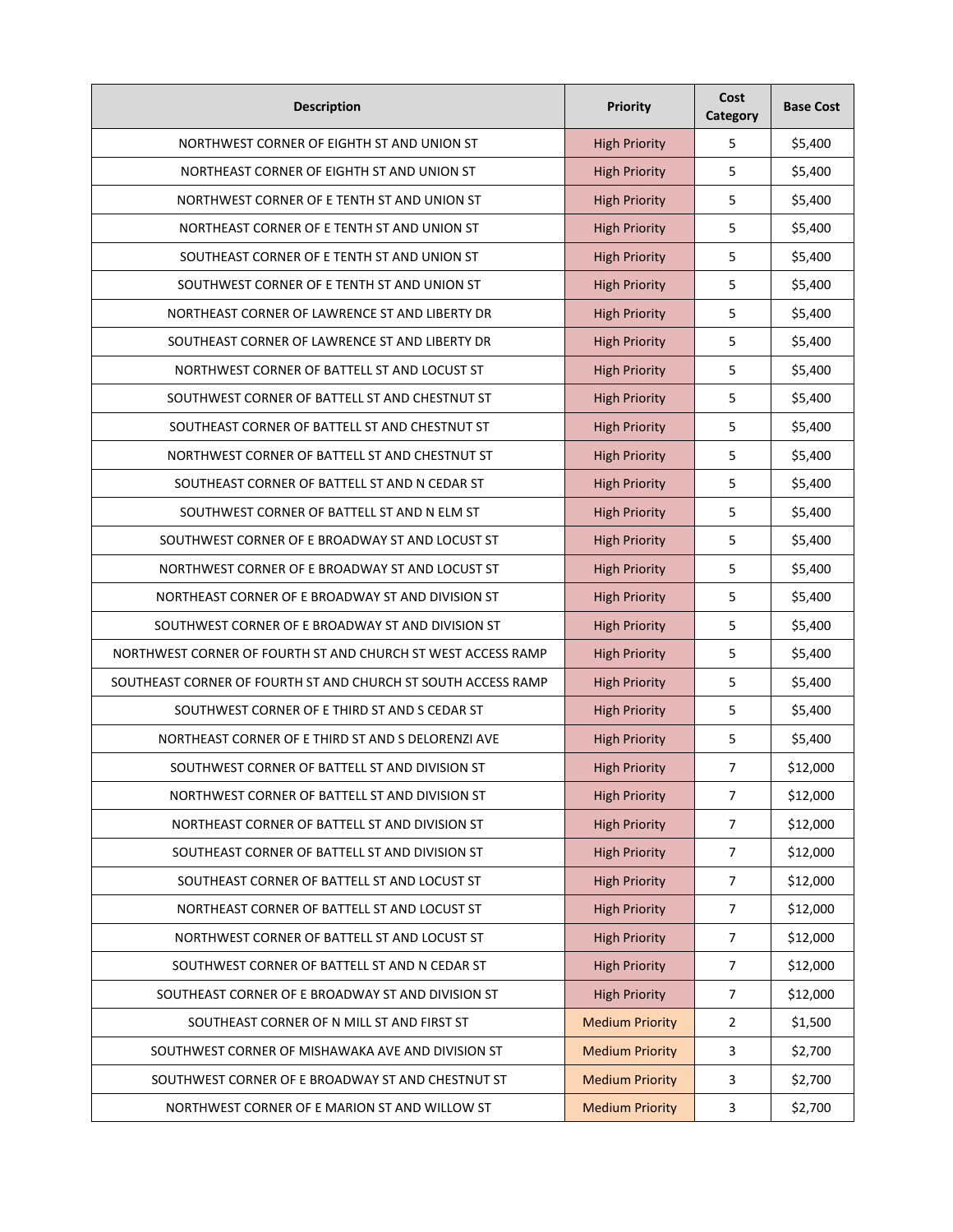| Description | Priority | Cost Category | Base Cost |
|---|---|---|---|
| NORTHWEST CORNER OF EIGHTH ST AND UNION ST | High Priority | 5 | $5,400 |
| NORTHEAST CORNER OF EIGHTH ST AND UNION ST | High Priority | 5 | $5,400 |
| NORTHWEST CORNER OF E TENTH ST AND UNION ST | High Priority | 5 | $5,400 |
| NORTHEAST CORNER OF E TENTH ST AND UNION ST | High Priority | 5 | $5,400 |
| SOUTHEAST CORNER OF E TENTH ST AND UNION ST | High Priority | 5 | $5,400 |
| SOUTHWEST CORNER OF E TENTH ST AND UNION ST | High Priority | 5 | $5,400 |
| NORTHEAST CORNER OF LAWRENCE ST AND LIBERTY DR | High Priority | 5 | $5,400 |
| SOUTHEAST CORNER OF LAWRENCE ST AND LIBERTY DR | High Priority | 5 | $5,400 |
| NORTHWEST CORNER OF BATTELL ST AND LOCUST ST | High Priority | 5 | $5,400 |
| SOUTHWEST CORNER OF BATTELL ST AND CHESTNUT ST | High Priority | 5 | $5,400 |
| SOUTHEAST CORNER OF BATTELL ST AND CHESTNUT ST | High Priority | 5 | $5,400 |
| NORTHWEST CORNER OF BATTELL ST AND CHESTNUT ST | High Priority | 5 | $5,400 |
| SOUTHEAST CORNER OF BATTELL ST AND N CEDAR ST | High Priority | 5 | $5,400 |
| SOUTHWEST CORNER OF BATTELL ST AND N ELM ST | High Priority | 5 | $5,400 |
| SOUTHWEST CORNER OF E BROADWAY ST AND LOCUST ST | High Priority | 5 | $5,400 |
| NORTHWEST CORNER OF E BROADWAY ST AND LOCUST ST | High Priority | 5 | $5,400 |
| NORTHEAST CORNER OF E BROADWAY ST AND DIVISION ST | High Priority | 5 | $5,400 |
| SOUTHWEST CORNER OF E BROADWAY ST AND DIVISION ST | High Priority | 5 | $5,400 |
| NORTHWEST CORNER OF FOURTH ST AND CHURCH ST WEST ACCESS RAMP | High Priority | 5 | $5,400 |
| SOUTHEAST CORNER OF FOURTH ST AND CHURCH ST SOUTH ACCESS RAMP | High Priority | 5 | $5,400 |
| SOUTHWEST CORNER OF E THIRD ST AND S CEDAR ST | High Priority | 5 | $5,400 |
| NORTHEAST CORNER OF E THIRD ST AND S DELORENZI AVE | High Priority | 5 | $5,400 |
| SOUTHWEST CORNER OF BATTELL ST AND DIVISION ST | High Priority | 7 | $12,000 |
| NORTHWEST CORNER OF BATTELL ST AND DIVISION ST | High Priority | 7 | $12,000 |
| NORTHEAST CORNER OF BATTELL ST AND DIVISION ST | High Priority | 7 | $12,000 |
| SOUTHEAST CORNER OF BATTELL ST AND DIVISION ST | High Priority | 7 | $12,000 |
| SOUTHEAST CORNER OF BATTELL ST AND LOCUST ST | High Priority | 7 | $12,000 |
| NORTHEAST CORNER OF BATTELL ST AND LOCUST ST | High Priority | 7 | $12,000 |
| NORTHWEST CORNER OF BATTELL ST AND LOCUST ST | High Priority | 7 | $12,000 |
| SOUTHWEST CORNER OF BATTELL ST AND N CEDAR ST | High Priority | 7 | $12,000 |
| SOUTHEAST CORNER OF E BROADWAY ST AND DIVISION ST | High Priority | 7 | $12,000 |
| SOUTHEAST CORNER OF N MILL ST AND FIRST ST | Medium Priority | 2 | $1,500 |
| SOUTHWEST CORNER OF MISHAWAKA AVE AND DIVISION ST | Medium Priority | 3 | $2,700 |
| SOUTHWEST CORNER OF E BROADWAY ST AND CHESTNUT ST | Medium Priority | 3 | $2,700 |
| NORTHWEST CORNER OF E MARION ST AND WILLOW ST | Medium Priority | 3 | $2,700 |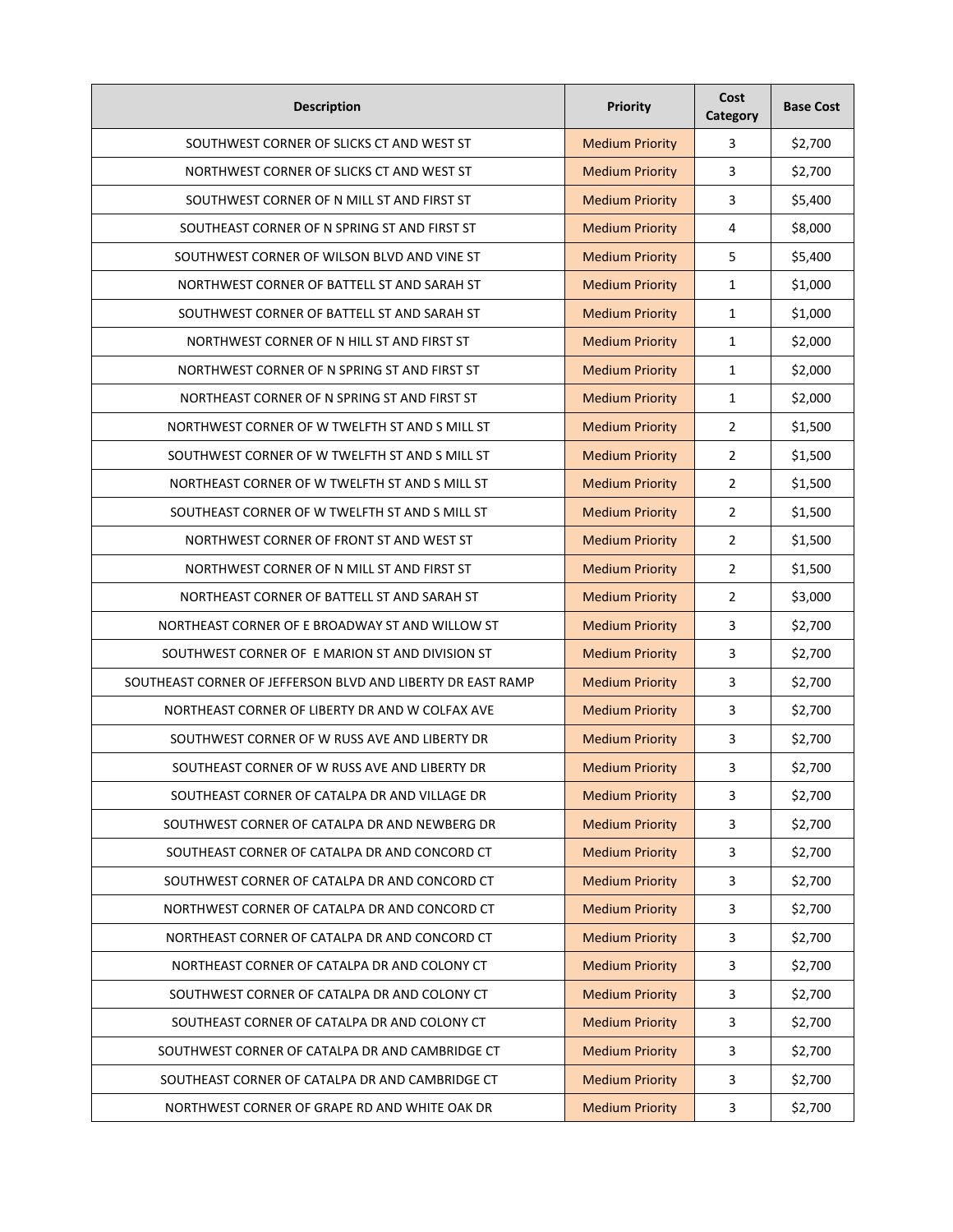| Description | Priority | Cost Category | Base Cost |
| --- | --- | --- | --- |
| SOUTHWEST CORNER OF SLICKS CT AND WEST ST | Medium Priority | 3 | $2,700 |
| NORTHWEST CORNER OF SLICKS CT AND WEST ST | Medium Priority | 3 | $2,700 |
| SOUTHWEST CORNER OF N MILL ST AND FIRST ST | Medium Priority | 3 | $5,400 |
| SOUTHEAST CORNER OF N SPRING ST AND FIRST ST | Medium Priority | 4 | $8,000 |
| SOUTHWEST CORNER OF WILSON BLVD AND VINE ST | Medium Priority | 5 | $5,400 |
| NORTHWEST CORNER OF BATTELL ST AND SARAH ST | Medium Priority | 1 | $1,000 |
| SOUTHWEST CORNER OF BATTELL ST AND SARAH ST | Medium Priority | 1 | $1,000 |
| NORTHWEST CORNER OF N HILL ST AND FIRST ST | Medium Priority | 1 | $2,000 |
| NORTHWEST CORNER OF N SPRING ST AND FIRST ST | Medium Priority | 1 | $2,000 |
| NORTHEAST CORNER OF N SPRING ST AND FIRST ST | Medium Priority | 1 | $2,000 |
| NORTHWEST CORNER OF W TWELFTH ST AND S MILL ST | Medium Priority | 2 | $1,500 |
| SOUTHWEST CORNER OF W TWELFTH ST AND S MILL ST | Medium Priority | 2 | $1,500 |
| NORTHEAST CORNER OF W TWELFTH ST AND S MILL ST | Medium Priority | 2 | $1,500 |
| SOUTHEAST CORNER OF W TWELFTH ST AND S MILL ST | Medium Priority | 2 | $1,500 |
| NORTHWEST CORNER OF FRONT ST AND WEST ST | Medium Priority | 2 | $1,500 |
| NORTHWEST CORNER OF N MILL ST AND FIRST ST | Medium Priority | 2 | $1,500 |
| NORTHEAST CORNER OF BATTELL ST AND SARAH ST | Medium Priority | 2 | $3,000 |
| NORTHEAST CORNER OF E BROADWAY ST AND WILLOW ST | Medium Priority | 3 | $2,700 |
| SOUTHWEST CORNER OF E MARION ST AND DIVISION ST | Medium Priority | 3 | $2,700 |
| SOUTHEAST CORNER OF JEFFERSON BLVD AND LIBERTY DR EAST RAMP | Medium Priority | 3 | $2,700 |
| NORTHEAST CORNER OF LIBERTY DR AND W COLFAX AVE | Medium Priority | 3 | $2,700 |
| SOUTHWEST CORNER OF W RUSS AVE AND LIBERTY DR | Medium Priority | 3 | $2,700 |
| SOUTHEAST CORNER OF W RUSS AVE AND LIBERTY DR | Medium Priority | 3 | $2,700 |
| SOUTHEAST CORNER OF CATALPA DR AND VILLAGE DR | Medium Priority | 3 | $2,700 |
| SOUTHWEST CORNER OF CATALPA DR AND NEWBERG DR | Medium Priority | 3 | $2,700 |
| SOUTHEAST CORNER OF CATALPA DR AND CONCORD CT | Medium Priority | 3 | $2,700 |
| SOUTHWEST CORNER OF CATALPA DR AND CONCORD CT | Medium Priority | 3 | $2,700 |
| NORTHWEST CORNER OF CATALPA DR AND CONCORD CT | Medium Priority | 3 | $2,700 |
| NORTHEAST CORNER OF CATALPA DR AND CONCORD CT | Medium Priority | 3 | $2,700 |
| NORTHEAST CORNER OF CATALPA DR AND COLONY CT | Medium Priority | 3 | $2,700 |
| SOUTHWEST CORNER OF CATALPA DR AND COLONY CT | Medium Priority | 3 | $2,700 |
| SOUTHEAST CORNER OF CATALPA DR AND COLONY CT | Medium Priority | 3 | $2,700 |
| SOUTHWEST CORNER OF CATALPA DR AND CAMBRIDGE CT | Medium Priority | 3 | $2,700 |
| SOUTHEAST CORNER OF CATALPA DR AND CAMBRIDGE CT | Medium Priority | 3 | $2,700 |
| NORTHWEST CORNER OF GRAPE RD AND WHITE OAK DR | Medium Priority | 3 | $2,700 |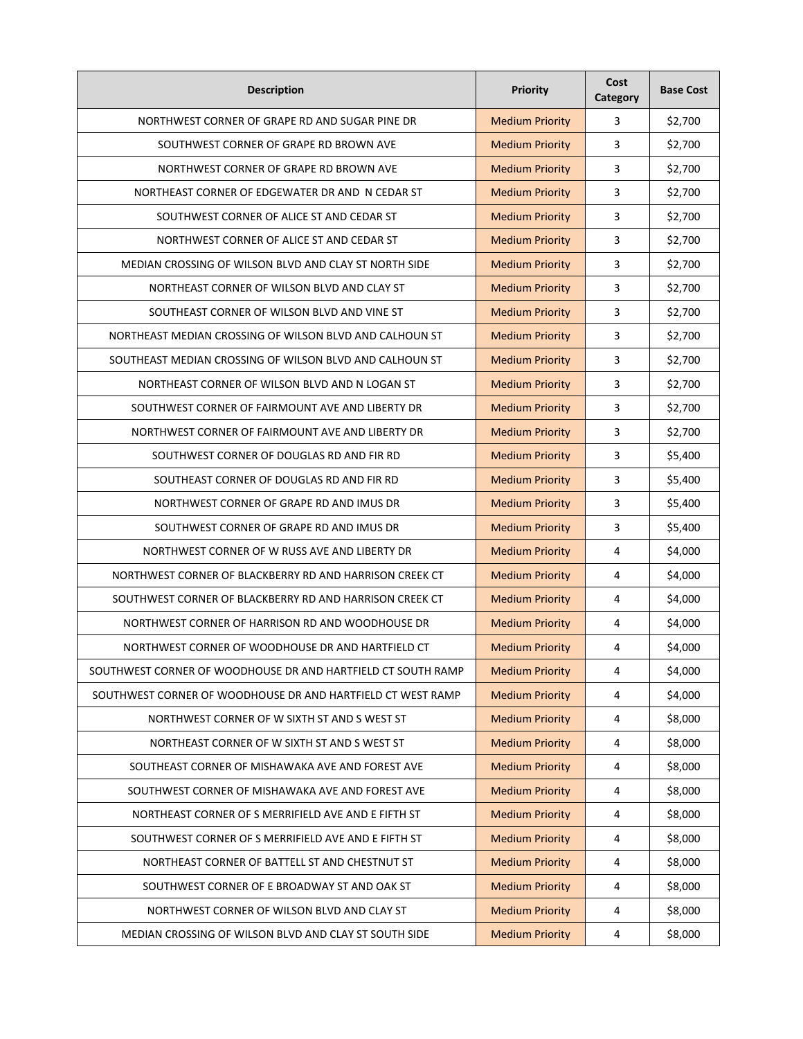| Description | Priority | Cost Category | Base Cost |
|---|---|---|---|
| NORTHWEST CORNER OF GRAPE RD AND SUGAR PINE DR | Medium Priority | 3 | $2,700 |
| SOUTHWEST CORNER OF GRAPE RD BROWN AVE | Medium Priority | 3 | $2,700 |
| NORTHWEST CORNER OF GRAPE RD BROWN AVE | Medium Priority | 3 | $2,700 |
| NORTHEAST CORNER OF EDGEWATER DR AND N CEDAR ST | Medium Priority | 3 | $2,700 |
| SOUTHWEST CORNER OF ALICE ST AND CEDAR ST | Medium Priority | 3 | $2,700 |
| NORTHWEST CORNER OF ALICE ST AND CEDAR ST | Medium Priority | 3 | $2,700 |
| MEDIAN CROSSING OF WILSON BLVD AND CLAY ST NORTH SIDE | Medium Priority | 3 | $2,700 |
| NORTHEAST CORNER OF WILSON BLVD AND CLAY ST | Medium Priority | 3 | $2,700 |
| SOUTHEAST CORNER OF WILSON BLVD AND VINE ST | Medium Priority | 3 | $2,700 |
| NORTHEAST MEDIAN CROSSING OF WILSON BLVD AND CALHOUN ST | Medium Priority | 3 | $2,700 |
| SOUTHEAST MEDIAN CROSSING OF WILSON BLVD AND CALHOUN ST | Medium Priority | 3 | $2,700 |
| NORTHEAST CORNER OF WILSON BLVD AND N LOGAN ST | Medium Priority | 3 | $2,700 |
| SOUTHWEST CORNER OF FAIRMOUNT AVE AND LIBERTY DR | Medium Priority | 3 | $2,700 |
| NORTHWEST CORNER OF FAIRMOUNT AVE AND LIBERTY DR | Medium Priority | 3 | $2,700 |
| SOUTHWEST CORNER OF DOUGLAS RD AND FIR RD | Medium Priority | 3 | $5,400 |
| SOUTHEAST CORNER OF DOUGLAS RD AND FIR RD | Medium Priority | 3 | $5,400 |
| NORTHWEST CORNER OF GRAPE RD AND IMUS DR | Medium Priority | 3 | $5,400 |
| SOUTHWEST CORNER OF GRAPE RD AND IMUS DR | Medium Priority | 3 | $5,400 |
| NORTHWEST CORNER OF W RUSS AVE AND LIBERTY DR | Medium Priority | 4 | $4,000 |
| NORTHWEST CORNER OF BLACKBERRY RD AND HARRISON CREEK CT | Medium Priority | 4 | $4,000 |
| SOUTHWEST CORNER OF BLACKBERRY RD AND HARRISON CREEK CT | Medium Priority | 4 | $4,000 |
| NORTHWEST CORNER OF HARRISON RD AND WOODHOUSE DR | Medium Priority | 4 | $4,000 |
| NORTHWEST CORNER OF WOODHOUSE DR AND HARTFIELD CT | Medium Priority | 4 | $4,000 |
| SOUTHWEST CORNER OF WOODHOUSE DR AND HARTFIELD CT SOUTH RAMP | Medium Priority | 4 | $4,000 |
| SOUTHWEST CORNER OF WOODHOUSE DR AND HARTFIELD CT WEST RAMP | Medium Priority | 4 | $4,000 |
| NORTHWEST CORNER OF W SIXTH ST AND S WEST ST | Medium Priority | 4 | $8,000 |
| NORTHEAST CORNER OF W SIXTH ST AND S WEST ST | Medium Priority | 4 | $8,000 |
| SOUTHEAST CORNER OF MISHAWAKA AVE AND FOREST AVE | Medium Priority | 4 | $8,000 |
| SOUTHWEST CORNER OF MISHAWAKA AVE AND FOREST AVE | Medium Priority | 4 | $8,000 |
| NORTHEAST CORNER OF S MERRIFIELD AVE AND E FIFTH ST | Medium Priority | 4 | $8,000 |
| SOUTHWEST CORNER OF S MERRIFIELD AVE AND E FIFTH ST | Medium Priority | 4 | $8,000 |
| NORTHEAST CORNER OF BATTELL ST AND CHESTNUT ST | Medium Priority | 4 | $8,000 |
| SOUTHWEST CORNER OF E BROADWAY ST AND OAK ST | Medium Priority | 4 | $8,000 |
| NORTHWEST CORNER OF WILSON BLVD AND CLAY ST | Medium Priority | 4 | $8,000 |
| MEDIAN CROSSING OF WILSON BLVD AND CLAY ST SOUTH SIDE | Medium Priority | 4 | $8,000 |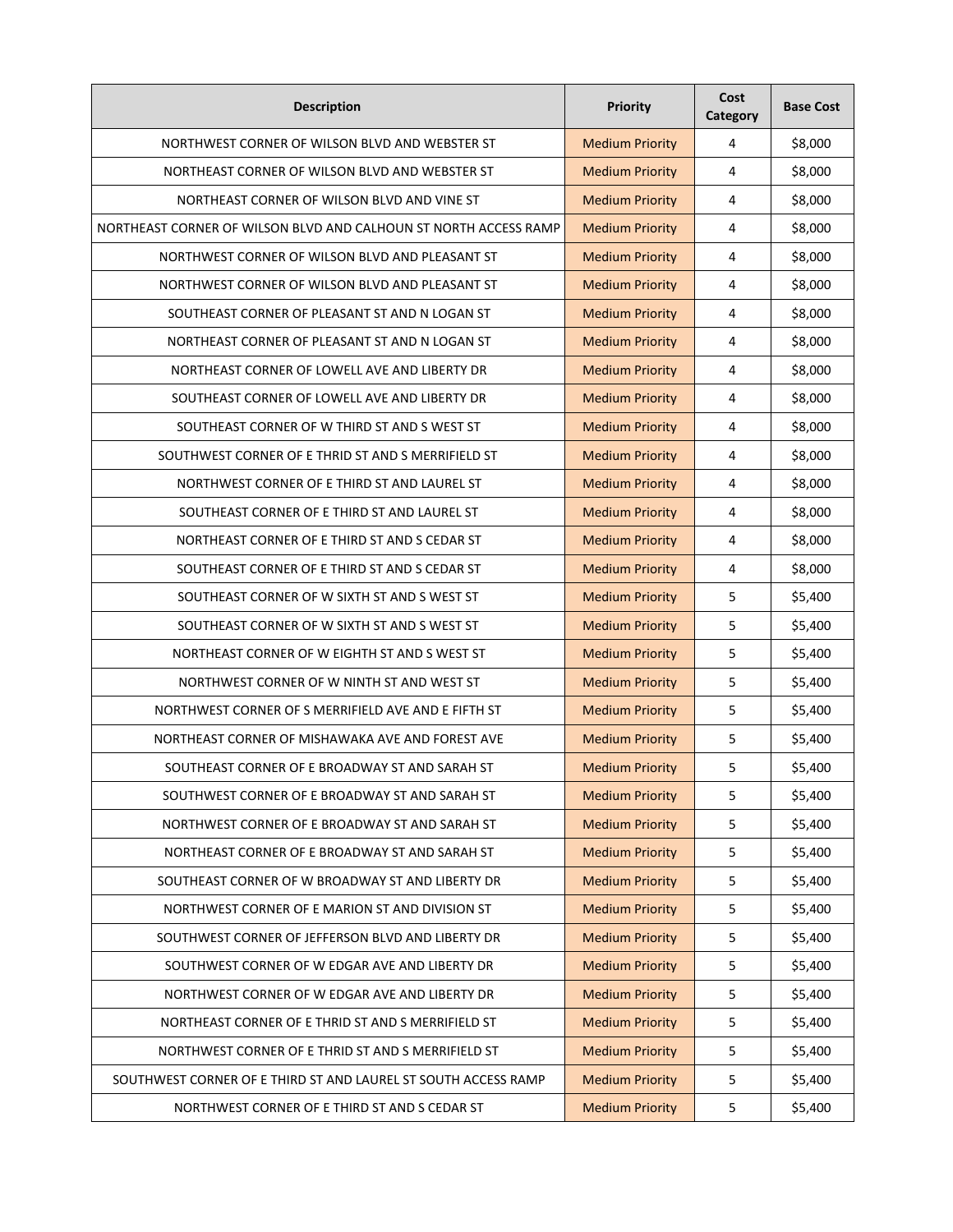| Description | Priority | Cost Category | Base Cost |
| --- | --- | --- | --- |
| NORTHWEST CORNER OF WILSON BLVD AND WEBSTER ST | Medium Priority | 4 | $8,000 |
| NORTHEAST CORNER OF WILSON BLVD AND WEBSTER ST | Medium Priority | 4 | $8,000 |
| NORTHEAST CORNER OF WILSON BLVD AND VINE ST | Medium Priority | 4 | $8,000 |
| NORTHEAST CORNER OF WILSON BLVD AND CALHOUN ST NORTH ACCESS RAMP | Medium Priority | 4 | $8,000 |
| NORTHWEST CORNER OF WILSON BLVD AND PLEASANT ST | Medium Priority | 4 | $8,000 |
| NORTHWEST CORNER OF WILSON BLVD AND PLEASANT ST | Medium Priority | 4 | $8,000 |
| SOUTHEAST CORNER OF PLEASANT ST AND N LOGAN ST | Medium Priority | 4 | $8,000 |
| NORTHEAST CORNER OF PLEASANT ST AND N LOGAN ST | Medium Priority | 4 | $8,000 |
| NORTHEAST CORNER OF LOWELL AVE AND LIBERTY DR | Medium Priority | 4 | $8,000 |
| SOUTHEAST CORNER OF LOWELL AVE AND LIBERTY DR | Medium Priority | 4 | $8,000 |
| SOUTHEAST CORNER OF W THIRD ST AND S WEST ST | Medium Priority | 4 | $8,000 |
| SOUTHWEST CORNER OF E THRID ST AND S MERRIFIELD ST | Medium Priority | 4 | $8,000 |
| NORTHWEST CORNER OF E THIRD ST AND LAUREL ST | Medium Priority | 4 | $8,000 |
| SOUTHEAST CORNER OF E THIRD ST AND LAUREL ST | Medium Priority | 4 | $8,000 |
| NORTHEAST CORNER OF E THIRD ST AND S CEDAR ST | Medium Priority | 4 | $8,000 |
| SOUTHEAST CORNER OF E THIRD ST AND S CEDAR ST | Medium Priority | 4 | $8,000 |
| SOUTHEAST CORNER OF W SIXTH ST AND S WEST ST | Medium Priority | 5 | $5,400 |
| SOUTHEAST CORNER OF W SIXTH ST AND S WEST ST | Medium Priority | 5 | $5,400 |
| NORTHEAST CORNER OF W EIGHTH ST AND S WEST ST | Medium Priority | 5 | $5,400 |
| NORTHWEST CORNER OF W NINTH ST AND WEST ST | Medium Priority | 5 | $5,400 |
| NORTHWEST CORNER OF S MERRIFIELD AVE AND E FIFTH ST | Medium Priority | 5 | $5,400 |
| NORTHEAST CORNER OF MISHAWAKA AVE AND FOREST AVE | Medium Priority | 5 | $5,400 |
| SOUTHEAST CORNER OF E BROADWAY ST AND SARAH ST | Medium Priority | 5 | $5,400 |
| SOUTHWEST CORNER OF E BROADWAY ST AND SARAH ST | Medium Priority | 5 | $5,400 |
| NORTHWEST CORNER OF E BROADWAY ST AND SARAH ST | Medium Priority | 5 | $5,400 |
| NORTHEAST CORNER OF E BROADWAY ST AND SARAH ST | Medium Priority | 5 | $5,400 |
| SOUTHEAST CORNER OF W BROADWAY ST AND LIBERTY DR | Medium Priority | 5 | $5,400 |
| NORTHWEST CORNER OF E MARION ST AND DIVISION ST | Medium Priority | 5 | $5,400 |
| SOUTHWEST CORNER OF JEFFERSON BLVD AND LIBERTY DR | Medium Priority | 5 | $5,400 |
| SOUTHWEST CORNER OF W EDGAR AVE AND LIBERTY DR | Medium Priority | 5 | $5,400 |
| NORTHWEST CORNER OF W EDGAR AVE AND LIBERTY DR | Medium Priority | 5 | $5,400 |
| NORTHEAST CORNER OF E THRID ST AND S MERRIFIELD ST | Medium Priority | 5 | $5,400 |
| NORTHWEST CORNER OF E THRID ST AND S MERRIFIELD ST | Medium Priority | 5 | $5,400 |
| SOUTHWEST CORNER OF E THIRD ST AND LAUREL ST SOUTH ACCESS RAMP | Medium Priority | 5 | $5,400 |
| NORTHWEST CORNER OF E THIRD ST AND S CEDAR ST | Medium Priority | 5 | $5,400 |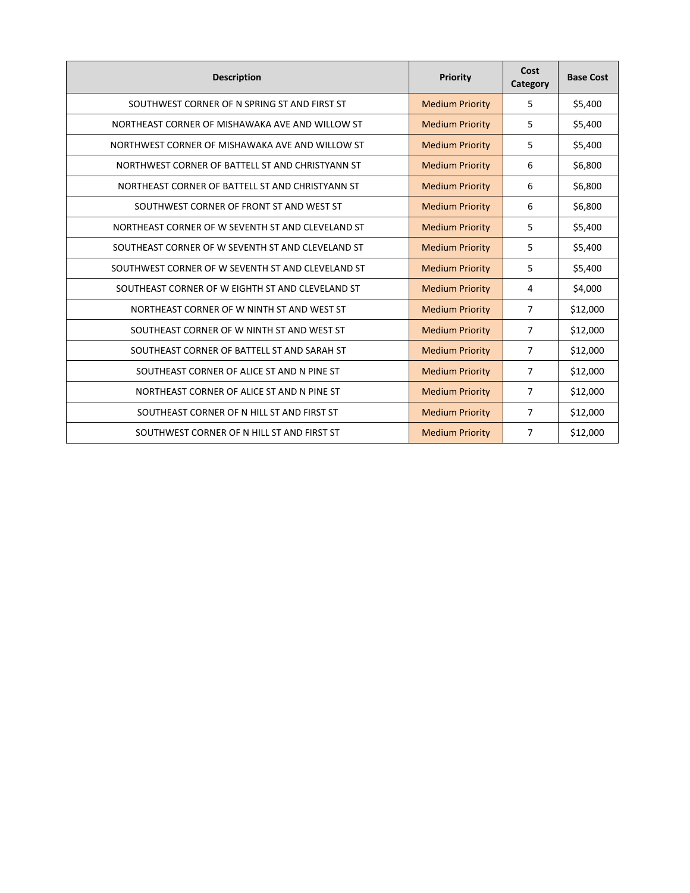| Description | Priority | Cost Category | Base Cost |
|---|---|---|---|
| SOUTHWEST CORNER OF N SPRING ST AND FIRST ST | Medium Priority | 5 | $5,400 |
| NORTHEAST CORNER OF MISHAWAKA AVE AND WILLOW ST | Medium Priority | 5 | $5,400 |
| NORTHWEST CORNER OF MISHAWAKA AVE AND WILLOW ST | Medium Priority | 5 | $5,400 |
| NORTHWEST CORNER OF BATTELL ST AND CHRISTYANN ST | Medium Priority | 6 | $6,800 |
| NORTHEAST CORNER OF BATTELL ST AND CHRISTYANN ST | Medium Priority | 6 | $6,800 |
| SOUTHWEST CORNER OF FRONT ST AND WEST ST | Medium Priority | 6 | $6,800 |
| NORTHEAST CORNER OF W SEVENTH ST AND CLEVELAND ST | Medium Priority | 5 | $5,400 |
| SOUTHEAST CORNER OF W SEVENTH ST AND CLEVELAND ST | Medium Priority | 5 | $5,400 |
| SOUTHWEST CORNER OF W SEVENTH ST AND CLEVELAND ST | Medium Priority | 5 | $5,400 |
| SOUTHEAST CORNER OF W EIGHTH ST AND CLEVELAND ST | Medium Priority | 4 | $4,000 |
| NORTHEAST CORNER OF W NINTH ST AND WEST ST | Medium Priority | 7 | $12,000 |
| SOUTHEAST CORNER OF W NINTH ST AND WEST ST | Medium Priority | 7 | $12,000 |
| SOUTHEAST CORNER OF BATTELL ST AND SARAH ST | Medium Priority | 7 | $12,000 |
| SOUTHEAST CORNER OF ALICE ST AND N PINE ST | Medium Priority | 7 | $12,000 |
| NORTHEAST CORNER OF ALICE ST AND N PINE ST | Medium Priority | 7 | $12,000 |
| SOUTHEAST CORNER OF N HILL ST AND FIRST ST | Medium Priority | 7 | $12,000 |
| SOUTHWEST CORNER OF N HILL ST AND FIRST ST | Medium Priority | 7 | $12,000 |